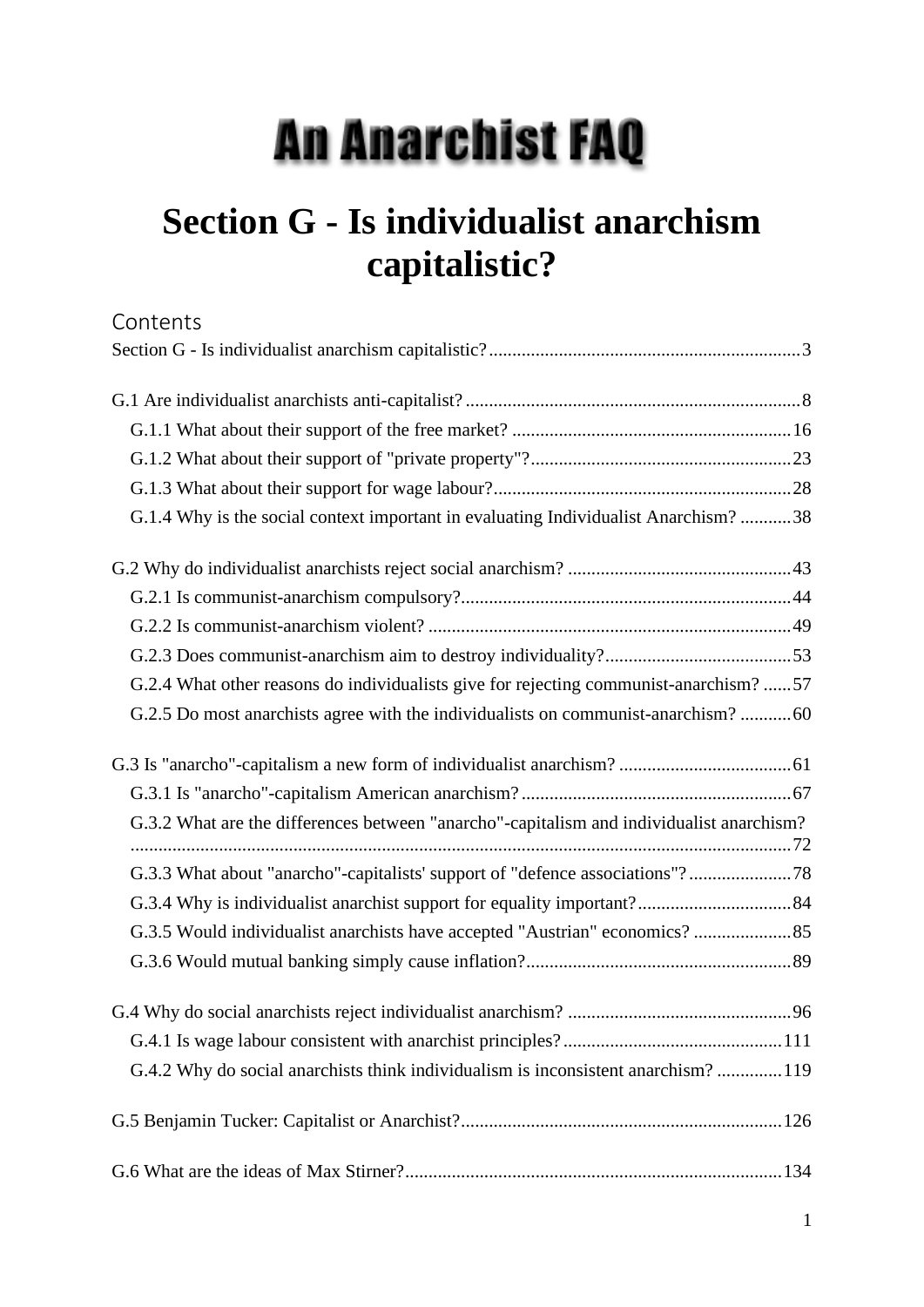# An Anarchist FAQ

# Section G - Is individualist anarchism capitalistic?

## Contents

Section G - Is individualist anarchism capitalistic? .....3

G.1 Are individualist anarchists anti-capitalist? .....8

- G.1.1 What about their support of the free market? .....16
- G.1.2 What about their support of "private property"? .....23
- G.1.3 What about their support for wage labour? .....28
- G.1.4 Why is the social context important in evaluating Individualist Anarchism? .....38

G.2 Why do individualist anarchists reject social anarchism? .....43

- G.2.1 Is communist-anarchism compulsory? .....44
- G.2.2 Is communist-anarchism violent? .....49
- G.2.3 Does communist-anarchism aim to destroy individuality? .....53
- G.2.4 What other reasons do individualists give for rejecting communist-anarchism? .....57
- G.2.5 Do most anarchists agree with the individualists on communist-anarchism? .....60

G.3 Is "anarcho"-capitalism a new form of individualist anarchism? .....61

- G.3.1 Is "anarcho"-capitalism American anarchism? .....67
- G.3.2 What are the differences between "anarcho"-capitalism and individualist anarchism? .....72
- G.3.3 What about "anarcho"-capitalists' support of "defence associations"? .....78
- G.3.4 Why is individualist anarchist support for equality important? .....84
- G.3.5 Would individualist anarchists have accepted "Austrian" economics? .....85
- G.3.6 Would mutual banking simply cause inflation? .....89

G.4 Why do social anarchists reject individualist anarchism? .....96

- G.4.1 Is wage labour consistent with anarchist principles? .....111
- G.4.2 Why do social anarchists think individualism is inconsistent anarchism? .....119

G.5 Benjamin Tucker: Capitalist or Anarchist? .....126

G.6 What are the ideas of Max Stirner? .....134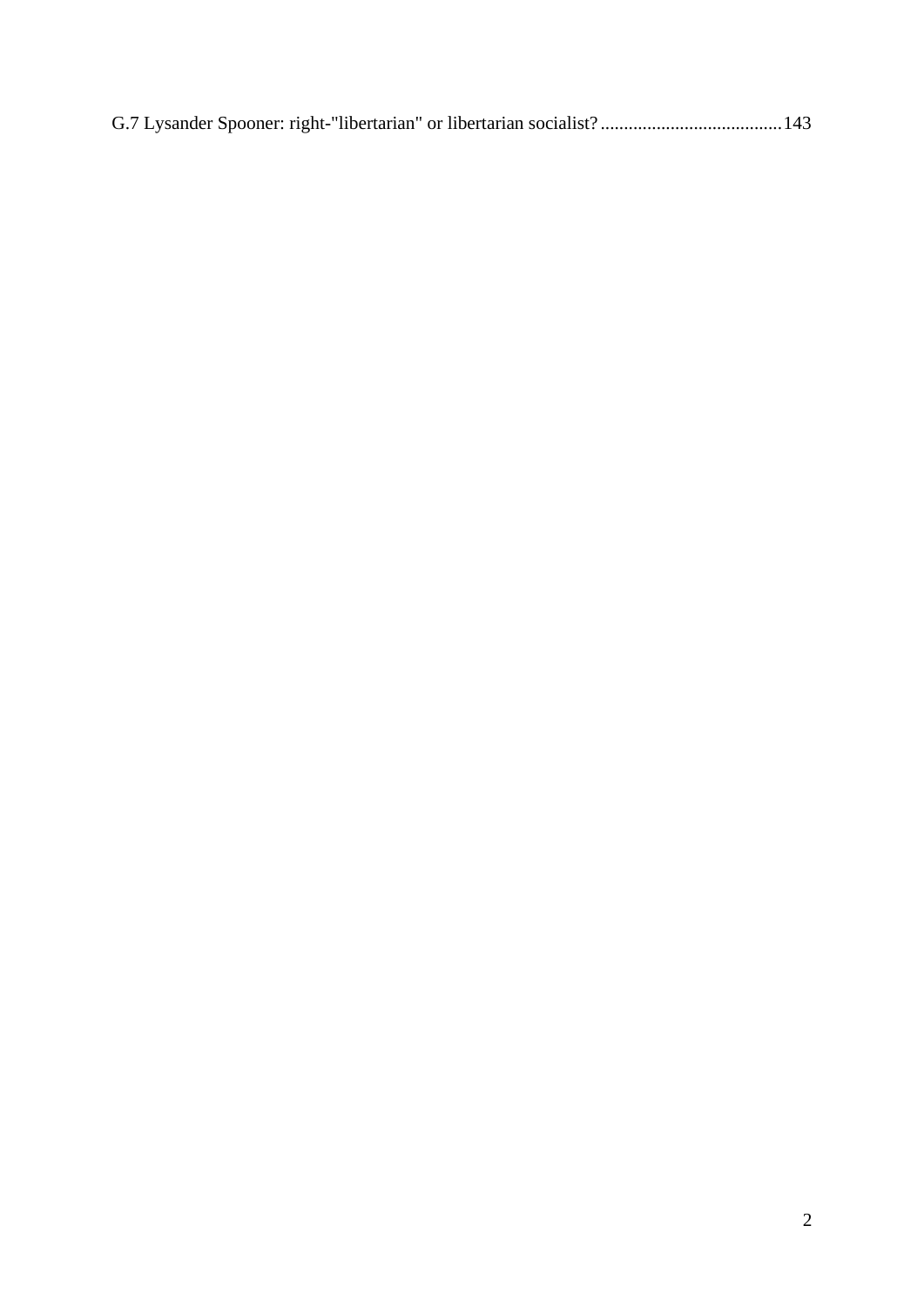G.7 Lysander Spooner: right-"libertarian" or libertarian socialist? ....................................... 143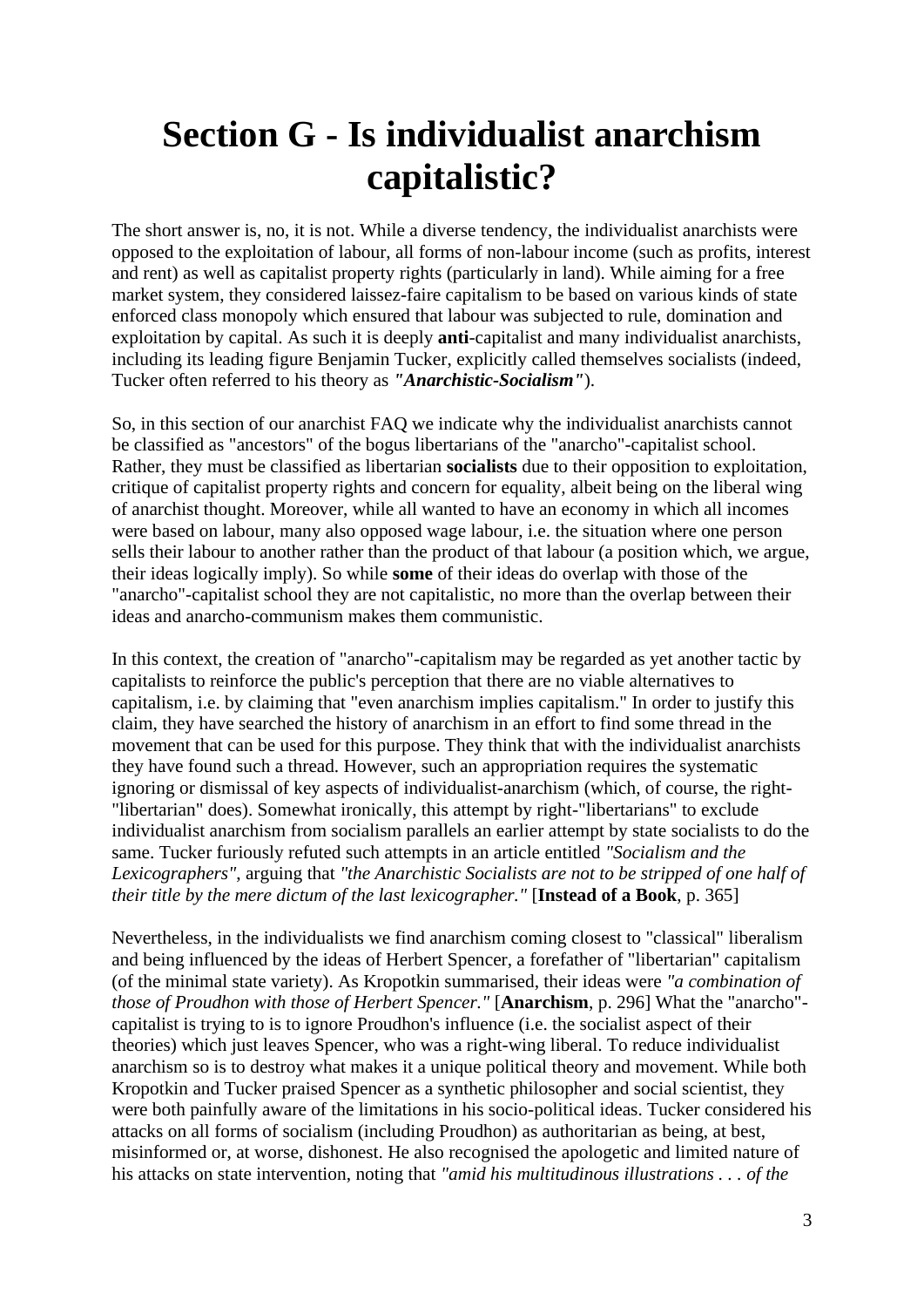# Section G - Is individualist anarchism capitalistic?

The short answer is, no, it is not. While a diverse tendency, the individualist anarchists were opposed to the exploitation of labour, all forms of non-labour income (such as profits, interest and rent) as well as capitalist property rights (particularly in land). While aiming for a free market system, they considered laissez-faire capitalism to be based on various kinds of state enforced class monopoly which ensured that labour was subjected to rule, domination and exploitation by capital. As such it is deeply **anti**-capitalist and many individualist anarchists, including its leading figure Benjamin Tucker, explicitly called themselves socialists (indeed, Tucker often referred to his theory as ***"Anarchistic-Socialism"***).

So, in this section of our anarchist FAQ we indicate why the individualist anarchists cannot be classified as "ancestors" of the bogus libertarians of the "anarcho"-capitalist school. Rather, they must be classified as libertarian **socialists** due to their opposition to exploitation, critique of capitalist property rights and concern for equality, albeit being on the liberal wing of anarchist thought. Moreover, while all wanted to have an economy in which all incomes were based on labour, many also opposed wage labour, i.e. the situation where one person sells their labour to another rather than the product of that labour (a position which, we argue, their ideas logically imply). So while **some** of their ideas do overlap with those of the "anarcho"-capitalist school they are not capitalistic, no more than the overlap between their ideas and anarcho-communism makes them communistic.

In this context, the creation of "anarcho"-capitalism may be regarded as yet another tactic by capitalists to reinforce the public's perception that there are no viable alternatives to capitalism, i.e. by claiming that "even anarchism implies capitalism." In order to justify this claim, they have searched the history of anarchism in an effort to find some thread in the movement that can be used for this purpose. They think that with the individualist anarchists they have found such a thread. However, such an appropriation requires the systematic ignoring or dismissal of key aspects of individualist-anarchism (which, of course, the right-"libertarian" does). Somewhat ironically, this attempt by right-"libertarians" to exclude individualist anarchism from socialism parallels an earlier attempt by state socialists to do the same. Tucker furiously refuted such attempts in an article entitled *"Socialism and the Lexicographers"*, arguing that *"the Anarchistic Socialists are not to be stripped of one half of their title by the mere dictum of the last lexicographer."* [**Instead of a Book**, p. 365]

Nevertheless, in the individualists we find anarchism coming closest to "classical" liberalism and being influenced by the ideas of Herbert Spencer, a forefather of "libertarian" capitalism (of the minimal state variety). As Kropotkin summarised, their ideas were *"a combination of those of Proudhon with those of Herbert Spencer."* [**Anarchism**, p. 296] What the "anarcho"-capitalist is trying to is to ignore Proudhon's influence (i.e. the socialist aspect of their theories) which just leaves Spencer, who was a right-wing liberal. To reduce individualist anarchism so is to destroy what makes it a unique political theory and movement. While both Kropotkin and Tucker praised Spencer as a synthetic philosopher and social scientist, they were both painfully aware of the limitations in his socio-political ideas. Tucker considered his attacks on all forms of socialism (including Proudhon) as authoritarian as being, at best, misinformed or, at worse, dishonest. He also recognised the apologetic and limited nature of his attacks on state intervention, noting that *"amid his multitudinous illustrations . . . of the*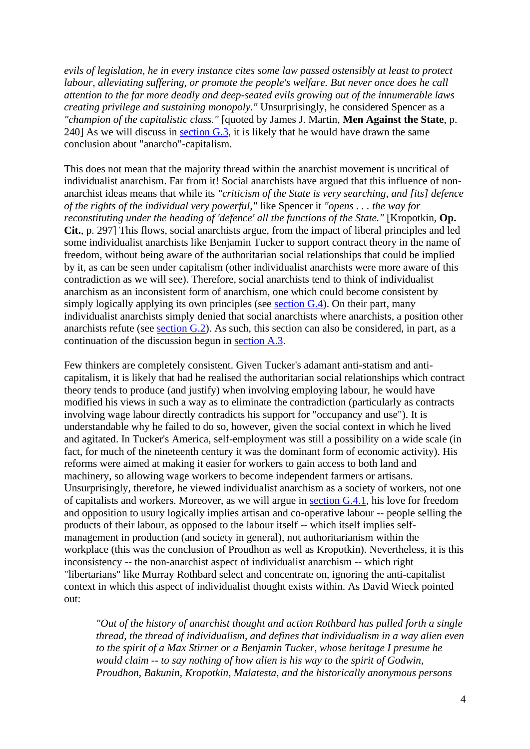*evils of legislation, he in every instance cites some law passed ostensibly at least to protect labour, alleviating suffering, or promote the people's welfare. But never once does he call attention to the far more deadly and deep-seated evils growing out of the innumerable laws creating privilege and sustaining monopoly."* Unsurprisingly, he considered Spencer as a *"champion of the capitalistic class."* [quoted by James J. Martin, **Men Against the State**, p. 240] As we will discuss in section G.3, it is likely that he would have drawn the same conclusion about "anarcho"-capitalism.

This does not mean that the majority thread within the anarchist movement is uncritical of individualist anarchism. Far from it! Social anarchists have argued that this influence of non-anarchist ideas means that while its *"criticism of the State is very searching, and [its] defence of the rights of the individual very powerful,"* like Spencer it *"opens . . . the way for reconstituting under the heading of 'defence' all the functions of the State."* [Kropotkin, **Op. Cit.**, p. 297] This flows, social anarchists argue, from the impact of liberal principles and led some individualist anarchists like Benjamin Tucker to support contract theory in the name of freedom, without being aware of the authoritarian social relationships that could be implied by it, as can be seen under capitalism (other individualist anarchists were more aware of this contradiction as we will see). Therefore, social anarchists tend to think of individualist anarchism as an inconsistent form of anarchism, one which could become consistent by simply logically applying its own principles (see section G.4). On their part, many individualist anarchists simply denied that social anarchists where anarchists, a position other anarchists refute (see section G.2). As such, this section can also be considered, in part, as a continuation of the discussion begun in section A.3.

Few thinkers are completely consistent. Given Tucker's adamant anti-statism and anti-capitalism, it is likely that had he realised the authoritarian social relationships which contract theory tends to produce (and justify) when involving employing labour, he would have modified his views in such a way as to eliminate the contradiction (particularly as contracts involving wage labour directly contradicts his support for "occupancy and use"). It is understandable why he failed to do so, however, given the social context in which he lived and agitated. In Tucker's America, self-employment was still a possibility on a wide scale (in fact, for much of the nineteenth century it was the dominant form of economic activity). His reforms were aimed at making it easier for workers to gain access to both land and machinery, so allowing wage workers to become independent farmers or artisans. Unsurprisingly, therefore, he viewed individualist anarchism as a society of workers, not one of capitalists and workers. Moreover, as we will argue in section G.4.1, his love for freedom and opposition to usury logically implies artisan and co-operative labour -- people selling the products of their labour, as opposed to the labour itself -- which itself implies self-management in production (and society in general), not authoritarianism within the workplace (this was the conclusion of Proudhon as well as Kropotkin). Nevertheless, it is this inconsistency -- the non-anarchist aspect of individualist anarchism -- which right "libertarians" like Murray Rothbard select and concentrate on, ignoring the anti-capitalist context in which this aspect of individualist thought exists within. As David Wieck pointed out:

> *"Out of the history of anarchist thought and action Rothbard has pulled forth a single thread, the thread of individualism, and defines that individualism in a way alien even to the spirit of a Max Stirner or a Benjamin Tucker, whose heritage I presume he would claim -- to say nothing of how alien is his way to the spirit of Godwin, Proudhon, Bakunin, Kropotkin, Malatesta, and the historically anonymous persons*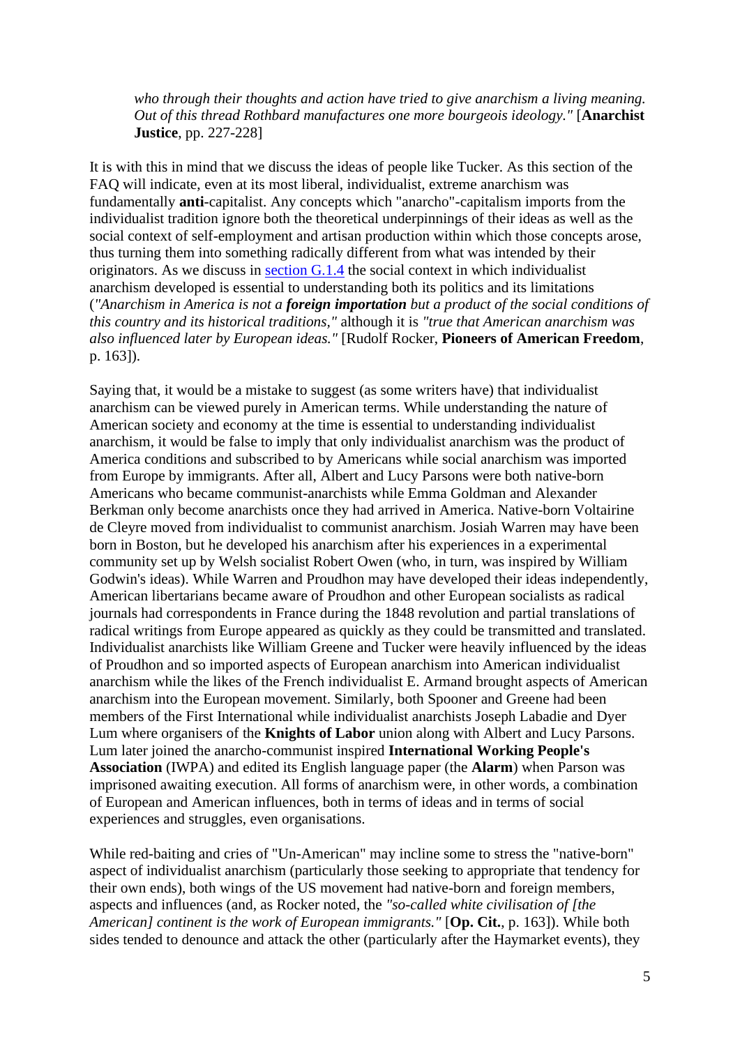> *who through their thoughts and action have tried to give anarchism a living meaning. Out of this thread Rothbard manufactures one more bourgeois ideology."* [**Anarchist Justice**, pp. 227-228]

It is with this in mind that we discuss the ideas of people like Tucker. As this section of the FAQ will indicate, even at its most liberal, individualist, extreme anarchism was fundamentally **anti**-capitalist. Any concepts which "anarcho"-capitalism imports from the individualist tradition ignore both the theoretical underpinnings of their ideas as well as the social context of self-employment and artisan production within which those concepts arose, thus turning them into something radically different from what was intended by their originators. As we discuss in section G.1.4 the social context in which individualist anarchism developed is essential to understanding both its politics and its limitations (*"Anarchism in America is not a **foreign importation** but a product of the social conditions of this country and its historical traditions,"* although it is *"true that American anarchism was also influenced later by European ideas."* [Rudolf Rocker, **Pioneers of American Freedom**, p. 163]).

Saying that, it would be a mistake to suggest (as some writers have) that individualist anarchism can be viewed purely in American terms. While understanding the nature of American society and economy at the time is essential to understanding individualist anarchism, it would be false to imply that only individualist anarchism was the product of America conditions and subscribed to by Americans while social anarchism was imported from Europe by immigrants. After all, Albert and Lucy Parsons were both native-born Americans who became communist-anarchists while Emma Goldman and Alexander Berkman only become anarchists once they had arrived in America. Native-born Voltairine de Cleyre moved from individualist to communist anarchism. Josiah Warren may have been born in Boston, but he developed his anarchism after his experiences in a experimental community set up by Welsh socialist Robert Owen (who, in turn, was inspired by William Godwin's ideas). While Warren and Proudhon may have developed their ideas independently, American libertarians became aware of Proudhon and other European socialists as radical journals had correspondents in France during the 1848 revolution and partial translations of radical writings from Europe appeared as quickly as they could be transmitted and translated. Individualist anarchists like William Greene and Tucker were heavily influenced by the ideas of Proudhon and so imported aspects of European anarchism into American individualist anarchism while the likes of the French individualist E. Armand brought aspects of American anarchism into the European movement. Similarly, both Spooner and Greene had been members of the First International while individualist anarchists Joseph Labadie and Dyer Lum where organisers of the **Knights of Labor** union along with Albert and Lucy Parsons. Lum later joined the anarcho-communist inspired **International Working People's Association** (IWPA) and edited its English language paper (the **Alarm**) when Parson was imprisoned awaiting execution. All forms of anarchism were, in other words, a combination of European and American influences, both in terms of ideas and in terms of social experiences and struggles, even organisations.

While red-baiting and cries of "Un-American" may incline some to stress the "native-born" aspect of individualist anarchism (particularly those seeking to appropriate that tendency for their own ends), both wings of the US movement had native-born and foreign members, aspects and influences (and, as Rocker noted, the *"so-called white civilisation of [the American] continent is the work of European immigrants."* [**Op. Cit.**, p. 163]). While both sides tended to denounce and attack the other (particularly after the Haymarket events), they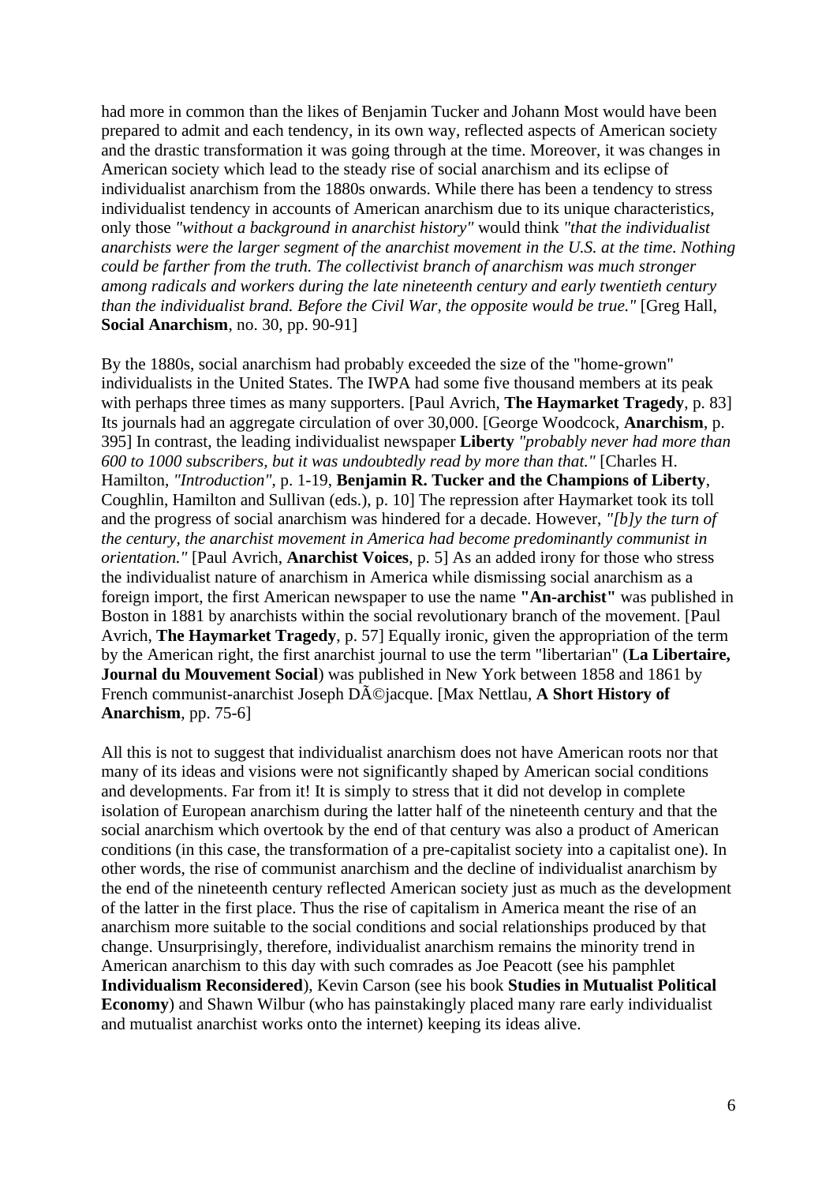had more in common than the likes of Benjamin Tucker and Johann Most would have been prepared to admit and each tendency, in its own way, reflected aspects of American society and the drastic transformation it was going through at the time. Moreover, it was changes in American society which lead to the steady rise of social anarchism and its eclipse of individualist anarchism from the 1880s onwards. While there has been a tendency to stress individualist tendency in accounts of American anarchism due to its unique characteristics, only those *"without a background in anarchist history"* would think *"that the individualist anarchists were the larger segment of the anarchist movement in the U.S. at the time. Nothing could be farther from the truth. The collectivist branch of anarchism was much stronger among radicals and workers during the late nineteenth century and early twentieth century than the individualist brand. Before the Civil War, the opposite would be true."* [Greg Hall, **Social Anarchism**, no. 30, pp. 90-91]

By the 1880s, social anarchism had probably exceeded the size of the "home-grown" individualists in the United States. The IWPA had some five thousand members at its peak with perhaps three times as many supporters. [Paul Avrich, **The Haymarket Tragedy**, p. 83] Its journals had an aggregate circulation of over 30,000. [George Woodcock, **Anarchism**, p. 395] In contrast, the leading individualist newspaper **Liberty** *"probably never had more than 600 to 1000 subscribers, but it was undoubtedly read by more than that."* [Charles H. Hamilton, *"Introduction"*, p. 1-19, **Benjamin R. Tucker and the Champions of Liberty**, Coughlin, Hamilton and Sullivan (eds.), p. 10] The repression after Haymarket took its toll and the progress of social anarchism was hindered for a decade. However, *"[b]y the turn of the century, the anarchist movement in America had become predominantly communist in orientation."* [Paul Avrich, **Anarchist Voices**, p. 5] As an added irony for those who stress the individualist nature of anarchism in America while dismissing social anarchism as a foreign import, the first American newspaper to use the name **"An-archist"** was published in Boston in 1881 by anarchists within the social revolutionary branch of the movement. [Paul Avrich, **The Haymarket Tragedy**, p. 57] Equally ironic, given the appropriation of the term by the American right, the first anarchist journal to use the term "libertarian" (**La Libertaire, Journal du Mouvement Social**) was published in New York between 1858 and 1861 by French communist-anarchist Joseph DÃ©jacque. [Max Nettlau, **A Short History of Anarchism**, pp. 75-6]

All this is not to suggest that individualist anarchism does not have American roots nor that many of its ideas and visions were not significantly shaped by American social conditions and developments. Far from it! It is simply to stress that it did not develop in complete isolation of European anarchism during the latter half of the nineteenth century and that the social anarchism which overtook by the end of that century was also a product of American conditions (in this case, the transformation of a pre-capitalist society into a capitalist one). In other words, the rise of communist anarchism and the decline of individualist anarchism by the end of the nineteenth century reflected American society just as much as the development of the latter in the first place. Thus the rise of capitalism in America meant the rise of an anarchism more suitable to the social conditions and social relationships produced by that change. Unsurprisingly, therefore, individualist anarchism remains the minority trend in American anarchism to this day with such comrades as Joe Peacott (see his pamphlet **Individualism Reconsidered**), Kevin Carson (see his book **Studies in Mutualist Political Economy**) and Shawn Wilbur (who has painstakingly placed many rare early individualist and mutualist anarchist works onto the internet) keeping its ideas alive.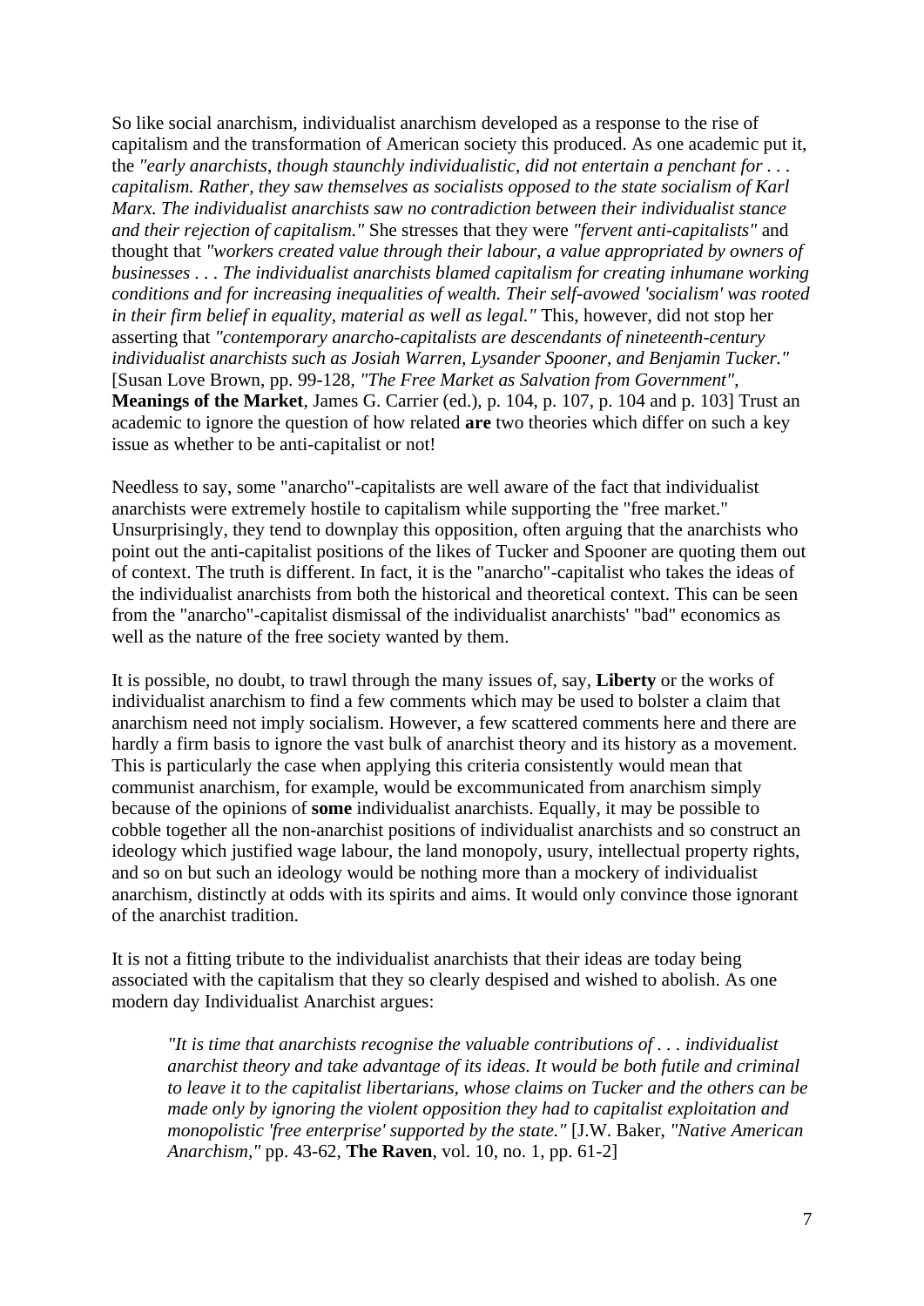So like social anarchism, individualist anarchism developed as a response to the rise of capitalism and the transformation of American society this produced. As one academic put it, the *"early anarchists, though staunchly individualistic, did not entertain a penchant for . . . capitalism. Rather, they saw themselves as socialists opposed to the state socialism of Karl Marx. The individualist anarchists saw no contradiction between their individualist stance and their rejection of capitalism."* She stresses that they were *"fervent anti-capitalists"* and thought that *"workers created value through their labour, a value appropriated by owners of businesses . . . The individualist anarchists blamed capitalism for creating inhumane working conditions and for increasing inequalities of wealth. Their self-avowed 'socialism' was rooted in their firm belief in equality, material as well as legal."* This, however, did not stop her asserting that *"contemporary anarcho-capitalists are descendants of nineteenth-century individualist anarchists such as Josiah Warren, Lysander Spooner, and Benjamin Tucker."* [Susan Love Brown, pp. 99-128, *"The Free Market as Salvation from Government"*, **Meanings of the Market**, James G. Carrier (ed.), p. 104, p. 107, p. 104 and p. 103] Trust an academic to ignore the question of how related **are** two theories which differ on such a key issue as whether to be anti-capitalist or not!

Needless to say, some "anarcho"-capitalists are well aware of the fact that individualist anarchists were extremely hostile to capitalism while supporting the "free market." Unsurprisingly, they tend to downplay this opposition, often arguing that the anarchists who point out the anti-capitalist positions of the likes of Tucker and Spooner are quoting them out of context. The truth is different. In fact, it is the "anarcho"-capitalist who takes the ideas of the individualist anarchists from both the historical and theoretical context. This can be seen from the "anarcho"-capitalist dismissal of the individualist anarchists' "bad" economics as well as the nature of the free society wanted by them.

It is possible, no doubt, to trawl through the many issues of, say, **Liberty** or the works of individualist anarchism to find a few comments which may be used to bolster a claim that anarchism need not imply socialism. However, a few scattered comments here and there are hardly a firm basis to ignore the vast bulk of anarchist theory and its history as a movement. This is particularly the case when applying this criteria consistently would mean that communist anarchism, for example, would be excommunicated from anarchism simply because of the opinions of **some** individualist anarchists. Equally, it may be possible to cobble together all the non-anarchist positions of individualist anarchists and so construct an ideology which justified wage labour, the land monopoly, usury, intellectual property rights, and so on but such an ideology would be nothing more than a mockery of individualist anarchism, distinctly at odds with its spirits and aims. It would only convince those ignorant of the anarchist tradition.

It is not a fitting tribute to the individualist anarchists that their ideas are today being associated with the capitalism that they so clearly despised and wished to abolish. As one modern day Individualist Anarchist argues:

> *"It is time that anarchists recognise the valuable contributions of . . . individualist anarchist theory and take advantage of its ideas. It would be both futile and criminal to leave it to the capitalist libertarians, whose claims on Tucker and the others can be made only by ignoring the violent opposition they had to capitalist exploitation and monopolistic 'free enterprise' supported by the state."* [J.W. Baker, *"Native American Anarchism,"* pp. 43-62, **The Raven**, vol. 10, no. 1, pp. 61-2]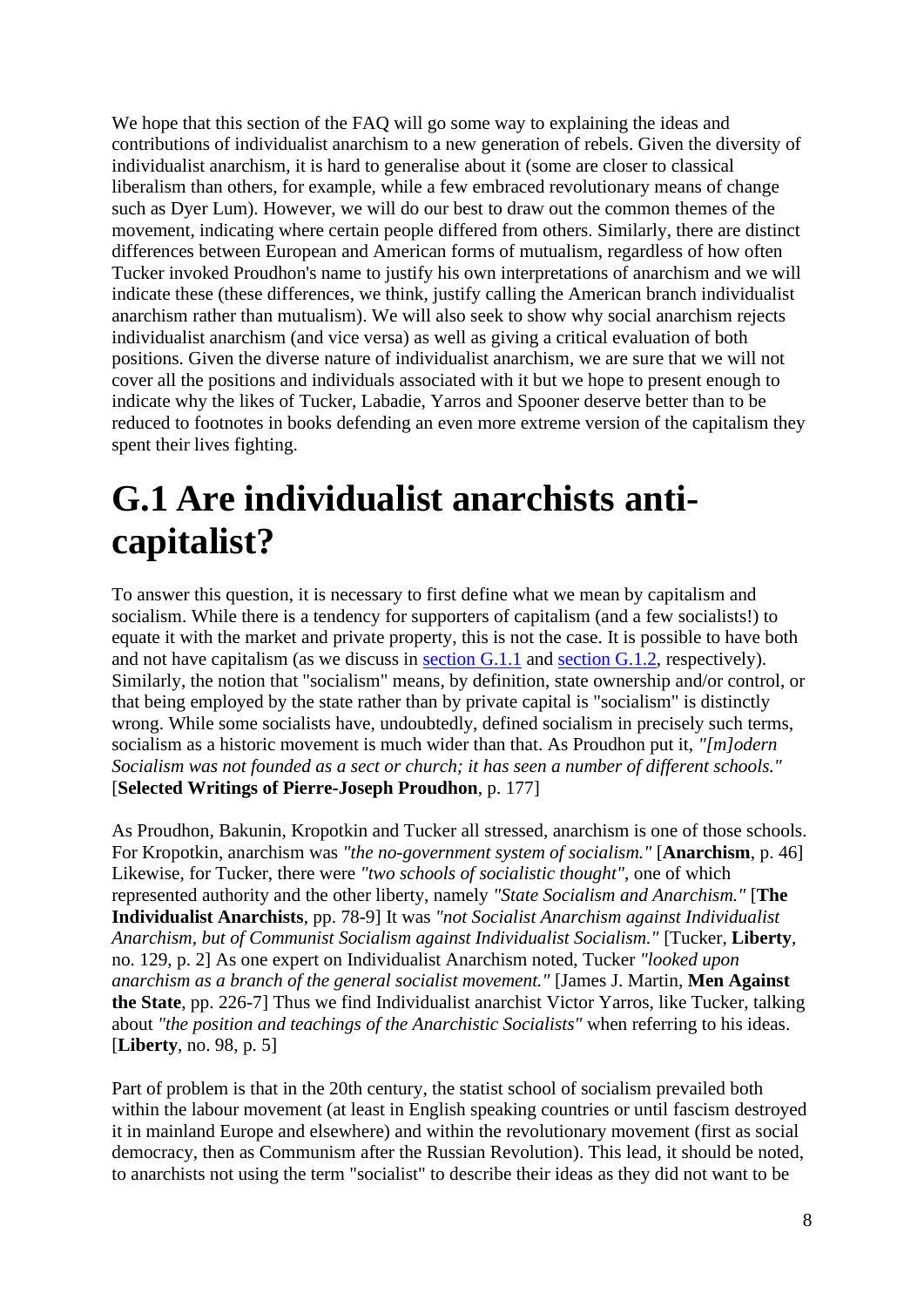We hope that this section of the FAQ will go some way to explaining the ideas and contributions of individualist anarchism to a new generation of rebels. Given the diversity of individualist anarchism, it is hard to generalise about it (some are closer to classical liberalism than others, for example, while a few embraced revolutionary means of change such as Dyer Lum). However, we will do our best to draw out the common themes of the movement, indicating where certain people differed from others. Similarly, there are distinct differences between European and American forms of mutualism, regardless of how often Tucker invoked Proudhon's name to justify his own interpretations of anarchism and we will indicate these (these differences, we think, justify calling the American branch individualist anarchism rather than mutualism). We will also seek to show why social anarchism rejects individualist anarchism (and vice versa) as well as giving a critical evaluation of both positions. Given the diverse nature of individualist anarchism, we are sure that we will not cover all the positions and individuals associated with it but we hope to present enough to indicate why the likes of Tucker, Labadie, Yarros and Spooner deserve better than to be reduced to footnotes in books defending an even more extreme version of the capitalism they spent their lives fighting.

# G.1 Are individualist anarchists anti-capitalist?

To answer this question, it is necessary to first define what we mean by capitalism and socialism. While there is a tendency for supporters of capitalism (and a few socialists!) to equate it with the market and private property, this is not the case. It is possible to have both and not have capitalism (as we discuss in section G.1.1 and section G.1.2, respectively). Similarly, the notion that "socialism" means, by definition, state ownership and/or control, or that being employed by the state rather than by private capital is "socialism" is distinctly wrong. While some socialists have, undoubtedly, defined socialism in precisely such terms, socialism as a historic movement is much wider than that. As Proudhon put it, *"[m]odern Socialism was not founded as a sect or church; it has seen a number of different schools."* [**Selected Writings of Pierre-Joseph Proudhon**, p. 177]

As Proudhon, Bakunin, Kropotkin and Tucker all stressed, anarchism is one of those schools. For Kropotkin, anarchism was *"the no-government system of socialism."* [**Anarchism**, p. 46] Likewise, for Tucker, there were *"two schools of socialistic thought"*, one of which represented authority and the other liberty, namely *"State Socialism and Anarchism."* [**The Individualist Anarchists**, pp. 78-9] It was *"not Socialist Anarchism against Individualist Anarchism, but of Communist Socialism against Individualist Socialism."* [Tucker, **Liberty**, no. 129, p. 2] As one expert on Individualist Anarchism noted, Tucker *"looked upon anarchism as a branch of the general socialist movement."* [James J. Martin, **Men Against the State**, pp. 226-7] Thus we find Individualist anarchist Victor Yarros, like Tucker, talking about *"the position and teachings of the Anarchistic Socialists"* when referring to his ideas. [**Liberty**, no. 98, p. 5]

Part of problem is that in the 20th century, the statist school of socialism prevailed both within the labour movement (at least in English speaking countries or until fascism destroyed it in mainland Europe and elsewhere) and within the revolutionary movement (first as social democracy, then as Communism after the Russian Revolution). This lead, it should be noted, to anarchists not using the term "socialist" to describe their ideas as they did not want to be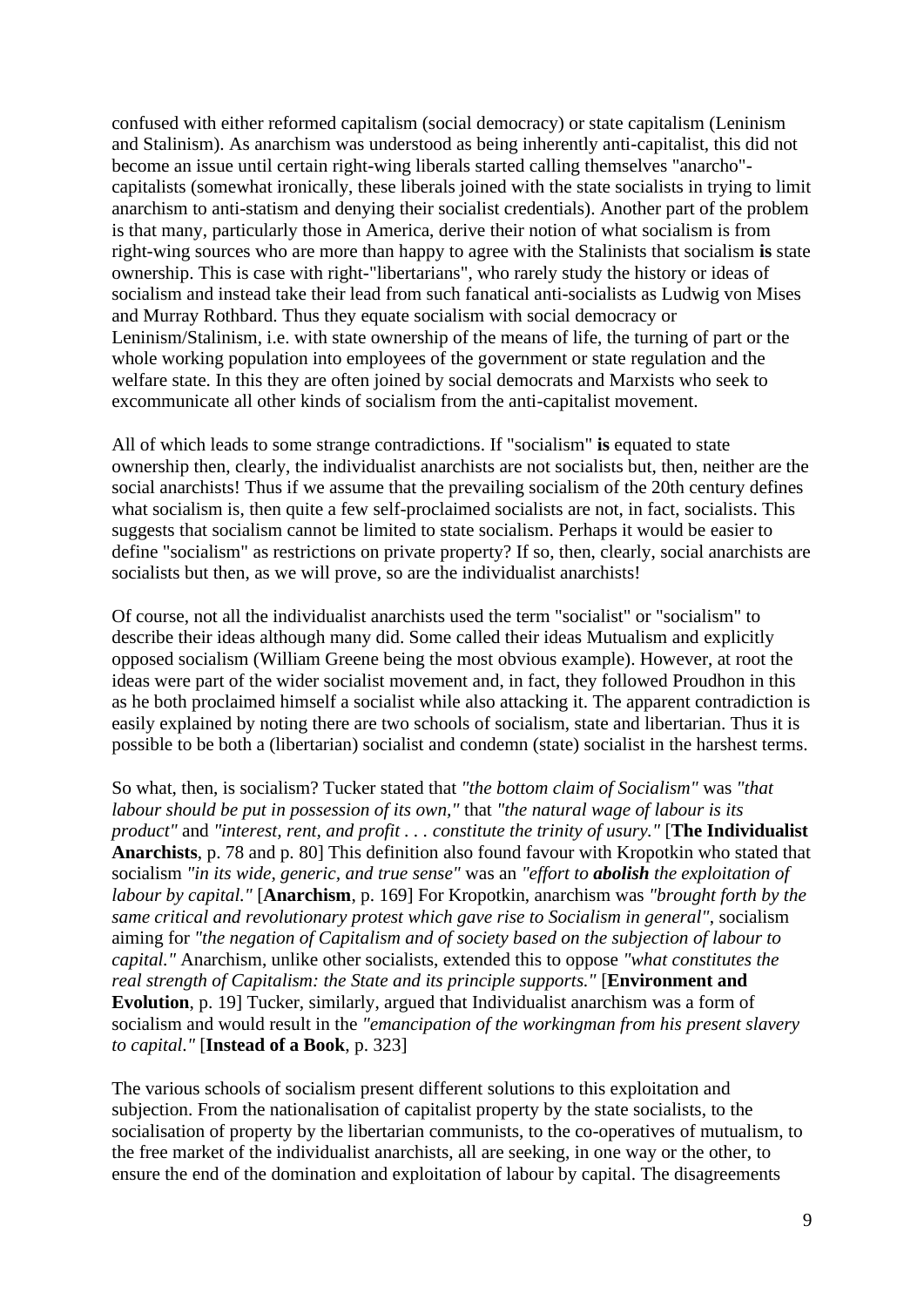confused with either reformed capitalism (social democracy) or state capitalism (Leninism and Stalinism). As anarchism was understood as being inherently anti-capitalist, this did not become an issue until certain right-wing liberals started calling themselves "anarcho"-capitalists (somewhat ironically, these liberals joined with the state socialists in trying to limit anarchism to anti-statism and denying their socialist credentials). Another part of the problem is that many, particularly those in America, derive their notion of what socialism is from right-wing sources who are more than happy to agree with the Stalinists that socialism **is** state ownership. This is case with right-"libertarians", who rarely study the history or ideas of socialism and instead take their lead from such fanatical anti-socialists as Ludwig von Mises and Murray Rothbard. Thus they equate socialism with social democracy or Leninism/Stalinism, i.e. with state ownership of the means of life, the turning of part or the whole working population into employees of the government or state regulation and the welfare state. In this they are often joined by social democrats and Marxists who seek to excommunicate all other kinds of socialism from the anti-capitalist movement.

All of which leads to some strange contradictions. If "socialism" **is** equated to state ownership then, clearly, the individualist anarchists are not socialists but, then, neither are the social anarchists! Thus if we assume that the prevailing socialism of the 20th century defines what socialism is, then quite a few self-proclaimed socialists are not, in fact, socialists. This suggests that socialism cannot be limited to state socialism. Perhaps it would be easier to define "socialism" as restrictions on private property? If so, then, clearly, social anarchists are socialists but then, as we will prove, so are the individualist anarchists!

Of course, not all the individualist anarchists used the term "socialist" or "socialism" to describe their ideas although many did. Some called their ideas Mutualism and explicitly opposed socialism (William Greene being the most obvious example). However, at root the ideas were part of the wider socialist movement and, in fact, they followed Proudhon in this as he both proclaimed himself a socialist while also attacking it. The apparent contradiction is easily explained by noting there are two schools of socialism, state and libertarian. Thus it is possible to be both a (libertarian) socialist and condemn (state) socialist in the harshest terms.

So what, then, is socialism? Tucker stated that *"the bottom claim of Socialism"* was *"that labour should be put in possession of its own,"* that *"the natural wage of labour is its product"* and *"interest, rent, and profit . . . constitute the trinity of usury."* [**The Individualist Anarchists**, p. 78 and p. 80] This definition also found favour with Kropotkin who stated that socialism *"in its wide, generic, and true sense"* was an *"effort to **abolish** the exploitation of labour by capital."* [**Anarchism**, p. 169] For Kropotkin, anarchism was *"brought forth by the same critical and revolutionary protest which gave rise to Socialism in general"*, socialism aiming for *"the negation of Capitalism and of society based on the subjection of labour to capital."* Anarchism, unlike other socialists, extended this to oppose *"what constitutes the real strength of Capitalism: the State and its principle supports."* [**Environment and Evolution**, p. 19] Tucker, similarly, argued that Individualist anarchism was a form of socialism and would result in the *"emancipation of the workingman from his present slavery to capital."* [**Instead of a Book**, p. 323]

The various schools of socialism present different solutions to this exploitation and subjection. From the nationalisation of capitalist property by the state socialists, to the socialisation of property by the libertarian communists, to the co-operatives of mutualism, to the free market of the individualist anarchists, all are seeking, in one way or the other, to ensure the end of the domination and exploitation of labour by capital. The disagreements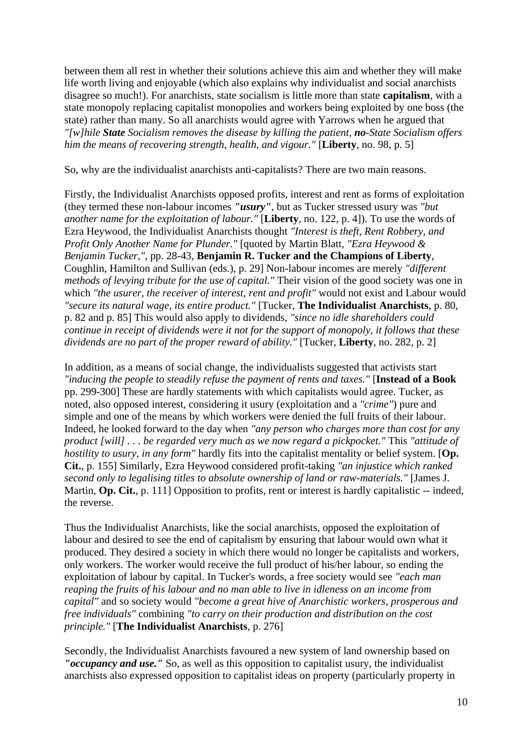between them all rest in whether their solutions achieve this aim and whether they will make life worth living and enjoyable (which also explains why individualist and social anarchists disagree so much!). For anarchists, state socialism is little more than state **capitalism**, with a state monopoly replacing capitalist monopolies and workers being exploited by one boss (the state) rather than many. So all anarchists would agree with Yarrows when he argued that *"[w]hile **State** Socialism removes the disease by killing the patient, **no**-State Socialism offers him the means of recovering strength, health, and vigour."* [**Liberty**, no. 98, p. 5]

So, why are the individualist anarchists anti-capitalists? There are two main reasons.

Firstly, the Individualist Anarchists opposed profits, interest and rent as forms of exploitation (they termed these non-labour incomes ***"usury"***, but as Tucker stressed usury was *"but another name for the exploitation of labour."* [**Liberty**, no. 122, p. 4]). To use the words of Ezra Heywood, the Individualist Anarchists thought *"Interest is theft, Rent Robbery, and Profit Only Another Name for Plunder."* [quoted by Martin Blatt, *"Ezra Heywood & Benjamin Tucker,"*, pp. 28-43, **Benjamin R. Tucker and the Champions of Liberty**, Coughlin, Hamilton and Sullivan (eds.), p. 29] Non-labour incomes are merely *"different methods of levying tribute for the use of capital."* Their vision of the good society was one in which *"the usurer, the receiver of interest, rent and profit"* would not exist and Labour would *"secure its natural wage, its entire product."* [Tucker, **The Individualist Anarchists**, p. 80, p. 82 and p. 85] This would also apply to dividends, *"since no idle shareholders could continue in receipt of dividends were it not for the support of monopoly, it follows that these dividends are no part of the proper reward of ability."* [Tucker, **Liberty**, no. 282, p. 2]

In addition, as a means of social change, the individualists suggested that activists start *"inducing the people to steadily refuse the payment of rents and taxes."* [**Instead of a Book** pp. 299-300] These are hardly statements with which capitalists would agree. Tucker, as noted, also opposed interest, considering it usury (exploitation and a *"crime"*) pure and simple and one of the means by which workers were denied the full fruits of their labour. Indeed, he looked forward to the day when *"any person who charges more than cost for any product [will] . . . be regarded very much as we now regard a pickpocket."* This *"attitude of hostility to usury, in any form"* hardly fits into the capitalist mentality or belief system. [**Op. Cit.**, p. 155] Similarly, Ezra Heywood considered profit-taking *"an injustice which ranked second only to legalising titles to absolute ownership of land or raw-materials."* [James J. Martin, **Op. Cit.**, p. 111] Opposition to profits, rent or interest is hardly capitalistic -- indeed, the reverse.

Thus the Individualist Anarchists, like the social anarchists, opposed the exploitation of labour and desired to see the end of capitalism by ensuring that labour would own what it produced. They desired a society in which there would no longer be capitalists and workers, only workers. The worker would receive the full product of his/her labour, so ending the exploitation of labour by capital. In Tucker's words, a free society would see *"each man reaping the fruits of his labour and no man able to live in idleness on an income from capital"* and so society would *"become a great hive of Anarchistic workers, prosperous and free individuals"* combining *"to carry on their production and distribution on the cost principle."* [**The Individualist Anarchists**, p. 276]

Secondly, the Individualist Anarchists favoured a new system of land ownership based on ***"occupancy and use."*** So, as well as this opposition to capitalist usury, the individualist anarchists also expressed opposition to capitalist ideas on property (particularly property in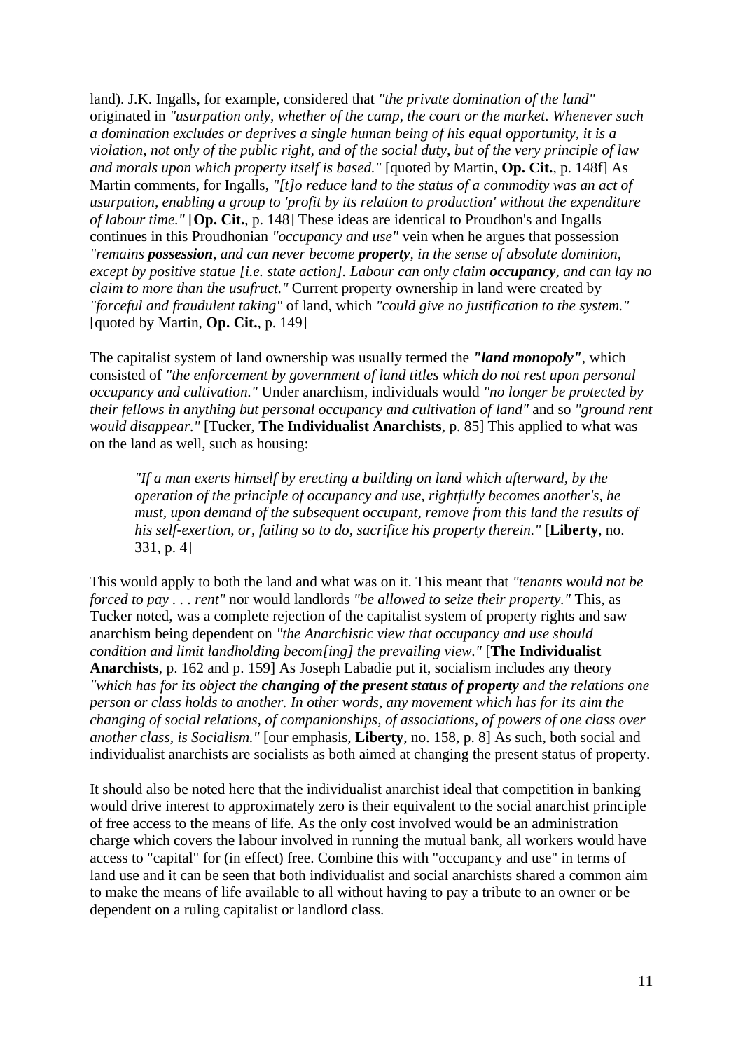land). J.K. Ingalls, for example, considered that *"the private domination of the land"* originated in *"usurpation only, whether of the camp, the court or the market. Whenever such a domination excludes or deprives a single human being of his equal opportunity, it is a violation, not only of the public right, and of the social duty, but of the very principle of law and morals upon which property itself is based."* [quoted by Martin, **Op. Cit.**, p. 148f] As Martin comments, for Ingalls, *"[t]o reduce land to the status of a commodity was an act of usurpation, enabling a group to 'profit by its relation to production' without the expenditure of labour time."* [**Op. Cit.**, p. 148] These ideas are identical to Proudhon's and Ingalls continues in this Proudhonian *"occupancy and use"* vein when he argues that possession *"remains **possession**, and can never become **property**, in the sense of absolute dominion, except by positive statue [i.e. state action]. Labour can only claim **occupancy**, and can lay no claim to more than the usufruct."* Current property ownership in land were created by *"forceful and fraudulent taking"* of land, which *"could give no justification to the system."* [quoted by Martin, **Op. Cit.**, p. 149]

The capitalist system of land ownership was usually termed the ***"land monopoly"***, which consisted of *"the enforcement by government of land titles which do not rest upon personal occupancy and cultivation."* Under anarchism, individuals would *"no longer be protected by their fellows in anything but personal occupancy and cultivation of land"* and so *"ground rent would disappear."* [Tucker, **The Individualist Anarchists**, p. 85] This applied to what was on the land as well, such as housing:

> *"If a man exerts himself by erecting a building on land which afterward, by the operation of the principle of occupancy and use, rightfully becomes another's, he must, upon demand of the subsequent occupant, remove from this land the results of his self-exertion, or, failing so to do, sacrifice his property therein."* [**Liberty**, no. 331, p. 4]

This would apply to both the land and what was on it. This meant that *"tenants would not be forced to pay . . . rent"* nor would landlords *"be allowed to seize their property."* This, as Tucker noted, was a complete rejection of the capitalist system of property rights and saw anarchism being dependent on *"the Anarchistic view that occupancy and use should condition and limit landholding becom[ing] the prevailing view."* [**The Individualist Anarchists**, p. 162 and p. 159] As Joseph Labadie put it, socialism includes any theory *"which has for its object the **changing of the present status of property** and the relations one person or class holds to another. In other words, any movement which has for its aim the changing of social relations, of companionships, of associations, of powers of one class over another class, is Socialism."* [our emphasis, **Liberty**, no. 158, p. 8] As such, both social and individualist anarchists are socialists as both aimed at changing the present status of property.

It should also be noted here that the individualist anarchist ideal that competition in banking would drive interest to approximately zero is their equivalent to the social anarchist principle of free access to the means of life. As the only cost involved would be an administration charge which covers the labour involved in running the mutual bank, all workers would have access to "capital" for (in effect) free. Combine this with "occupancy and use" in terms of land use and it can be seen that both individualist and social anarchists shared a common aim to make the means of life available to all without having to pay a tribute to an owner or be dependent on a ruling capitalist or landlord class.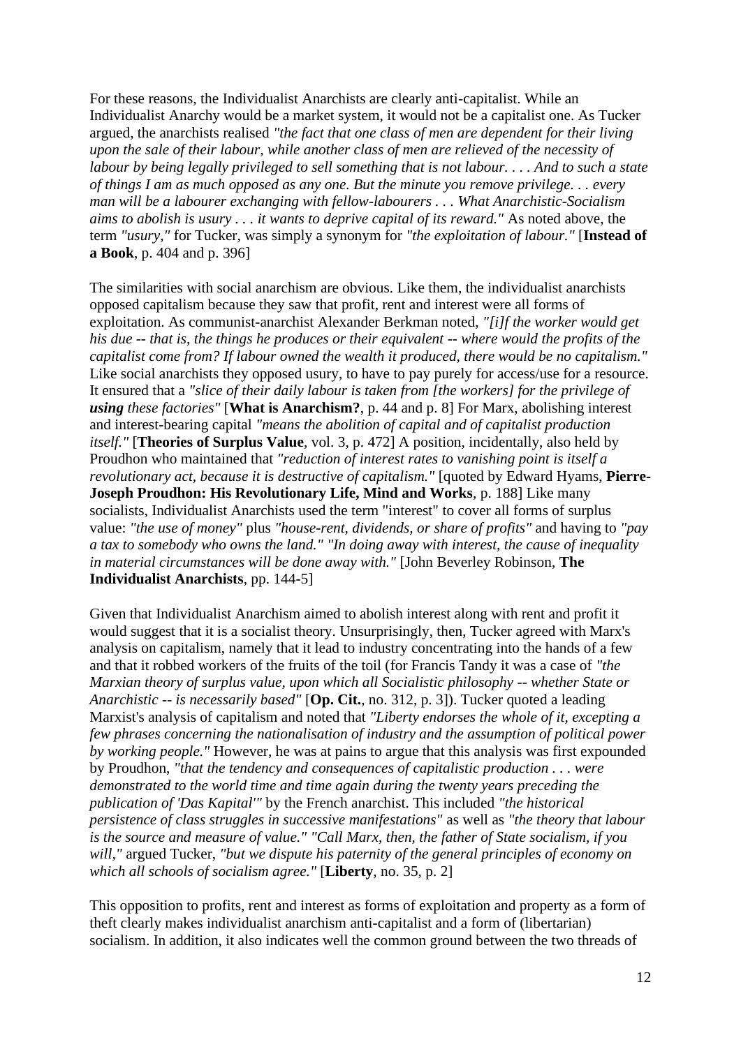For these reasons, the Individualist Anarchists are clearly anti-capitalist. While an Individualist Anarchy would be a market system, it would not be a capitalist one. As Tucker argued, the anarchists realised *"the fact that one class of men are dependent for their living upon the sale of their labour, while another class of men are relieved of the necessity of labour by being legally privileged to sell something that is not labour. . . . And to such a state of things I am as much opposed as any one. But the minute you remove privilege. . . every man will be a labourer exchanging with fellow-labourers . . . What Anarchistic-Socialism aims to abolish is usury . . . it wants to deprive capital of its reward."* As noted above, the term *"usury,"* for Tucker, was simply a synonym for *"the exploitation of labour."* [**Instead of a Book**, p. 404 and p. 396]

The similarities with social anarchism are obvious. Like them, the individualist anarchists opposed capitalism because they saw that profit, rent and interest were all forms of exploitation. As communist-anarchist Alexander Berkman noted, *"[i]f the worker would get his due -- that is, the things he produces or their equivalent -- where would the profits of the capitalist come from? If labour owned the wealth it produced, there would be no capitalism."* Like social anarchists they opposed usury, to have to pay purely for access/use for a resource. It ensured that a *"slice of their daily labour is taken from [the workers] for the privilege of **using** these factories"* [**What is Anarchism?**, p. 44 and p. 8] For Marx, abolishing interest and interest-bearing capital *"means the abolition of capital and of capitalist production itself."* [**Theories of Surplus Value**, vol. 3, p. 472] A position, incidentally, also held by Proudhon who maintained that *"reduction of interest rates to vanishing point is itself a revolutionary act, because it is destructive of capitalism."* [quoted by Edward Hyams, **Pierre-Joseph Proudhon: His Revolutionary Life, Mind and Works**, p. 188] Like many socialists, Individualist Anarchists used the term "interest" to cover all forms of surplus value: *"the use of money"* plus *"house-rent, dividends, or share of profits"* and having to *"pay a tax to somebody who owns the land." "In doing away with interest, the cause of inequality in material circumstances will be done away with."* [John Beverley Robinson, **The Individualist Anarchists**, pp. 144-5]

Given that Individualist Anarchism aimed to abolish interest along with rent and profit it would suggest that it is a socialist theory. Unsurprisingly, then, Tucker agreed with Marx's analysis on capitalism, namely that it lead to industry concentrating into the hands of a few and that it robbed workers of the fruits of the toil (for Francis Tandy it was a case of *"the Marxian theory of surplus value, upon which all Socialistic philosophy -- whether State or Anarchistic -- is necessarily based"* [**Op. Cit.**, no. 312, p. 3]). Tucker quoted a leading Marxist's analysis of capitalism and noted that *"Liberty endorses the whole of it, excepting a few phrases concerning the nationalisation of industry and the assumption of political power by working people."* However, he was at pains to argue that this analysis was first expounded by Proudhon, *"that the tendency and consequences of capitalistic production . . . were demonstrated to the world time and time again during the twenty years preceding the publication of 'Das Kapital'"* by the French anarchist. This included *"the historical persistence of class struggles in successive manifestations"* as well as *"the theory that labour is the source and measure of value." "Call Marx, then, the father of State socialism, if you will,"* argued Tucker, *"but we dispute his paternity of the general principles of economy on which all schools of socialism agree."* [**Liberty**, no. 35, p. 2]

This opposition to profits, rent and interest as forms of exploitation and property as a form of theft clearly makes individualist anarchism anti-capitalist and a form of (libertarian) socialism. In addition, it also indicates well the common ground between the two threads of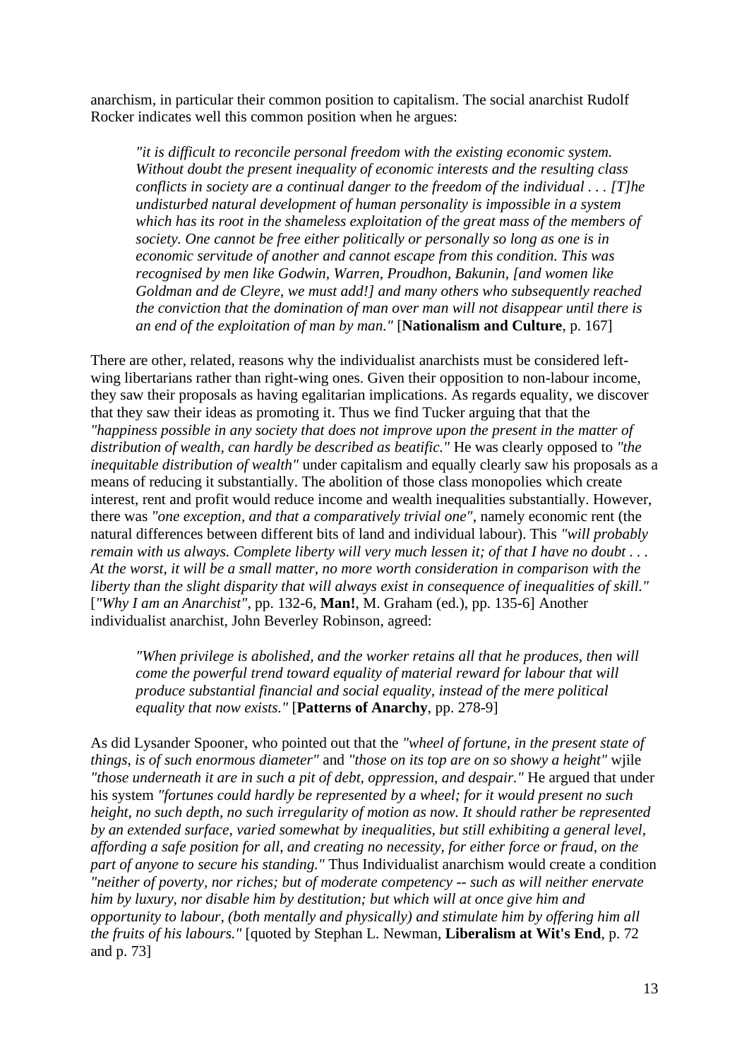anarchism, in particular their common position to capitalism. The social anarchist Rudolf Rocker indicates well this common position when he argues:

> *"it is difficult to reconcile personal freedom with the existing economic system. Without doubt the present inequality of economic interests and the resulting class conflicts in society are a continual danger to the freedom of the individual . . . [T]he undisturbed natural development of human personality is impossible in a system which has its root in the shameless exploitation of the great mass of the members of society. One cannot be free either politically or personally so long as one is in economic servitude of another and cannot escape from this condition. This was recognised by men like Godwin, Warren, Proudhon, Bakunin, [and women like Goldman and de Cleyre, we must add!] and many others who subsequently reached the conviction that the domination of man over man will not disappear until there is an end of the exploitation of man by man."* [**Nationalism and Culture**, p. 167]

There are other, related, reasons why the individualist anarchists must be considered left-wing libertarians rather than right-wing ones. Given their opposition to non-labour income, they saw their proposals as having egalitarian implications. As regards equality, we discover that they saw their ideas as promoting it. Thus we find Tucker arguing that that the *"happiness possible in any society that does not improve upon the present in the matter of distribution of wealth, can hardly be described as beatific."* He was clearly opposed to *"the inequitable distribution of wealth"* under capitalism and equally clearly saw his proposals as a means of reducing it substantially. The abolition of those class monopolies which create interest, rent and profit would reduce income and wealth inequalities substantially. However, there was *"one exception, and that a comparatively trivial one"*, namely economic rent (the natural differences between different bits of land and individual labour). This *"will probably remain with us always. Complete liberty will very much lessen it; of that I have no doubt . . . At the worst, it will be a small matter, no more worth consideration in comparison with the liberty than the slight disparity that will always exist in consequence of inequalities of skill."* [*"Why I am an Anarchist"*, pp. 132-6, **Man!**, M. Graham (ed.), pp. 135-6] Another individualist anarchist, John Beverley Robinson, agreed:

> *"When privilege is abolished, and the worker retains all that he produces, then will come the powerful trend toward equality of material reward for labour that will produce substantial financial and social equality, instead of the mere political equality that now exists."* [**Patterns of Anarchy**, pp. 278-9]

As did Lysander Spooner, who pointed out that the *"wheel of fortune, in the present state of things, is of such enormous diameter"* and *"those on its top are on so showy a height"* wjile *"those underneath it are in such a pit of debt, oppression, and despair."* He argued that under his system *"fortunes could hardly be represented by a wheel; for it would present no such height, no such depth, no such irregularity of motion as now. It should rather be represented by an extended surface, varied somewhat by inequalities, but still exhibiting a general level, affording a safe position for all, and creating no necessity, for either force or fraud, on the part of anyone to secure his standing."* Thus Individualist anarchism would create a condition *"neither of poverty, nor riches; but of moderate competency -- such as will neither enervate him by luxury, nor disable him by destitution; but which will at once give him and opportunity to labour, (both mentally and physically) and stimulate him by offering him all the fruits of his labours."* [quoted by Stephan L. Newman, **Liberalism at Wit's End**, p. 72 and p. 73]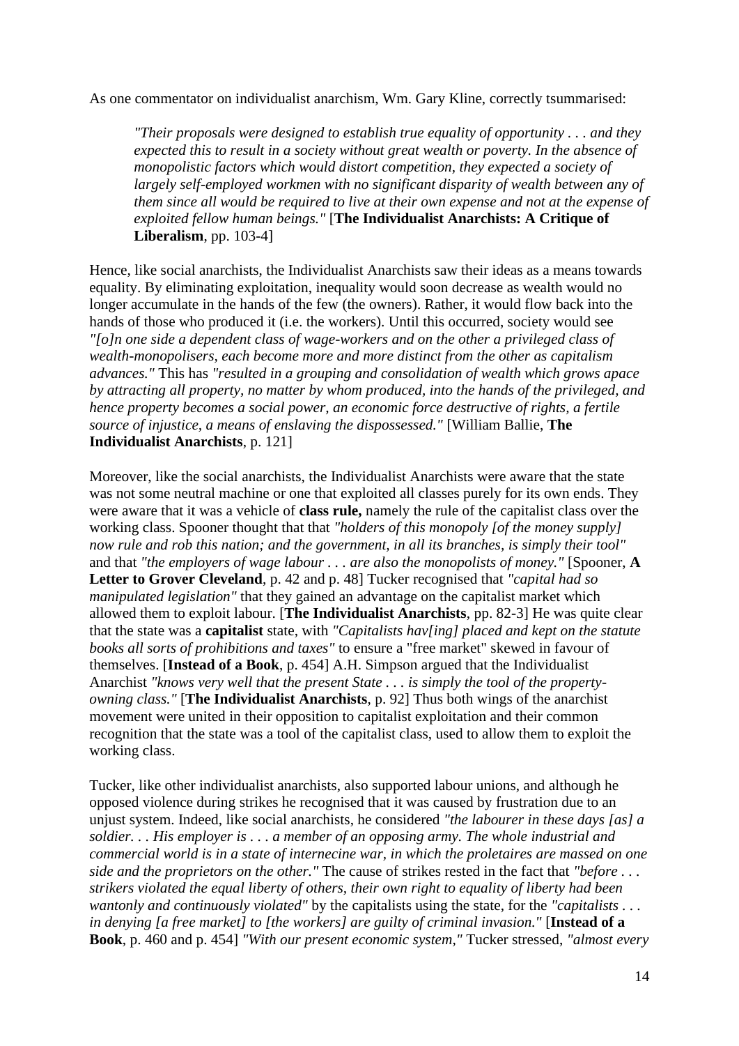As one commentator on individualist anarchism, Wm. Gary Kline, correctly tsummarised:

> *"Their proposals were designed to establish true equality of opportunity . . . and they expected this to result in a society without great wealth or poverty. In the absence of monopolistic factors which would distort competition, they expected a society of largely self-employed workmen with no significant disparity of wealth between any of them since all would be required to live at their own expense and not at the expense of exploited fellow human beings."* [**The Individualist Anarchists: A Critique of Liberalism**, pp. 103-4]

Hence, like social anarchists, the Individualist Anarchists saw their ideas as a means towards equality. By eliminating exploitation, inequality would soon decrease as wealth would no longer accumulate in the hands of the few (the owners). Rather, it would flow back into the hands of those who produced it (i.e. the workers). Until this occurred, society would see *"[o]n one side a dependent class of wage-workers and on the other a privileged class of wealth-monopolisers, each become more and more distinct from the other as capitalism advances."* This has *"resulted in a grouping and consolidation of wealth which grows apace by attracting all property, no matter by whom produced, into the hands of the privileged, and hence property becomes a social power, an economic force destructive of rights, a fertile source of injustice, a means of enslaving the dispossessed."* [William Ballie, **The Individualist Anarchists**, p. 121]

Moreover, like the social anarchists, the Individualist Anarchists were aware that the state was not some neutral machine or one that exploited all classes purely for its own ends. They were aware that it was a vehicle of **class rule,** namely the rule of the capitalist class over the working class. Spooner thought that that *"holders of this monopoly [of the money supply] now rule and rob this nation; and the government, in all its branches, is simply their tool"* and that *"the employers of wage labour . . . are also the monopolists of money."* [Spooner, **A Letter to Grover Cleveland**, p. 42 and p. 48] Tucker recognised that *"capital had so manipulated legislation"* that they gained an advantage on the capitalist market which allowed them to exploit labour. [**The Individualist Anarchists**, pp. 82-3] He was quite clear that the state was a **capitalist** state, with *"Capitalists hav[ing] placed and kept on the statute books all sorts of prohibitions and taxes"* to ensure a "free market" skewed in favour of themselves. [**Instead of a Book**, p. 454] A.H. Simpson argued that the Individualist Anarchist *"knows very well that the present State . . . is simply the tool of the property-owning class."* [**The Individualist Anarchists**, p. 92] Thus both wings of the anarchist movement were united in their opposition to capitalist exploitation and their common recognition that the state was a tool of the capitalist class, used to allow them to exploit the working class.

Tucker, like other individualist anarchists, also supported labour unions, and although he opposed violence during strikes he recognised that it was caused by frustration due to an unjust system. Indeed, like social anarchists, he considered *"the labourer in these days [as] a soldier. . . His employer is . . . a member of an opposing army. The whole industrial and commercial world is in a state of internecine war, in which the proletaires are massed on one side and the proprietors on the other."* The cause of strikes rested in the fact that *"before . . . strikers violated the equal liberty of others, their own right to equality of liberty had been wantonly and continuously violated"* by the capitalists using the state, for the *"capitalists . . . in denying [a free market] to [the workers] are guilty of criminal invasion."* [**Instead of a Book**, p. 460 and p. 454] *"With our present economic system,"* Tucker stressed, *"almost every*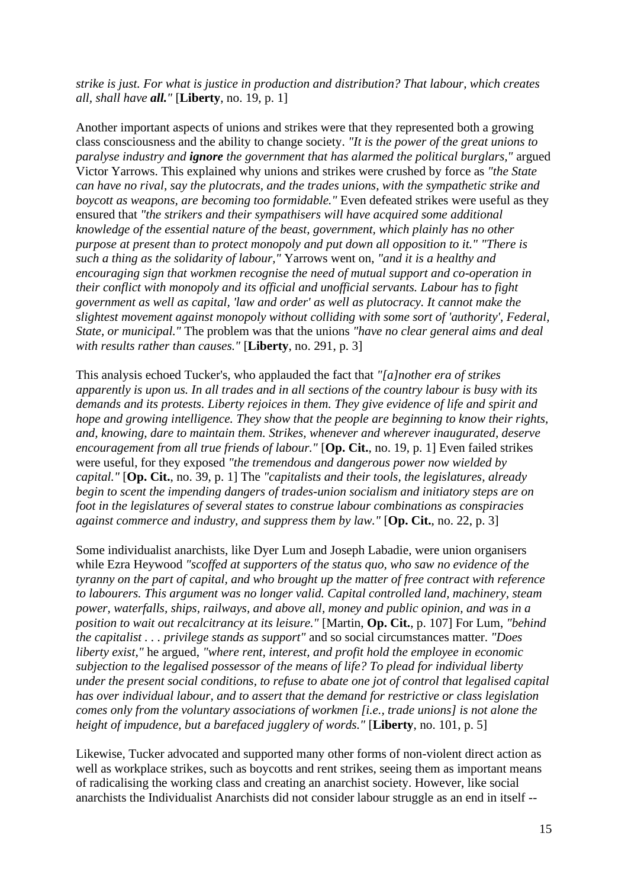*strike is just. For what is justice in production and distribution? That labour, which creates all, shall have **all.**"* [**Liberty**, no. 19, p. 1]

Another important aspects of unions and strikes were that they represented both a growing class consciousness and the ability to change society. *"It is the power of the great unions to paralyse industry and **ignore** the government that has alarmed the political burglars,"* argued Victor Yarrows. This explained why unions and strikes were crushed by force as *"the State can have no rival, say the plutocrats, and the trades unions, with the sympathetic strike and boycott as weapons, are becoming too formidable."* Even defeated strikes were useful as they ensured that *"the strikers and their sympathisers will have acquired some additional knowledge of the essential nature of the beast, government, which plainly has no other purpose at present than to protect monopoly and put down all opposition to it." "There is such a thing as the solidarity of labour,"* Yarrows went on, *"and it is a healthy and encouraging sign that workmen recognise the need of mutual support and co-operation in their conflict with monopoly and its official and unofficial servants. Labour has to fight government as well as capital, 'law and order' as well as plutocracy. It cannot make the slightest movement against monopoly without colliding with some sort of 'authority', Federal, State, or municipal."* The problem was that the unions *"have no clear general aims and deal with results rather than causes."* [**Liberty**, no. 291, p. 3]

This analysis echoed Tucker's, who applauded the fact that *"[a]nother era of strikes apparently is upon us. In all trades and in all sections of the country labour is busy with its demands and its protests. Liberty rejoices in them. They give evidence of life and spirit and hope and growing intelligence. They show that the people are beginning to know their rights, and, knowing, dare to maintain them. Strikes, whenever and wherever inaugurated, deserve encouragement from all true friends of labour."* [**Op. Cit.**, no. 19, p. 1] Even failed strikes were useful, for they exposed *"the tremendous and dangerous power now wielded by capital."* [**Op. Cit.**, no. 39, p. 1] The *"capitalists and their tools, the legislatures, already begin to scent the impending dangers of trades-union socialism and initiatory steps are on foot in the legislatures of several states to construe labour combinations as conspiracies against commerce and industry, and suppress them by law."* [**Op. Cit.**, no. 22, p. 3]

Some individualist anarchists, like Dyer Lum and Joseph Labadie, were union organisers while Ezra Heywood *"scoffed at supporters of the status quo, who saw no evidence of the tyranny on the part of capital, and who brought up the matter of free contract with reference to labourers. This argument was no longer valid. Capital controlled land, machinery, steam power, waterfalls, ships, railways, and above all, money and public opinion, and was in a position to wait out recalcitrancy at its leisure."* [Martin, **Op. Cit.**, p. 107] For Lum, *"behind the capitalist . . . privilege stands as support"* and so social circumstances matter. *"Does liberty exist,"* he argued, *"where rent, interest, and profit hold the employee in economic subjection to the legalised possessor of the means of life? To plead for individual liberty under the present social conditions, to refuse to abate one jot of control that legalised capital has over individual labour, and to assert that the demand for restrictive or class legislation comes only from the voluntary associations of workmen [i.e., trade unions] is not alone the height of impudence, but a barefaced jugglery of words."* [**Liberty**, no. 101, p. 5]

Likewise, Tucker advocated and supported many other forms of non-violent direct action as well as workplace strikes, such as boycotts and rent strikes, seeing them as important means of radicalising the working class and creating an anarchist society. However, like social anarchists the Individualist Anarchists did not consider labour struggle as an end in itself --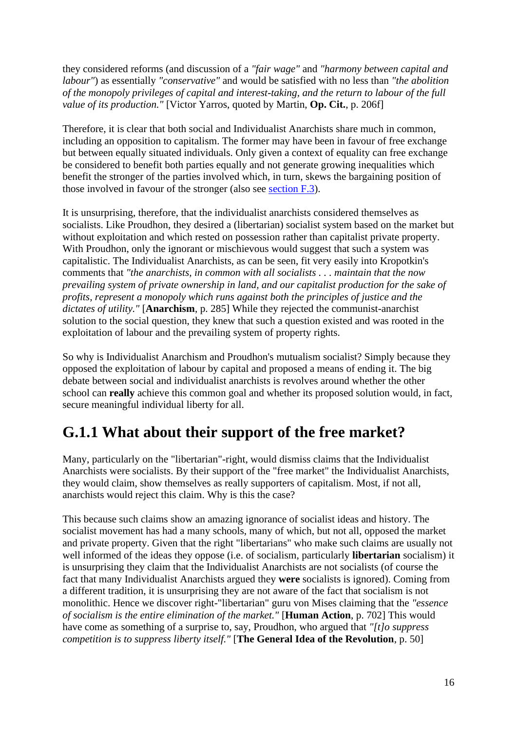they considered reforms (and discussion of a *"fair wage"* and *"harmony between capital and labour"*) as essentially *"conservative"* and would be satisfied with no less than *"the abolition of the monopoly privileges of capital and interest-taking, and the return to labour of the full value of its production."* [Victor Yarros, quoted by Martin, **Op. Cit.**, p. 206f]

Therefore, it is clear that both social and Individualist Anarchists share much in common, including an opposition to capitalism. The former may have been in favour of free exchange but between equally situated individuals. Only given a context of equality can free exchange be considered to benefit both parties equally and not generate growing inequalities which benefit the stronger of the parties involved which, in turn, skews the bargaining position of those involved in favour of the stronger (also see section F.3).

It is unsurprising, therefore, that the individualist anarchists considered themselves as socialists. Like Proudhon, they desired a (libertarian) socialist system based on the market but without exploitation and which rested on possession rather than capitalist private property. With Proudhon, only the ignorant or mischievous would suggest that such a system was capitalistic. The Individualist Anarchists, as can be seen, fit very easily into Kropotkin's comments that *"the anarchists, in common with all socialists . . . maintain that the now prevailing system of private ownership in land, and our capitalist production for the sake of profits, represent a monopoly which runs against both the principles of justice and the dictates of utility."* [**Anarchism**, p. 285] While they rejected the communist-anarchist solution to the social question, they knew that such a question existed and was rooted in the exploitation of labour and the prevailing system of property rights.

So why is Individualist Anarchism and Proudhon's mutualism socialist? Simply because they opposed the exploitation of labour by capital and proposed a means of ending it. The big debate between social and individualist anarchists is revolves around whether the other school can **really** achieve this common goal and whether its proposed solution would, in fact, secure meaningful individual liberty for all.

## G.1.1 What about their support of the free market?

Many, particularly on the "libertarian"-right, would dismiss claims that the Individualist Anarchists were socialists. By their support of the "free market" the Individualist Anarchists, they would claim, show themselves as really supporters of capitalism. Most, if not all, anarchists would reject this claim. Why is this the case?

This because such claims show an amazing ignorance of socialist ideas and history. The socialist movement has had a many schools, many of which, but not all, opposed the market and private property. Given that the right "libertarians" who make such claims are usually not well informed of the ideas they oppose (i.e. of socialism, particularly **libertarian** socialism) it is unsurprising they claim that the Individualist Anarchists are not socialists (of course the fact that many Individualist Anarchists argued they **were** socialists is ignored). Coming from a different tradition, it is unsurprising they are not aware of the fact that socialism is not monolithic. Hence we discover right-"libertarian" guru von Mises claiming that the *"essence of socialism is the entire elimination of the market."* [**Human Action**, p. 702] This would have come as something of a surprise to, say, Proudhon, who argued that *"[t]o suppress competition is to suppress liberty itself."* [**The General Idea of the Revolution**, p. 50]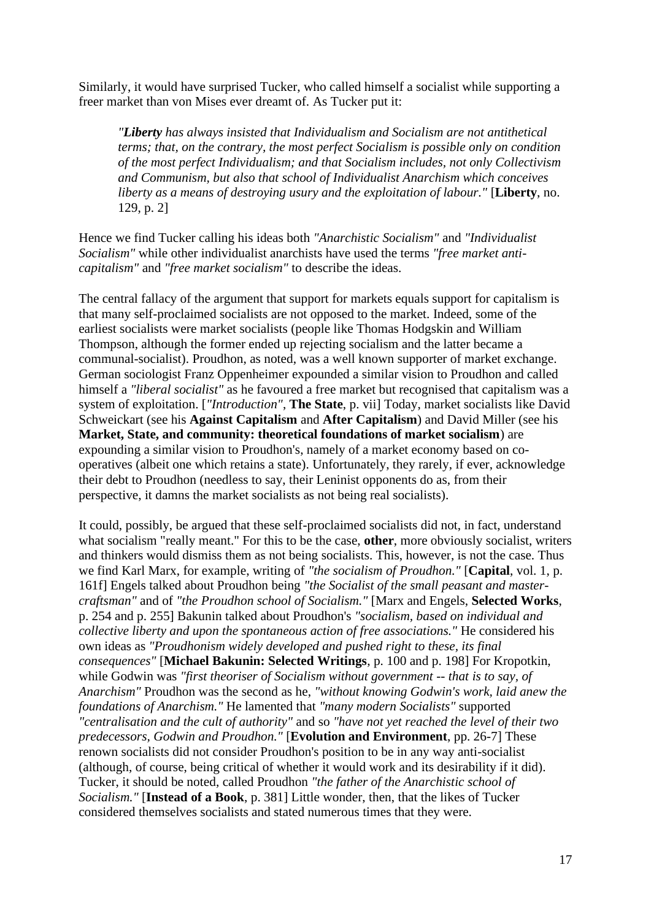Similarly, it would have surprised Tucker, who called himself a socialist while supporting a freer market than von Mises ever dreamt of. As Tucker put it:

> *"**Liberty** has always insisted that Individualism and Socialism are not antithetical terms; that, on the contrary, the most perfect Socialism is possible only on condition of the most perfect Individualism; and that Socialism includes, not only Collectivism and Communism, but also that school of Individualist Anarchism which conceives liberty as a means of destroying usury and the exploitation of labour."* [**Liberty**, no. 129, p. 2]

Hence we find Tucker calling his ideas both *"Anarchistic Socialism"* and *"Individualist Socialism"* while other individualist anarchists have used the terms *"free market anti-capitalism"* and *"free market socialism"* to describe the ideas.

The central fallacy of the argument that support for markets equals support for capitalism is that many self-proclaimed socialists are not opposed to the market. Indeed, some of the earliest socialists were market socialists (people like Thomas Hodgskin and William Thompson, although the former ended up rejecting socialism and the latter became a communal-socialist). Proudhon, as noted, was a well known supporter of market exchange. German sociologist Franz Oppenheimer expounded a similar vision to Proudhon and called himself a *"liberal socialist"* as he favoured a free market but recognised that capitalism was a system of exploitation. [*"Introduction"*, **The State**, p. vii] Today, market socialists like David Schweickart (see his **Against Capitalism** and **After Capitalism**) and David Miller (see his **Market, State, and community: theoretical foundations of market socialism**) are expounding a similar vision to Proudhon's, namely of a market economy based on co-operatives (albeit one which retains a state). Unfortunately, they rarely, if ever, acknowledge their debt to Proudhon (needless to say, their Leninist opponents do as, from their perspective, it damns the market socialists as not being real socialists).

It could, possibly, be argued that these self-proclaimed socialists did not, in fact, understand what socialism "really meant." For this to be the case, **other**, more obviously socialist, writers and thinkers would dismiss them as not being socialists. This, however, is not the case. Thus we find Karl Marx, for example, writing of *"the socialism of Proudhon."* [**Capital**, vol. 1, p. 161f] Engels talked about Proudhon being *"the Socialist of the small peasant and master-craftsman"* and of *"the Proudhon school of Socialism."* [Marx and Engels, **Selected Works**, p. 254 and p. 255] Bakunin talked about Proudhon's *"socialism, based on individual and collective liberty and upon the spontaneous action of free associations."* He considered his own ideas as *"Proudhonism widely developed and pushed right to these, its final consequences"* [**Michael Bakunin: Selected Writings**, p. 100 and p. 198] For Kropotkin, while Godwin was *"first theoriser of Socialism without government -- that is to say, of Anarchism"* Proudhon was the second as he, *"without knowing Godwin's work, laid anew the foundations of Anarchism."* He lamented that *"many modern Socialists"* supported *"centralisation and the cult of authority"* and so *"have not yet reached the level of their two predecessors, Godwin and Proudhon."* [**Evolution and Environment**, pp. 26-7] These renown socialists did not consider Proudhon's position to be in any way anti-socialist (although, of course, being critical of whether it would work and its desirability if it did). Tucker, it should be noted, called Proudhon *"the father of the Anarchistic school of Socialism."* [**Instead of a Book**, p. 381] Little wonder, then, that the likes of Tucker considered themselves socialists and stated numerous times that they were.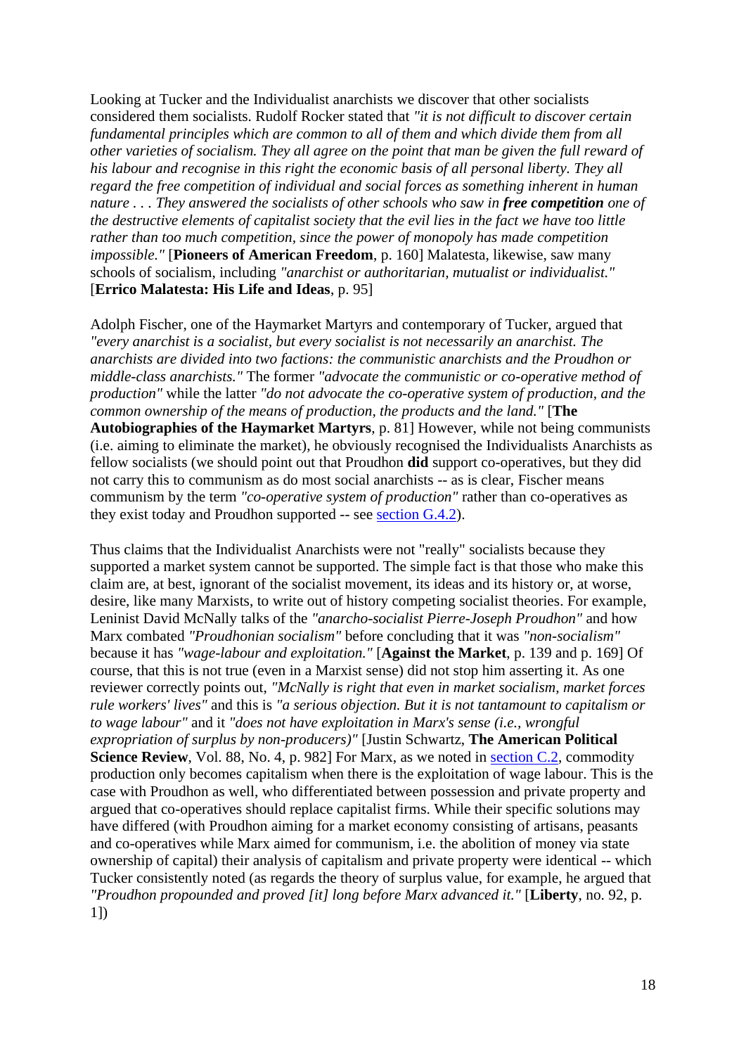Looking at Tucker and the Individualist anarchists we discover that other socialists considered them socialists. Rudolf Rocker stated that *"it is not difficult to discover certain fundamental principles which are common to all of them and which divide them from all other varieties of socialism. They all agree on the point that man be given the full reward of his labour and recognise in this right the economic basis of all personal liberty. They all regard the free competition of individual and social forces as something inherent in human nature . . . They answered the socialists of other schools who saw in **free competition** one of the destructive elements of capitalist society that the evil lies in the fact we have too little rather than too much competition, since the power of monopoly has made competition impossible."* [**Pioneers of American Freedom**, p. 160] Malatesta, likewise, saw many schools of socialism, including *"anarchist or authoritarian, mutualist or individualist."* [**Errico Malatesta: His Life and Ideas**, p. 95]

Adolph Fischer, one of the Haymarket Martyrs and contemporary of Tucker, argued that *"every anarchist is a socialist, but every socialist is not necessarily an anarchist. The anarchists are divided into two factions: the communistic anarchists and the Proudhon or middle-class anarchists."* The former *"advocate the communistic or co-operative method of production"* while the latter *"do not advocate the co-operative system of production, and the common ownership of the means of production, the products and the land."* [**The Autobiographies of the Haymarket Martyrs**, p. 81] However, while not being communists (i.e. aiming to eliminate the market), he obviously recognised the Individualists Anarchists as fellow socialists (we should point out that Proudhon **did** support co-operatives, but they did not carry this to communism as do most social anarchists -- as is clear, Fischer means communism by the term *"co-operative system of production"* rather than co-operatives as they exist today and Proudhon supported -- see section G.4.2).

Thus claims that the Individualist Anarchists were not "really" socialists because they supported a market system cannot be supported. The simple fact is that those who make this claim are, at best, ignorant of the socialist movement, its ideas and its history or, at worse, desire, like many Marxists, to write out of history competing socialist theories. For example, Leninist David McNally talks of the *"anarcho-socialist Pierre-Joseph Proudhon"* and how Marx combated *"Proudhonian socialism"* before concluding that it was *"non-socialism"* because it has *"wage-labour and exploitation."* [**Against the Market**, p. 139 and p. 169] Of course, that this is not true (even in a Marxist sense) did not stop him asserting it. As one reviewer correctly points out, *"McNally is right that even in market socialism, market forces rule workers' lives"* and this is *"a serious objection. But it is not tantamount to capitalism or to wage labour"* and it *"does not have exploitation in Marx's sense (i.e., wrongful expropriation of surplus by non-producers)"* [Justin Schwartz, **The American Political Science Review**, Vol. 88, No. 4, p. 982] For Marx, as we noted in section C.2, commodity production only becomes capitalism when there is the exploitation of wage labour. This is the case with Proudhon as well, who differentiated between possession and private property and argued that co-operatives should replace capitalist firms. While their specific solutions may have differed (with Proudhon aiming for a market economy consisting of artisans, peasants and co-operatives while Marx aimed for communism, i.e. the abolition of money via state ownership of capital) their analysis of capitalism and private property were identical -- which Tucker consistently noted (as regards the theory of surplus value, for example, he argued that *"Proudhon propounded and proved [it] long before Marx advanced it."* [**Liberty**, no. 92, p. 1])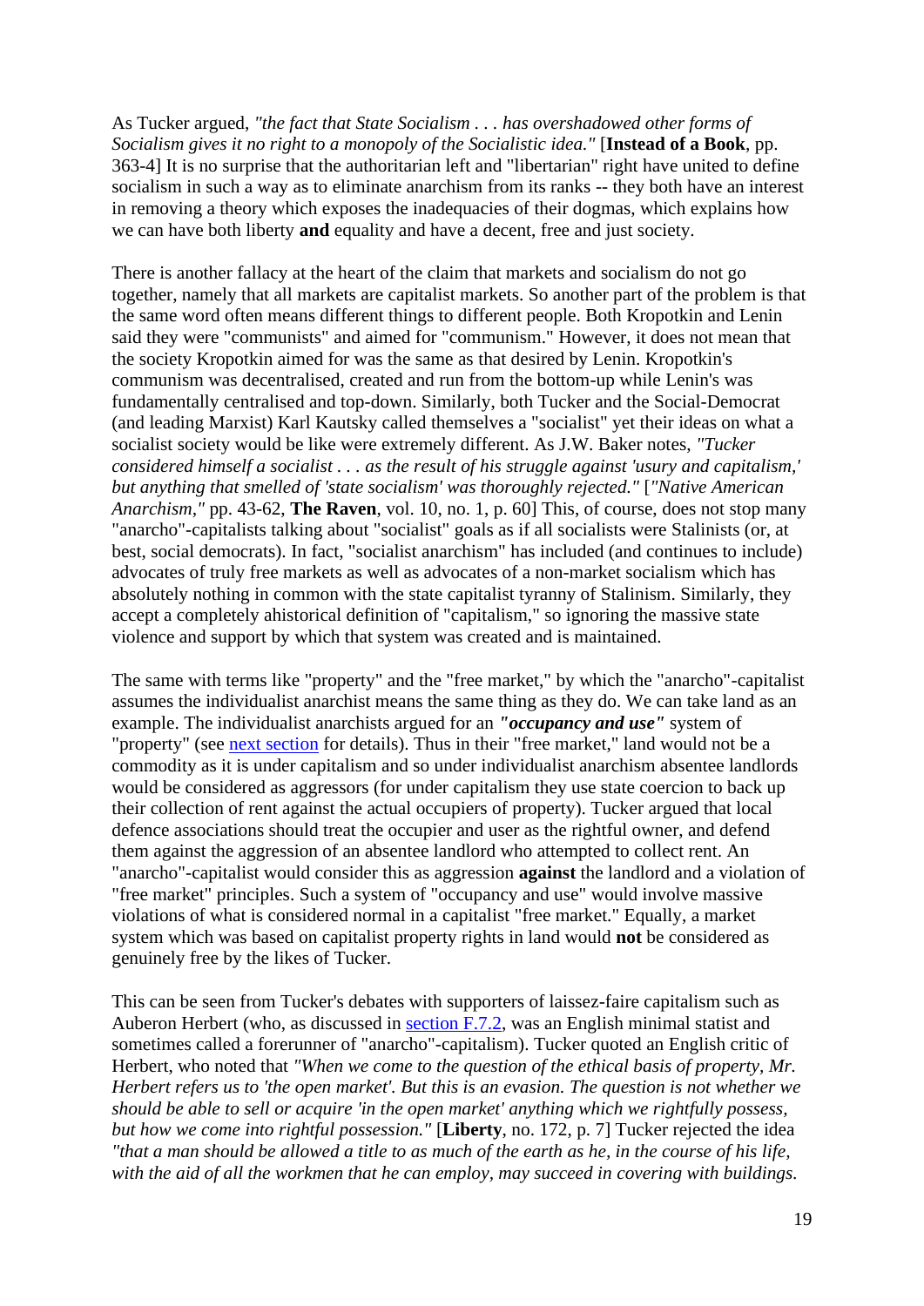As Tucker argued, *"the fact that State Socialism . . . has overshadowed other forms of Socialism gives it no right to a monopoly of the Socialistic idea."* [**Instead of a Book**, pp. 363-4] It is no surprise that the authoritarian left and "libertarian" right have united to define socialism in such a way as to eliminate anarchism from its ranks -- they both have an interest in removing a theory which exposes the inadequacies of their dogmas, which explains how we can have both liberty **and** equality and have a decent, free and just society.

There is another fallacy at the heart of the claim that markets and socialism do not go together, namely that all markets are capitalist markets. So another part of the problem is that the same word often means different things to different people. Both Kropotkin and Lenin said they were "communists" and aimed for "communism." However, it does not mean that the society Kropotkin aimed for was the same as that desired by Lenin. Kropotkin's communism was decentralised, created and run from the bottom-up while Lenin's was fundamentally centralised and top-down. Similarly, both Tucker and the Social-Democrat (and leading Marxist) Karl Kautsky called themselves a "socialist" yet their ideas on what a socialist society would be like were extremely different. As J.W. Baker notes, *"Tucker considered himself a socialist . . . as the result of his struggle against 'usury and capitalism,' but anything that smelled of 'state socialism' was thoroughly rejected."* [*"Native American Anarchism,"* pp. 43-62, **The Raven**, vol. 10, no. 1, p. 60] This, of course, does not stop many "anarcho"-capitalists talking about "socialist" goals as if all socialists were Stalinists (or, at best, social democrats). In fact, "socialist anarchism" has included (and continues to include) advocates of truly free markets as well as advocates of a non-market socialism which has absolutely nothing in common with the state capitalist tyranny of Stalinism. Similarly, they accept a completely ahistorical definition of "capitalism," so ignoring the massive state violence and support by which that system was created and is maintained.

The same with terms like "property" and the "free market," by which the "anarcho"-capitalist assumes the individualist anarchist means the same thing as they do. We can take land as an example. The individualist anarchists argued for an ***"occupancy and use"*** system of "property" (see [next section](#) for details). Thus in their "free market," land would not be a commodity as it is under capitalism and so under individualist anarchism absentee landlords would be considered as aggressors (for under capitalism they use state coercion to back up their collection of rent against the actual occupiers of property). Tucker argued that local defence associations should treat the occupier and user as the rightful owner, and defend them against the aggression of an absentee landlord who attempted to collect rent. An "anarcho"-capitalist would consider this as aggression **against** the landlord and a violation of "free market" principles. Such a system of "occupancy and use" would involve massive violations of what is considered normal in a capitalist "free market." Equally, a market system which was based on capitalist property rights in land would **not** be considered as genuinely free by the likes of Tucker.

This can be seen from Tucker's debates with supporters of laissez-faire capitalism such as Auberon Herbert (who, as discussed in [section F.7.2](#), was an English minimal statist and sometimes called a forerunner of "anarcho"-capitalism). Tucker quoted an English critic of Herbert, who noted that *"When we come to the question of the ethical basis of property, Mr. Herbert refers us to 'the open market'. But this is an evasion. The question is not whether we should be able to sell or acquire 'in the open market' anything which we rightfully possess, but how we come into rightful possession."* [**Liberty**, no. 172, p. 7] Tucker rejected the idea *"that a man should be allowed a title to as much of the earth as he, in the course of his life, with the aid of all the workmen that he can employ, may succeed in covering with buildings.*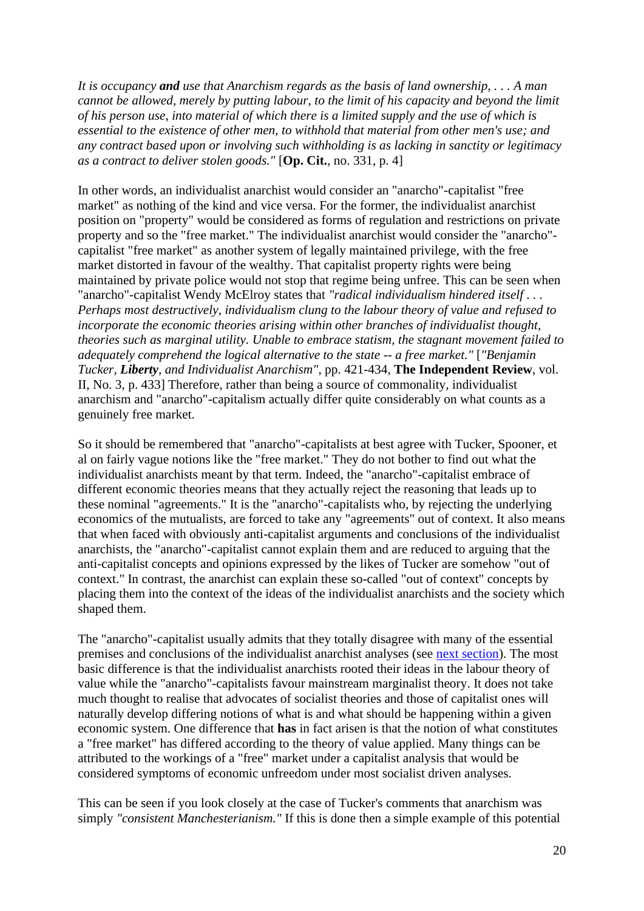*It is occupancy **and** use that Anarchism regards as the basis of land ownership, . . . A man cannot be allowed, merely by putting labour, to the limit of his capacity and beyond the limit of his person use, into material of which there is a limited supply and the use of which is essential to the existence of other men, to withhold that material from other men's use; and any contract based upon or involving such withholding is as lacking in sanctity or legitimacy as a contract to deliver stolen goods."* [**Op. Cit.**, no. 331, p. 4]

In other words, an individualist anarchist would consider an "anarcho"-capitalist "free market" as nothing of the kind and vice versa. For the former, the individualist anarchist position on "property" would be considered as forms of regulation and restrictions on private property and so the "free market." The individualist anarchist would consider the "anarcho"-capitalist "free market" as another system of legally maintained privilege, with the free market distorted in favour of the wealthy. That capitalist property rights were being maintained by private police would not stop that regime being unfree. This can be seen when "anarcho"-capitalist Wendy McElroy states that *"radical individualism hindered itself . . . Perhaps most destructively, individualism clung to the labour theory of value and refused to incorporate the economic theories arising within other branches of individualist thought, theories such as marginal utility. Unable to embrace statism, the stagnant movement failed to adequately comprehend the logical alternative to the state -- a free market."* [*"Benjamin Tucker, **Liberty**, and Individualist Anarchism"*, pp. 421-434, **The Independent Review**, vol. II, No. 3, p. 433] Therefore, rather than being a source of commonality, individualist anarchism and "anarcho"-capitalism actually differ quite considerably on what counts as a genuinely free market.

So it should be remembered that "anarcho"-capitalists at best agree with Tucker, Spooner, et al on fairly vague notions like the "free market." They do not bother to find out what the individualist anarchists meant by that term. Indeed, the "anarcho"-capitalist embrace of different economic theories means that they actually reject the reasoning that leads up to these nominal "agreements." It is the "anarcho"-capitalists who, by rejecting the underlying economics of the mutualists, are forced to take any "agreements" out of context. It also means that when faced with obviously anti-capitalist arguments and conclusions of the individualist anarchists, the "anarcho"-capitalist cannot explain them and are reduced to arguing that the anti-capitalist concepts and opinions expressed by the likes of Tucker are somehow "out of context." In contrast, the anarchist can explain these so-called "out of context" concepts by placing them into the context of the ideas of the individualist anarchists and the society which shaped them.

The "anarcho"-capitalist usually admits that they totally disagree with many of the essential premises and conclusions of the individualist anarchist analyses (see next section). The most basic difference is that the individualist anarchists rooted their ideas in the labour theory of value while the "anarcho"-capitalists favour mainstream marginalist theory. It does not take much thought to realise that advocates of socialist theories and those of capitalist ones will naturally develop differing notions of what is and what should be happening within a given economic system. One difference that **has** in fact arisen is that the notion of what constitutes a "free market" has differed according to the theory of value applied. Many things can be attributed to the workings of a "free" market under a capitalist analysis that would be considered symptoms of economic unfreedom under most socialist driven analyses.

This can be seen if you look closely at the case of Tucker's comments that anarchism was simply *"consistent Manchesterianism."* If this is done then a simple example of this potential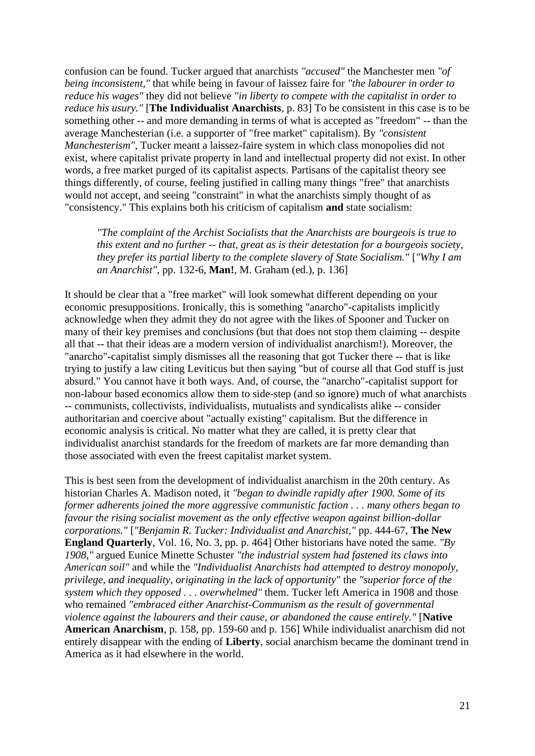confusion can be found. Tucker argued that anarchists *"accused"* the Manchester men *"of being inconsistent,"* that while being in favour of laissez faire for *"the labourer in order to reduce his wages"* they did not believe *"in liberty to compete with the capitalist in order to reduce his usury."* [**The Individualist Anarchists**, p. 83] To be consistent in this case is to be something other -- and more demanding in terms of what is accepted as "freedom" -- than the average Manchesterian (i.e. a supporter of "free market" capitalism). By *"consistent Manchesterism"*, Tucker meant a laissez-faire system in which class monopolies did not exist, where capitalist private property in land and intellectual property did not exist. In other words, a free market purged of its capitalist aspects. Partisans of the capitalist theory see things differently, of course, feeling justified in calling many things "free" that anarchists would not accept, and seeing "constraint" in what the anarchists simply thought of as "consistency." This explains both his criticism of capitalism **and** state socialism:

> *"The complaint of the Archist Socialists that the Anarchists are bourgeois is true to this extent and no further -- that, great as is their detestation for a bourgeois society, they prefer its partial liberty to the complete slavery of State Socialism."* [*"Why I am an Anarchist"*, pp. 132-6, **Man!**, M. Graham (ed.), p. 136]

It should be clear that a "free market" will look somewhat different depending on your economic presuppositions. Ironically, this is something "anarcho"-capitalists implicitly acknowledge when they admit they do not agree with the likes of Spooner and Tucker on many of their key premises and conclusions (but that does not stop them claiming -- despite all that -- that their ideas are a modern version of individualist anarchism!). Moreover, the "anarcho"-capitalist simply dismisses all the reasoning that got Tucker there -- that is like trying to justify a law citing Leviticus but then saying "but of course all that God stuff is just absurd." You cannot have it both ways. And, of course, the "anarcho"-capitalist support for non-labour based economics allow them to side-step (and so ignore) much of what anarchists -- communists, collectivists, individualists, mutualists and syndicalists alike -- consider authoritarian and coercive about "actually existing" capitalism. But the difference in economic analysis is critical. No matter what they are called, it is pretty clear that individualist anarchist standards for the freedom of markets are far more demanding than those associated with even the freest capitalist market system.

This is best seen from the development of individualist anarchism in the 20th century. As historian Charles A. Madison noted, it *"began to dwindle rapidly after 1900. Some of its former adherents joined the more aggressive communistic faction . . . many others began to favour the rising socialist movement as the only effective weapon against billion-dollar corporations."* [*"Benjamin R. Tucker: Individualist and Anarchist,"* pp. 444-67, **The New England Quarterly**, Vol. 16, No. 3, pp. p. 464] Other historians have noted the same. *"By 1908,"* argued Eunice Minette Schuster *"the industrial system had fastened its claws into American soil"* and while the *"Individualist Anarchists had attempted to destroy monopoly, privilege, and inequality, originating in the lack of opportunity"* the *"superior force of the system which they opposed . . . overwhelmed"* them. Tucker left America in 1908 and those who remained *"embraced either Anarchist-Communism as the result of governmental violence against the labourers and their cause, or abandoned the cause entirely."* [**Native American Anarchism**, p. 158, pp. 159-60 and p. 156] While individualist anarchism did not entirely disappear with the ending of **Liberty**, social anarchism became the dominant trend in America as it had elsewhere in the world.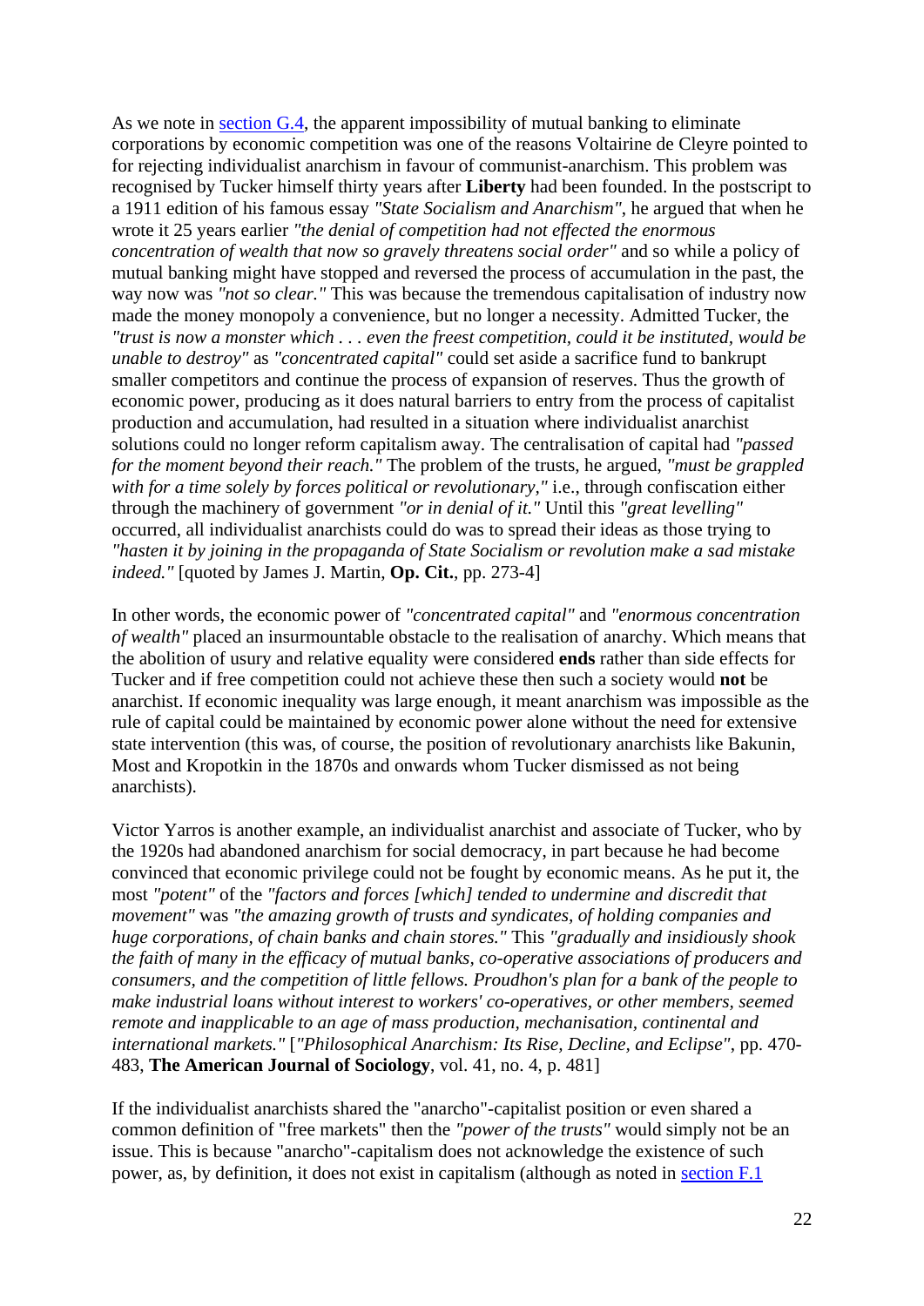As we note in section G.4, the apparent impossibility of mutual banking to eliminate corporations by economic competition was one of the reasons Voltairine de Cleyre pointed to for rejecting individualist anarchism in favour of communist-anarchism. This problem was recognised by Tucker himself thirty years after **Liberty** had been founded. In the postscript to a 1911 edition of his famous essay *"State Socialism and Anarchism"*, he argued that when he wrote it 25 years earlier *"the denial of competition had not effected the enormous concentration of wealth that now so gravely threatens social order"* and so while a policy of mutual banking might have stopped and reversed the process of accumulation in the past, the way now was *"not so clear."* This was because the tremendous capitalisation of industry now made the money monopoly a convenience, but no longer a necessity. Admitted Tucker, the *"trust is now a monster which . . . even the freest competition, could it be instituted, would be unable to destroy"* as *"concentrated capital"* could set aside a sacrifice fund to bankrupt smaller competitors and continue the process of expansion of reserves. Thus the growth of economic power, producing as it does natural barriers to entry from the process of capitalist production and accumulation, had resulted in a situation where individualist anarchist solutions could no longer reform capitalism away. The centralisation of capital had *"passed for the moment beyond their reach."* The problem of the trusts, he argued, *"must be grappled with for a time solely by forces political or revolutionary,"* i.e., through confiscation either through the machinery of government *"or in denial of it."* Until this *"great levelling"* occurred, all individualist anarchists could do was to spread their ideas as those trying to *"hasten it by joining in the propaganda of State Socialism or revolution make a sad mistake indeed."* [quoted by James J. Martin, **Op. Cit.**, pp. 273-4]

In other words, the economic power of *"concentrated capital"* and *"enormous concentration of wealth"* placed an insurmountable obstacle to the realisation of anarchy. Which means that the abolition of usury and relative equality were considered **ends** rather than side effects for Tucker and if free competition could not achieve these then such a society would **not** be anarchist. If economic inequality was large enough, it meant anarchism was impossible as the rule of capital could be maintained by economic power alone without the need for extensive state intervention (this was, of course, the position of revolutionary anarchists like Bakunin, Most and Kropotkin in the 1870s and onwards whom Tucker dismissed as not being anarchists).

Victor Yarros is another example, an individualist anarchist and associate of Tucker, who by the 1920s had abandoned anarchism for social democracy, in part because he had become convinced that economic privilege could not be fought by economic means. As he put it, the most *"potent"* of the *"factors and forces [which] tended to undermine and discredit that movement"* was *"the amazing growth of trusts and syndicates, of holding companies and huge corporations, of chain banks and chain stores."* This *"gradually and insidiously shook the faith of many in the efficacy of mutual banks, co-operative associations of producers and consumers, and the competition of little fellows. Proudhon's plan for a bank of the people to make industrial loans without interest to workers' co-operatives, or other members, seemed remote and inapplicable to an age of mass production, mechanisation, continental and international markets."* [*"Philosophical Anarchism: Its Rise, Decline, and Eclipse"*, pp. 470-483, **The American Journal of Sociology**, vol. 41, no. 4, p. 481]

If the individualist anarchists shared the "anarcho"-capitalist position or even shared a common definition of "free markets" then the *"power of the trusts"* would simply not be an issue. This is because "anarcho"-capitalism does not acknowledge the existence of such power, as, by definition, it does not exist in capitalism (although as noted in section F.1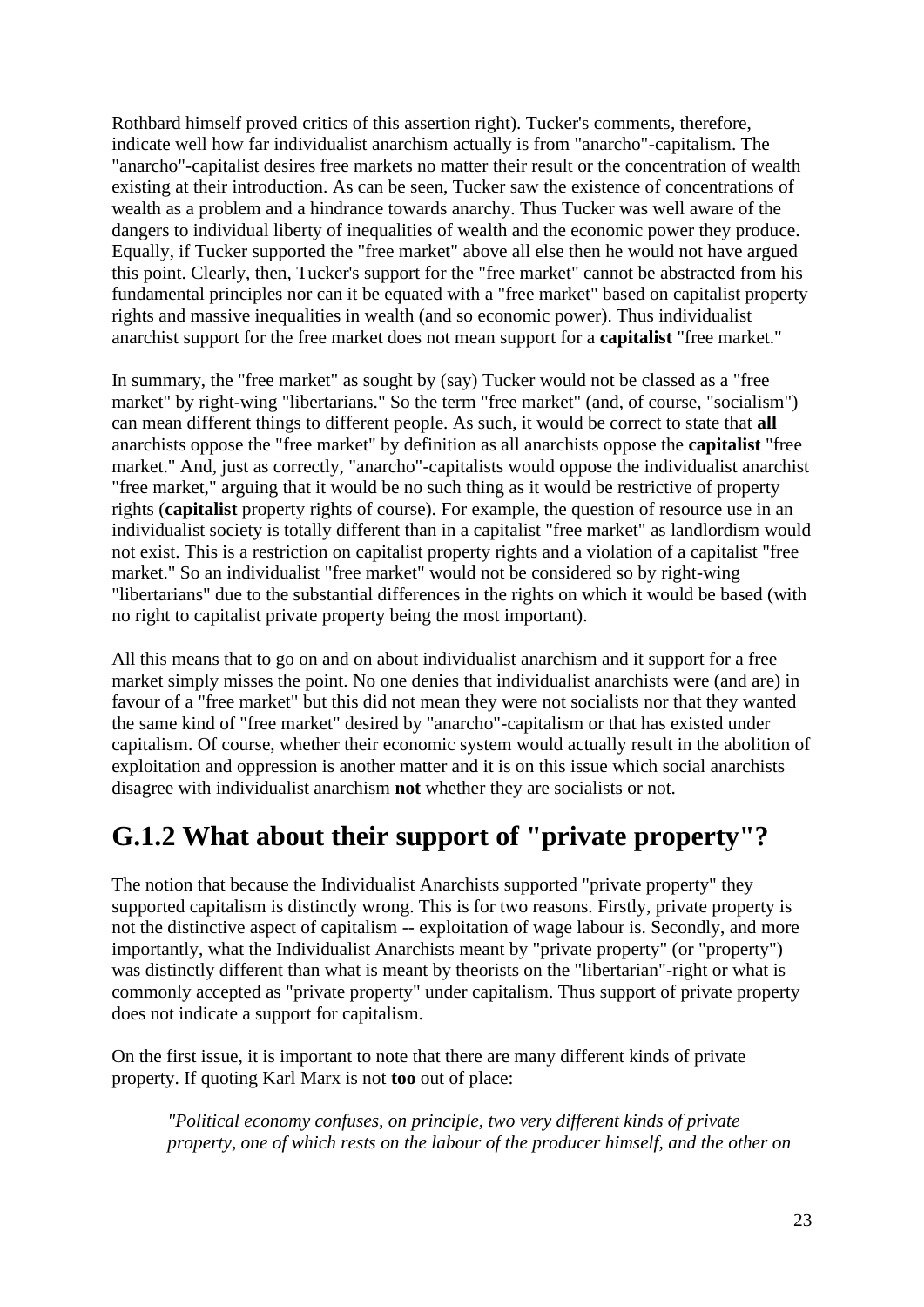Rothbard himself proved critics of this assertion right). Tucker's comments, therefore, indicate well how far individualist anarchism actually is from "anarcho"-capitalism. The "anarcho"-capitalist desires free markets no matter their result or the concentration of wealth existing at their introduction. As can be seen, Tucker saw the existence of concentrations of wealth as a problem and a hindrance towards anarchy. Thus Tucker was well aware of the dangers to individual liberty of inequalities of wealth and the economic power they produce. Equally, if Tucker supported the "free market" above all else then he would not have argued this point. Clearly, then, Tucker's support for the "free market" cannot be abstracted from his fundamental principles nor can it be equated with a "free market" based on capitalist property rights and massive inequalities in wealth (and so economic power). Thus individualist anarchist support for the free market does not mean support for a **capitalist** "free market."

In summary, the "free market" as sought by (say) Tucker would not be classed as a "free market" by right-wing "libertarians." So the term "free market" (and, of course, "socialism") can mean different things to different people. As such, it would be correct to state that **all** anarchists oppose the "free market" by definition as all anarchists oppose the **capitalist** "free market." And, just as correctly, "anarcho"-capitalists would oppose the individualist anarchist "free market," arguing that it would be no such thing as it would be restrictive of property rights (**capitalist** property rights of course). For example, the question of resource use in an individualist society is totally different than in a capitalist "free market" as landlordism would not exist. This is a restriction on capitalist property rights and a violation of a capitalist "free market." So an individualist "free market" would not be considered so by right-wing "libertarians" due to the substantial differences in the rights on which it would be based (with no right to capitalist private property being the most important).

All this means that to go on and on about individualist anarchism and it support for a free market simply misses the point. No one denies that individualist anarchists were (and are) in favour of a "free market" but this did not mean they were not socialists nor that they wanted the same kind of "free market" desired by "anarcho"-capitalism or that has existed under capitalism. Of course, whether their economic system would actually result in the abolition of exploitation and oppression is another matter and it is on this issue which social anarchists disagree with individualist anarchism **not** whether they are socialists or not.

## G.1.2 What about their support of "private property"?

The notion that because the Individualist Anarchists supported "private property" they supported capitalism is distinctly wrong. This is for two reasons. Firstly, private property is not the distinctive aspect of capitalism -- exploitation of wage labour is. Secondly, and more importantly, what the Individualist Anarchists meant by "private property" (or "property") was distinctly different than what is meant by theorists on the "libertarian"-right or what is commonly accepted as "private property" under capitalism. Thus support of private property does not indicate a support for capitalism.

On the first issue, it is important to note that there are many different kinds of private property. If quoting Karl Marx is not **too** out of place:

> *"Political economy confuses, on principle, two very different kinds of private property, one of which rests on the labour of the producer himself, and the other on*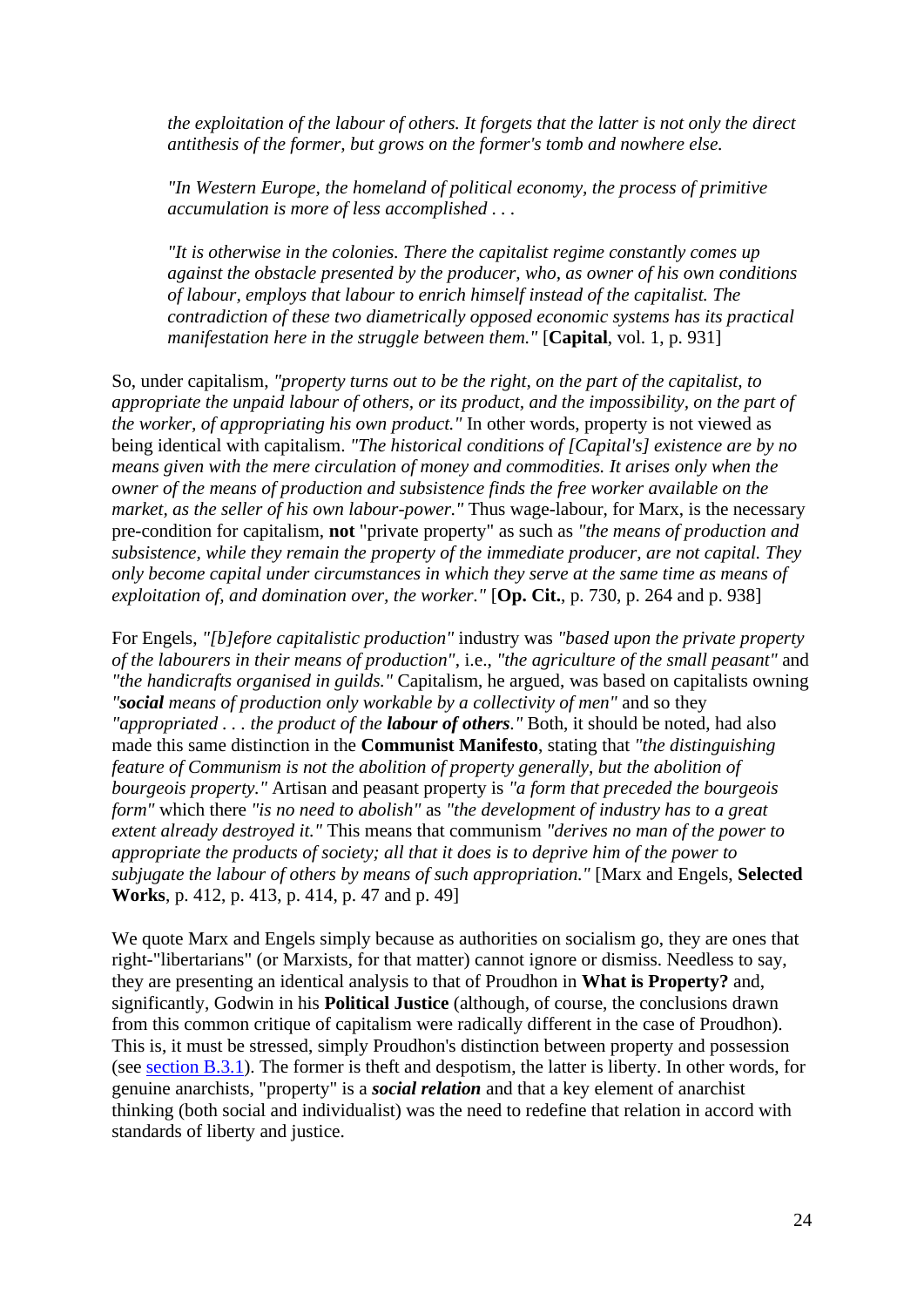> *the exploitation of the labour of others. It forgets that the latter is not only the direct antithesis of the former, but grows on the former's tomb and nowhere else.*
>
> *"In Western Europe, the homeland of political economy, the process of primitive accumulation is more of less accomplished . . .*
>
> *"It is otherwise in the colonies. There the capitalist regime constantly comes up against the obstacle presented by the producer, who, as owner of his own conditions of labour, employs that labour to enrich himself instead of the capitalist. The contradiction of these two diametrically opposed economic systems has its practical manifestation here in the struggle between them."* [**Capital**, vol. 1, p. 931]

So, under capitalism, *"property turns out to be the right, on the part of the capitalist, to appropriate the unpaid labour of others, or its product, and the impossibility, on the part of the worker, of appropriating his own product."* In other words, property is not viewed as being identical with capitalism. *"The historical conditions of [Capital's] existence are by no means given with the mere circulation of money and commodities. It arises only when the owner of the means of production and subsistence finds the free worker available on the market, as the seller of his own labour-power."* Thus wage-labour, for Marx, is the necessary pre-condition for capitalism, **not** "private property" as such as *"the means of production and subsistence, while they remain the property of the immediate producer, are not capital. They only become capital under circumstances in which they serve at the same time as means of exploitation of, and domination over, the worker."* [**Op. Cit.**, p. 730, p. 264 and p. 938]

For Engels, *"[b]efore capitalistic production"* industry was *"based upon the private property of the labourers in their means of production"*, i.e., *"the agriculture of the small peasant"* and *"the handicrafts organised in guilds."* Capitalism, he argued, was based on capitalists owning *"**social** means of production only workable by a collectivity of men"* and so they *"appropriated . . . the product of the **labour of others**."* Both, it should be noted, had also made this same distinction in the **Communist Manifesto**, stating that *"the distinguishing feature of Communism is not the abolition of property generally, but the abolition of bourgeois property."* Artisan and peasant property is *"a form that preceded the bourgeois form"* which there *"is no need to abolish"* as *"the development of industry has to a great extent already destroyed it."* This means that communism *"derives no man of the power to appropriate the products of society; all that it does is to deprive him of the power to subjugate the labour of others by means of such appropriation."* [Marx and Engels, **Selected Works**, p. 412, p. 413, p. 414, p. 47 and p. 49]

We quote Marx and Engels simply because as authorities on socialism go, they are ones that right-"libertarians" (or Marxists, for that matter) cannot ignore or dismiss. Needless to say, they are presenting an identical analysis to that of Proudhon in **What is Property?** and, significantly, Godwin in his **Political Justice** (although, of course, the conclusions drawn from this common critique of capitalism were radically different in the case of Proudhon). This is, it must be stressed, simply Proudhon's distinction between property and possession (see section B.3.1). The former is theft and despotism, the latter is liberty. In other words, for genuine anarchists, "property" is a ***social relation*** and that a key element of anarchist thinking (both social and individualist) was the need to redefine that relation in accord with standards of liberty and justice.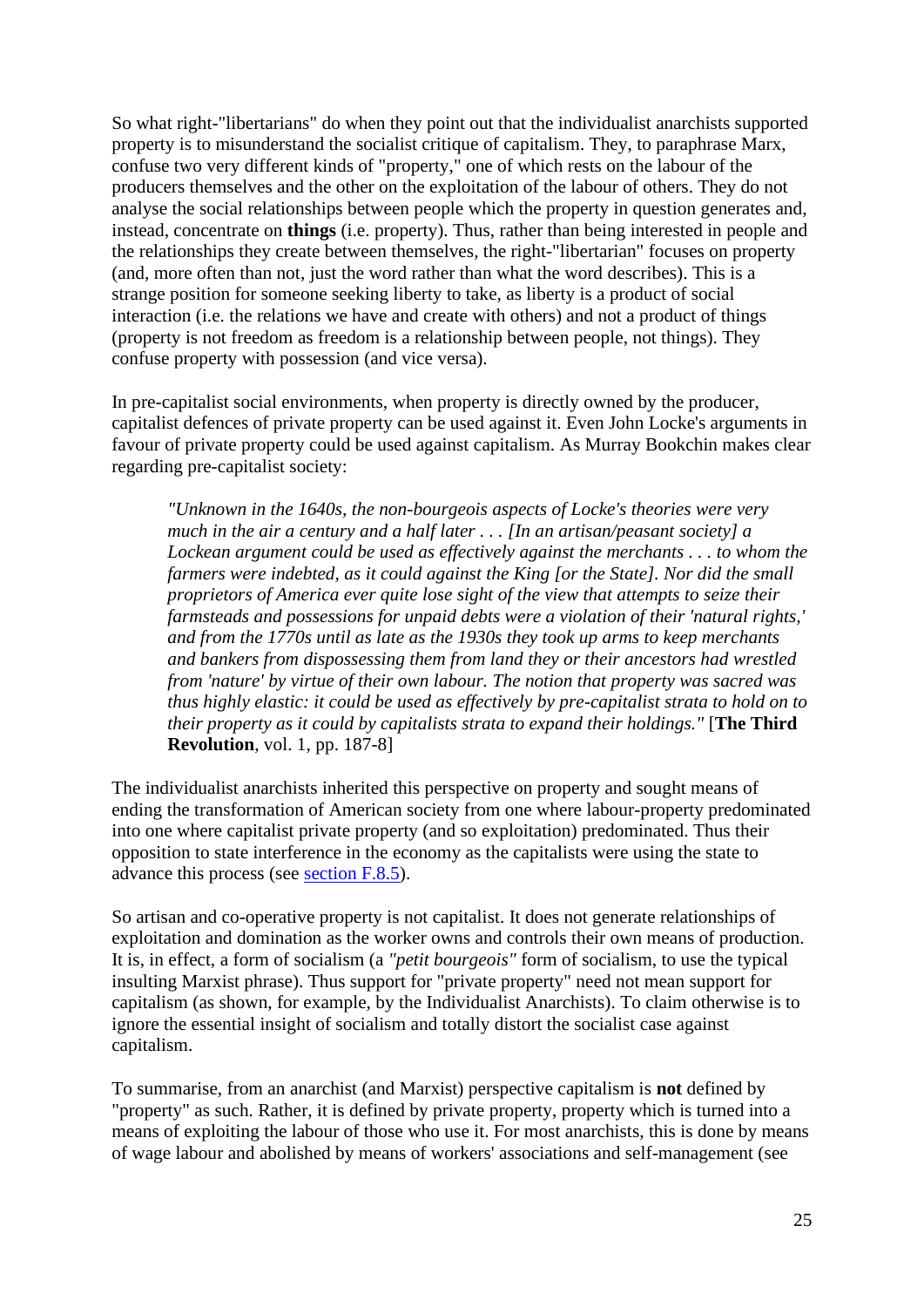So what right-"libertarians" do when they point out that the individualist anarchists supported property is to misunderstand the socialist critique of capitalism. They, to paraphrase Marx, confuse two very different kinds of "property," one of which rests on the labour of the producers themselves and the other on the exploitation of the labour of others. They do not analyse the social relationships between people which the property in question generates and, instead, concentrate on **things** (i.e. property). Thus, rather than being interested in people and the relationships they create between themselves, the right-"libertarian" focuses on property (and, more often than not, just the word rather than what the word describes). This is a strange position for someone seeking liberty to take, as liberty is a product of social interaction (i.e. the relations we have and create with others) and not a product of things (property is not freedom as freedom is a relationship between people, not things). They confuse property with possession (and vice versa).

In pre-capitalist social environments, when property is directly owned by the producer, capitalist defences of private property can be used against it. Even John Locke's arguments in favour of private property could be used against capitalism. As Murray Bookchin makes clear regarding pre-capitalist society:

> *"Unknown in the 1640s, the non-bourgeois aspects of Locke's theories were very much in the air a century and a half later . . . [In an artisan/peasant society] a Lockean argument could be used as effectively against the merchants . . . to whom the farmers were indebted, as it could against the King [or the State]. Nor did the small proprietors of America ever quite lose sight of the view that attempts to seize their farmsteads and possessions for unpaid debts were a violation of their 'natural rights,' and from the 1770s until as late as the 1930s they took up arms to keep merchants and bankers from dispossessing them from land they or their ancestors had wrestled from 'nature' by virtue of their own labour. The notion that property was sacred was thus highly elastic: it could be used as effectively by pre-capitalist strata to hold on to their property as it could by capitalists strata to expand their holdings."* [**The Third Revolution**, vol. 1, pp. 187-8]

The individualist anarchists inherited this perspective on property and sought means of ending the transformation of American society from one where labour-property predominated into one where capitalist private property (and so exploitation) predominated. Thus their opposition to state interference in the economy as the capitalists were using the state to advance this process (see section F.8.5).

So artisan and co-operative property is not capitalist. It does not generate relationships of exploitation and domination as the worker owns and controls their own means of production. It is, in effect, a form of socialism (a *"petit bourgeois"* form of socialism, to use the typical insulting Marxist phrase). Thus support for "private property" need not mean support for capitalism (as shown, for example, by the Individualist Anarchists). To claim otherwise is to ignore the essential insight of socialism and totally distort the socialist case against capitalism.

To summarise, from an anarchist (and Marxist) perspective capitalism is **not** defined by "property" as such. Rather, it is defined by private property, property which is turned into a means of exploiting the labour of those who use it. For most anarchists, this is done by means of wage labour and abolished by means of workers' associations and self-management (see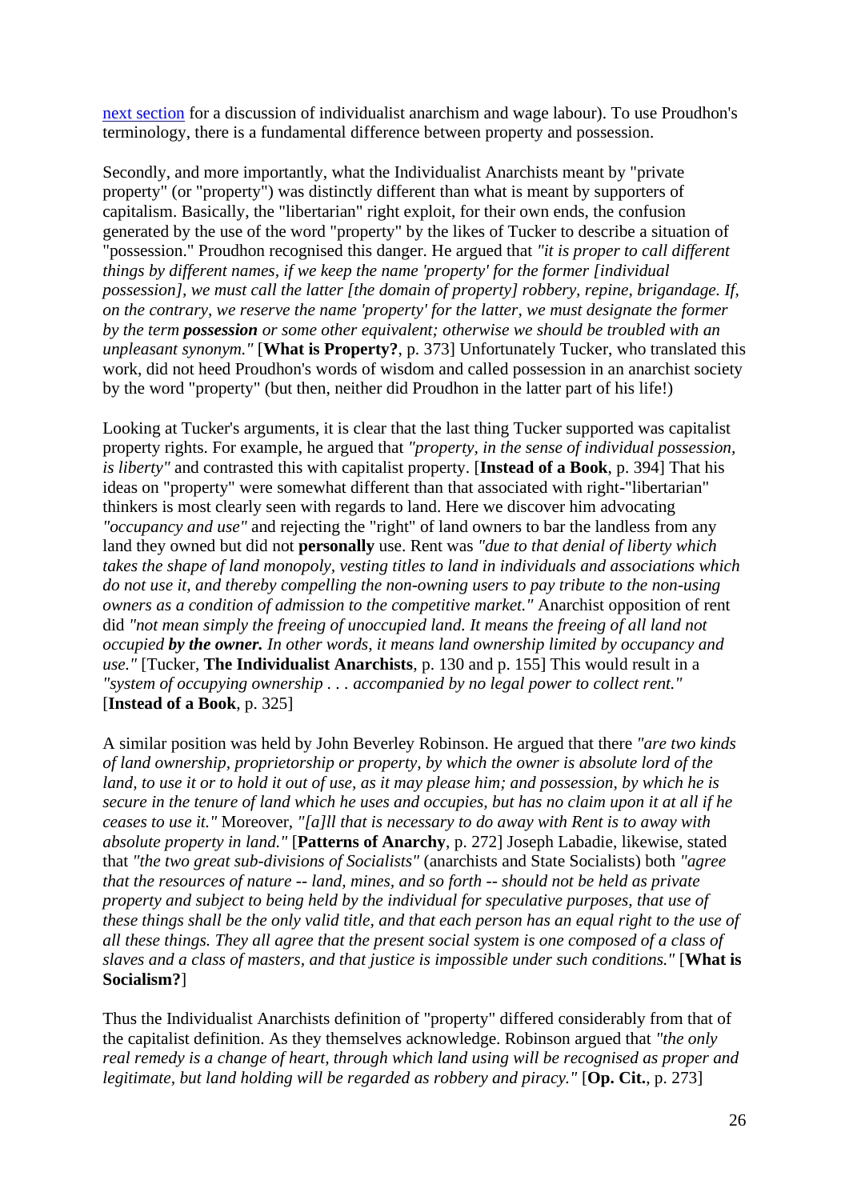[next section](#) for a discussion of individualist anarchism and wage labour). To use Proudhon's terminology, there is a fundamental difference between property and possession.

Secondly, and more importantly, what the Individualist Anarchists meant by "private property" (or "property") was distinctly different than what is meant by supporters of capitalism. Basically, the "libertarian" right exploit, for their own ends, the confusion generated by the use of the word "property" by the likes of Tucker to describe a situation of "possession." Proudhon recognised this danger. He argued that *"it is proper to call different things by different names, if we keep the name 'property' for the former [individual possession], we must call the latter [the domain of property] robbery, repine, brigandage. If, on the contrary, we reserve the name 'property' for the latter, we must designate the former by the term **possession** or some other equivalent; otherwise we should be troubled with an unpleasant synonym."* [**What is Property?**, p. 373] Unfortunately Tucker, who translated this work, did not heed Proudhon's words of wisdom and called possession in an anarchist society by the word "property" (but then, neither did Proudhon in the latter part of his life!)

Looking at Tucker's arguments, it is clear that the last thing Tucker supported was capitalist property rights. For example, he argued that *"property, in the sense of individual possession, is liberty"* and contrasted this with capitalist property. [**Instead of a Book**, p. 394] That his ideas on "property" were somewhat different than that associated with right-"libertarian" thinkers is most clearly seen with regards to land. Here we discover him advocating *"occupancy and use"* and rejecting the "right" of land owners to bar the landless from any land they owned but did not **personally** use. Rent was *"due to that denial of liberty which takes the shape of land monopoly, vesting titles to land in individuals and associations which do not use it, and thereby compelling the non-owning users to pay tribute to the non-using owners as a condition of admission to the competitive market."* Anarchist opposition of rent did *"not mean simply the freeing of unoccupied land. It means the freeing of all land not occupied **by the owner.** In other words, it means land ownership limited by occupancy and use."* [Tucker, **The Individualist Anarchists**, p. 130 and p. 155] This would result in a *"system of occupying ownership . . . accompanied by no legal power to collect rent."* [**Instead of a Book**, p. 325]

A similar position was held by John Beverley Robinson. He argued that there *"are two kinds of land ownership, proprietorship or property, by which the owner is absolute lord of the land, to use it or to hold it out of use, as it may please him; and possession, by which he is secure in the tenure of land which he uses and occupies, but has no claim upon it at all if he ceases to use it."* Moreover, *"[a]ll that is necessary to do away with Rent is to away with absolute property in land."* [**Patterns of Anarchy**, p. 272] Joseph Labadie, likewise, stated that *"the two great sub-divisions of Socialists"* (anarchists and State Socialists) both *"agree that the resources of nature -- land, mines, and so forth -- should not be held as private property and subject to being held by the individual for speculative purposes, that use of these things shall be the only valid title, and that each person has an equal right to the use of all these things. They all agree that the present social system is one composed of a class of slaves and a class of masters, and that justice is impossible under such conditions."* [**What is Socialism?**]

Thus the Individualist Anarchists definition of "property" differed considerably from that of the capitalist definition. As they themselves acknowledge. Robinson argued that *"the only real remedy is a change of heart, through which land using will be recognised as proper and legitimate, but land holding will be regarded as robbery and piracy."* [**Op. Cit.**, p. 273]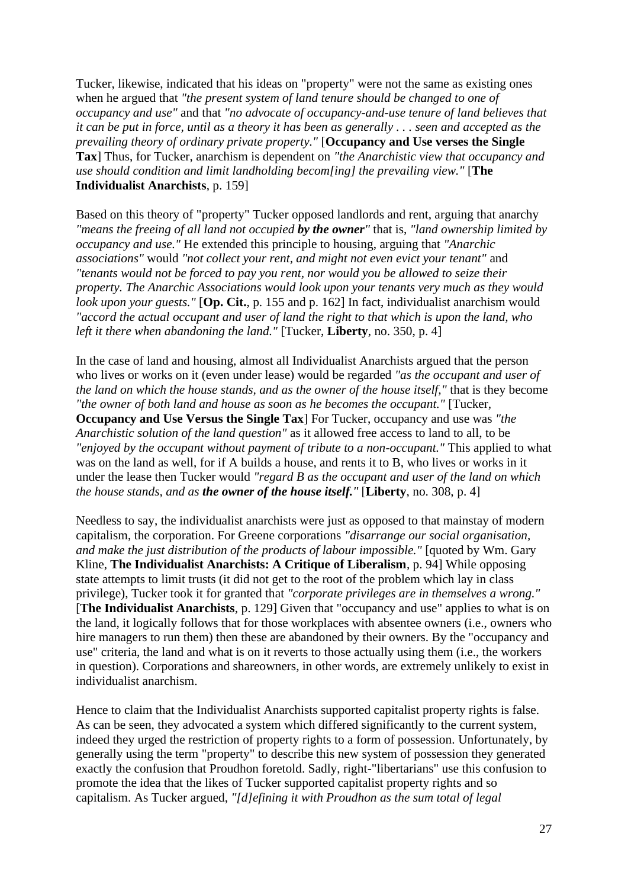Tucker, likewise, indicated that his ideas on "property" were not the same as existing ones when he argued that *"the present system of land tenure should be changed to one of occupancy and use"* and that *"no advocate of occupancy-and-use tenure of land believes that it can be put in force, until as a theory it has been as generally . . . seen and accepted as the prevailing theory of ordinary private property."* [**Occupancy and Use verses the Single Tax**] Thus, for Tucker, anarchism is dependent on *"the Anarchistic view that occupancy and use should condition and limit landholding becom[ing] the prevailing view."* [**The Individualist Anarchists**, p. 159]

Based on this theory of "property" Tucker opposed landlords and rent, arguing that anarchy *"means the freeing of all land not occupied **by the owner**"* that is, *"land ownership limited by occupancy and use."* He extended this principle to housing, arguing that *"Anarchic associations"* would *"not collect your rent, and might not even evict your tenant"* and *"tenants would not be forced to pay you rent, nor would you be allowed to seize their property. The Anarchic Associations would look upon your tenants very much as they would look upon your guests."* [**Op. Cit.**, p. 155 and p. 162] In fact, individualist anarchism would *"accord the actual occupant and user of land the right to that which is upon the land, who left it there when abandoning the land."* [Tucker, **Liberty**, no. 350, p. 4]

In the case of land and housing, almost all Individualist Anarchists argued that the person who lives or works on it (even under lease) would be regarded *"as the occupant and user of the land on which the house stands, and as the owner of the house itself,"* that is they become *"the owner of both land and house as soon as he becomes the occupant."* [Tucker, **Occupancy and Use Versus the Single Tax**] For Tucker, occupancy and use was *"the Anarchistic solution of the land question"* as it allowed free access to land to all, to be *"enjoyed by the occupant without payment of tribute to a non-occupant."* This applied to what was on the land as well, for if A builds a house, and rents it to B, who lives or works in it under the lease then Tucker would *"regard B as the occupant and user of the land on which the house stands, and as **the owner of the house itself.**"* [**Liberty**, no. 308, p. 4]

Needless to say, the individualist anarchists were just as opposed to that mainstay of modern capitalism, the corporation. For Greene corporations *"disarrange our social organisation, and make the just distribution of the products of labour impossible."* [quoted by Wm. Gary Kline, **The Individualist Anarchists: A Critique of Liberalism**, p. 94] While opposing state attempts to limit trusts (it did not get to the root of the problem which lay in class privilege), Tucker took it for granted that *"corporate privileges are in themselves a wrong."* [**The Individualist Anarchists**, p. 129] Given that "occupancy and use" applies to what is on the land, it logically follows that for those workplaces with absentee owners (i.e., owners who hire managers to run them) then these are abandoned by their owners. By the "occupancy and use" criteria, the land and what is on it reverts to those actually using them (i.e., the workers in question). Corporations and shareowners, in other words, are extremely unlikely to exist in individualist anarchism.

Hence to claim that the Individualist Anarchists supported capitalist property rights is false. As can be seen, they advocated a system which differed significantly to the current system, indeed they urged the restriction of property rights to a form of possession. Unfortunately, by generally using the term "property" to describe this new system of possession they generated exactly the confusion that Proudhon foretold. Sadly, right-"libertarians" use this confusion to promote the idea that the likes of Tucker supported capitalist property rights and so capitalism. As Tucker argued, *"[d]efining it with Proudhon as the sum total of legal*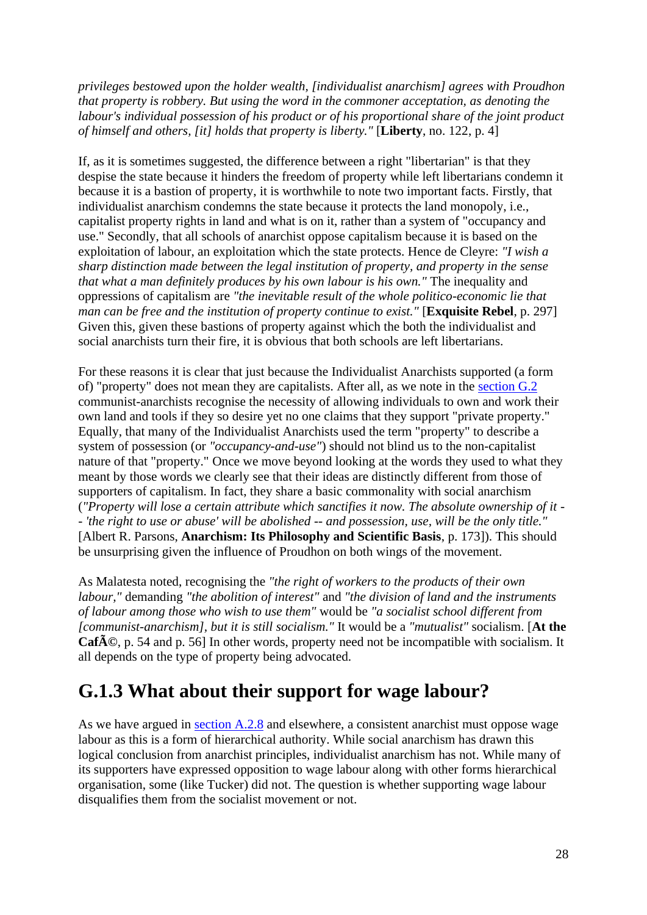*privileges bestowed upon the holder wealth, [individualist anarchism] agrees with Proudhon that property is robbery. But using the word in the commoner acceptation, as denoting the labour's individual possession of his product or of his proportional share of the joint product of himself and others, [it] holds that property is liberty."* [**Liberty**, no. 122, p. 4]

If, as it is sometimes suggested, the difference between a right "libertarian" is that they despise the state because it hinders the freedom of property while left libertarians condemn it because it is a bastion of property, it is worthwhile to note two important facts. Firstly, that individualist anarchism condemns the state because it protects the land monopoly, i.e., capitalist property rights in land and what is on it, rather than a system of "occupancy and use." Secondly, that all schools of anarchist oppose capitalism because it is based on the exploitation of labour, an exploitation which the state protects. Hence de Cleyre: *"I wish a sharp distinction made between the legal institution of property, and property in the sense that what a man definitely produces by his own labour is his own."* The inequality and oppressions of capitalism are *"the inevitable result of the whole politico-economic lie that man can be free and the institution of property continue to exist."* [**Exquisite Rebel**, p. 297] Given this, given these bastions of property against which the both the individualist and social anarchists turn their fire, it is obvious that both schools are left libertarians.

For these reasons it is clear that just because the Individualist Anarchists supported (a form of) "property" does not mean they are capitalists. After all, as we note in the section G.2 communist-anarchists recognise the necessity of allowing individuals to own and work their own land and tools if they so desire yet no one claims that they support "private property." Equally, that many of the Individualist Anarchists used the term "property" to describe a system of possession (or *"occupancy-and-use"*) should not blind us to the non-capitalist nature of that "property." Once we move beyond looking at the words they used to what they meant by those words we clearly see that their ideas are distinctly different from those of supporters of capitalism. In fact, they share a basic commonality with social anarchism (*"Property will lose a certain attribute which sanctifies it now. The absolute ownership of it -- 'the right to use or abuse' will be abolished -- and possession, use, will be the only title."* [Albert R. Parsons, **Anarchism: Its Philosophy and Scientific Basis**, p. 173]). This should be unsurprising given the influence of Proudhon on both wings of the movement.

As Malatesta noted, recognising the *"the right of workers to the products of their own labour,"* demanding *"the abolition of interest"* and *"the division of land and the instruments of labour among those who wish to use them"* would be *"a socialist school different from [communist-anarchism], but it is still socialism."* It would be a *"mutualist"* socialism. [**At the CafÃ©**, p. 54 and p. 56] In other words, property need not be incompatible with socialism. It all depends on the type of property being advocated.

## G.1.3 What about their support for wage labour?

As we have argued in section A.2.8 and elsewhere, a consistent anarchist must oppose wage labour as this is a form of hierarchical authority. While social anarchism has drawn this logical conclusion from anarchist principles, individualist anarchism has not. While many of its supporters have expressed opposition to wage labour along with other forms hierarchical organisation, some (like Tucker) did not. The question is whether supporting wage labour disqualifies them from the socialist movement or not.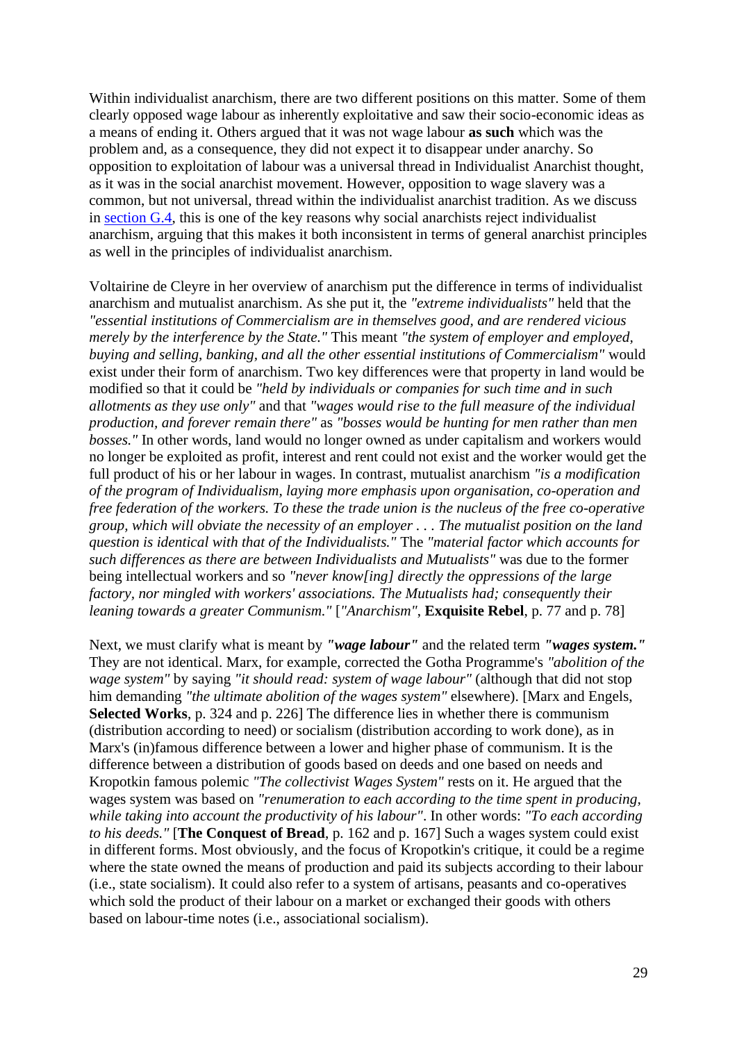Within individualist anarchism, there are two different positions on this matter. Some of them clearly opposed wage labour as inherently exploitative and saw their socio-economic ideas as a means of ending it. Others argued that it was not wage labour **as such** which was the problem and, as a consequence, they did not expect it to disappear under anarchy. So opposition to exploitation of labour was a universal thread in Individualist Anarchist thought, as it was in the social anarchist movement. However, opposition to wage slavery was a common, but not universal, thread within the individualist anarchist tradition. As we discuss in section G.4, this is one of the key reasons why social anarchists reject individualist anarchism, arguing that this makes it both inconsistent in terms of general anarchist principles as well in the principles of individualist anarchism.

Voltairine de Cleyre in her overview of anarchism put the difference in terms of individualist anarchism and mutualist anarchism. As she put it, the *"extreme individualists"* held that the *"essential institutions of Commercialism are in themselves good, and are rendered vicious merely by the interference by the State."* This meant *"the system of employer and employed, buying and selling, banking, and all the other essential institutions of Commercialism"* would exist under their form of anarchism. Two key differences were that property in land would be modified so that it could be *"held by individuals or companies for such time and in such allotments as they use only"* and that *"wages would rise to the full measure of the individual production, and forever remain there"* as *"bosses would be hunting for men rather than men bosses."* In other words, land would no longer owned as under capitalism and workers would no longer be exploited as profit, interest and rent could not exist and the worker would get the full product of his or her labour in wages. In contrast, mutualist anarchism *"is a modification of the program of Individualism, laying more emphasis upon organisation, co-operation and free federation of the workers. To these the trade union is the nucleus of the free co-operative group, which will obviate the necessity of an employer . . . The mutualist position on the land question is identical with that of the Individualists."* The *"material factor which accounts for such differences as there are between Individualists and Mutualists"* was due to the former being intellectual workers and so *"never know[ing] directly the oppressions of the large factory, nor mingled with workers' associations. The Mutualists had; consequently their leaning towards a greater Communism."* [*"Anarchism"*, **Exquisite Rebel**, p. 77 and p. 78]

Next, we must clarify what is meant by ***"wage labour"*** and the related term ***"wages system."*** They are not identical. Marx, for example, corrected the Gotha Programme's *"abolition of the wage system"* by saying *"it should read: system of wage labour"* (although that did not stop him demanding *"the ultimate abolition of the wages system"* elsewhere). [Marx and Engels, **Selected Works**, p. 324 and p. 226] The difference lies in whether there is communism (distribution according to need) or socialism (distribution according to work done), as in Marx's (in)famous difference between a lower and higher phase of communism. It is the difference between a distribution of goods based on deeds and one based on needs and Kropotkin famous polemic *"The collectivist Wages System"* rests on it. He argued that the wages system was based on *"renumeration to each according to the time spent in producing, while taking into account the productivity of his labour"*. In other words: *"To each according to his deeds."* [**The Conquest of Bread**, p. 162 and p. 167] Such a wages system could exist in different forms. Most obviously, and the focus of Kropotkin's critique, it could be a regime where the state owned the means of production and paid its subjects according to their labour (i.e., state socialism). It could also refer to a system of artisans, peasants and co-operatives which sold the product of their labour on a market or exchanged their goods with others based on labour-time notes (i.e., associational socialism).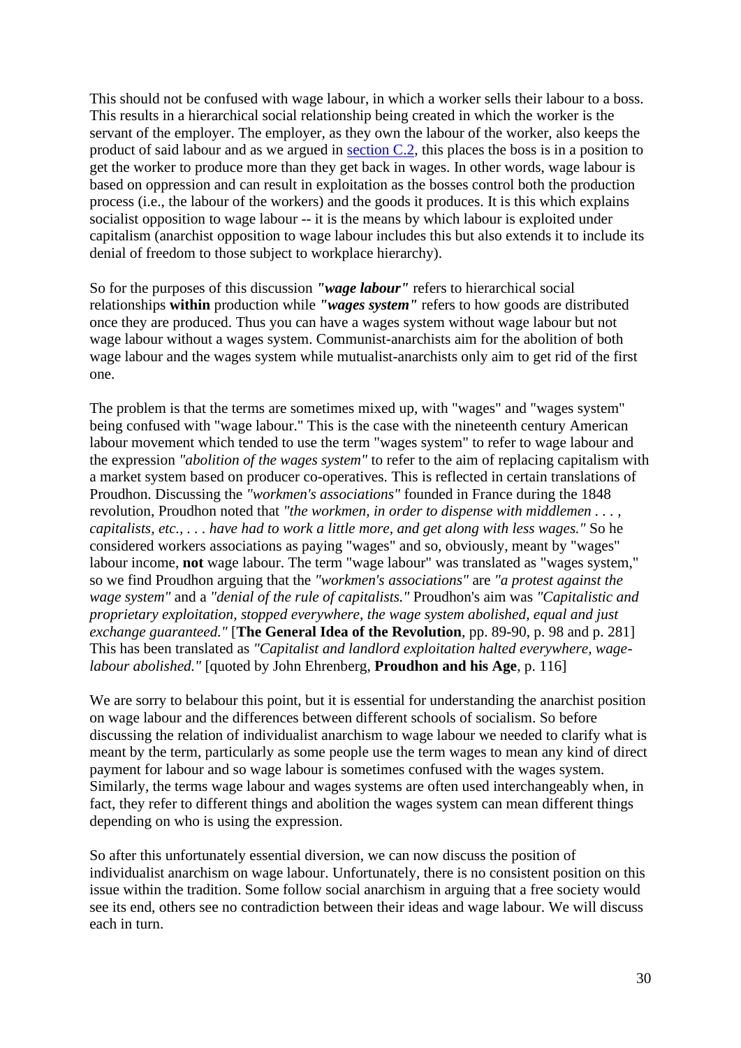This should not be confused with wage labour, in which a worker sells their labour to a boss. This results in a hierarchical social relationship being created in which the worker is the servant of the employer. The employer, as they own the labour of the worker, also keeps the product of said labour and as we argued in [section C.2](), this places the boss is in a position to get the worker to produce more than they get back in wages. In other words, wage labour is based on oppression and can result in exploitation as the bosses control both the production process (i.e., the labour of the workers) and the goods it produces. It is this which explains socialist opposition to wage labour -- it is the means by which labour is exploited under capitalism (anarchist opposition to wage labour includes this but also extends it to include its denial of freedom to those subject to workplace hierarchy).

So for the purposes of this discussion ***"wage labour"*** refers to hierarchical social relationships **within** production while ***"wages system"*** refers to how goods are distributed once they are produced. Thus you can have a wages system without wage labour but not wage labour without a wages system. Communist-anarchists aim for the abolition of both wage labour and the wages system while mutualist-anarchists only aim to get rid of the first one.

The problem is that the terms are sometimes mixed up, with "wages" and "wages system" being confused with "wage labour." This is the case with the nineteenth century American labour movement which tended to use the term "wages system" to refer to wage labour and the expression *"abolition of the wages system"* to refer to the aim of replacing capitalism with a market system based on producer co-operatives. This is reflected in certain translations of Proudhon. Discussing the *"workmen's associations"* founded in France during the 1848 revolution, Proudhon noted that *"the workmen, in order to dispense with middlemen . . . , capitalists, etc., . . . have had to work a little more, and get along with less wages."* So he considered workers associations as paying "wages" and so, obviously, meant by "wages" labour income, **not** wage labour. The term "wage labour" was translated as "wages system," so we find Proudhon arguing that the *"workmen's associations"* are *"a protest against the wage system"* and a *"denial of the rule of capitalists."* Proudhon's aim was *"Capitalistic and proprietary exploitation, stopped everywhere, the wage system abolished, equal and just exchange guaranteed."* [**The General Idea of the Revolution**, pp. 89-90, p. 98 and p. 281] This has been translated as *"Capitalist and landlord exploitation halted everywhere, wage-labour abolished."* [quoted by John Ehrenberg, **Proudhon and his Age**, p. 116]

We are sorry to belabour this point, but it is essential for understanding the anarchist position on wage labour and the differences between different schools of socialism. So before discussing the relation of individualist anarchism to wage labour we needed to clarify what is meant by the term, particularly as some people use the term wages to mean any kind of direct payment for labour and so wage labour is sometimes confused with the wages system. Similarly, the terms wage labour and wages systems are often used interchangeably when, in fact, they refer to different things and abolition the wages system can mean different things depending on who is using the expression.

So after this unfortunately essential diversion, we can now discuss the position of individualist anarchism on wage labour. Unfortunately, there is no consistent position on this issue within the tradition. Some follow social anarchism in arguing that a free society would see its end, others see no contradiction between their ideas and wage labour. We will discuss each in turn.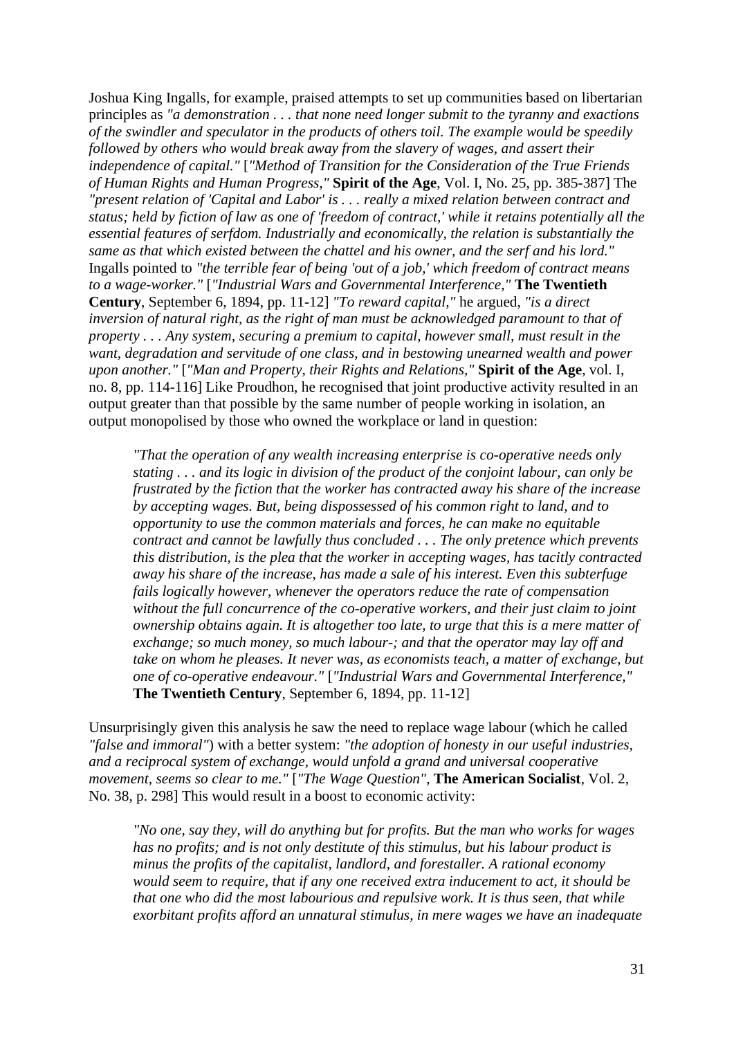Joshua King Ingalls, for example, praised attempts to set up communities based on libertarian principles as *"a demonstration . . . that none need longer submit to the tyranny and exactions of the swindler and speculator in the products of others toil. The example would be speedily followed by others who would break away from the slavery of wages, and assert their independence of capital."* [*"Method of Transition for the Consideration of the True Friends of Human Rights and Human Progress,"* **Spirit of the Age**, Vol. I, No. 25, pp. 385-387] The *"present relation of 'Capital and Labor' is . . . really a mixed relation between contract and status; held by fiction of law as one of 'freedom of contract,' while it retains potentially all the essential features of serfdom. Industrially and economically, the relation is substantially the same as that which existed between the chattel and his owner, and the serf and his lord."* Ingalls pointed to *"the terrible fear of being 'out of a job,' which freedom of contract means to a wage-worker."* [*"Industrial Wars and Governmental Interference,"* **The Twentieth Century**, September 6, 1894, pp. 11-12] *"To reward capital,"* he argued, *"is a direct inversion of natural right, as the right of man must be acknowledged paramount to that of property . . . Any system, securing a premium to capital, however small, must result in the want, degradation and servitude of one class, and in bestowing unearned wealth and power upon another."* [*"Man and Property, their Rights and Relations,"* **Spirit of the Age**, vol. I, no. 8, pp. 114-116] Like Proudhon, he recognised that joint productive activity resulted in an output greater than that possible by the same number of people working in isolation, an output monopolised by those who owned the workplace or land in question:

> *"That the operation of any wealth increasing enterprise is co-operative needs only stating . . . and its logic in division of the product of the conjoint labour, can only be frustrated by the fiction that the worker has contracted away his share of the increase by accepting wages. But, being dispossessed of his common right to land, and to opportunity to use the common materials and forces, he can make no equitable contract and cannot be lawfully thus concluded . . . The only pretence which prevents this distribution, is the plea that the worker in accepting wages, has tacitly contracted away his share of the increase, has made a sale of his interest. Even this subterfuge fails logically however, whenever the operators reduce the rate of compensation without the full concurrence of the co-operative workers, and their just claim to joint ownership obtains again. It is altogether too late, to urge that this is a mere matter of exchange; so much money, so much labour-; and that the operator may lay off and take on whom he pleases. It never was, as economists teach, a matter of exchange, but one of co-operative endeavour."* [*"Industrial Wars and Governmental Interference,"* **The Twentieth Century**, September 6, 1894, pp. 11-12]

Unsurprisingly given this analysis he saw the need to replace wage labour (which he called *"false and immoral"*) with a better system: *"the adoption of honesty in our useful industries, and a reciprocal system of exchange, would unfold a grand and universal cooperative movement, seems so clear to me."* [*"The Wage Question"*, **The American Socialist**, Vol. 2, No. 38, p. 298] This would result in a boost to economic activity:

> *"No one, say they, will do anything but for profits. But the man who works for wages has no profits; and is not only destitute of this stimulus, but his labour product is minus the profits of the capitalist, landlord, and forestaller. A rational economy would seem to require, that if any one received extra inducement to act, it should be that one who did the most labourious and repulsive work. It is thus seen, that while exorbitant profits afford an unnatural stimulus, in mere wages we have an inadequate*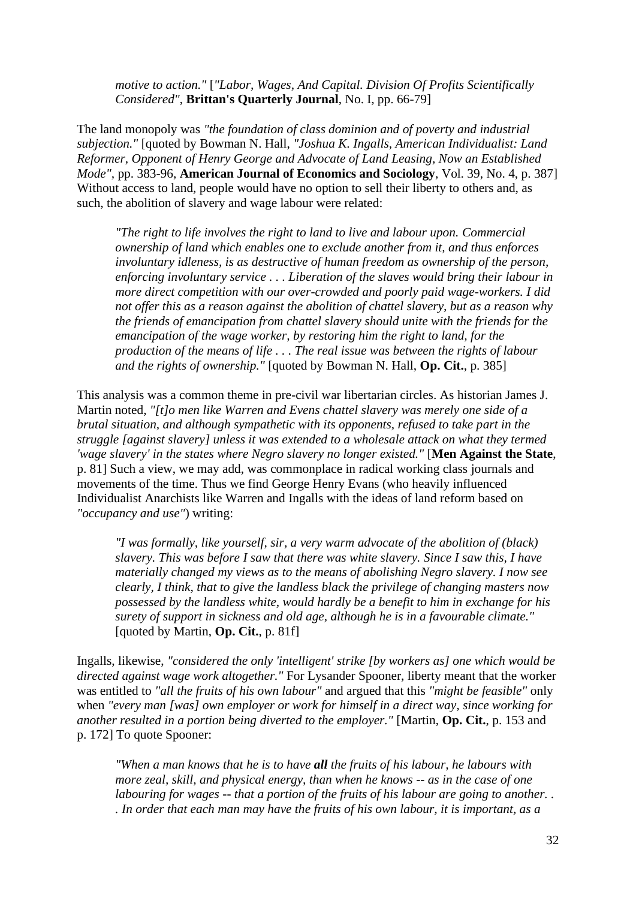> *motive to action."* [*"Labor, Wages, And Capital. Division Of Profits Scientifically Considered"*, **Brittan's Quarterly Journal**, No. I, pp. 66-79]

The land monopoly was *"the foundation of class dominion and of poverty and industrial subjection."* [quoted by Bowman N. Hall, *"Joshua K. Ingalls, American Individualist: Land Reformer, Opponent of Henry George and Advocate of Land Leasing, Now an Established Mode"*, pp. 383-96, **American Journal of Economics and Sociology**, Vol. 39, No. 4, p. 387] Without access to land, people would have no option to sell their liberty to others and, as such, the abolition of slavery and wage labour were related:

> *"The right to life involves the right to land to live and labour upon. Commercial ownership of land which enables one to exclude another from it, and thus enforces involuntary idleness, is as destructive of human freedom as ownership of the person, enforcing involuntary service . . . Liberation of the slaves would bring their labour in more direct competition with our over-crowded and poorly paid wage-workers. I did not offer this as a reason against the abolition of chattel slavery, but as a reason why the friends of emancipation from chattel slavery should unite with the friends for the emancipation of the wage worker, by restoring him the right to land, for the production of the means of life . . . The real issue was between the rights of labour and the rights of ownership."* [quoted by Bowman N. Hall, **Op. Cit.**, p. 385]

This analysis was a common theme in pre-civil war libertarian circles. As historian James J. Martin noted, *"[t]o men like Warren and Evens chattel slavery was merely one side of a brutal situation, and although sympathetic with its opponents, refused to take part in the struggle [against slavery] unless it was extended to a wholesale attack on what they termed 'wage slavery' in the states where Negro slavery no longer existed."* [**Men Against the State**, p. 81] Such a view, we may add, was commonplace in radical working class journals and movements of the time. Thus we find George Henry Evans (who heavily influenced Individualist Anarchists like Warren and Ingalls with the ideas of land reform based on *"occupancy and use"*) writing:

> *"I was formally, like yourself, sir, a very warm advocate of the abolition of (black) slavery. This was before I saw that there was white slavery. Since I saw this, I have materially changed my views as to the means of abolishing Negro slavery. I now see clearly, I think, that to give the landless black the privilege of changing masters now possessed by the landless white, would hardly be a benefit to him in exchange for his surety of support in sickness and old age, although he is in a favourable climate."* [quoted by Martin, **Op. Cit.**, p. 81f]

Ingalls, likewise, *"considered the only 'intelligent' strike [by workers as] one which would be directed against wage work altogether."* For Lysander Spooner, liberty meant that the worker was entitled to *"all the fruits of his own labour"* and argued that this *"might be feasible"* only when *"every man [was] own employer or work for himself in a direct way, since working for another resulted in a portion being diverted to the employer."* [Martin, **Op. Cit.**, p. 153 and p. 172] To quote Spooner:

> *"When a man knows that he is to have* ***all*** *the fruits of his labour, he labours with more zeal, skill, and physical energy, than when he knows -- as in the case of one labouring for wages -- that a portion of the fruits of his labour are going to another. . . In order that each man may have the fruits of his own labour, it is important, as a*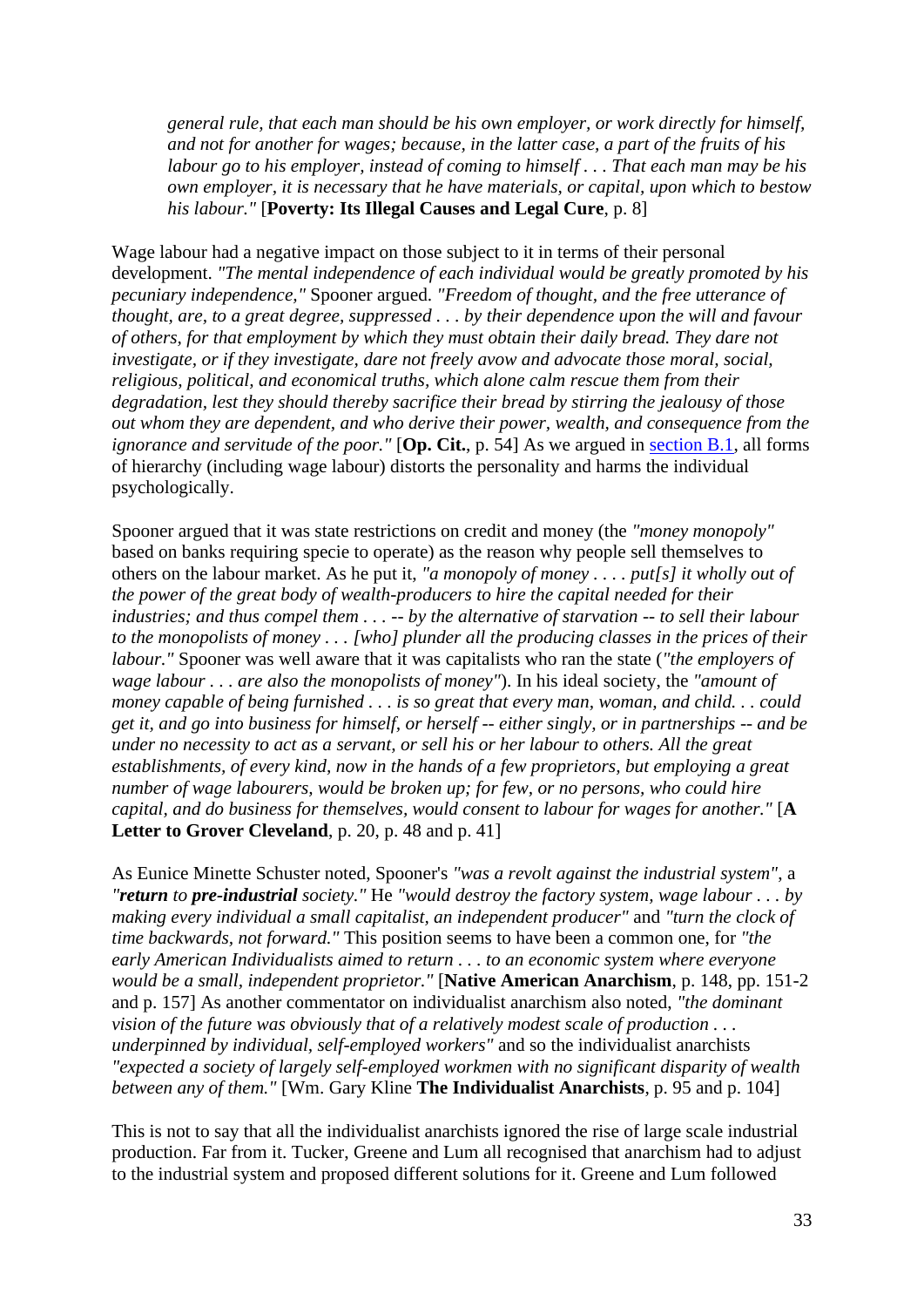> *general rule, that each man should be his own employer, or work directly for himself, and not for another for wages; because, in the latter case, a part of the fruits of his labour go to his employer, instead of coming to himself . . . That each man may be his own employer, it is necessary that he have materials, or capital, upon which to bestow his labour."* [**Poverty: Its Illegal Causes and Legal Cure**, p. 8]

Wage labour had a negative impact on those subject to it in terms of their personal development. *"The mental independence of each individual would be greatly promoted by his pecuniary independence,"* Spooner argued. *"Freedom of thought, and the free utterance of thought, are, to a great degree, suppressed . . . by their dependence upon the will and favour of others, for that employment by which they must obtain their daily bread. They dare not investigate, or if they investigate, dare not freely avow and advocate those moral, social, religious, political, and economical truths, which alone calm rescue them from their degradation, lest they should thereby sacrifice their bread by stirring the jealousy of those out whom they are dependent, and who derive their power, wealth, and consequence from the ignorance and servitude of the poor."* [**Op. Cit.**, p. 54] As we argued in section B.1, all forms of hierarchy (including wage labour) distorts the personality and harms the individual psychologically.

Spooner argued that it was state restrictions on credit and money (the *"money monopoly"* based on banks requiring specie to operate) as the reason why people sell themselves to others on the labour market. As he put it, *"a monopoly of money . . . . put[s] it wholly out of the power of the great body of wealth-producers to hire the capital needed for their industries; and thus compel them . . . -- by the alternative of starvation -- to sell their labour to the monopolists of money . . . [who] plunder all the producing classes in the prices of their labour."* Spooner was well aware that it was capitalists who ran the state (*"the employers of wage labour . . . are also the monopolists of money"*). In his ideal society, the *"amount of money capable of being furnished . . . is so great that every man, woman, and child. . . could get it, and go into business for himself, or herself -- either singly, or in partnerships -- and be under no necessity to act as a servant, or sell his or her labour to others. All the great establishments, of every kind, now in the hands of a few proprietors, but employing a great number of wage labourers, would be broken up; for few, or no persons, who could hire capital, and do business for themselves, would consent to labour for wages for another."* [**A Letter to Grover Cleveland**, p. 20, p. 48 and p. 41]

As Eunice Minette Schuster noted, Spooner's *"was a revolt against the industrial system"*, a *"**return** to **pre-industrial** society."* He *"would destroy the factory system, wage labour . . . by making every individual a small capitalist, an independent producer"* and *"turn the clock of time backwards, not forward."* This position seems to have been a common one, for *"the early American Individualists aimed to return . . . to an economic system where everyone would be a small, independent proprietor."* [**Native American Anarchism**, p. 148, pp. 151-2 and p. 157] As another commentator on individualist anarchism also noted, *"the dominant vision of the future was obviously that of a relatively modest scale of production . . . underpinned by individual, self-employed workers"* and so the individualist anarchists *"expected a society of largely self-employed workmen with no significant disparity of wealth between any of them."* [Wm. Gary Kline **The Individualist Anarchists**, p. 95 and p. 104]

This is not to say that all the individualist anarchists ignored the rise of large scale industrial production. Far from it. Tucker, Greene and Lum all recognised that anarchism had to adjust to the industrial system and proposed different solutions for it. Greene and Lum followed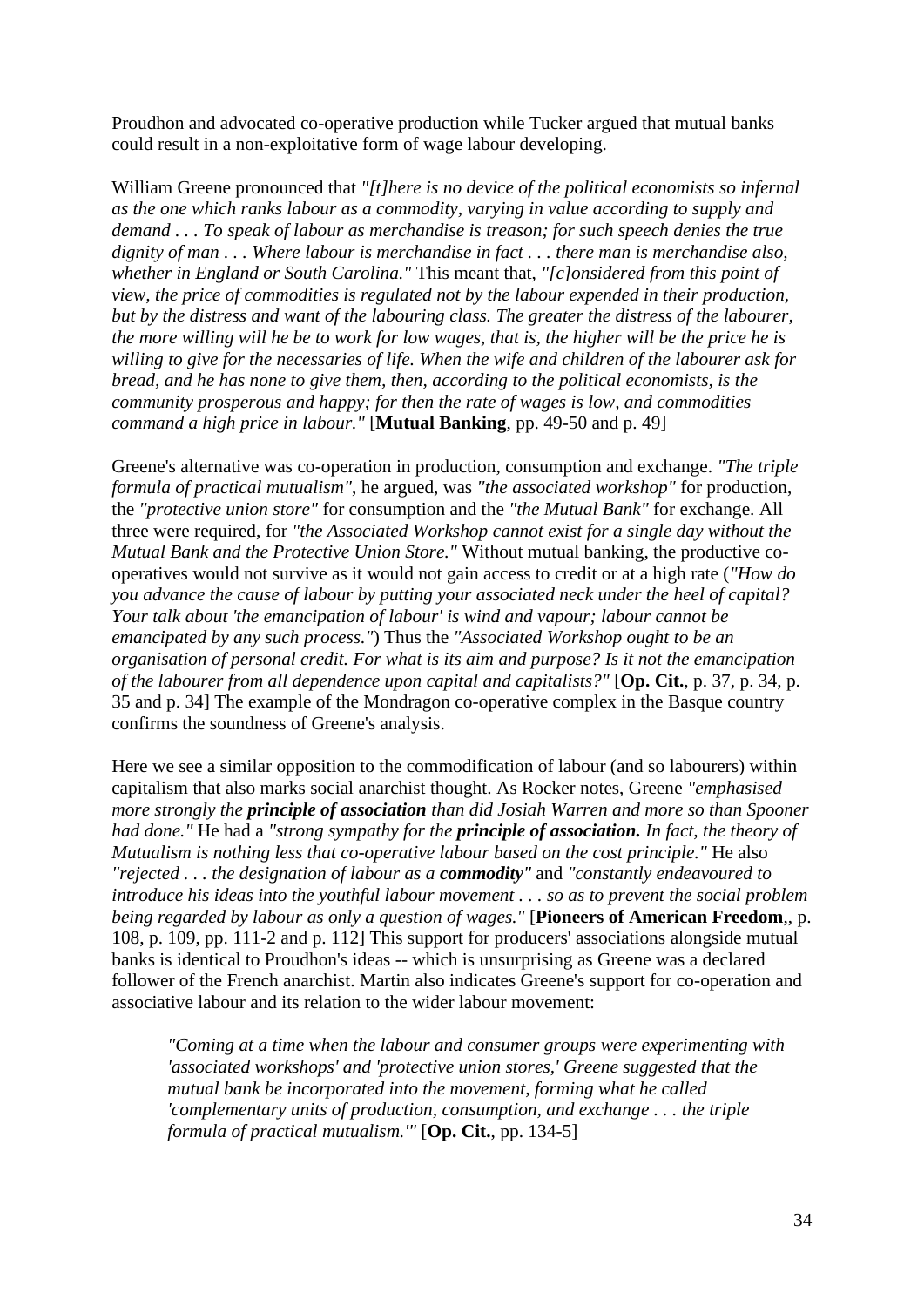Proudhon and advocated co-operative production while Tucker argued that mutual banks could result in a non-exploitative form of wage labour developing.

William Greene pronounced that *"[t]here is no device of the political economists so infernal as the one which ranks labour as a commodity, varying in value according to supply and demand . . . To speak of labour as merchandise is treason; for such speech denies the true dignity of man . . . Where labour is merchandise in fact . . . there man is merchandise also, whether in England or South Carolina."* This meant that, *"[c]onsidered from this point of view, the price of commodities is regulated not by the labour expended in their production, but by the distress and want of the labouring class. The greater the distress of the labourer, the more willing will he be to work for low wages, that is, the higher will be the price he is willing to give for the necessaries of life. When the wife and children of the labourer ask for bread, and he has none to give them, then, according to the political economists, is the community prosperous and happy; for then the rate of wages is low, and commodities command a high price in labour."* [**Mutual Banking**, pp. 49-50 and p. 49]

Greene's alternative was co-operation in production, consumption and exchange. *"The triple formula of practical mutualism"*, he argued, was *"the associated workshop"* for production, the *"protective union store"* for consumption and the *"the Mutual Bank"* for exchange. All three were required, for *"the Associated Workshop cannot exist for a single day without the Mutual Bank and the Protective Union Store."* Without mutual banking, the productive co-operatives would not survive as it would not gain access to credit or at a high rate (*"How do you advance the cause of labour by putting your associated neck under the heel of capital? Your talk about 'the emancipation of labour' is wind and vapour; labour cannot be emancipated by any such process."*) Thus the *"Associated Workshop ought to be an organisation of personal credit. For what is its aim and purpose? Is it not the emancipation of the labourer from all dependence upon capital and capitalists?"* [**Op. Cit.**, p. 37, p. 34, p. 35 and p. 34] The example of the Mondragon co-operative complex in the Basque country confirms the soundness of Greene's analysis.

Here we see a similar opposition to the commodification of labour (and so labourers) within capitalism that also marks social anarchist thought. As Rocker notes, Greene *"emphasised more strongly the **principle of association** than did Josiah Warren and more so than Spooner had done."* He had a *"strong sympathy for the **principle of association.** In fact, the theory of Mutualism is nothing less that co-operative labour based on the cost principle."* He also *"rejected . . . the designation of labour as a **commodity**"* and *"constantly endeavoured to introduce his ideas into the youthful labour movement . . . so as to prevent the social problem being regarded by labour as only a question of wages."* [**Pioneers of American Freedom**,, p. 108, p. 109, pp. 111-2 and p. 112] This support for producers' associations alongside mutual banks is identical to Proudhon's ideas -- which is unsurprising as Greene was a declared follower of the French anarchist. Martin also indicates Greene's support for co-operation and associative labour and its relation to the wider labour movement:

> *"Coming at a time when the labour and consumer groups were experimenting with 'associated workshops' and 'protective union stores,' Greene suggested that the mutual bank be incorporated into the movement, forming what he called 'complementary units of production, consumption, and exchange . . . the triple formula of practical mutualism.'"* [**Op. Cit.**, pp. 134-5]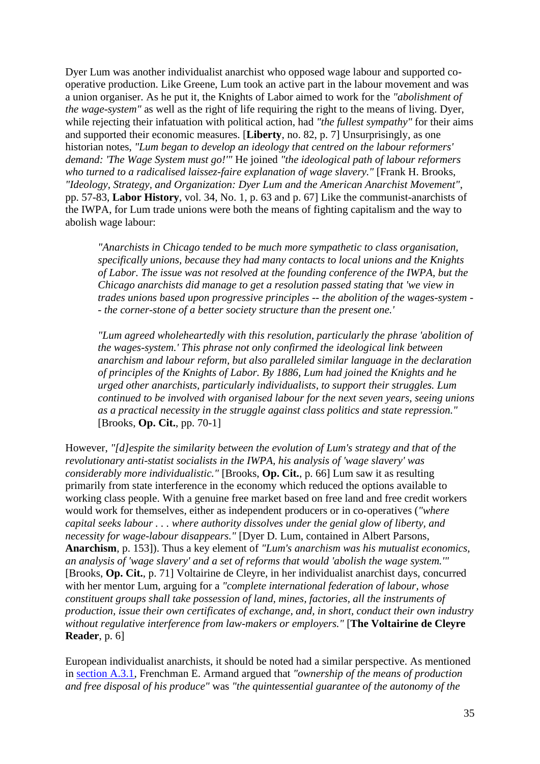Dyer Lum was another individualist anarchist who opposed wage labour and supported co-operative production. Like Greene, Lum took an active part in the labour movement and was a union organiser. As he put it, the Knights of Labor aimed to work for the *"abolishment of the wage-system"* as well as the right of life requiring the right to the means of living. Dyer, while rejecting their infatuation with political action, had *"the fullest sympathy"* for their aims and supported their economic measures. [**Liberty**, no. 82, p. 7] Unsurprisingly, as one historian notes, *"Lum began to develop an ideology that centred on the labour reformers' demand: 'The Wage System must go!'"* He joined *"the ideological path of labour reformers who turned to a radicalised laissez-faire explanation of wage slavery."* [Frank H. Brooks, *"Ideology, Strategy, and Organization: Dyer Lum and the American Anarchist Movement"*, pp. 57-83, **Labor History**, vol. 34, No. 1, p. 63 and p. 67] Like the communist-anarchists of the IWPA, for Lum trade unions were both the means of fighting capitalism and the way to abolish wage labour:

> *"Anarchists in Chicago tended to be much more sympathetic to class organisation, specifically unions, because they had many contacts to local unions and the Knights of Labor. The issue was not resolved at the founding conference of the IWPA, but the Chicago anarchists did manage to get a resolution passed stating that 'we view in trades unions based upon progressive principles -- the abolition of the wages-system -- the corner-stone of a better society structure than the present one.'*
>
> *"Lum agreed wholeheartedly with this resolution, particularly the phrase 'abolition of the wages-system.' This phrase not only confirmed the ideological link between anarchism and labour reform, but also paralleled similar language in the declaration of principles of the Knights of Labor. By 1886, Lum had joined the Knights and he urged other anarchists, particularly individualists, to support their struggles. Lum continued to be involved with organised labour for the next seven years, seeing unions as a practical necessity in the struggle against class politics and state repression."* [Brooks, **Op. Cit.**, pp. 70-1]

However, *"[d]espite the similarity between the evolution of Lum's strategy and that of the revolutionary anti-statist socialists in the IWPA, his analysis of 'wage slavery' was considerably more individualistic."* [Brooks, **Op. Cit.**, p. 66] Lum saw it as resulting primarily from state interference in the economy which reduced the options available to working class people. With a genuine free market based on free land and free credit workers would work for themselves, either as independent producers or in co-operatives (*"where capital seeks labour . . . where authority dissolves under the genial glow of liberty, and necessity for wage-labour disappears."* [Dyer D. Lum, contained in Albert Parsons, **Anarchism**, p. 153]). Thus a key element of *"Lum's anarchism was his mutualist economics, an analysis of 'wage slavery' and a set of reforms that would 'abolish the wage system.'"* [Brooks, **Op. Cit.**, p. 71] Voltairine de Cleyre, in her individualist anarchist days, concurred with her mentor Lum, arguing for a *"complete international federation of labour, whose constituent groups shall take possession of land, mines, factories, all the instruments of production, issue their own certificates of exchange, and, in short, conduct their own industry without regulative interference from law-makers or employers."* [**The Voltairine de Cleyre Reader**, p. 6]

European individualist anarchists, it should be noted had a similar perspective. As mentioned in section A.3.1, Frenchman E. Armand argued that *"ownership of the means of production and free disposal of his produce"* was *"the quintessential guarantee of the autonomy of the*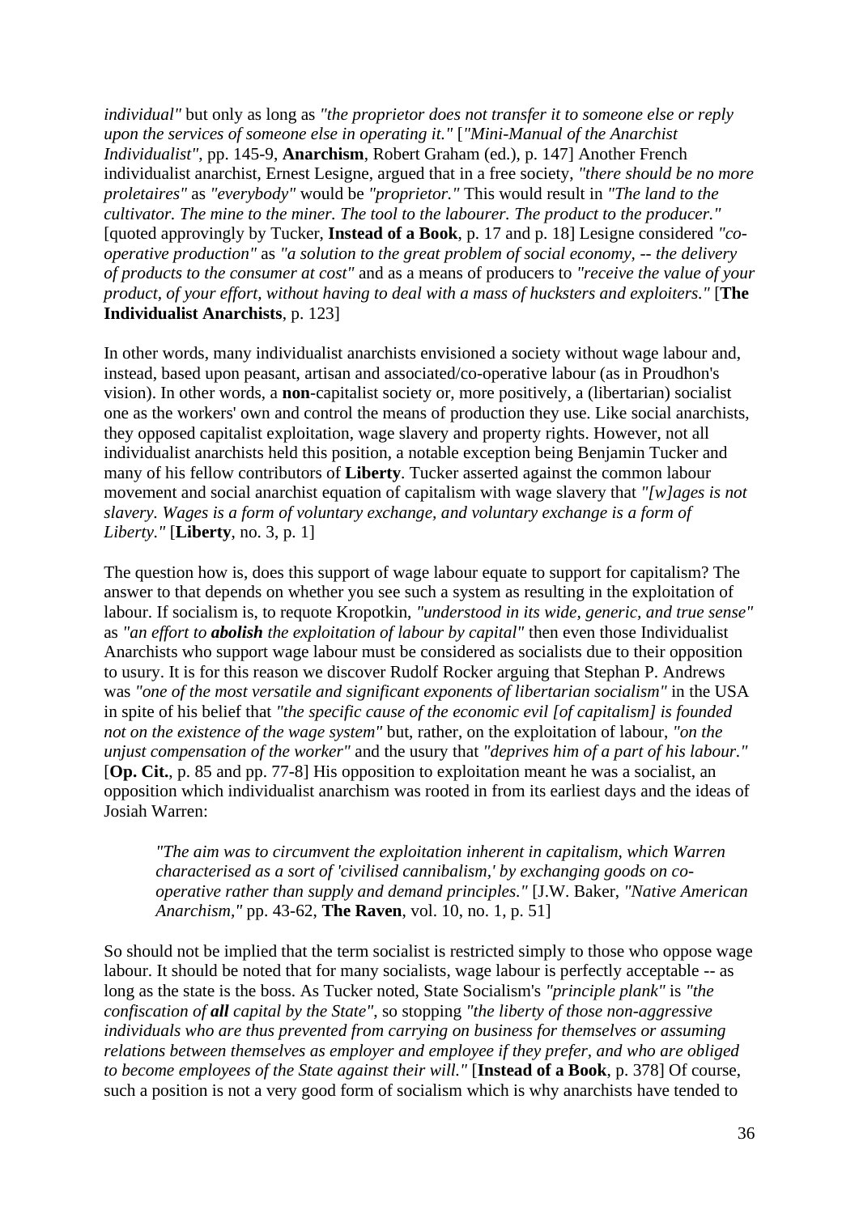*individual"* but only as long as *"the proprietor does not transfer it to someone else or reply upon the services of someone else in operating it."* [*"Mini-Manual of the Anarchist Individualist"*, pp. 145-9, **Anarchism**, Robert Graham (ed.), p. 147] Another French individualist anarchist, Ernest Lesigne, argued that in a free society, *"there should be no more proletaires"* as *"everybody"* would be *"proprietor."* This would result in *"The land to the cultivator. The mine to the miner. The tool to the labourer. The product to the producer."* [quoted approvingly by Tucker, **Instead of a Book**, p. 17 and p. 18] Lesigne considered *"co-operative production"* as *"a solution to the great problem of social economy, -- the delivery of products to the consumer at cost"* and as a means of producers to *"receive the value of your product, of your effort, without having to deal with a mass of hucksters and exploiters."* [**The Individualist Anarchists**, p. 123]

In other words, many individualist anarchists envisioned a society without wage labour and, instead, based upon peasant, artisan and associated/co-operative labour (as in Proudhon's vision). In other words, a **non**-capitalist society or, more positively, a (libertarian) socialist one as the workers' own and control the means of production they use. Like social anarchists, they opposed capitalist exploitation, wage slavery and property rights. However, not all individualist anarchists held this position, a notable exception being Benjamin Tucker and many of his fellow contributors of **Liberty**. Tucker asserted against the common labour movement and social anarchist equation of capitalism with wage slavery that *"[w]ages is not slavery. Wages is a form of voluntary exchange, and voluntary exchange is a form of Liberty."* [**Liberty**, no. 3, p. 1]

The question how is, does this support of wage labour equate to support for capitalism? The answer to that depends on whether you see such a system as resulting in the exploitation of labour. If socialism is, to requote Kropotkin, *"understood in its wide, generic, and true sense"* as *"an effort to **abolish** the exploitation of labour by capital"* then even those Individualist Anarchists who support wage labour must be considered as socialists due to their opposition to usury. It is for this reason we discover Rudolf Rocker arguing that Stephan P. Andrews was *"one of the most versatile and significant exponents of libertarian socialism"* in the USA in spite of his belief that *"the specific cause of the economic evil [of capitalism] is founded not on the existence of the wage system"* but, rather, on the exploitation of labour, *"on the unjust compensation of the worker"* and the usury that *"deprives him of a part of his labour."* [**Op. Cit.**, p. 85 and pp. 77-8] His opposition to exploitation meant he was a socialist, an opposition which individualist anarchism was rooted in from its earliest days and the ideas of Josiah Warren:

> *"The aim was to circumvent the exploitation inherent in capitalism, which Warren characterised as a sort of 'civilised cannibalism,' by exchanging goods on co-operative rather than supply and demand principles."* [J.W. Baker, *"Native American Anarchism,"* pp. 43-62, **The Raven**, vol. 10, no. 1, p. 51]

So should not be implied that the term socialist is restricted simply to those who oppose wage labour. It should be noted that for many socialists, wage labour is perfectly acceptable -- as long as the state is the boss. As Tucker noted, State Socialism's *"principle plank"* is *"the confiscation of **all** capital by the State"*, so stopping *"the liberty of those non-aggressive individuals who are thus prevented from carrying on business for themselves or assuming relations between themselves as employer and employee if they prefer, and who are obliged to become employees of the State against their will."* [**Instead of a Book**, p. 378] Of course, such a position is not a very good form of socialism which is why anarchists have tended to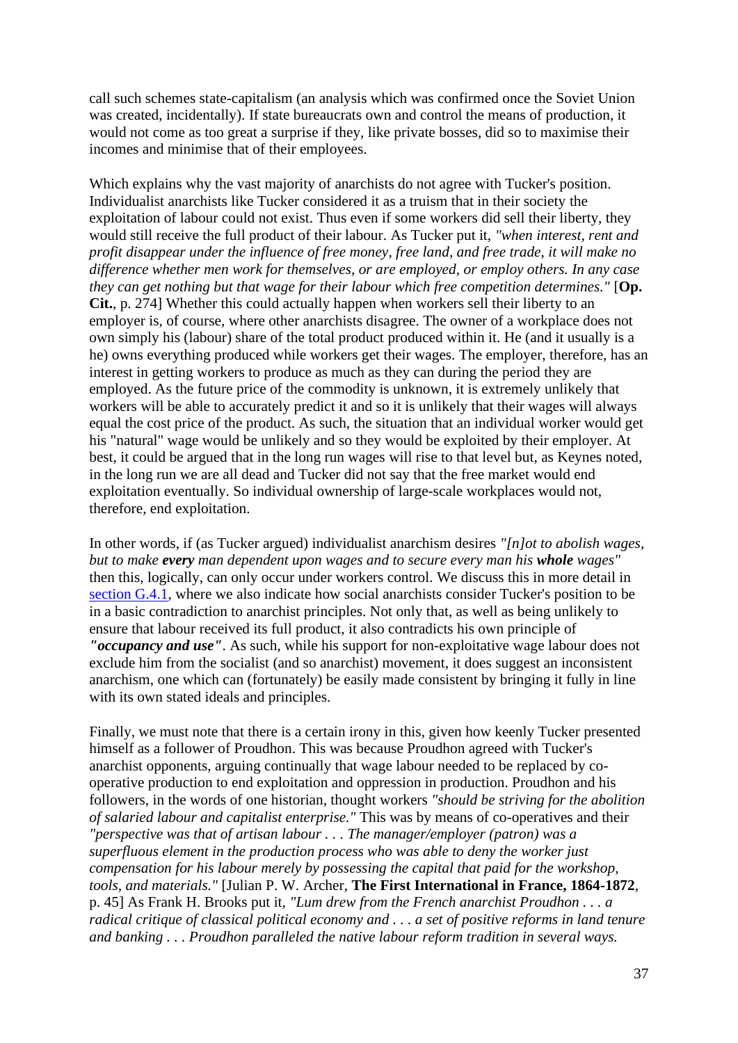call such schemes state-capitalism (an analysis which was confirmed once the Soviet Union was created, incidentally). If state bureaucrats own and control the means of production, it would not come as too great a surprise if they, like private bosses, did so to maximise their incomes and minimise that of their employees.

Which explains why the vast majority of anarchists do not agree with Tucker's position. Individualist anarchists like Tucker considered it as a truism that in their society the exploitation of labour could not exist. Thus even if some workers did sell their liberty, they would still receive the full product of their labour. As Tucker put it, *"when interest, rent and profit disappear under the influence of free money, free land, and free trade, it will make no difference whether men work for themselves, or are employed, or employ others. In any case they can get nothing but that wage for their labour which free competition determines."* [**Op. Cit.**, p. 274] Whether this could actually happen when workers sell their liberty to an employer is, of course, where other anarchists disagree. The owner of a workplace does not own simply his (labour) share of the total product produced within it. He (and it usually is a he) owns everything produced while workers get their wages. The employer, therefore, has an interest in getting workers to produce as much as they can during the period they are employed. As the future price of the commodity is unknown, it is extremely unlikely that workers will be able to accurately predict it and so it is unlikely that their wages will always equal the cost price of the product. As such, the situation that an individual worker would get his "natural" wage would be unlikely and so they would be exploited by their employer. At best, it could be argued that in the long run wages will rise to that level but, as Keynes noted, in the long run we are all dead and Tucker did not say that the free market would end exploitation eventually. So individual ownership of large-scale workplaces would not, therefore, end exploitation.

In other words, if (as Tucker argued) individualist anarchism desires *"[n]ot to abolish wages, but to make **every** man dependent upon wages and to secure every man his **whole** wages"* then this, logically, can only occur under workers control. We discuss this in more detail in section G.4.1, where we also indicate how social anarchists consider Tucker's position to be in a basic contradiction to anarchist principles. Not only that, as well as being unlikely to ensure that labour received its full product, it also contradicts his own principle of ***"occupancy and use"***. As such, while his support for non-exploitative wage labour does not exclude him from the socialist (and so anarchist) movement, it does suggest an inconsistent anarchism, one which can (fortunately) be easily made consistent by bringing it fully in line with its own stated ideals and principles.

Finally, we must note that there is a certain irony in this, given how keenly Tucker presented himself as a follower of Proudhon. This was because Proudhon agreed with Tucker's anarchist opponents, arguing continually that wage labour needed to be replaced by co-operative production to end exploitation and oppression in production. Proudhon and his followers, in the words of one historian, thought workers *"should be striving for the abolition of salaried labour and capitalist enterprise."* This was by means of co-operatives and their *"perspective was that of artisan labour . . . The manager/employer (patron) was a superfluous element in the production process who was able to deny the worker just compensation for his labour merely by possessing the capital that paid for the workshop, tools, and materials."* [Julian P. W. Archer, **The First International in France, 1864-1872**, p. 45] As Frank H. Brooks put it, *"Lum drew from the French anarchist Proudhon . . . a radical critique of classical political economy and . . . a set of positive reforms in land tenure and banking . . . Proudhon paralleled the native labour reform tradition in several ways.*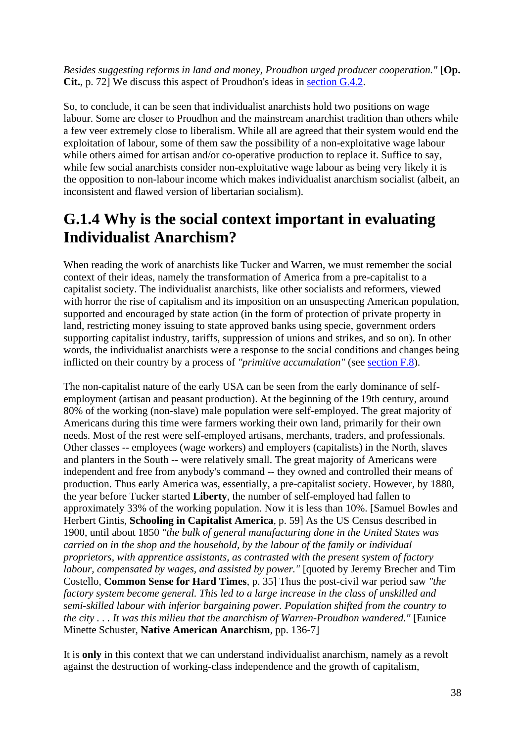*Besides suggesting reforms in land and money, Proudhon urged producer cooperation."* [**Op. Cit.**, p. 72] We discuss this aspect of Proudhon's ideas in section G.4.2.

So, to conclude, it can be seen that individualist anarchists hold two positions on wage labour. Some are closer to Proudhon and the mainstream anarchist tradition than others while a few veer extremely close to liberalism. While all are agreed that their system would end the exploitation of labour, some of them saw the possibility of a non-exploitative wage labour while others aimed for artisan and/or co-operative production to replace it. Suffice to say, while few social anarchists consider non-exploitative wage labour as being very likely it is the opposition to non-labour income which makes individualist anarchism socialist (albeit, an inconsistent and flawed version of libertarian socialism).

## G.1.4 Why is the social context important in evaluating Individualist Anarchism?

When reading the work of anarchists like Tucker and Warren, we must remember the social context of their ideas, namely the transformation of America from a pre-capitalist to a capitalist society. The individualist anarchists, like other socialists and reformers, viewed with horror the rise of capitalism and its imposition on an unsuspecting American population, supported and encouraged by state action (in the form of protection of private property in land, restricting money issuing to state approved banks using specie, government orders supporting capitalist industry, tariffs, suppression of unions and strikes, and so on). In other words, the individualist anarchists were a response to the social conditions and changes being inflicted on their country by a process of *"primitive accumulation"* (see section F.8).

The non-capitalist nature of the early USA can be seen from the early dominance of self-employment (artisan and peasant production). At the beginning of the 19th century, around 80% of the working (non-slave) male population were self-employed. The great majority of Americans during this time were farmers working their own land, primarily for their own needs. Most of the rest were self-employed artisans, merchants, traders, and professionals. Other classes -- employees (wage workers) and employers (capitalists) in the North, slaves and planters in the South -- were relatively small. The great majority of Americans were independent and free from anybody's command -- they owned and controlled their means of production. Thus early America was, essentially, a pre-capitalist society. However, by 1880, the year before Tucker started **Liberty**, the number of self-employed had fallen to approximately 33% of the working population. Now it is less than 10%. [Samuel Bowles and Herbert Gintis, **Schooling in Capitalist America**, p. 59] As the US Census described in 1900, until about 1850 *"the bulk of general manufacturing done in the United States was carried on in the shop and the household, by the labour of the family or individual proprietors, with apprentice assistants, as contrasted with the present system of factory labour, compensated by wages, and assisted by power."* [quoted by Jeremy Brecher and Tim Costello, **Common Sense for Hard Times**, p. 35] Thus the post-civil war period saw *"the factory system become general. This led to a large increase in the class of unskilled and semi-skilled labour with inferior bargaining power. Population shifted from the country to the city . . . It was this milieu that the anarchism of Warren-Proudhon wandered."* [Eunice Minette Schuster, **Native American Anarchism**, pp. 136-7]

It is **only** in this context that we can understand individualist anarchism, namely as a revolt against the destruction of working-class independence and the growth of capitalism,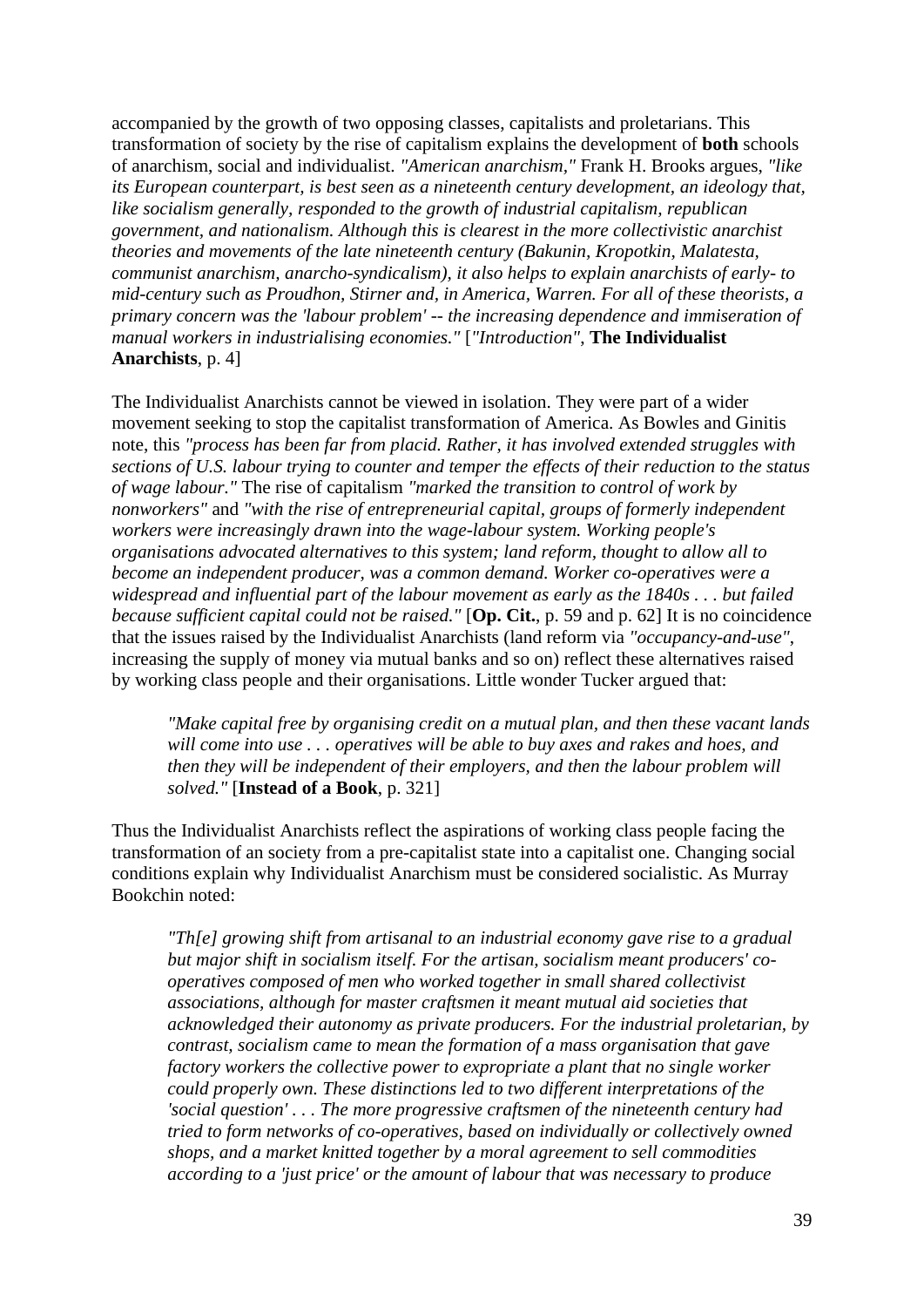accompanied by the growth of two opposing classes, capitalists and proletarians. This transformation of society by the rise of capitalism explains the development of **both** schools of anarchism, social and individualist. *"American anarchism,"* Frank H. Brooks argues, *"like its European counterpart, is best seen as a nineteenth century development, an ideology that, like socialism generally, responded to the growth of industrial capitalism, republican government, and nationalism. Although this is clearest in the more collectivistic anarchist theories and movements of the late nineteenth century (Bakunin, Kropotkin, Malatesta, communist anarchism, anarcho-syndicalism), it also helps to explain anarchists of early- to mid-century such as Proudhon, Stirner and, in America, Warren. For all of these theorists, a primary concern was the 'labour problem' -- the increasing dependence and immiseration of manual workers in industrialising economies."* [*"Introduction"*, **The Individualist Anarchists**, p. 4]

The Individualist Anarchists cannot be viewed in isolation. They were part of a wider movement seeking to stop the capitalist transformation of America. As Bowles and Ginitis note, this *"process has been far from placid. Rather, it has involved extended struggles with sections of U.S. labour trying to counter and temper the effects of their reduction to the status of wage labour."* The rise of capitalism *"marked the transition to control of work by nonworkers"* and *"with the rise of entrepreneurial capital, groups of formerly independent workers were increasingly drawn into the wage-labour system. Working people's organisations advocated alternatives to this system; land reform, thought to allow all to become an independent producer, was a common demand. Worker co-operatives were a widespread and influential part of the labour movement as early as the 1840s . . . but failed because sufficient capital could not be raised."* [**Op. Cit.**, p. 59 and p. 62] It is no coincidence that the issues raised by the Individualist Anarchists (land reform via *"occupancy-and-use"*, increasing the supply of money via mutual banks and so on) reflect these alternatives raised by working class people and their organisations. Little wonder Tucker argued that:

> *"Make capital free by organising credit on a mutual plan, and then these vacant lands will come into use . . . operatives will be able to buy axes and rakes and hoes, and then they will be independent of their employers, and then the labour problem will solved."* [**Instead of a Book**, p. 321]

Thus the Individualist Anarchists reflect the aspirations of working class people facing the transformation of an society from a pre-capitalist state into a capitalist one. Changing social conditions explain why Individualist Anarchism must be considered socialistic. As Murray Bookchin noted:

> *"Th[e] growing shift from artisanal to an industrial economy gave rise to a gradual but major shift in socialism itself. For the artisan, socialism meant producers' co-operatives composed of men who worked together in small shared collectivist associations, although for master craftsmen it meant mutual aid societies that acknowledged their autonomy as private producers. For the industrial proletarian, by contrast, socialism came to mean the formation of a mass organisation that gave factory workers the collective power to expropriate a plant that no single worker could properly own. These distinctions led to two different interpretations of the 'social question' . . . The more progressive craftsmen of the nineteenth century had tried to form networks of co-operatives, based on individually or collectively owned shops, and a market knitted together by a moral agreement to sell commodities according to a 'just price' or the amount of labour that was necessary to produce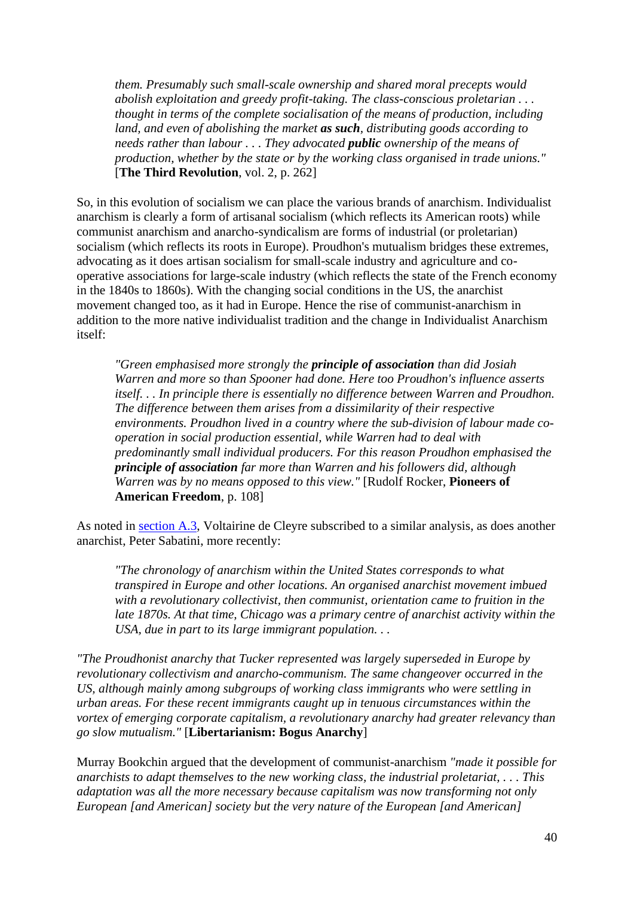> *them. Presumably such small-scale ownership and shared moral precepts would abolish exploitation and greedy profit-taking. The class-conscious proletarian . . . thought in terms of the complete socialisation of the means of production, including land, and even of abolishing the market **as such**, distributing goods according to needs rather than labour . . . They advocated **public** ownership of the means of production, whether by the state or by the working class organised in trade unions."* [**The Third Revolution**, vol. 2, p. 262]

So, in this evolution of socialism we can place the various brands of anarchism. Individualist anarchism is clearly a form of artisanal socialism (which reflects its American roots) while communist anarchism and anarcho-syndicalism are forms of industrial (or proletarian) socialism (which reflects its roots in Europe). Proudhon's mutualism bridges these extremes, advocating as it does artisan socialism for small-scale industry and agriculture and co-operative associations for large-scale industry (which reflects the state of the French economy in the 1840s to 1860s). With the changing social conditions in the US, the anarchist movement changed too, as it had in Europe. Hence the rise of communist-anarchism in addition to the more native individualist tradition and the change in Individualist Anarchism itself:

> *"Green emphasised more strongly the **principle of association** than did Josiah Warren and more so than Spooner had done. Here too Proudhon's influence asserts itself. . . In principle there is essentially no difference between Warren and Proudhon. The difference between them arises from a dissimilarity of their respective environments. Proudhon lived in a country where the sub-division of labour made co-operation in social production essential, while Warren had to deal with predominantly small individual producers. For this reason Proudhon emphasised the **principle of association** far more than Warren and his followers did, although Warren was by no means opposed to this view."* [Rudolf Rocker, **Pioneers of American Freedom**, p. 108]

As noted in section A.3, Voltairine de Cleyre subscribed to a similar analysis, as does another anarchist, Peter Sabatini, more recently:

> *"The chronology of anarchism within the United States corresponds to what transpired in Europe and other locations. An organised anarchist movement imbued with a revolutionary collectivist, then communist, orientation came to fruition in the late 1870s. At that time, Chicago was a primary centre of anarchist activity within the USA, due in part to its large immigrant population. . .*

*"The Proudhonist anarchy that Tucker represented was largely superseded in Europe by revolutionary collectivism and anarcho-communism. The same changeover occurred in the US, although mainly among subgroups of working class immigrants who were settling in urban areas. For these recent immigrants caught up in tenuous circumstances within the vortex of emerging corporate capitalism, a revolutionary anarchy had greater relevancy than go slow mutualism."* [**Libertarianism: Bogus Anarchy**]

Murray Bookchin argued that the development of communist-anarchism *"made it possible for anarchists to adapt themselves to the new working class, the industrial proletariat, . . . This adaptation was all the more necessary because capitalism was now transforming not only European [and American] society but the very nature of the European [and American]*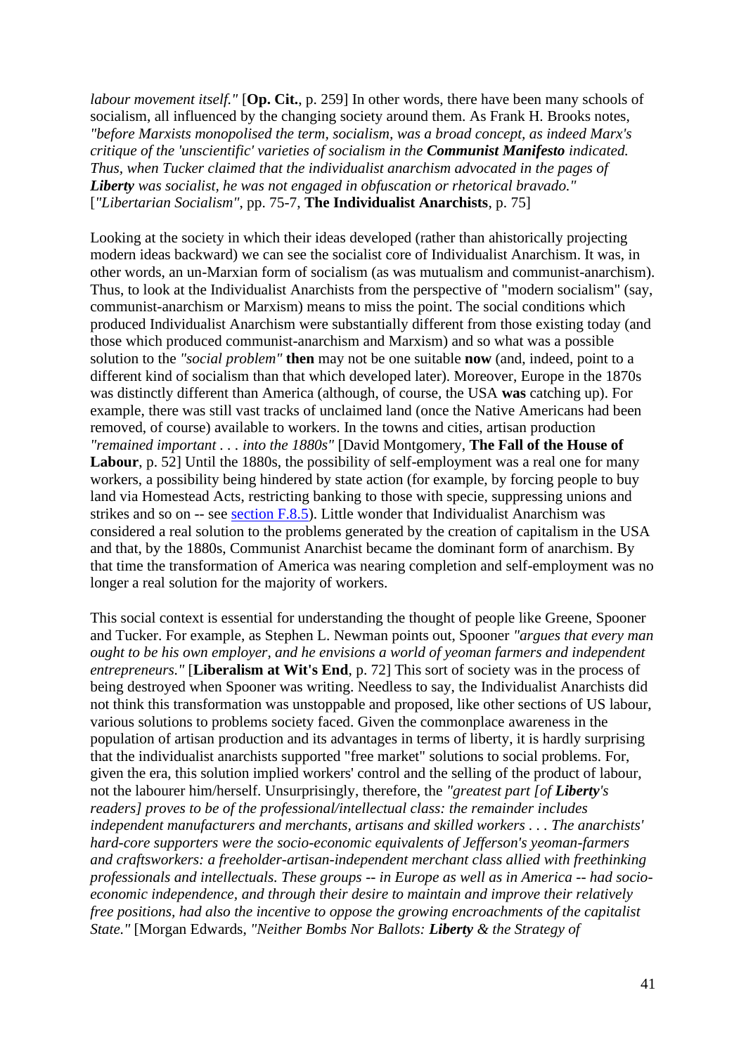*labour movement itself."* [**Op. Cit.**, p. 259] In other words, there have been many schools of socialism, all influenced by the changing society around them. As Frank H. Brooks notes, *"before Marxists monopolised the term, socialism, was a broad concept, as indeed Marx's critique of the 'unscientific' varieties of socialism in the **Communist Manifesto** indicated. Thus, when Tucker claimed that the individualist anarchism advocated in the pages of **Liberty** was socialist, he was not engaged in obfuscation or rhetorical bravado."* [*"Libertarian Socialism"*, pp. 75-7, **The Individualist Anarchists**, p. 75]

Looking at the society in which their ideas developed (rather than ahistorically projecting modern ideas backward) we can see the socialist core of Individualist Anarchism. It was, in other words, an un-Marxian form of socialism (as was mutualism and communist-anarchism). Thus, to look at the Individualist Anarchists from the perspective of "modern socialism" (say, communist-anarchism or Marxism) means to miss the point. The social conditions which produced Individualist Anarchism were substantially different from those existing today (and those which produced communist-anarchism and Marxism) and so what was a possible solution to the *"social problem"* **then** may not be one suitable **now** (and, indeed, point to a different kind of socialism than that which developed later). Moreover, Europe in the 1870s was distinctly different than America (although, of course, the USA **was** catching up). For example, there was still vast tracks of unclaimed land (once the Native Americans had been removed, of course) available to workers. In the towns and cities, artisan production *"remained important . . . into the 1880s"* [David Montgomery, **The Fall of the House of Labour**, p. 52] Until the 1880s, the possibility of self-employment was a real one for many workers, a possibility being hindered by state action (for example, by forcing people to buy land via Homestead Acts, restricting banking to those with specie, suppressing unions and strikes and so on -- see section F.8.5). Little wonder that Individualist Anarchism was considered a real solution to the problems generated by the creation of capitalism in the USA and that, by the 1880s, Communist Anarchist became the dominant form of anarchism. By that time the transformation of America was nearing completion and self-employment was no longer a real solution for the majority of workers.

This social context is essential for understanding the thought of people like Greene, Spooner and Tucker. For example, as Stephen L. Newman points out, Spooner *"argues that every man ought to be his own employer, and he envisions a world of yeoman farmers and independent entrepreneurs."* [**Liberalism at Wit's End**, p. 72] This sort of society was in the process of being destroyed when Spooner was writing. Needless to say, the Individualist Anarchists did not think this transformation was unstoppable and proposed, like other sections of US labour, various solutions to problems society faced. Given the commonplace awareness in the population of artisan production and its advantages in terms of liberty, it is hardly surprising that the individualist anarchists supported "free market" solutions to social problems. For, given the era, this solution implied workers' control and the selling of the product of labour, not the labourer him/herself. Unsurprisingly, therefore, the *"greatest part [of **Liberty**'s readers] proves to be of the professional/intellectual class: the remainder includes independent manufacturers and merchants, artisans and skilled workers . . . The anarchists' hard-core supporters were the socio-economic equivalents of Jefferson's yeoman-farmers and craftsworkers: a freeholder-artisan-independent merchant class allied with freethinking professionals and intellectuals. These groups -- in Europe as well as in America -- had socio-economic independence, and through their desire to maintain and improve their relatively free positions, had also the incentive to oppose the growing encroachments of the capitalist State."* [Morgan Edwards, *"Neither Bombs Nor Ballots: **Liberty** & the Strategy of*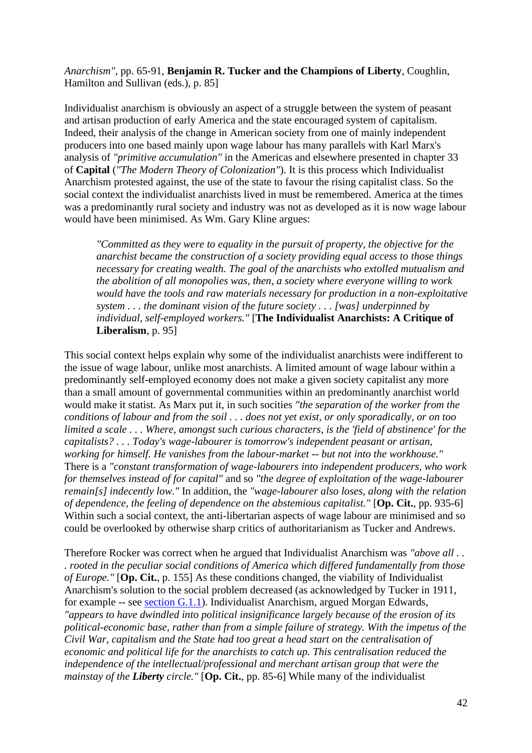*Anarchism"*, pp. 65-91, **Benjamin R. Tucker and the Champions of Liberty**, Coughlin, Hamilton and Sullivan (eds.), p. 85]

Individualist anarchism is obviously an aspect of a struggle between the system of peasant and artisan production of early America and the state encouraged system of capitalism. Indeed, their analysis of the change in American society from one of mainly independent producers into one based mainly upon wage labour has many parallels with Karl Marx's analysis of *"primitive accumulation"* in the Americas and elsewhere presented in chapter 33 of **Capital** (*"The Modern Theory of Colonization"*). It is this process which Individualist Anarchism protested against, the use of the state to favour the rising capitalist class. So the social context the individualist anarchists lived in must be remembered. America at the times was a predominantly rural society and industry was not as developed as it is now wage labour would have been minimised. As Wm. Gary Kline argues:

> *"Committed as they were to equality in the pursuit of property, the objective for the anarchist became the construction of a society providing equal access to those things necessary for creating wealth. The goal of the anarchists who extolled mutualism and the abolition of all monopolies was, then, a society where everyone willing to work would have the tools and raw materials necessary for production in a non-exploitative system . . . the dominant vision of the future society . . . [was] underpinned by individual, self-employed workers."* [**The Individualist Anarchists: A Critique of Liberalism**, p. 95]

This social context helps explain why some of the individualist anarchists were indifferent to the issue of wage labour, unlike most anarchists. A limited amount of wage labour within a predominantly self-employed economy does not make a given society capitalist any more than a small amount of governmental communities within an predominantly anarchist world would make it statist. As Marx put it, in such socities *"the separation of the worker from the conditions of labour and from the soil . . . does not yet exist, or only sporadically, or on too limited a scale . . . Where, amongst such curious characters, is the 'field of abstinence' for the capitalists? . . . Today's wage-labourer is tomorrow's independent peasant or artisan, working for himself. He vanishes from the labour-market -- but not into the workhouse."* There is a *"constant transformation of wage-labourers into independent producers, who work for themselves instead of for capital"* and so *"the degree of exploitation of the wage-labourer remain[s] indecently low."* In addition, the *"wage-labourer also loses, along with the relation of dependence, the feeling of dependence on the abstemious capitalist."* [**Op. Cit.**, pp. 935-6] Within such a social context, the anti-libertarian aspects of wage labour are minimised and so could be overlooked by otherwise sharp critics of authoritarianism as Tucker and Andrews.

Therefore Rocker was correct when he argued that Individualist Anarchism was *"above all . . . rooted in the peculiar social conditions of America which differed fundamentally from those of Europe."* [**Op. Cit.**, p. 155] As these conditions changed, the viability of Individualist Anarchism's solution to the social problem decreased (as acknowledged by Tucker in 1911, for example -- see section G.1.1). Individualist Anarchism, argued Morgan Edwards, *"appears to have dwindled into political insignificance largely because of the erosion of its political-economic base, rather than from a simple failure of strategy. With the impetus of the Civil War, capitalism and the State had too great a head start on the centralisation of economic and political life for the anarchists to catch up. This centralisation reduced the independence of the intellectual/professional and merchant artisan group that were the mainstay of the **Liberty** circle."* [**Op. Cit.**, pp. 85-6] While many of the individualist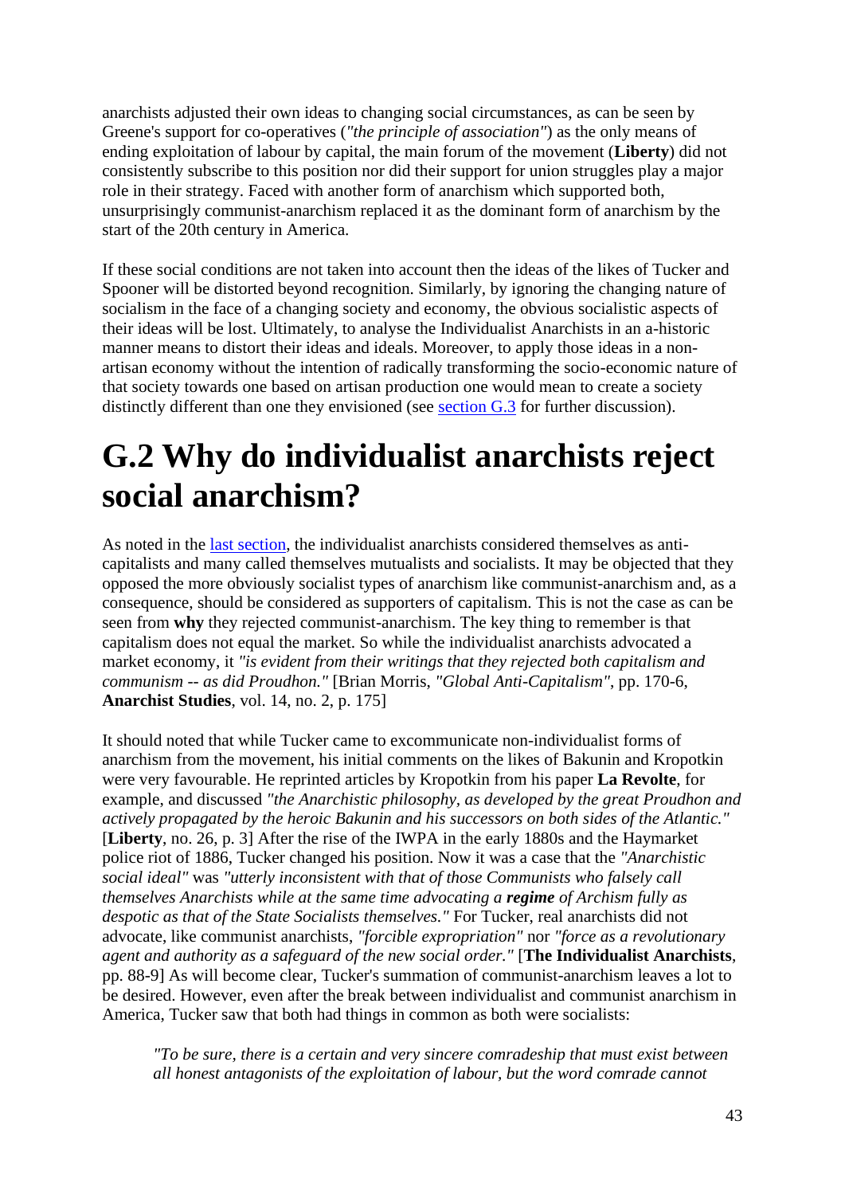anarchists adjusted their own ideas to changing social circumstances, as can be seen by Greene's support for co-operatives (*"the principle of association"*) as the only means of ending exploitation of labour by capital, the main forum of the movement (**Liberty**) did not consistently subscribe to this position nor did their support for union struggles play a major role in their strategy. Faced with another form of anarchism which supported both, unsurprisingly communist-anarchism replaced it as the dominant form of anarchism by the start of the 20th century in America.

If these social conditions are not taken into account then the ideas of the likes of Tucker and Spooner will be distorted beyond recognition. Similarly, by ignoring the changing nature of socialism in the face of a changing society and economy, the obvious socialistic aspects of their ideas will be lost. Ultimately, to analyse the Individualist Anarchists in an a-historic manner means to distort their ideas and ideals. Moreover, to apply those ideas in a non-artisan economy without the intention of radically transforming the socio-economic nature of that society towards one based on artisan production one would mean to create a society distinctly different than one they envisioned (see section G.3 for further discussion).

# G.2 Why do individualist anarchists reject social anarchism?

As noted in the last section, the individualist anarchists considered themselves as anti-capitalists and many called themselves mutualists and socialists. It may be objected that they opposed the more obviously socialist types of anarchism like communist-anarchism and, as a consequence, should be considered as supporters of capitalism. This is not the case as can be seen from **why** they rejected communist-anarchism. The key thing to remember is that capitalism does not equal the market. So while the individualist anarchists advocated a market economy, it *"is evident from their writings that they rejected both capitalism and communism -- as did Proudhon."* [Brian Morris, *"Global Anti-Capitalism"*, pp. 170-6, **Anarchist Studies**, vol. 14, no. 2, p. 175]

It should noted that while Tucker came to excommunicate non-individualist forms of anarchism from the movement, his initial comments on the likes of Bakunin and Kropotkin were very favourable. He reprinted articles by Kropotkin from his paper **La Revolte**, for example, and discussed *"the Anarchistic philosophy, as developed by the great Proudhon and actively propagated by the heroic Bakunin and his successors on both sides of the Atlantic."* [**Liberty**, no. 26, p. 3] After the rise of the IWPA in the early 1880s and the Haymarket police riot of 1886, Tucker changed his position. Now it was a case that the *"Anarchistic social ideal"* was *"utterly inconsistent with that of those Communists who falsely call themselves Anarchists while at the same time advocating a **regime** of Archism fully as despotic as that of the State Socialists themselves."* For Tucker, real anarchists did not advocate, like communist anarchists, *"forcible expropriation"* nor *"force as a revolutionary agent and authority as a safeguard of the new social order."* [**The Individualist Anarchists**, pp. 88-9] As will become clear, Tucker's summation of communist-anarchism leaves a lot to be desired. However, even after the break between individualist and communist anarchism in America, Tucker saw that both had things in common as both were socialists:

> *"To be sure, there is a certain and very sincere comradeship that must exist between all honest antagonists of the exploitation of labour, but the word comrade cannot*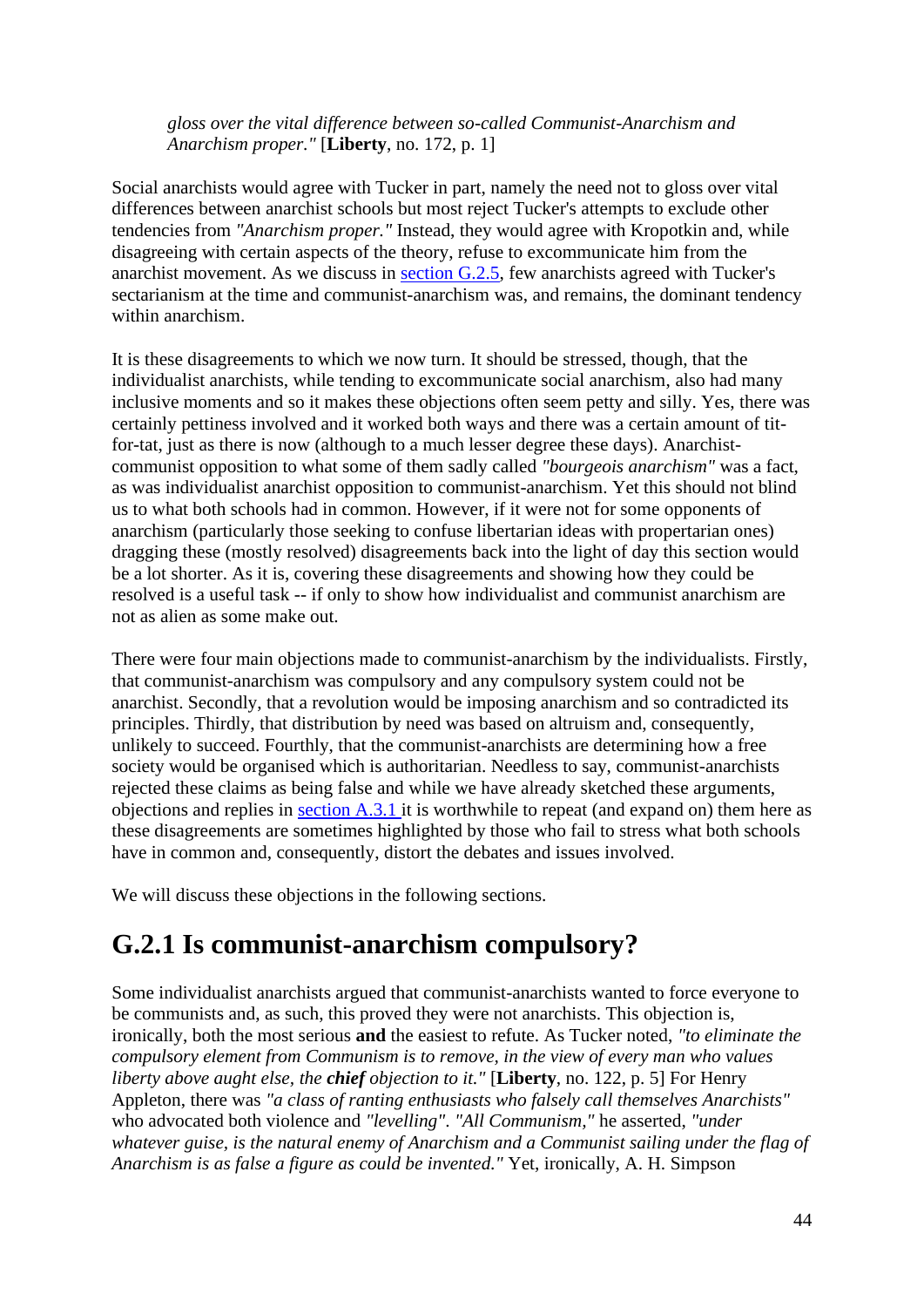> *gloss over the vital difference between so-called Communist-Anarchism and Anarchism proper."* [**Liberty**, no. 172, p. 1]

Social anarchists would agree with Tucker in part, namely the need not to gloss over vital differences between anarchist schools but most reject Tucker's attempts to exclude other tendencies from *"Anarchism proper."* Instead, they would agree with Kropotkin and, while disagreeing with certain aspects of the theory, refuse to excommunicate him from the anarchist movement. As we discuss in section G.2.5, few anarchists agreed with Tucker's sectarianism at the time and communist-anarchism was, and remains, the dominant tendency within anarchism.

It is these disagreements to which we now turn. It should be stressed, though, that the individualist anarchists, while tending to excommunicate social anarchism, also had many inclusive moments and so it makes these objections often seem petty and silly. Yes, there was certainly pettiness involved and it worked both ways and there was a certain amount of tit-for-tat, just as there is now (although to a much lesser degree these days). Anarchist-communist opposition to what some of them sadly called *"bourgeois anarchism"* was a fact, as was individualist anarchist opposition to communist-anarchism. Yet this should not blind us to what both schools had in common. However, if it were not for some opponents of anarchism (particularly those seeking to confuse libertarian ideas with propertarian ones) dragging these (mostly resolved) disagreements back into the light of day this section would be a lot shorter. As it is, covering these disagreements and showing how they could be resolved is a useful task -- if only to show how individualist and communist anarchism are not as alien as some make out.

There were four main objections made to communist-anarchism by the individualists. Firstly, that communist-anarchism was compulsory and any compulsory system could not be anarchist. Secondly, that a revolution would be imposing anarchism and so contradicted its principles. Thirdly, that distribution by need was based on altruism and, consequently, unlikely to succeed. Fourthly, that the communist-anarchists are determining how a free society would be organised which is authoritarian. Needless to say, communist-anarchists rejected these claims as being false and while we have already sketched these arguments, objections and replies in section A.3.1 it is worthwhile to repeat (and expand on) them here as these disagreements are sometimes highlighted by those who fail to stress what both schools have in common and, consequently, distort the debates and issues involved.

We will discuss these objections in the following sections.

## G.2.1 Is communist-anarchism compulsory?

Some individualist anarchists argued that communist-anarchists wanted to force everyone to be communists and, as such, this proved they were not anarchists. This objection is, ironically, both the most serious **and** the easiest to refute. As Tucker noted, *"to eliminate the compulsory element from Communism is to remove, in the view of every man who values liberty above aught else, the* ***chief*** *objection to it."* [**Liberty**, no. 122, p. 5] For Henry Appleton, there was *"a class of ranting enthusiasts who falsely call themselves Anarchists"* who advocated both violence and *"levelling"*. *"All Communism,"* he asserted, *"under whatever guise, is the natural enemy of Anarchism and a Communist sailing under the flag of Anarchism is as false a figure as could be invented."* Yet, ironically, A. H. Simpson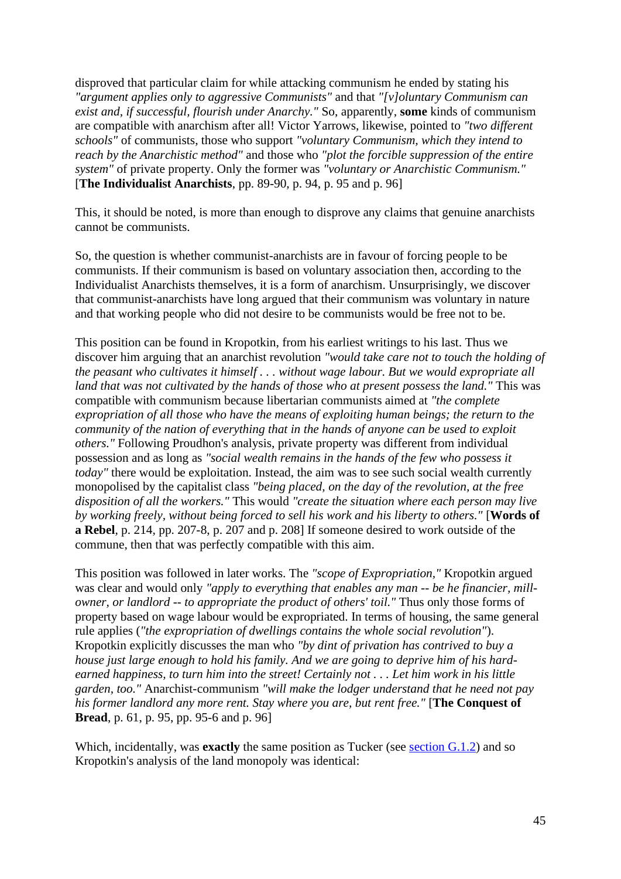disproved that particular claim for while attacking communism he ended by stating his *"argument applies only to aggressive Communists"* and that *"[v]oluntary Communism can exist and, if successful, flourish under Anarchy."* So, apparently, **some** kinds of communism are compatible with anarchism after all! Victor Yarrows, likewise, pointed to *"two different schools"* of communists, those who support *"voluntary Communism, which they intend to reach by the Anarchistic method"* and those who *"plot the forcible suppression of the entire system"* of private property. Only the former was *"voluntary or Anarchistic Communism."* [**The Individualist Anarchists**, pp. 89-90, p. 94, p. 95 and p. 96]

This, it should be noted, is more than enough to disprove any claims that genuine anarchists cannot be communists.

So, the question is whether communist-anarchists are in favour of forcing people to be communists. If their communism is based on voluntary association then, according to the Individualist Anarchists themselves, it is a form of anarchism. Unsurprisingly, we discover that communist-anarchists have long argued that their communism was voluntary in nature and that working people who did not desire to be communists would be free not to be.

This position can be found in Kropotkin, from his earliest writings to his last. Thus we discover him arguing that an anarchist revolution *"would take care not to touch the holding of the peasant who cultivates it himself . . . without wage labour. But we would expropriate all land that was not cultivated by the hands of those who at present possess the land."* This was compatible with communism because libertarian communists aimed at *"the complete expropriation of all those who have the means of exploiting human beings; the return to the community of the nation of everything that in the hands of anyone can be used to exploit others."* Following Proudhon's analysis, private property was different from individual possession and as long as *"social wealth remains in the hands of the few who possess it today"* there would be exploitation. Instead, the aim was to see such social wealth currently monopolised by the capitalist class *"being placed, on the day of the revolution, at the free disposition of all the workers."* This would *"create the situation where each person may live by working freely, without being forced to sell his work and his liberty to others."* [**Words of a Rebel**, p. 214, pp. 207-8, p. 207 and p. 208] If someone desired to work outside of the commune, then that was perfectly compatible with this aim.

This position was followed in later works. The *"scope of Expropriation,"* Kropotkin argued was clear and would only *"apply to everything that enables any man -- be he financier, mill-owner, or landlord -- to appropriate the product of others' toil."* Thus only those forms of property based on wage labour would be expropriated. In terms of housing, the same general rule applies (*"the expropriation of dwellings contains the whole social revolution"*). Kropotkin explicitly discusses the man who *"by dint of privation has contrived to buy a house just large enough to hold his family. And we are going to deprive him of his hard-earned happiness, to turn him into the street! Certainly not . . . Let him work in his little garden, too."* Anarchist-communism *"will make the lodger understand that he need not pay his former landlord any more rent. Stay where you are, but rent free."* [**The Conquest of Bread**, p. 61, p. 95, pp. 95-6 and p. 96]

Which, incidentally, was **exactly** the same position as Tucker (see section G.1.2) and so Kropotkin's analysis of the land monopoly was identical: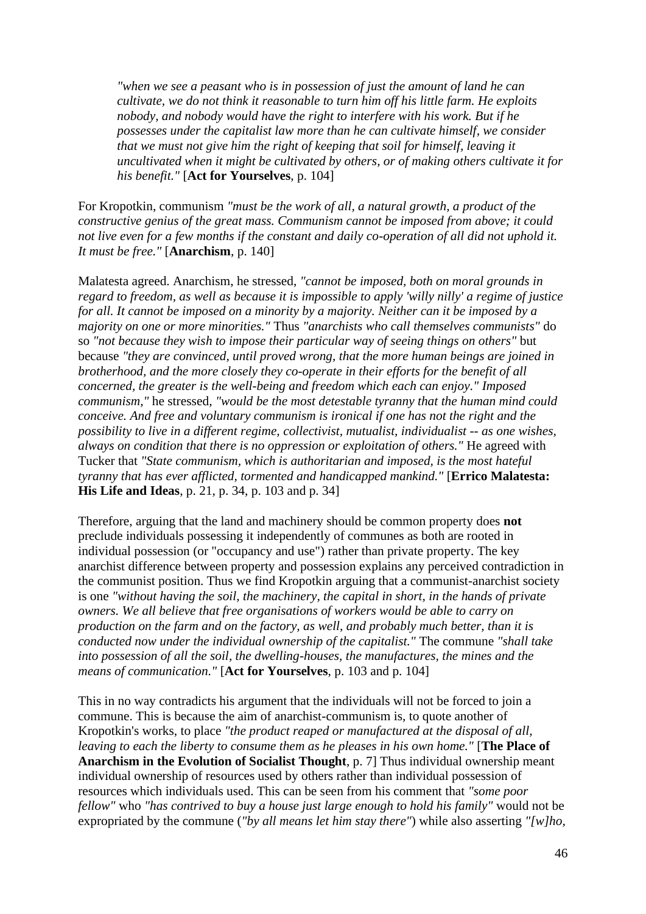> *"when we see a peasant who is in possession of just the amount of land he can cultivate, we do not think it reasonable to turn him off his little farm. He exploits nobody, and nobody would have the right to interfere with his work. But if he possesses under the capitalist law more than he can cultivate himself, we consider that we must not give him the right of keeping that soil for himself, leaving it uncultivated when it might be cultivated by others, or of making others cultivate it for his benefit."* [**Act for Yourselves**, p. 104]

For Kropotkin, communism *"must be the work of all, a natural growth, a product of the constructive genius of the great mass. Communism cannot be imposed from above; it could not live even for a few months if the constant and daily co-operation of all did not uphold it. It must be free."* [**Anarchism**, p. 140]

Malatesta agreed. Anarchism, he stressed, *"cannot be imposed, both on moral grounds in regard to freedom, as well as because it is impossible to apply 'willy nilly' a regime of justice for all. It cannot be imposed on a minority by a majority. Neither can it be imposed by a majority on one or more minorities."* Thus *"anarchists who call themselves communists"* do so *"not because they wish to impose their particular way of seeing things on others"* but because *"they are convinced, until proved wrong, that the more human beings are joined in brotherhood, and the more closely they co-operate in their efforts for the benefit of all concerned, the greater is the well-being and freedom which each can enjoy." Imposed communism,"* he stressed, *"would be the most detestable tyranny that the human mind could conceive. And free and voluntary communism is ironical if one has not the right and the possibility to live in a different regime, collectivist, mutualist, individualist -- as one wishes, always on condition that there is no oppression or exploitation of others."* He agreed with Tucker that *"State communism, which is authoritarian and imposed, is the most hateful tyranny that has ever afflicted, tormented and handicapped mankind."* [**Errico Malatesta: His Life and Ideas**, p. 21, p. 34, p. 103 and p. 34]

Therefore, arguing that the land and machinery should be common property does **not** preclude individuals possessing it independently of communes as both are rooted in individual possession (or "occupancy and use") rather than private property. The key anarchist difference between property and possession explains any perceived contradiction in the communist position. Thus we find Kropotkin arguing that a communist-anarchist society is one *"without having the soil, the machinery, the capital in short, in the hands of private owners. We all believe that free organisations of workers would be able to carry on production on the farm and on the factory, as well, and probably much better, than it is conducted now under the individual ownership of the capitalist."* The commune *"shall take into possession of all the soil, the dwelling-houses, the manufactures, the mines and the means of communication."* [**Act for Yourselves**, p. 103 and p. 104]

This in no way contradicts his argument that the individuals will not be forced to join a commune. This is because the aim of anarchist-communism is, to quote another of Kropotkin's works, to place *"the product reaped or manufactured at the disposal of all, leaving to each the liberty to consume them as he pleases in his own home."* [**The Place of Anarchism in the Evolution of Socialist Thought**, p. 7] Thus individual ownership meant individual ownership of resources used by others rather than individual possession of resources which individuals used. This can be seen from his comment that *"some poor fellow"* who *"has contrived to buy a house just large enough to hold his family"* would not be expropriated by the commune (*"by all means let him stay there"*) while also asserting *"[w]ho,*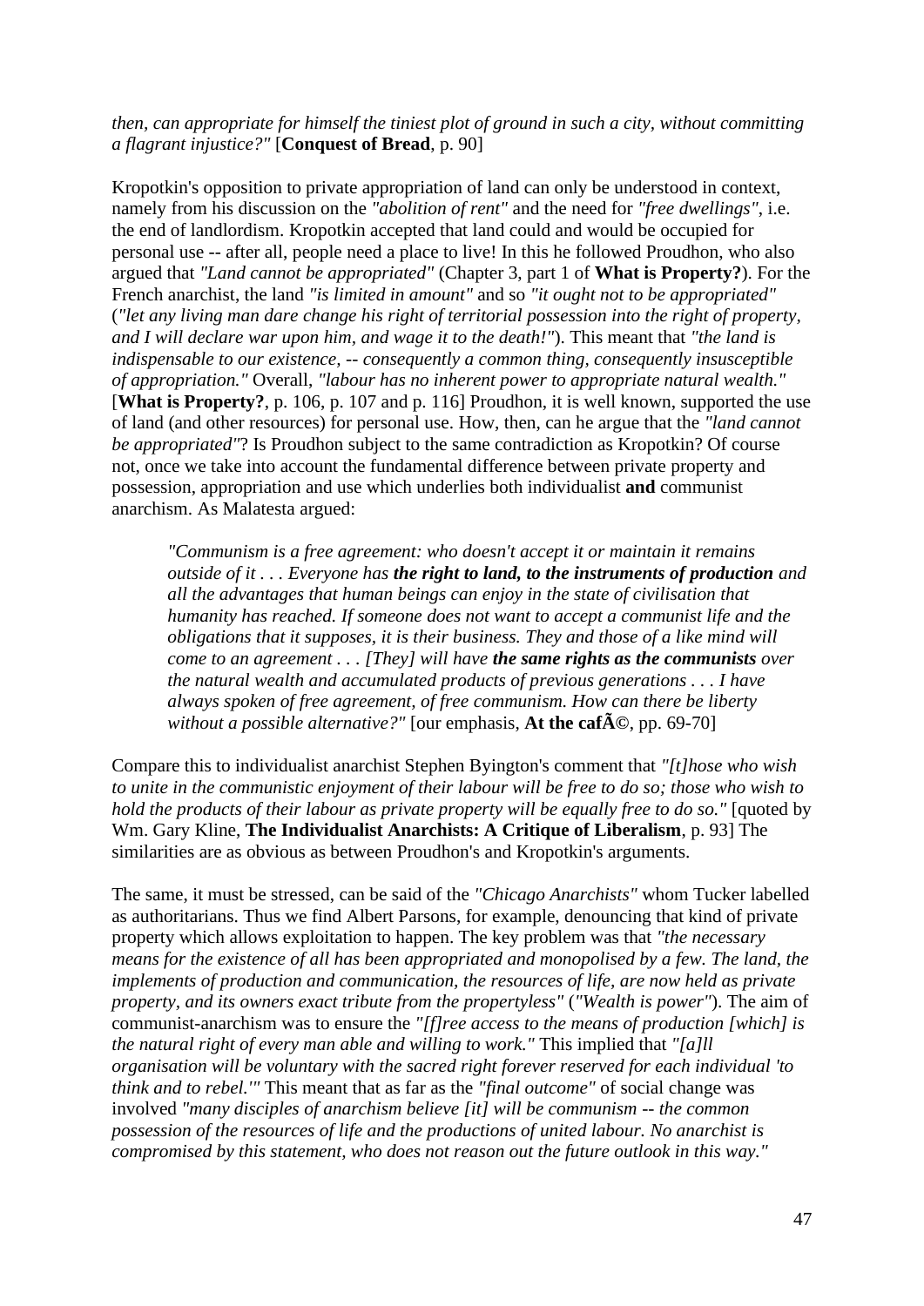*then, can appropriate for himself the tiniest plot of ground in such a city, without committing a flagrant injustice?"* [**Conquest of Bread**, p. 90]

Kropotkin's opposition to private appropriation of land can only be understood in context, namely from his discussion on the *"abolition of rent"* and the need for *"free dwellings"*, i.e. the end of landlordism. Kropotkin accepted that land could and would be occupied for personal use -- after all, people need a place to live! In this he followed Proudhon, who also argued that *"Land cannot be appropriated"* (Chapter 3, part 1 of **What is Property?**). For the French anarchist, the land *"is limited in amount"* and so *"it ought not to be appropriated"* (*"let any living man dare change his right of territorial possession into the right of property, and I will declare war upon him, and wage it to the death!"*). This meant that *"the land is indispensable to our existence, -- consequently a common thing, consequently insusceptible of appropriation."* Overall, *"labour has no inherent power to appropriate natural wealth."* [**What is Property?**, p. 106, p. 107 and p. 116] Proudhon, it is well known, supported the use of land (and other resources) for personal use. How, then, can he argue that the *"land cannot be appropriated"*? Is Proudhon subject to the same contradiction as Kropotkin? Of course not, once we take into account the fundamental difference between private property and possession, appropriation and use which underlies both individualist **and** communist anarchism. As Malatesta argued:

> *"Communism is a free agreement: who doesn't accept it or maintain it remains outside of it . . . Everyone has **the right to land, to the instruments of production** and all the advantages that human beings can enjoy in the state of civilisation that humanity has reached. If someone does not want to accept a communist life and the obligations that it supposes, it is their business. They and those of a like mind will come to an agreement . . . [They] will have **the same rights as the communists** over the natural wealth and accumulated products of previous generations . . . I have always spoken of free agreement, of free communism. How can there be liberty without a possible alternative?"* [our emphasis, **At the cafÃ©**, pp. 69-70]

Compare this to individualist anarchist Stephen Byington's comment that *"[t]hose who wish to unite in the communistic enjoyment of their labour will be free to do so; those who wish to hold the products of their labour as private property will be equally free to do so."* [quoted by Wm. Gary Kline, **The Individualist Anarchists: A Critique of Liberalism**, p. 93] The similarities are as obvious as between Proudhon's and Kropotkin's arguments.

The same, it must be stressed, can be said of the *"Chicago Anarchists"* whom Tucker labelled as authoritarians. Thus we find Albert Parsons, for example, denouncing that kind of private property which allows exploitation to happen. The key problem was that *"the necessary means for the existence of all has been appropriated and monopolised by a few. The land, the implements of production and communication, the resources of life, are now held as private property, and its owners exact tribute from the propertyless"* (*"Wealth is power"*). The aim of communist-anarchism was to ensure the *"[f]ree access to the means of production [which] is the natural right of every man able and willing to work."* This implied that *"[a]ll organisation will be voluntary with the sacred right forever reserved for each individual 'to think and to rebel.'"* This meant that as far as the *"final outcome"* of social change was involved *"many disciples of anarchism believe [it] will be communism -- the common possession of the resources of life and the productions of united labour. No anarchist is compromised by this statement, who does not reason out the future outlook in this way."*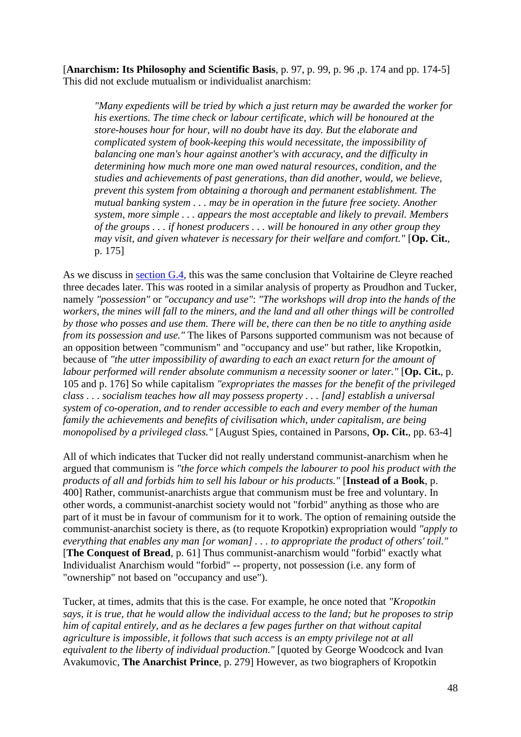[**Anarchism: Its Philosophy and Scientific Basis**, p. 97, p. 99, p. 96 ,p. 174 and pp. 174-5] This did not exclude mutualism or individualist anarchism:

> *"Many expedients will be tried by which a just return may be awarded the worker for his exertions. The time check or labour certificate, which will be honoured at the store-houses hour for hour, will no doubt have its day. But the elaborate and complicated system of book-keeping this would necessitate, the impossibility of balancing one man's hour against another's with accuracy, and the difficulty in determining how much more one man owed natural resources, condition, and the studies and achievements of past generations, than did another, would, we believe, prevent this system from obtaining a thorough and permanent establishment. The mutual banking system . . . may be in operation in the future free society. Another system, more simple . . . appears the most acceptable and likely to prevail. Members of the groups . . . if honest producers . . . will be honoured in any other group they may visit, and given whatever is necessary for their welfare and comfort."* [**Op. Cit.**, p. 175]

As we discuss in section G.4, this was the same conclusion that Voltairine de Cleyre reached three decades later. This was rooted in a similar analysis of property as Proudhon and Tucker, namely *"possession"* or *"occupancy and use"*: *"The workshops will drop into the hands of the workers, the mines will fall to the miners, and the land and all other things will be controlled by those who posses and use them. There will be, there can then be no title to anything aside from its possession and use."* The likes of Parsons supported communism was not because of an opposition between "communism" and "occupancy and use" but rather, like Kropotkin, because of *"the utter impossibility of awarding to each an exact return for the amount of labour performed will render absolute communism a necessity sooner or later."* [**Op. Cit.**, p. 105 and p. 176] So while capitalism *"expropriates the masses for the benefit of the privileged class . . . socialism teaches how all may possess property . . . [and] establish a universal system of co-operation, and to render accessible to each and every member of the human family the achievements and benefits of civilisation which, under capitalism, are being monopolised by a privileged class."* [August Spies, contained in Parsons, **Op. Cit.**, pp. 63-4]

All of which indicates that Tucker did not really understand communist-anarchism when he argued that communism is *"the force which compels the labourer to pool his product with the products of all and forbids him to sell his labour or his products."* [**Instead of a Book**, p. 400] Rather, communist-anarchists argue that communism must be free and voluntary. In other words, a communist-anarchist society would not "forbid" anything as those who are part of it must be in favour of communism for it to work. The option of remaining outside the communist-anarchist society is there, as (to requote Kropotkin) expropriation would *"apply to everything that enables any man [or woman] . . . to appropriate the product of others' toil."* [**The Conquest of Bread**, p. 61] Thus communist-anarchism would "forbid" exactly what Individualist Anarchism would "forbid" -- property, not possession (i.e. any form of "ownership" not based on "occupancy and use").

Tucker, at times, admits that this is the case. For example, he once noted that *"Kropotkin says, it is true, that he would allow the individual access to the land; but he proposes to strip him of capital entirely, and as he declares a few pages further on that without capital agriculture is impossible, it follows that such access is an empty privilege not at all equivalent to the liberty of individual production."* [quoted by George Woodcock and Ivan Avakumovic, **The Anarchist Prince**, p. 279] However, as two biographers of Kropotkin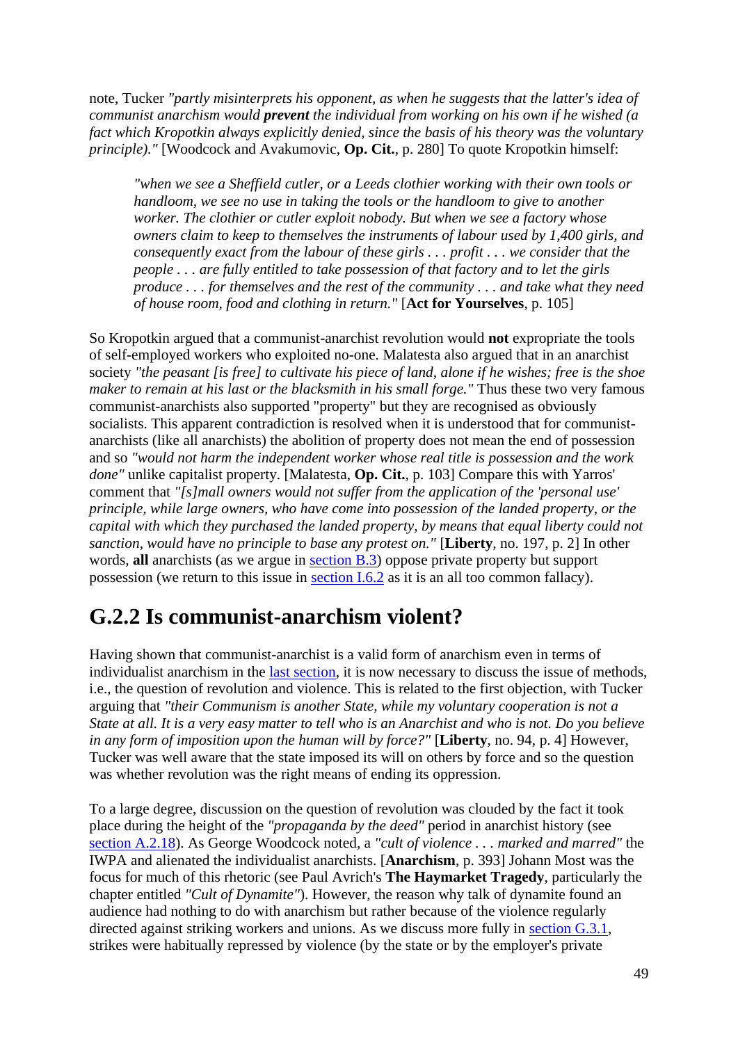note, Tucker *"partly misinterprets his opponent, as when he suggests that the latter's idea of communist anarchism would **prevent** the individual from working on his own if he wished (a fact which Kropotkin always explicitly denied, since the basis of his theory was the voluntary principle)."* [Woodcock and Avakumovic, **Op. Cit.**, p. 280] To quote Kropotkin himself:

> *"when we see a Sheffield cutler, or a Leeds clothier working with their own tools or handloom, we see no use in taking the tools or the handloom to give to another worker. The clothier or cutler exploit nobody. But when we see a factory whose owners claim to keep to themselves the instruments of labour used by 1,400 girls, and consequently exact from the labour of these girls . . . profit . . . we consider that the people . . . are fully entitled to take possession of that factory and to let the girls produce . . . for themselves and the rest of the community . . . and take what they need of house room, food and clothing in return."* [**Act for Yourselves**, p. 105]

So Kropotkin argued that a communist-anarchist revolution would **not** expropriate the tools of self-employed workers who exploited no-one. Malatesta also argued that in an anarchist society *"the peasant [is free] to cultivate his piece of land, alone if he wishes; free is the shoe maker to remain at his last or the blacksmith in his small forge."* Thus these two very famous communist-anarchists also supported "property" but they are recognised as obviously socialists. This apparent contradiction is resolved when it is understood that for communist-anarchists (like all anarchists) the abolition of property does not mean the end of possession and so *"would not harm the independent worker whose real title is possession and the work done"* unlike capitalist property. [Malatesta, **Op. Cit.**, p. 103] Compare this with Yarros' comment that *"[s]mall owners would not suffer from the application of the 'personal use' principle, while large owners, who have come into possession of the landed property, or the capital with which they purchased the landed property, by means that equal liberty could not sanction, would have no principle to base any protest on."* [**Liberty**, no. 197, p. 2] In other words, **all** anarchists (as we argue in section B.3) oppose private property but support possession (we return to this issue in section I.6.2 as it is an all too common fallacy).

## G.2.2 Is communist-anarchism violent?

Having shown that communist-anarchist is a valid form of anarchism even in terms of individualist anarchism in the last section, it is now necessary to discuss the issue of methods, i.e., the question of revolution and violence. This is related to the first objection, with Tucker arguing that *"their Communism is another State, while my voluntary cooperation is not a State at all. It is a very easy matter to tell who is an Anarchist and who is not. Do you believe in any form of imposition upon the human will by force?"* [**Liberty**, no. 94, p. 4] However, Tucker was well aware that the state imposed its will on others by force and so the question was whether revolution was the right means of ending its oppression.

To a large degree, discussion on the question of revolution was clouded by the fact it took place during the height of the *"propaganda by the deed"* period in anarchist history (see section A.2.18). As George Woodcock noted, a *"cult of violence . . . marked and marred"* the IWPA and alienated the individualist anarchists. [**Anarchism**, p. 393] Johann Most was the focus for much of this rhetoric (see Paul Avrich's **The Haymarket Tragedy**, particularly the chapter entitled *"Cult of Dynamite"*). However, the reason why talk of dynamite found an audience had nothing to do with anarchism but rather because of the violence regularly directed against striking workers and unions. As we discuss more fully in section G.3.1, strikes were habitually repressed by violence (by the state or by the employer's private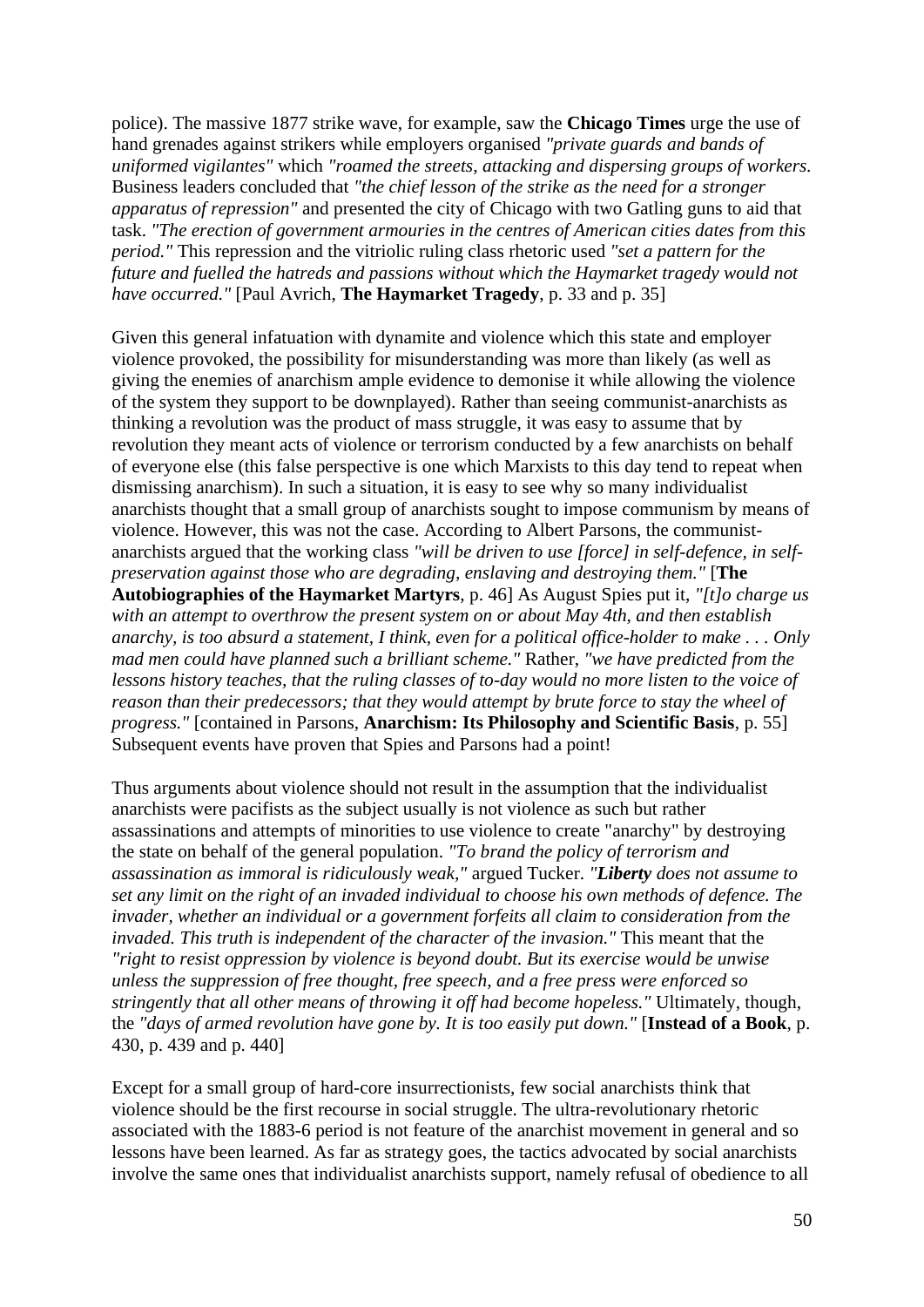police). The massive 1877 strike wave, for example, saw the **Chicago Times** urge the use of hand grenades against strikers while employers organised *"private guards and bands of uniformed vigilantes"* which *"roamed the streets, attacking and dispersing groups of workers.* Business leaders concluded that *"the chief lesson of the strike as the need for a stronger apparatus of repression"* and presented the city of Chicago with two Gatling guns to aid that task. *"The erection of government armouries in the centres of American cities dates from this period."* This repression and the vitriolic ruling class rhetoric used *"set a pattern for the future and fuelled the hatreds and passions without which the Haymarket tragedy would not have occurred."* [Paul Avrich, **The Haymarket Tragedy**, p. 33 and p. 35]

Given this general infatuation with dynamite and violence which this state and employer violence provoked, the possibility for misunderstanding was more than likely (as well as giving the enemies of anarchism ample evidence to demonise it while allowing the violence of the system they support to be downplayed). Rather than seeing communist-anarchists as thinking a revolution was the product of mass struggle, it was easy to assume that by revolution they meant acts of violence or terrorism conducted by a few anarchists on behalf of everyone else (this false perspective is one which Marxists to this day tend to repeat when dismissing anarchism). In such a situation, it is easy to see why so many individualist anarchists thought that a small group of anarchists sought to impose communism by means of violence. However, this was not the case. According to Albert Parsons, the communist-anarchists argued that the working class *"will be driven to use [force] in self-defence, in self-preservation against those who are degrading, enslaving and destroying them."* [**The Autobiographies of the Haymarket Martyrs**, p. 46] As August Spies put it, *"[t]o charge us with an attempt to overthrow the present system on or about May 4th, and then establish anarchy, is too absurd a statement, I think, even for a political office-holder to make . . . Only mad men could have planned such a brilliant scheme."* Rather, *"we have predicted from the lessons history teaches, that the ruling classes of to-day would no more listen to the voice of reason than their predecessors; that they would attempt by brute force to stay the wheel of progress."* [contained in Parsons, **Anarchism: Its Philosophy and Scientific Basis**, p. 55] Subsequent events have proven that Spies and Parsons had a point!

Thus arguments about violence should not result in the assumption that the individualist anarchists were pacifists as the subject usually is not violence as such but rather assassinations and attempts of minorities to use violence to create "anarchy" by destroying the state on behalf of the general population. *"To brand the policy of terrorism and assassination as immoral is ridiculously weak,"* argued Tucker. *"**Liberty** does not assume to set any limit on the right of an invaded individual to choose his own methods of defence. The invader, whether an individual or a government forfeits all claim to consideration from the invaded. This truth is independent of the character of the invasion."* This meant that the *"right to resist oppression by violence is beyond doubt. But its exercise would be unwise unless the suppression of free thought, free speech, and a free press were enforced so stringently that all other means of throwing it off had become hopeless."* Ultimately, though, the *"days of armed revolution have gone by. It is too easily put down."* [**Instead of a Book**, p. 430, p. 439 and p. 440]

Except for a small group of hard-core insurrectionists, few social anarchists think that violence should be the first recourse in social struggle. The ultra-revolutionary rhetoric associated with the 1883-6 period is not feature of the anarchist movement in general and so lessons have been learned. As far as strategy goes, the tactics advocated by social anarchists involve the same ones that individualist anarchists support, namely refusal of obedience to all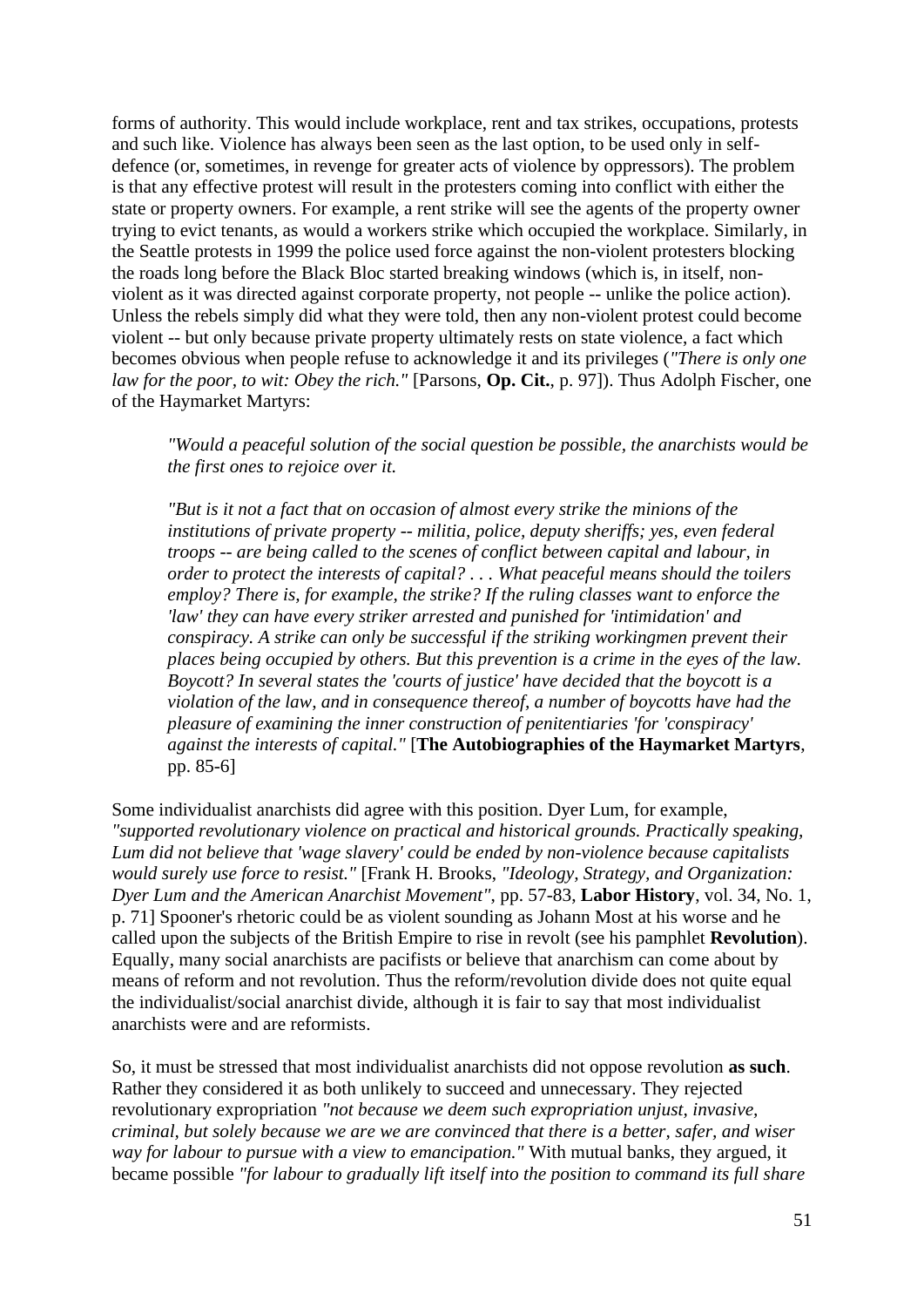forms of authority. This would include workplace, rent and tax strikes, occupations, protests and such like. Violence has always been seen as the last option, to be used only in self-defence (or, sometimes, in revenge for greater acts of violence by oppressors). The problem is that any effective protest will result in the protesters coming into conflict with either the state or property owners. For example, a rent strike will see the agents of the property owner trying to evict tenants, as would a workers strike which occupied the workplace. Similarly, in the Seattle protests in 1999 the police used force against the non-violent protesters blocking the roads long before the Black Bloc started breaking windows (which is, in itself, non-violent as it was directed against corporate property, not people -- unlike the police action). Unless the rebels simply did what they were told, then any non-violent protest could become violent -- but only because private property ultimately rests on state violence, a fact which becomes obvious when people refuse to acknowledge it and its privileges (*"There is only one law for the poor, to wit: Obey the rich."* [Parsons, **Op. Cit.**, p. 97]). Thus Adolph Fischer, one of the Haymarket Martyrs:

> *"Would a peaceful solution of the social question be possible, the anarchists would be the first ones to rejoice over it.*
>
> *"But is it not a fact that on occasion of almost every strike the minions of the institutions of private property -- militia, police, deputy sheriffs; yes, even federal troops -- are being called to the scenes of conflict between capital and labour, in order to protect the interests of capital? . . . What peaceful means should the toilers employ? There is, for example, the strike? If the ruling classes want to enforce the 'law' they can have every striker arrested and punished for 'intimidation' and conspiracy. A strike can only be successful if the striking workingmen prevent their places being occupied by others. But this prevention is a crime in the eyes of the law. Boycott? In several states the 'courts of justice' have decided that the boycott is a violation of the law, and in consequence thereof, a number of boycotts have had the pleasure of examining the inner construction of penitentiaries 'for 'conspiracy' against the interests of capital."* [**The Autobiographies of the Haymarket Martyrs**, pp. 85-6]

Some individualist anarchists did agree with this position. Dyer Lum, for example, *"supported revolutionary violence on practical and historical grounds. Practically speaking, Lum did not believe that 'wage slavery' could be ended by non-violence because capitalists would surely use force to resist."* [Frank H. Brooks, *"Ideology, Strategy, and Organization: Dyer Lum and the American Anarchist Movement"*, pp. 57-83, **Labor History**, vol. 34, No. 1, p. 71] Spooner's rhetoric could be as violent sounding as Johann Most at his worse and he called upon the subjects of the British Empire to rise in revolt (see his pamphlet **Revolution**). Equally, many social anarchists are pacifists or believe that anarchism can come about by means of reform and not revolution. Thus the reform/revolution divide does not quite equal the individualist/social anarchist divide, although it is fair to say that most individualist anarchists were and are reformists.

So, it must be stressed that most individualist anarchists did not oppose revolution **as such**. Rather they considered it as both unlikely to succeed and unnecessary. They rejected revolutionary expropriation *"not because we deem such expropriation unjust, invasive, criminal, but solely because we are we are convinced that there is a better, safer, and wiser way for labour to pursue with a view to emancipation."* With mutual banks, they argued, it became possible *"for labour to gradually lift itself into the position to command its full share*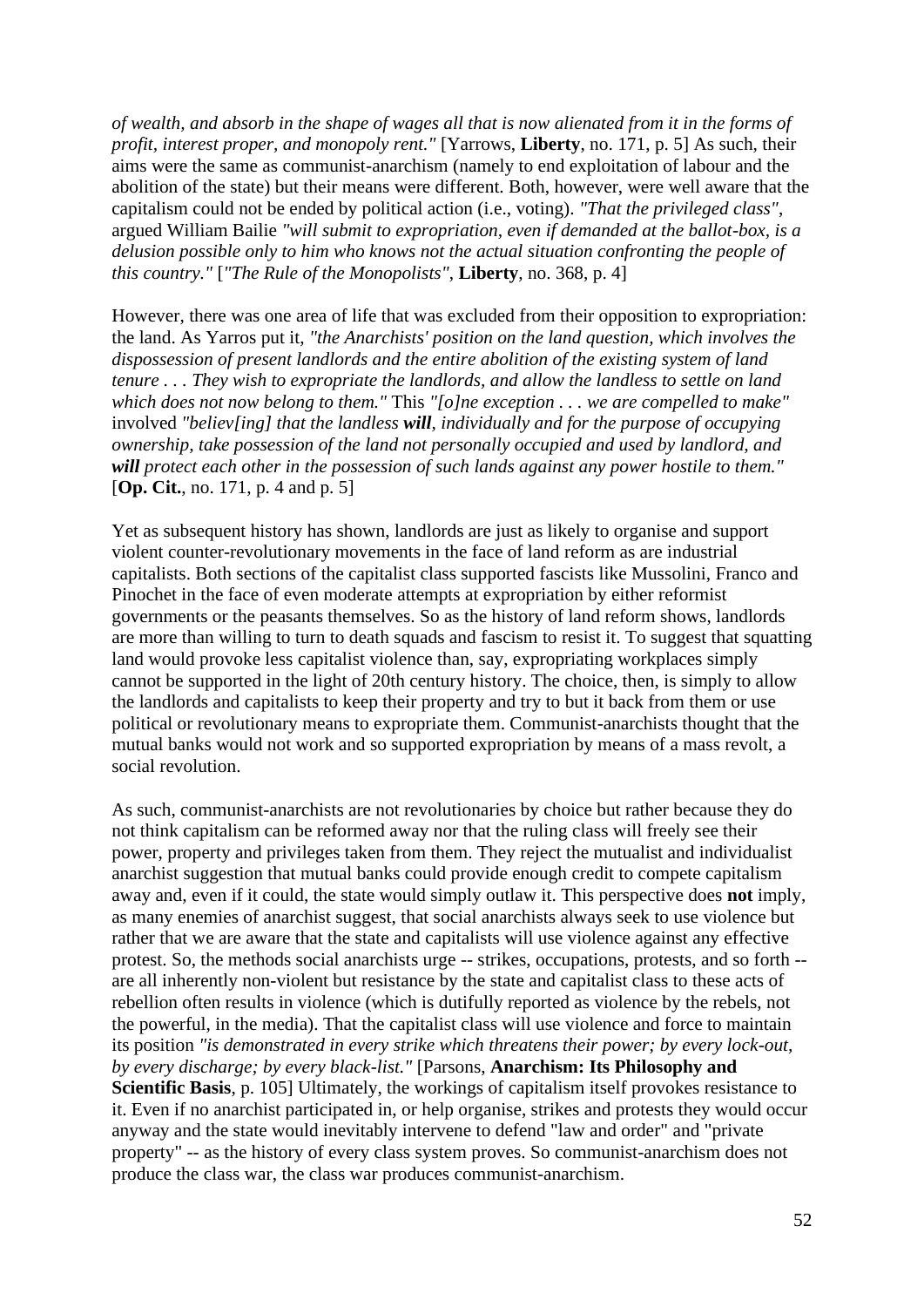*of wealth, and absorb in the shape of wages all that is now alienated from it in the forms of profit, interest proper, and monopoly rent."* [Yarrows, **Liberty**, no. 171, p. 5] As such, their aims were the same as communist-anarchism (namely to end exploitation of labour and the abolition of the state) but their means were different. Both, however, were well aware that the capitalism could not be ended by political action (i.e., voting). *"That the privileged class"*, argued William Bailie *"will submit to expropriation, even if demanded at the ballot-box, is a delusion possible only to him who knows not the actual situation confronting the people of this country."* [*"The Rule of the Monopolists"*, **Liberty**, no. 368, p. 4]

However, there was one area of life that was excluded from their opposition to expropriation: the land. As Yarros put it, *"the Anarchists' position on the land question, which involves the dispossession of present landlords and the entire abolition of the existing system of land tenure . . . They wish to expropriate the landlords, and allow the landless to settle on land which does not now belong to them."* This *"[o]ne exception . . . we are compelled to make"* involved *"believ[ing] that the landless **will**, individually and for the purpose of occupying ownership, take possession of the land not personally occupied and used by landlord, and **will** protect each other in the possession of such lands against any power hostile to them."* [**Op. Cit.**, no. 171, p. 4 and p. 5]

Yet as subsequent history has shown, landlords are just as likely to organise and support violent counter-revolutionary movements in the face of land reform as are industrial capitalists. Both sections of the capitalist class supported fascists like Mussolini, Franco and Pinochet in the face of even moderate attempts at expropriation by either reformist governments or the peasants themselves. So as the history of land reform shows, landlords are more than willing to turn to death squads and fascism to resist it. To suggest that squatting land would provoke less capitalist violence than, say, expropriating workplaces simply cannot be supported in the light of 20th century history. The choice, then, is simply to allow the landlords and capitalists to keep their property and try to but it back from them or use political or revolutionary means to expropriate them. Communist-anarchists thought that the mutual banks would not work and so supported expropriation by means of a mass revolt, a social revolution.

As such, communist-anarchists are not revolutionaries by choice but rather because they do not think capitalism can be reformed away nor that the ruling class will freely see their power, property and privileges taken from them. They reject the mutualist and individualist anarchist suggestion that mutual banks could provide enough credit to compete capitalism away and, even if it could, the state would simply outlaw it. This perspective does **not** imply, as many enemies of anarchist suggest, that social anarchists always seek to use violence but rather that we are aware that the state and capitalists will use violence against any effective protest. So, the methods social anarchists urge -- strikes, occupations, protests, and so forth -- are all inherently non-violent but resistance by the state and capitalist class to these acts of rebellion often results in violence (which is dutifully reported as violence by the rebels, not the powerful, in the media). That the capitalist class will use violence and force to maintain its position *"is demonstrated in every strike which threatens their power; by every lock-out, by every discharge; by every black-list."* [Parsons, **Anarchism: Its Philosophy and Scientific Basis**, p. 105] Ultimately, the workings of capitalism itself provokes resistance to it. Even if no anarchist participated in, or help organise, strikes and protests they would occur anyway and the state would inevitably intervene to defend "law and order" and "private property" -- as the history of every class system proves. So communist-anarchism does not produce the class war, the class war produces communist-anarchism.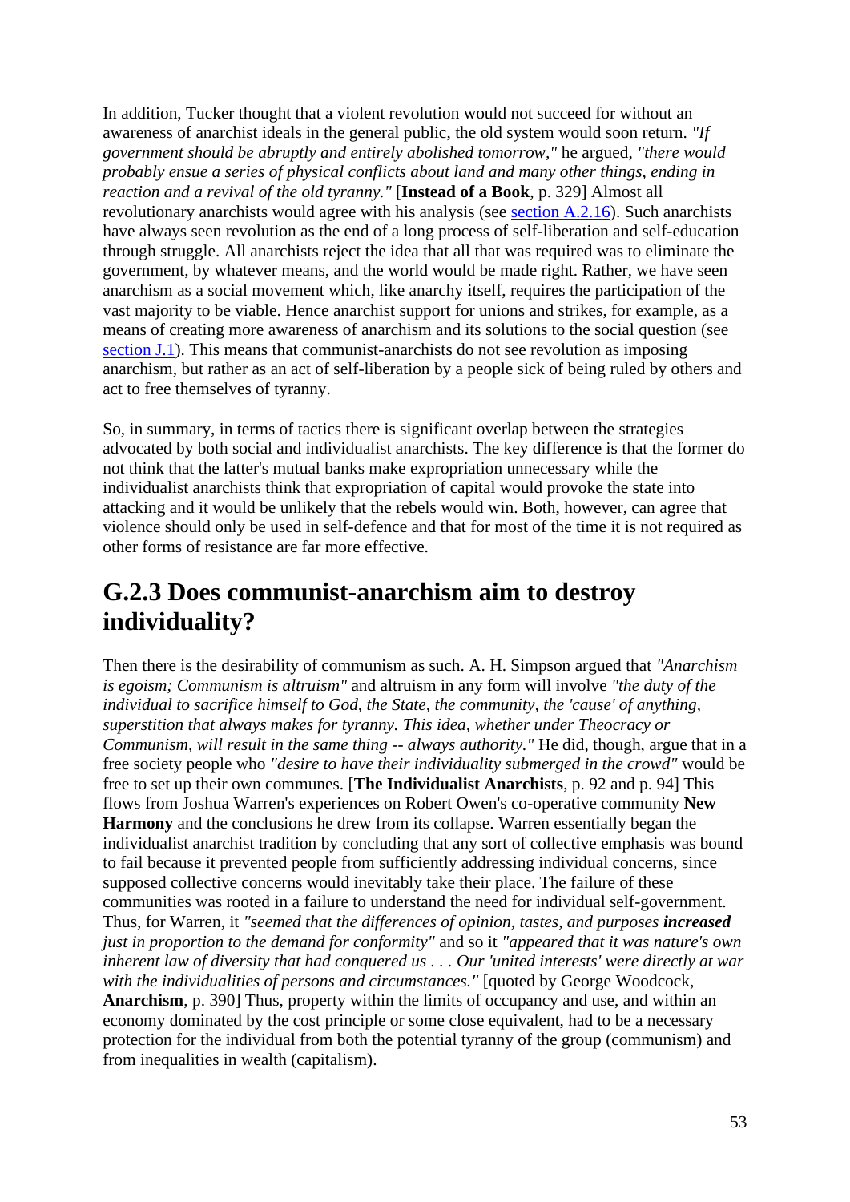In addition, Tucker thought that a violent revolution would not succeed for without an awareness of anarchist ideals in the general public, the old system would soon return. *"If government should be abruptly and entirely abolished tomorrow,"* he argued, *"there would probably ensue a series of physical conflicts about land and many other things, ending in reaction and a revival of the old tyranny."* [**Instead of a Book**, p. 329] Almost all revolutionary anarchists would agree with his analysis (see [section A.2.16]()). Such anarchists have always seen revolution as the end of a long process of self-liberation and self-education through struggle. All anarchists reject the idea that all that was required was to eliminate the government, by whatever means, and the world would be made right. Rather, we have seen anarchism as a social movement which, like anarchy itself, requires the participation of the vast majority to be viable. Hence anarchist support for unions and strikes, for example, as a means of creating more awareness of anarchism and its solutions to the social question (see [section J.1]()). This means that communist-anarchists do not see revolution as imposing anarchism, but rather as an act of self-liberation by a people sick of being ruled by others and act to free themselves of tyranny.

So, in summary, in terms of tactics there is significant overlap between the strategies advocated by both social and individualist anarchists. The key difference is that the former do not think that the latter's mutual banks make expropriation unnecessary while the individualist anarchists think that expropriation of capital would provoke the state into attacking and it would be unlikely that the rebels would win. Both, however, can agree that violence should only be used in self-defence and that for most of the time it is not required as other forms of resistance are far more effective.

## G.2.3 Does communist-anarchism aim to destroy individuality?

Then there is the desirability of communism as such. A. H. Simpson argued that *"Anarchism is egoism; Communism is altruism"* and altruism in any form will involve *"the duty of the individual to sacrifice himself to God, the State, the community, the 'cause' of anything, superstition that always makes for tyranny. This idea, whether under Theocracy or Communism, will result in the same thing -- always authority."* He did, though, argue that in a free society people who *"desire to have their individuality submerged in the crowd"* would be free to set up their own communes. [**The Individualist Anarchists**, p. 92 and p. 94] This flows from Joshua Warren's experiences on Robert Owen's co-operative community **New Harmony** and the conclusions he drew from its collapse. Warren essentially began the individualist anarchist tradition by concluding that any sort of collective emphasis was bound to fail because it prevented people from sufficiently addressing individual concerns, since supposed collective concerns would inevitably take their place. The failure of these communities was rooted in a failure to understand the need for individual self-government. Thus, for Warren, it *"seemed that the differences of opinion, tastes, and purposes **increased** just in proportion to the demand for conformity"* and so it *"appeared that it was nature's own inherent law of diversity that had conquered us . . . Our 'united interests' were directly at war with the individualities of persons and circumstances."* [quoted by George Woodcock, **Anarchism**, p. 390] Thus, property within the limits of occupancy and use, and within an economy dominated by the cost principle or some close equivalent, had to be a necessary protection for the individual from both the potential tyranny of the group (communism) and from inequalities in wealth (capitalism).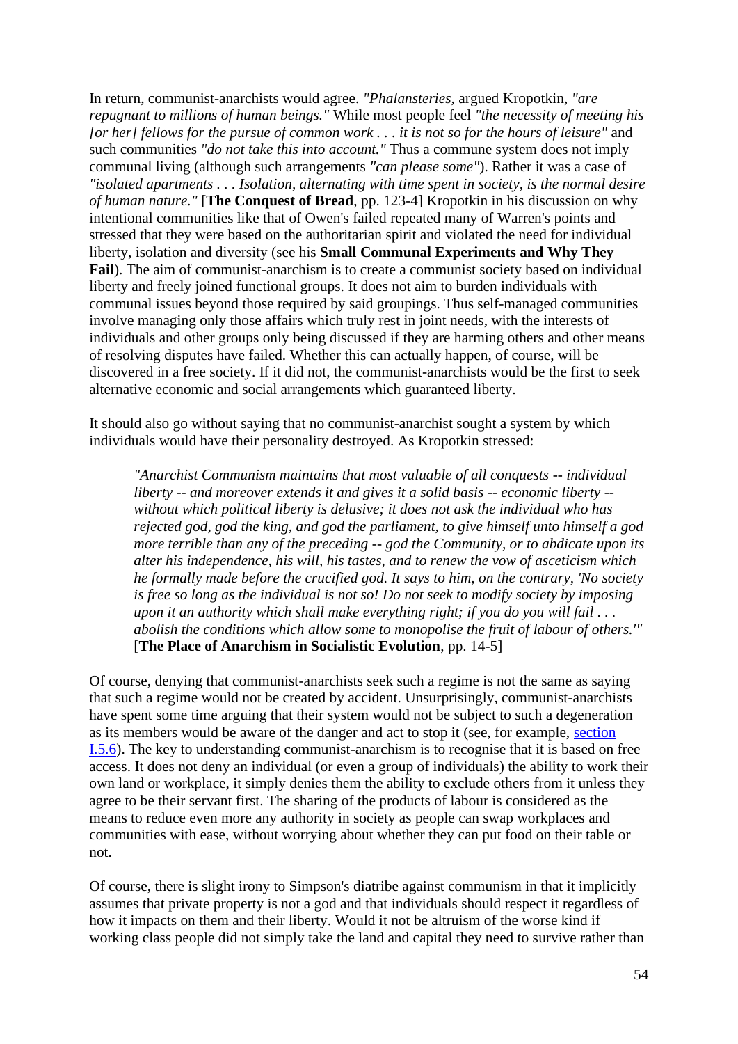In return, communist-anarchists would agree. *"Phalansteries,* argued Kropotkin, *"are repugnant to millions of human beings."* While most people feel *"the necessity of meeting his [or her] fellows for the pursue of common work . . . it is not so for the hours of leisure"* and such communities *"do not take this into account."* Thus a commune system does not imply communal living (although such arrangements *"can please some"*). Rather it was a case of *"isolated apartments . . . Isolation, alternating with time spent in society, is the normal desire of human nature."* [**The Conquest of Bread**, pp. 123-4] Kropotkin in his discussion on why intentional communities like that of Owen's failed repeated many of Warren's points and stressed that they were based on the authoritarian spirit and violated the need for individual liberty, isolation and diversity (see his **Small Communal Experiments and Why They Fail**). The aim of communist-anarchism is to create a communist society based on individual liberty and freely joined functional groups. It does not aim to burden individuals with communal issues beyond those required by said groupings. Thus self-managed communities involve managing only those affairs which truly rest in joint needs, with the interests of individuals and other groups only being discussed if they are harming others and other means of resolving disputes have failed. Whether this can actually happen, of course, will be discovered in a free society. If it did not, the communist-anarchists would be the first to seek alternative economic and social arrangements which guaranteed liberty.

It should also go without saying that no communist-anarchist sought a system by which individuals would have their personality destroyed. As Kropotkin stressed:

> *"Anarchist Communism maintains that most valuable of all conquests -- individual liberty -- and moreover extends it and gives it a solid basis -- economic liberty -- without which political liberty is delusive; it does not ask the individual who has rejected god, god the king, and god the parliament, to give himself unto himself a god more terrible than any of the preceding -- god the Community, or to abdicate upon its alter his independence, his will, his tastes, and to renew the vow of asceticism which he formally made before the crucified god. It says to him, on the contrary, 'No society is free so long as the individual is not so! Do not seek to modify society by imposing upon it an authority which shall make everything right; if you do you will fail . . . abolish the conditions which allow some to monopolise the fruit of labour of others.'"* [**The Place of Anarchism in Socialistic Evolution**, pp. 14-5]

Of course, denying that communist-anarchists seek such a regime is not the same as saying that such a regime would not be created by accident. Unsurprisingly, communist-anarchists have spent some time arguing that their system would not be subject to such a degeneration as its members would be aware of the danger and act to stop it (see, for example, section I.5.6). The key to understanding communist-anarchism is to recognise that it is based on free access. It does not deny an individual (or even a group of individuals) the ability to work their own land or workplace, it simply denies them the ability to exclude others from it unless they agree to be their servant first. The sharing of the products of labour is considered as the means to reduce even more any authority in society as people can swap workplaces and communities with ease, without worrying about whether they can put food on their table or not.

Of course, there is slight irony to Simpson's diatribe against communism in that it implicitly assumes that private property is not a god and that individuals should respect it regardless of how it impacts on them and their liberty. Would it not be altruism of the worse kind if working class people did not simply take the land and capital they need to survive rather than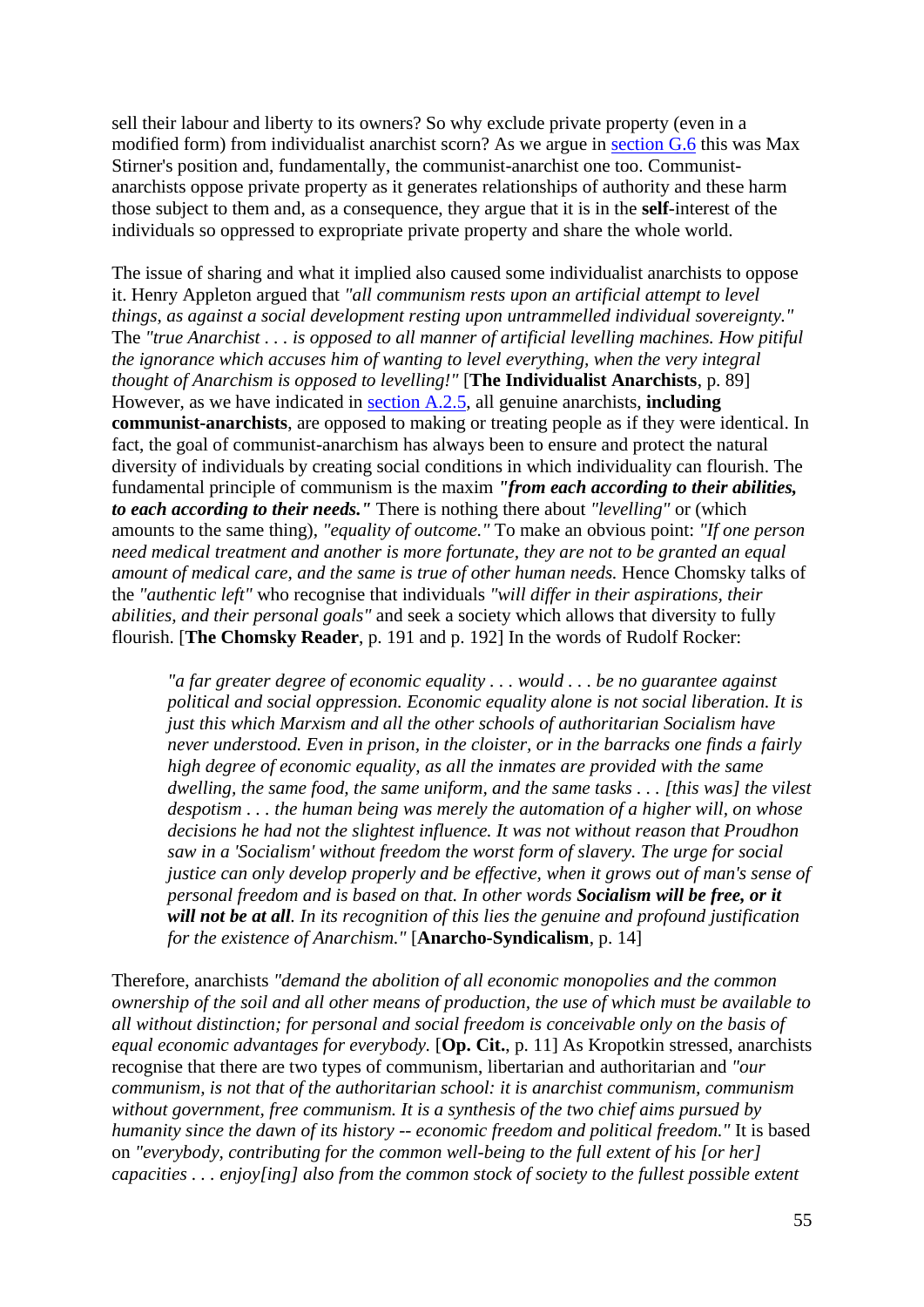sell their labour and liberty to its owners? So why exclude private property (even in a modified form) from individualist anarchist scorn? As we argue in section G.6 this was Max Stirner's position and, fundamentally, the communist-anarchist one too. Communist-anarchists oppose private property as it generates relationships of authority and these harm those subject to them and, as a consequence, they argue that it is in the **self**-interest of the individuals so oppressed to expropriate private property and share the whole world.

The issue of sharing and what it implied also caused some individualist anarchists to oppose it. Henry Appleton argued that *"all communism rests upon an artificial attempt to level things, as against a social development resting upon untrammelled individual sovereignty."* The *"true Anarchist . . . is opposed to all manner of artificial levelling machines. How pitiful the ignorance which accuses him of wanting to level everything, when the very integral thought of Anarchism is opposed to levelling!"* [**The Individualist Anarchists**, p. 89] However, as we have indicated in section A.2.5, all genuine anarchists, **including communist-anarchists**, are opposed to making or treating people as if they were identical. In fact, the goal of communist-anarchism has always been to ensure and protect the natural diversity of individuals by creating social conditions in which individuality can flourish. The fundamental principle of communism is the maxim ***"from each according to their abilities, to each according to their needs."*** There is nothing there about *"levelling"* or (which amounts to the same thing), *"equality of outcome."* To make an obvious point: *"If one person need medical treatment and another is more fortunate, they are not to be granted an equal amount of medical care, and the same is true of other human needs.* Hence Chomsky talks of the *"authentic left"* who recognise that individuals *"will differ in their aspirations, their abilities, and their personal goals"* and seek a society which allows that diversity to fully flourish. [**The Chomsky Reader**, p. 191 and p. 192] In the words of Rudolf Rocker:

> *"a far greater degree of economic equality . . . would . . . be no guarantee against political and social oppression. Economic equality alone is not social liberation. It is just this which Marxism and all the other schools of authoritarian Socialism have never understood. Even in prison, in the cloister, or in the barracks one finds a fairly high degree of economic equality, as all the inmates are provided with the same dwelling, the same food, the same uniform, and the same tasks . . . [this was] the vilest despotism . . . the human being was merely the automation of a higher will, on whose decisions he had not the slightest influence. It was not without reason that Proudhon saw in a 'Socialism' without freedom the worst form of slavery. The urge for social justice can only develop properly and be effective, when it grows out of man's sense of personal freedom and is based on that. In other words* ***Socialism will be free, or it will not be at all****. In its recognition of this lies the genuine and profound justification for the existence of Anarchism."* [**Anarcho-Syndicalism**, p. 14]

Therefore, anarchists *"demand the abolition of all economic monopolies and the common ownership of the soil and all other means of production, the use of which must be available to all without distinction; for personal and social freedom is conceivable only on the basis of equal economic advantages for everybody.* [**Op. Cit.**, p. 11] As Kropotkin stressed, anarchists recognise that there are two types of communism, libertarian and authoritarian and *"our communism, is not that of the authoritarian school: it is anarchist communism, communism without government, free communism. It is a synthesis of the two chief aims pursued by humanity since the dawn of its history -- economic freedom and political freedom."* It is based on *"everybody, contributing for the common well-being to the full extent of his [or her] capacities . . . enjoy[ing] also from the common stock of society to the fullest possible extent*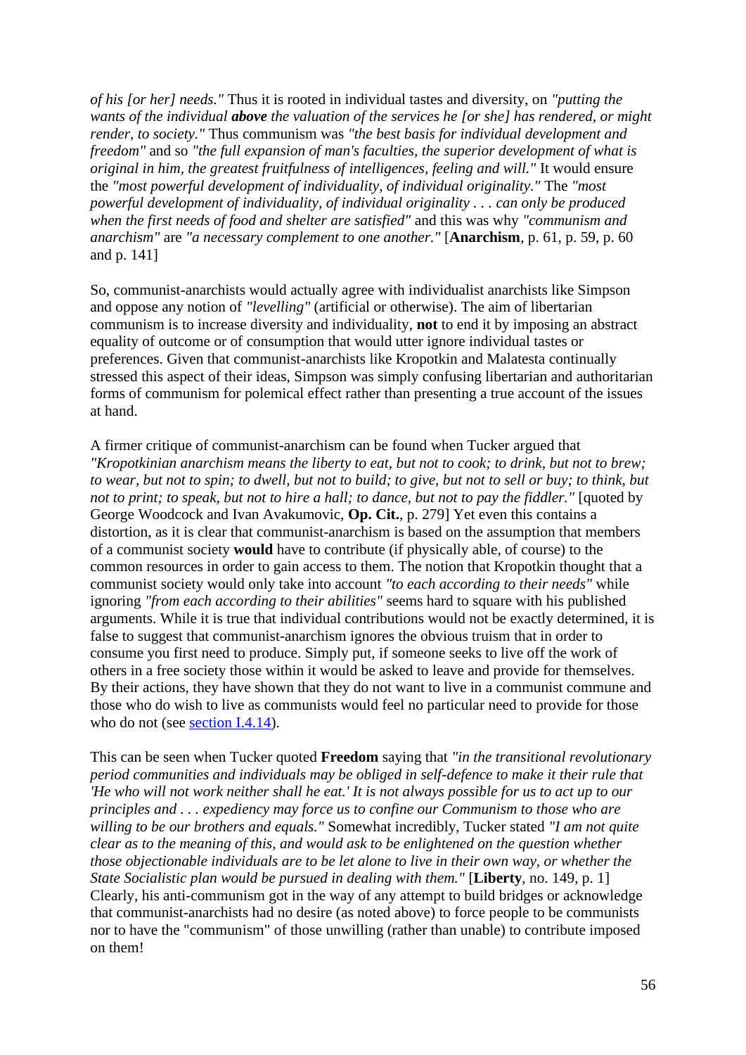*of his [or her] needs."* Thus it is rooted in individual tastes and diversity, on *"putting the wants of the individual **above** the valuation of the services he [or she] has rendered, or might render, to society."* Thus communism was *"the best basis for individual development and freedom"* and so *"the full expansion of man's faculties, the superior development of what is original in him, the greatest fruitfulness of intelligences, feeling and will."* It would ensure the *"most powerful development of individuality, of individual originality."* The *"most powerful development of individuality, of individual originality . . . can only be produced when the first needs of food and shelter are satisfied"* and this was why *"communism and anarchism"* are *"a necessary complement to one another."* [**Anarchism**, p. 61, p. 59, p. 60 and p. 141]

So, communist-anarchists would actually agree with individualist anarchists like Simpson and oppose any notion of *"levelling"* (artificial or otherwise). The aim of libertarian communism is to increase diversity and individuality, **not** to end it by imposing an abstract equality of outcome or of consumption that would utter ignore individual tastes or preferences. Given that communist-anarchists like Kropotkin and Malatesta continually stressed this aspect of their ideas, Simpson was simply confusing libertarian and authoritarian forms of communism for polemical effect rather than presenting a true account of the issues at hand.

A firmer critique of communist-anarchism can be found when Tucker argued that *"Kropotkinian anarchism means the liberty to eat, but not to cook; to drink, but not to brew; to wear, but not to spin; to dwell, but not to build; to give, but not to sell or buy; to think, but not to print; to speak, but not to hire a hall; to dance, but not to pay the fiddler."* [quoted by George Woodcock and Ivan Avakumovic, **Op. Cit.**, p. 279] Yet even this contains a distortion, as it is clear that communist-anarchism is based on the assumption that members of a communist society **would** have to contribute (if physically able, of course) to the common resources in order to gain access to them. The notion that Kropotkin thought that a communist society would only take into account *"to each according to their needs"* while ignoring *"from each according to their abilities"* seems hard to square with his published arguments. While it is true that individual contributions would not be exactly determined, it is false to suggest that communist-anarchism ignores the obvious truism that in order to consume you first need to produce. Simply put, if someone seeks to live off the work of others in a free society those within it would be asked to leave and provide for themselves. By their actions, they have shown that they do not want to live in a communist commune and those who do wish to live as communists would feel no particular need to provide for those who do not (see section I.4.14).

This can be seen when Tucker quoted **Freedom** saying that *"in the transitional revolutionary period communities and individuals may be obliged in self-defence to make it their rule that 'He who will not work neither shall he eat.' It is not always possible for us to act up to our principles and . . . expediency may force us to confine our Communism to those who are willing to be our brothers and equals."* Somewhat incredibly, Tucker stated *"I am not quite clear as to the meaning of this, and would ask to be enlightened on the question whether those objectionable individuals are to be let alone to live in their own way, or whether the State Socialistic plan would be pursued in dealing with them."* [**Liberty**, no. 149, p. 1] Clearly, his anti-communism got in the way of any attempt to build bridges or acknowledge that communist-anarchists had no desire (as noted above) to force people to be communists nor to have the "communism" of those unwilling (rather than unable) to contribute imposed on them!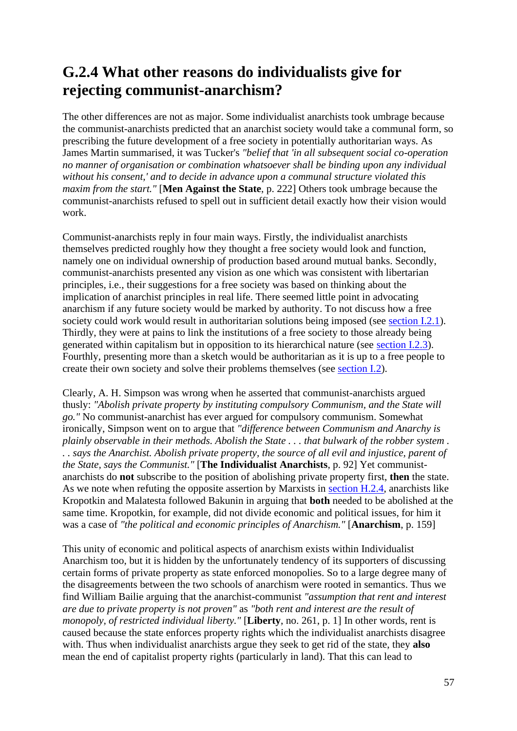## G.2.4 What other reasons do individualists give for rejecting communist-anarchism?

The other differences are not as major. Some individualist anarchists took umbrage because the communist-anarchists predicted that an anarchist society would take a communal form, so prescribing the future development of a free society in potentially authoritarian ways. As James Martin summarised, it was Tucker's *"belief that 'in all subsequent social co-operation no manner of organisation or combination whatsoever shall be binding upon any individual without his consent,' and to decide in advance upon a communal structure violated this maxim from the start."* [**Men Against the State**, p. 222] Others took umbrage because the communist-anarchists refused to spell out in sufficient detail exactly how their vision would work.

Communist-anarchists reply in four main ways. Firstly, the individualist anarchists themselves predicted roughly how they thought a free society would look and function, namely one on individual ownership of production based around mutual banks. Secondly, communist-anarchists presented any vision as one which was consistent with libertarian principles, i.e., their suggestions for a free society was based on thinking about the implication of anarchist principles in real life. There seemed little point in advocating anarchism if any future society would be marked by authority. To not discuss how a free society could work would result in authoritarian solutions being imposed (see section I.2.1). Thirdly, they were at pains to link the institutions of a free society to those already being generated within capitalism but in opposition to its hierarchical nature (see section I.2.3). Fourthly, presenting more than a sketch would be authoritarian as it is up to a free people to create their own society and solve their problems themselves (see section I.2).

Clearly, A. H. Simpson was wrong when he asserted that communist-anarchists argued thusly: *"Abolish private property by instituting compulsory Communism, and the State will go."* No communist-anarchist has ever argued for compulsory communism. Somewhat ironically, Simpson went on to argue that *"difference between Communism and Anarchy is plainly observable in their methods. Abolish the State . . . that bulwark of the robber system . . . says the Anarchist. Abolish private property, the source of all evil and injustice, parent of the State, says the Communist."* [**The Individualist Anarchists**, p. 92] Yet communist-anarchists do **not** subscribe to the position of abolishing private property first, **then** the state. As we note when refuting the opposite assertion by Marxists in section H.2.4, anarchists like Kropotkin and Malatesta followed Bakunin in arguing that **both** needed to be abolished at the same time. Kropotkin, for example, did not divide economic and political issues, for him it was a case of *"the political and economic principles of Anarchism."* [**Anarchism**, p. 159]

This unity of economic and political aspects of anarchism exists within Individualist Anarchism too, but it is hidden by the unfortunately tendency of its supporters of discussing certain forms of private property as state enforced monopolies. So to a large degree many of the disagreements between the two schools of anarchism were rooted in semantics. Thus we find William Bailie arguing that the anarchist-communist *"assumption that rent and interest are due to private property is not proven"* as *"both rent and interest are the result of monopoly, of restricted individual liberty."* [**Liberty**, no. 261, p. 1] In other words, rent is caused because the state enforces property rights which the individualist anarchists disagree with. Thus when individualist anarchists argue they seek to get rid of the state, they **also** mean the end of capitalist property rights (particularly in land). That this can lead to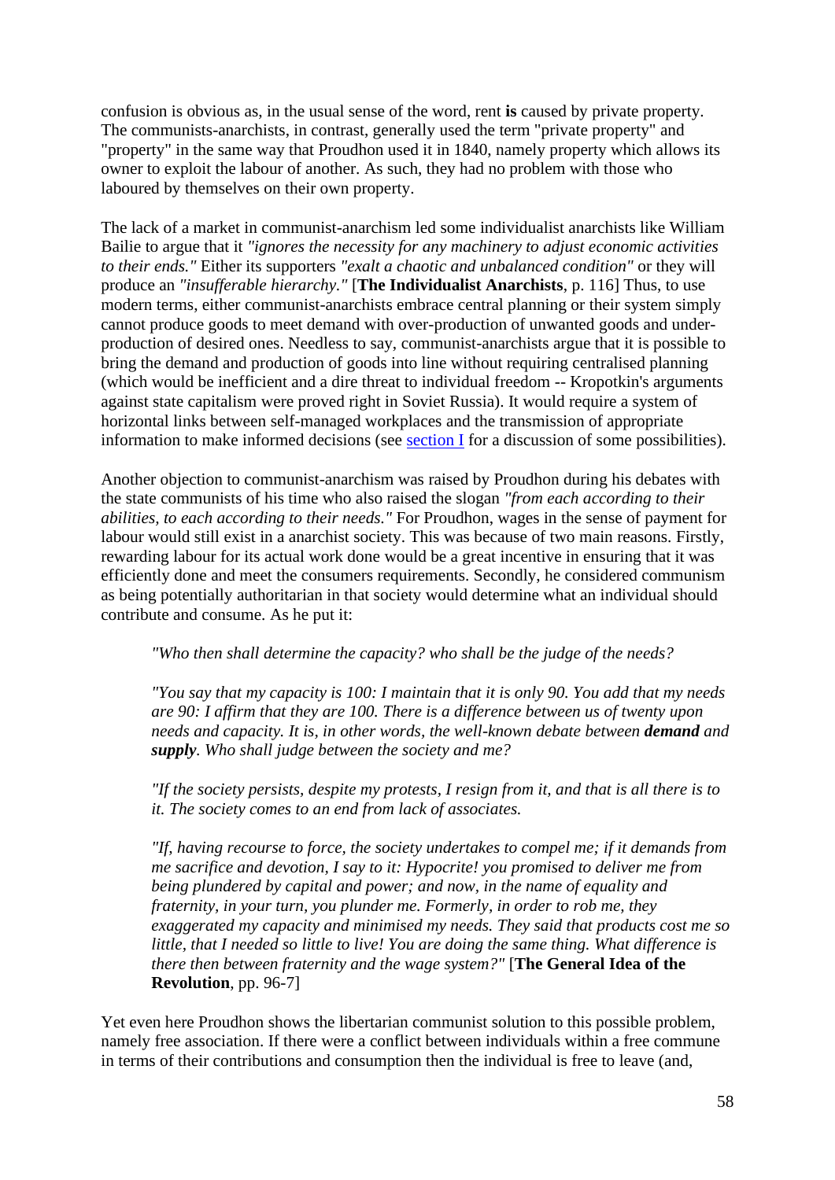confusion is obvious as, in the usual sense of the word, rent **is** caused by private property. The communists-anarchists, in contrast, generally used the term "private property" and "property" in the same way that Proudhon used it in 1840, namely property which allows its owner to exploit the labour of another. As such, they had no problem with those who laboured by themselves on their own property.

The lack of a market in communist-anarchism led some individualist anarchists like William Bailie to argue that it *"ignores the necessity for any machinery to adjust economic activities to their ends."* Either its supporters *"exalt a chaotic and unbalanced condition"* or they will produce an *"insufferable hierarchy."* [**The Individualist Anarchists**, p. 116] Thus, to use modern terms, either communist-anarchists embrace central planning or their system simply cannot produce goods to meet demand with over-production of unwanted goods and under-production of desired ones. Needless to say, communist-anarchists argue that it is possible to bring the demand and production of goods into line without requiring centralised planning (which would be inefficient and a dire threat to individual freedom -- Kropotkin's arguments against state capitalism were proved right in Soviet Russia). It would require a system of horizontal links between self-managed workplaces and the transmission of appropriate information to make informed decisions (see section I for a discussion of some possibilities).

Another objection to communist-anarchism was raised by Proudhon during his debates with the state communists of his time who also raised the slogan *"from each according to their abilities, to each according to their needs."* For Proudhon, wages in the sense of payment for labour would still exist in a anarchist society. This was because of two main reasons. Firstly, rewarding labour for its actual work done would be a great incentive in ensuring that it was efficiently done and meet the consumers requirements. Secondly, he considered communism as being potentially authoritarian in that society would determine what an individual should contribute and consume. As he put it:

> *"Who then shall determine the capacity? who shall be the judge of the needs?*
>
> *"You say that my capacity is 100: I maintain that it is only 90. You add that my needs are 90: I affirm that they are 100. There is a difference between us of twenty upon needs and capacity. It is, in other words, the well-known debate between **demand** and **supply**. Who shall judge between the society and me?*
>
> *"If the society persists, despite my protests, I resign from it, and that is all there is to it. The society comes to an end from lack of associates.*
>
> *"If, having recourse to force, the society undertakes to compel me; if it demands from me sacrifice and devotion, I say to it: Hypocrite! you promised to deliver me from being plundered by capital and power; and now, in the name of equality and fraternity, in your turn, you plunder me. Formerly, in order to rob me, they exaggerated my capacity and minimised my needs. They said that products cost me so little, that I needed so little to live! You are doing the same thing. What difference is there then between fraternity and the wage system?"* [**The General Idea of the Revolution**, pp. 96-7]

Yet even here Proudhon shows the libertarian communist solution to this possible problem, namely free association. If there were a conflict between individuals within a free commune in terms of their contributions and consumption then the individual is free to leave (and,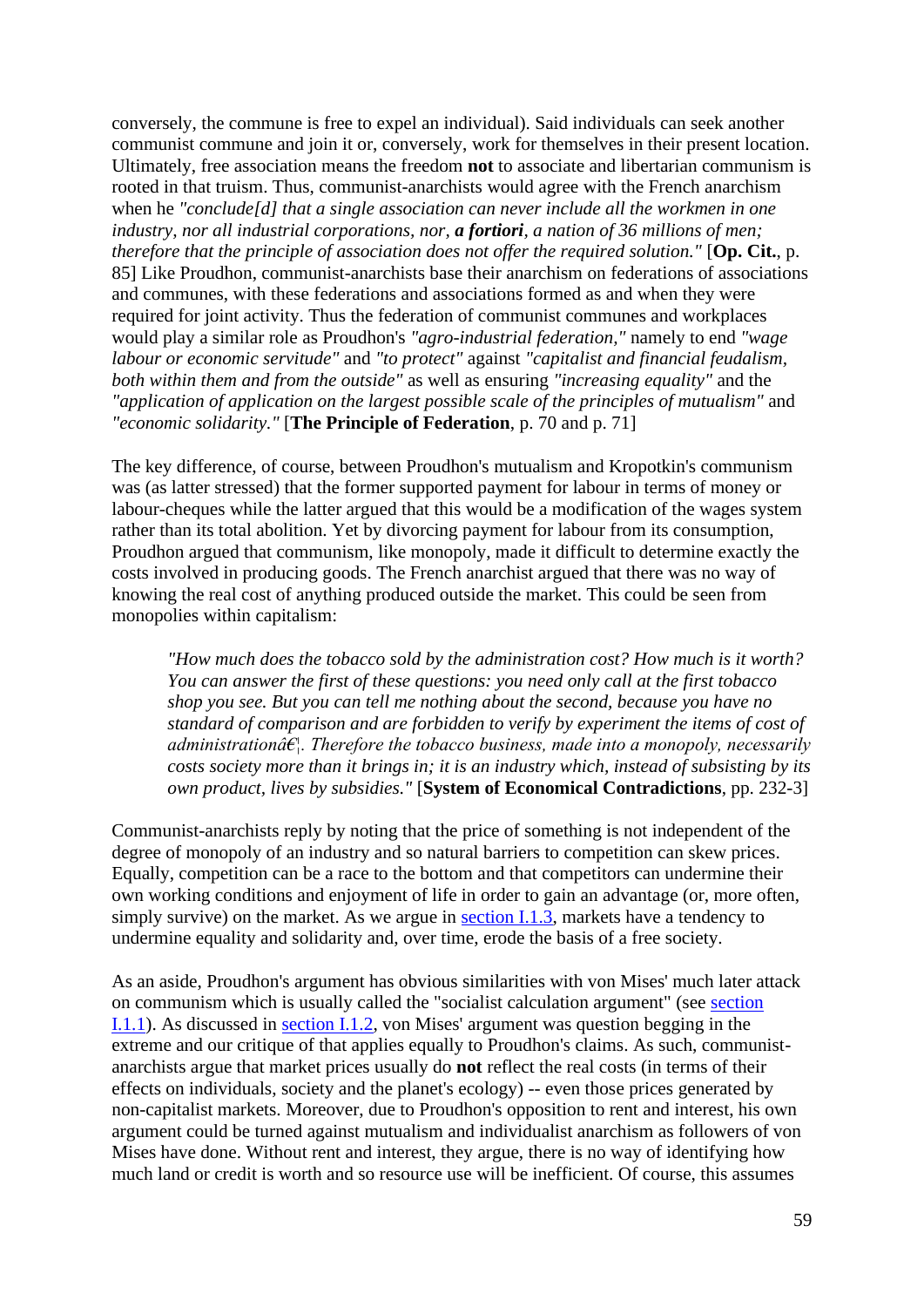conversely, the commune is free to expel an individual). Said individuals can seek another communist commune and join it or, conversely, work for themselves in their present location. Ultimately, free association means the freedom **not** to associate and libertarian communism is rooted in that truism. Thus, communist-anarchists would agree with the French anarchism when he *"conclude[d] that a single association can never include all the workmen in one industry, nor all industrial corporations, nor, **a fortiori**, a nation of 36 millions of men; therefore that the principle of association does not offer the required solution."* [**Op. Cit.**, p. 85] Like Proudhon, communist-anarchists base their anarchism on federations of associations and communes, with these federations and associations formed as and when they were required for joint activity. Thus the federation of communist communes and workplaces would play a similar role as Proudhon's *"agro-industrial federation,"* namely to end *"wage labour or economic servitude"* and *"to protect"* against *"capitalist and financial feudalism, both within them and from the outside"* as well as ensuring *"increasing equality"* and the *"application of application on the largest possible scale of the principles of mutualism"* and *"economic solidarity."* [**The Principle of Federation**, p. 70 and p. 71]

The key difference, of course, between Proudhon's mutualism and Kropotkin's communism was (as latter stressed) that the former supported payment for labour in terms of money or labour-cheques while the latter argued that this would be a modification of the wages system rather than its total abolition. Yet by divorcing payment for labour from its consumption, Proudhon argued that communism, like monopoly, made it difficult to determine exactly the costs involved in producing goods. The French anarchist argued that there was no way of knowing the real cost of anything produced outside the market. This could be seen from monopolies within capitalism:

> *"How much does the tobacco sold by the administration cost? How much is it worth? You can answer the first of these questions: you need only call at the first tobacco shop you see. But you can tell me nothing about the second, because you have no standard of comparison and are forbidden to verify by experiment the items of cost of administrationâ€¦. Therefore the tobacco business, made into a monopoly, necessarily costs society more than it brings in; it is an industry which, instead of subsisting by its own product, lives by subsidies."* [**System of Economical Contradictions**, pp. 232-3]

Communist-anarchists reply by noting that the price of something is not independent of the degree of monopoly of an industry and so natural barriers to competition can skew prices. Equally, competition can be a race to the bottom and that competitors can undermine their own working conditions and enjoyment of life in order to gain an advantage (or, more often, simply survive) on the market. As we argue in section I.1.3, markets have a tendency to undermine equality and solidarity and, over time, erode the basis of a free society.

As an aside, Proudhon's argument has obvious similarities with von Mises' much later attack on communism which is usually called the "socialist calculation argument" (see section I.1.1). As discussed in section I.1.2, von Mises' argument was question begging in the extreme and our critique of that applies equally to Proudhon's claims. As such, communist-anarchists argue that market prices usually do **not** reflect the real costs (in terms of their effects on individuals, society and the planet's ecology) -- even those prices generated by non-capitalist markets. Moreover, due to Proudhon's opposition to rent and interest, his own argument could be turned against mutualism and individualist anarchism as followers of von Mises have done. Without rent and interest, they argue, there is no way of identifying how much land or credit is worth and so resource use will be inefficient. Of course, this assumes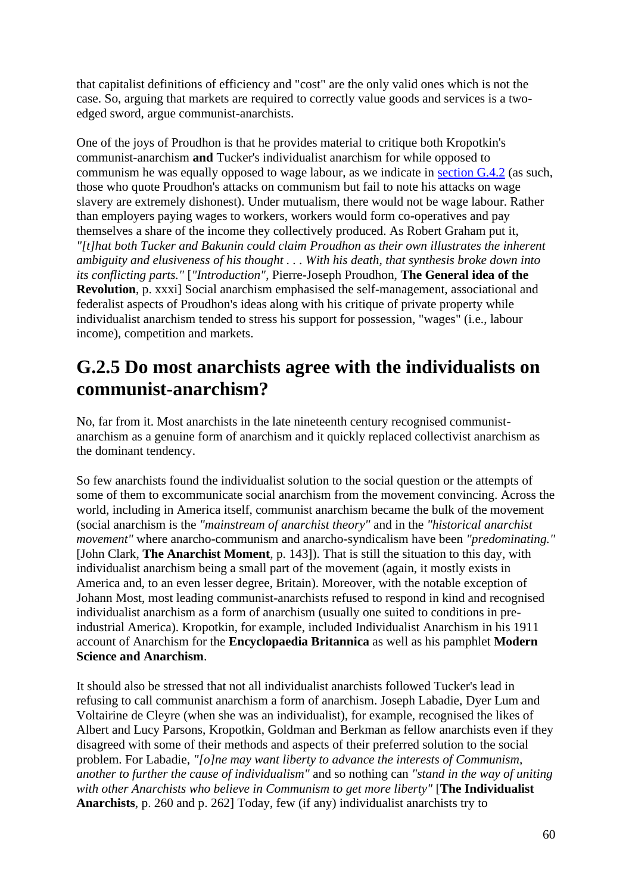that capitalist definitions of efficiency and "cost" are the only valid ones which is not the case. So, arguing that markets are required to correctly value goods and services is a two-edged sword, argue communist-anarchists.

One of the joys of Proudhon is that he provides material to critique both Kropotkin's communist-anarchism **and** Tucker's individualist anarchism for while opposed to communism he was equally opposed to wage labour, as we indicate in [section G.4.2](#) (as such, those who quote Proudhon's attacks on communism but fail to note his attacks on wage slavery are extremely dishonest). Under mutualism, there would not be wage labour. Rather than employers paying wages to workers, workers would form co-operatives and pay themselves a share of the income they collectively produced. As Robert Graham put it, *"[t]hat both Tucker and Bakunin could claim Proudhon as their own illustrates the inherent ambiguity and elusiveness of his thought . . . With his death, that synthesis broke down into its conflicting parts."* [*"Introduction"*, Pierre-Joseph Proudhon, **The General idea of the Revolution**, p. xxxi] Social anarchism emphasised the self-management, associational and federalist aspects of Proudhon's ideas along with his critique of private property while individualist anarchism tended to stress his support for possession, "wages" (i.e., labour income), competition and markets.

## G.2.5 Do most anarchists agree with the individualists on communist-anarchism?

No, far from it. Most anarchists in the late nineteenth century recognised communist-anarchism as a genuine form of anarchism and it quickly replaced collectivist anarchism as the dominant tendency.

So few anarchists found the individualist solution to the social question or the attempts of some of them to excommunicate social anarchism from the movement convincing. Across the world, including in America itself, communist anarchism became the bulk of the movement (social anarchism is the *"mainstream of anarchist theory"* and in the *"historical anarchist movement"* where anarcho-communism and anarcho-syndicalism have been *"predominating."* [John Clark, **The Anarchist Moment**, p. 143]). That is still the situation to this day, with individualist anarchism being a small part of the movement (again, it mostly exists in America and, to an even lesser degree, Britain). Moreover, with the notable exception of Johann Most, most leading communist-anarchists refused to respond in kind and recognised individualist anarchism as a form of anarchism (usually one suited to conditions in pre-industrial America). Kropotkin, for example, included Individualist Anarchism in his 1911 account of Anarchism for the **Encyclopaedia Britannica** as well as his pamphlet **Modern Science and Anarchism**.

It should also be stressed that not all individualist anarchists followed Tucker's lead in refusing to call communist anarchism a form of anarchism. Joseph Labadie, Dyer Lum and Voltairine de Cleyre (when she was an individualist), for example, recognised the likes of Albert and Lucy Parsons, Kropotkin, Goldman and Berkman as fellow anarchists even if they disagreed with some of their methods and aspects of their preferred solution to the social problem. For Labadie, *"[o]ne may want liberty to advance the interests of Communism, another to further the cause of individualism"* and so nothing can *"stand in the way of uniting with other Anarchists who believe in Communism to get more liberty"* [**The Individualist Anarchists**, p. 260 and p. 262] Today, few (if any) individualist anarchists try to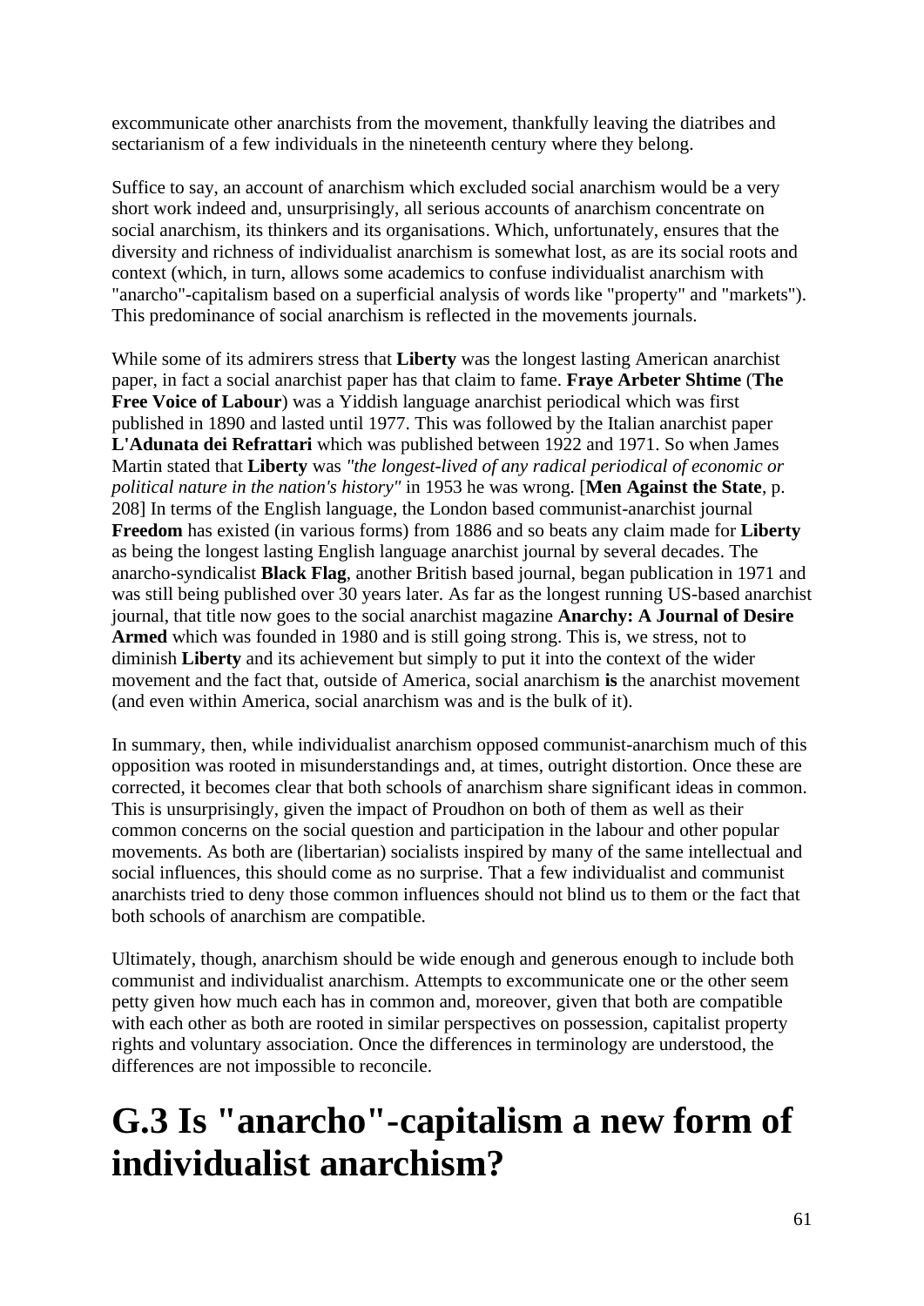excommunicate other anarchists from the movement, thankfully leaving the diatribes and sectarianism of a few individuals in the nineteenth century where they belong.

Suffice to say, an account of anarchism which excluded social anarchism would be a very short work indeed and, unsurprisingly, all serious accounts of anarchism concentrate on social anarchism, its thinkers and its organisations. Which, unfortunately, ensures that the diversity and richness of individualist anarchism is somewhat lost, as are its social roots and context (which, in turn, allows some academics to confuse individualist anarchism with "anarcho"-capitalism based on a superficial analysis of words like "property" and "markets"). This predominance of social anarchism is reflected in the movements journals.

While some of its admirers stress that **Liberty** was the longest lasting American anarchist paper, in fact a social anarchist paper has that claim to fame. **Fraye Arbeter Shtime** (**The Free Voice of Labour**) was a Yiddish language anarchist periodical which was first published in 1890 and lasted until 1977. This was followed by the Italian anarchist paper **L'Adunata dei Refrattari** which was published between 1922 and 1971. So when James Martin stated that **Liberty** was *"the longest-lived of any radical periodical of economic or political nature in the nation's history"* in 1953 he was wrong. [**Men Against the State**, p. 208] In terms of the English language, the London based communist-anarchist journal **Freedom** has existed (in various forms) from 1886 and so beats any claim made for **Liberty** as being the longest lasting English language anarchist journal by several decades. The anarcho-syndicalist **Black Flag**, another British based journal, began publication in 1971 and was still being published over 30 years later. As far as the longest running US-based anarchist journal, that title now goes to the social anarchist magazine **Anarchy: A Journal of Desire Armed** which was founded in 1980 and is still going strong. This is, we stress, not to diminish **Liberty** and its achievement but simply to put it into the context of the wider movement and the fact that, outside of America, social anarchism **is** the anarchist movement (and even within America, social anarchism was and is the bulk of it).

In summary, then, while individualist anarchism opposed communist-anarchism much of this opposition was rooted in misunderstandings and, at times, outright distortion. Once these are corrected, it becomes clear that both schools of anarchism share significant ideas in common. This is unsurprisingly, given the impact of Proudhon on both of them as well as their common concerns on the social question and participation in the labour and other popular movements. As both are (libertarian) socialists inspired by many of the same intellectual and social influences, this should come as no surprise. That a few individualist and communist anarchists tried to deny those common influences should not blind us to them or the fact that both schools of anarchism are compatible.

Ultimately, though, anarchism should be wide enough and generous enough to include both communist and individualist anarchism. Attempts to excommunicate one or the other seem petty given how much each has in common and, moreover, given that both are compatible with each other as both are rooted in similar perspectives on possession, capitalist property rights and voluntary association. Once the differences in terminology are understood, the differences are not impossible to reconcile.

# G.3 Is "anarcho"-capitalism a new form of individualist anarchism?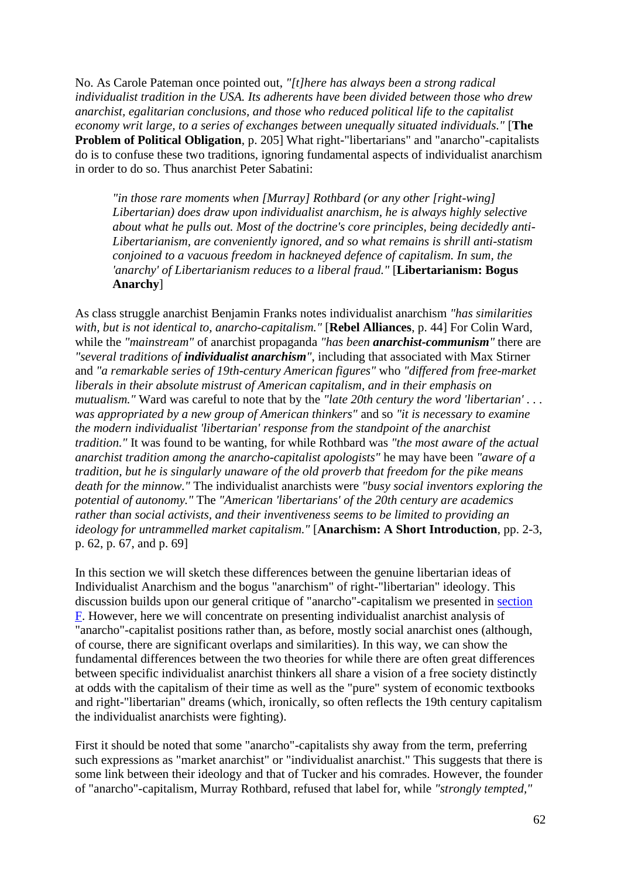No. As Carole Pateman once pointed out, *"[t]here has always been a strong radical individualist tradition in the USA. Its adherents have been divided between those who drew anarchist, egalitarian conclusions, and those who reduced political life to the capitalist economy writ large, to a series of exchanges between unequally situated individuals."* [**The Problem of Political Obligation**, p. 205] What right-"libertarians" and "anarcho"-capitalists do is to confuse these two traditions, ignoring fundamental aspects of individualist anarchism in order to do so. Thus anarchist Peter Sabatini:

> *"in those rare moments when [Murray] Rothbard (or any other [right-wing] Libertarian) does draw upon individualist anarchism, he is always highly selective about what he pulls out. Most of the doctrine's core principles, being decidedly anti-Libertarianism, are conveniently ignored, and so what remains is shrill anti-statism conjoined to a vacuous freedom in hackneyed defence of capitalism. In sum, the 'anarchy' of Libertarianism reduces to a liberal fraud."* [**Libertarianism: Bogus Anarchy**]

As class struggle anarchist Benjamin Franks notes individualist anarchism *"has similarities with, but is not identical to, anarcho-capitalism."* [**Rebel Alliances**, p. 44] For Colin Ward, while the *"mainstream"* of anarchist propaganda *"has been **anarchist-communism**"* there are *"several traditions of **individualist anarchism**"*, including that associated with Max Stirner and *"a remarkable series of 19th-century American figures"* who *"differed from free-market liberals in their absolute mistrust of American capitalism, and in their emphasis on mutualism."* Ward was careful to note that by the *"late 20th century the word 'libertarian' . . . was appropriated by a new group of American thinkers"* and so *"it is necessary to examine the modern individualist 'libertarian' response from the standpoint of the anarchist tradition."* It was found to be wanting, for while Rothbard was *"the most aware of the actual anarchist tradition among the anarcho-capitalist apologists"* he may have been *"aware of a tradition, but he is singularly unaware of the old proverb that freedom for the pike means death for the minnow."* The individualist anarchists were *"busy social inventors exploring the potential of autonomy."* The *"American 'libertarians' of the 20th century are academics rather than social activists, and their inventiveness seems to be limited to providing an ideology for untrammelled market capitalism."* [**Anarchism: A Short Introduction**, pp. 2-3, p. 62, p. 67, and p. 69]

In this section we will sketch these differences between the genuine libertarian ideas of Individualist Anarchism and the bogus "anarchism" of right-"libertarian" ideology. This discussion builds upon our general critique of "anarcho"-capitalism we presented in section F. However, here we will concentrate on presenting individualist anarchist analysis of "anarcho"-capitalist positions rather than, as before, mostly social anarchist ones (although, of course, there are significant overlaps and similarities). In this way, we can show the fundamental differences between the two theories for while there are often great differences between specific individualist anarchist thinkers all share a vision of a free society distinctly at odds with the capitalism of their time as well as the "pure" system of economic textbooks and right-"libertarian" dreams (which, ironically, so often reflects the 19th century capitalism the individualist anarchists were fighting).

First it should be noted that some "anarcho"-capitalists shy away from the term, preferring such expressions as "market anarchist" or "individualist anarchist." This suggests that there is some link between their ideology and that of Tucker and his comrades. However, the founder of "anarcho"-capitalism, Murray Rothbard, refused that label for, while *"strongly tempted,"*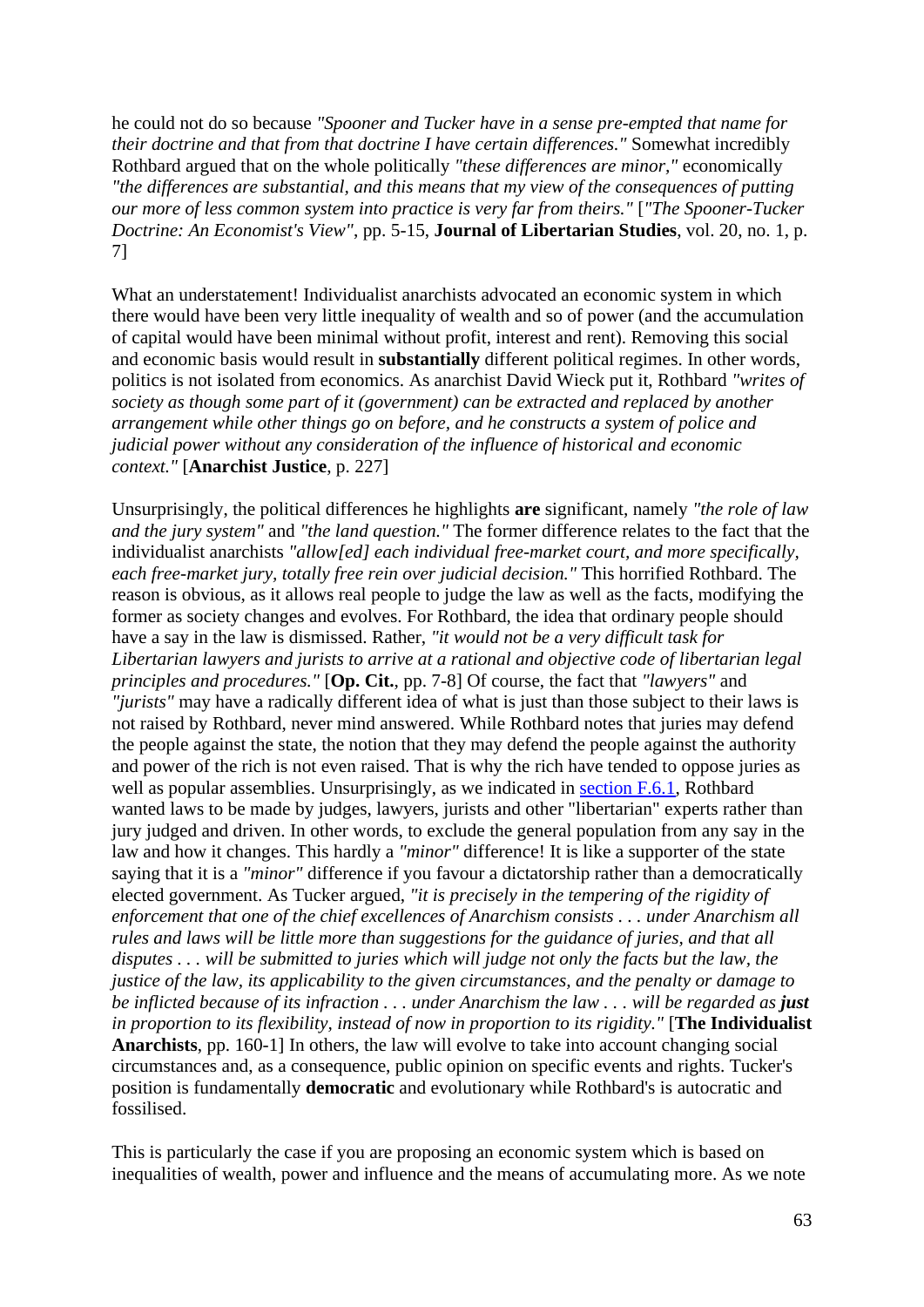he could not do so because *"Spooner and Tucker have in a sense pre-empted that name for their doctrine and that from that doctrine I have certain differences."* Somewhat incredibly Rothbard argued that on the whole politically *"these differences are minor,"* economically *"the differences are substantial, and this means that my view of the consequences of putting our more of less common system into practice is very far from theirs."* [*"The Spooner-Tucker Doctrine: An Economist's View"*, pp. 5-15, **Journal of Libertarian Studies**, vol. 20, no. 1, p. 7]

What an understatement! Individualist anarchists advocated an economic system in which there would have been very little inequality of wealth and so of power (and the accumulation of capital would have been minimal without profit, interest and rent). Removing this social and economic basis would result in **substantially** different political regimes. In other words, politics is not isolated from economics. As anarchist David Wieck put it, Rothbard *"writes of society as though some part of it (government) can be extracted and replaced by another arrangement while other things go on before, and he constructs a system of police and judicial power without any consideration of the influence of historical and economic context."* [**Anarchist Justice**, p. 227]

Unsurprisingly, the political differences he highlights **are** significant, namely *"the role of law and the jury system"* and *"the land question."* The former difference relates to the fact that the individualist anarchists *"allow[ed] each individual free-market court, and more specifically, each free-market jury, totally free rein over judicial decision."* This horrified Rothbard. The reason is obvious, as it allows real people to judge the law as well as the facts, modifying the former as society changes and evolves. For Rothbard, the idea that ordinary people should have a say in the law is dismissed. Rather, *"it would not be a very difficult task for Libertarian lawyers and jurists to arrive at a rational and objective code of libertarian legal principles and procedures."* [**Op. Cit.**, pp. 7-8] Of course, the fact that *"lawyers"* and *"jurists"* may have a radically different idea of what is just than those subject to their laws is not raised by Rothbard, never mind answered. While Rothbard notes that juries may defend the people against the state, the notion that they may defend the people against the authority and power of the rich is not even raised. That is why the rich have tended to oppose juries as well as popular assemblies. Unsurprisingly, as we indicated in section F.6.1, Rothbard wanted laws to be made by judges, lawyers, jurists and other "libertarian" experts rather than jury judged and driven. In other words, to exclude the general population from any say in the law and how it changes. This hardly a *"minor"* difference! It is like a supporter of the state saying that it is a *"minor"* difference if you favour a dictatorship rather than a democratically elected government. As Tucker argued, *"it is precisely in the tempering of the rigidity of enforcement that one of the chief excellences of Anarchism consists . . . under Anarchism all rules and laws will be little more than suggestions for the guidance of juries, and that all disputes . . . will be submitted to juries which will judge not only the facts but the law, the justice of the law, its applicability to the given circumstances, and the penalty or damage to be inflicted because of its infraction . . . under Anarchism the law . . . will be regarded as* ***just*** *in proportion to its flexibility, instead of now in proportion to its rigidity."* [**The Individualist Anarchists**, pp. 160-1] In others, the law will evolve to take into account changing social circumstances and, as a consequence, public opinion on specific events and rights. Tucker's position is fundamentally **democratic** and evolutionary while Rothbard's is autocratic and fossilised.

This is particularly the case if you are proposing an economic system which is based on inequalities of wealth, power and influence and the means of accumulating more. As we note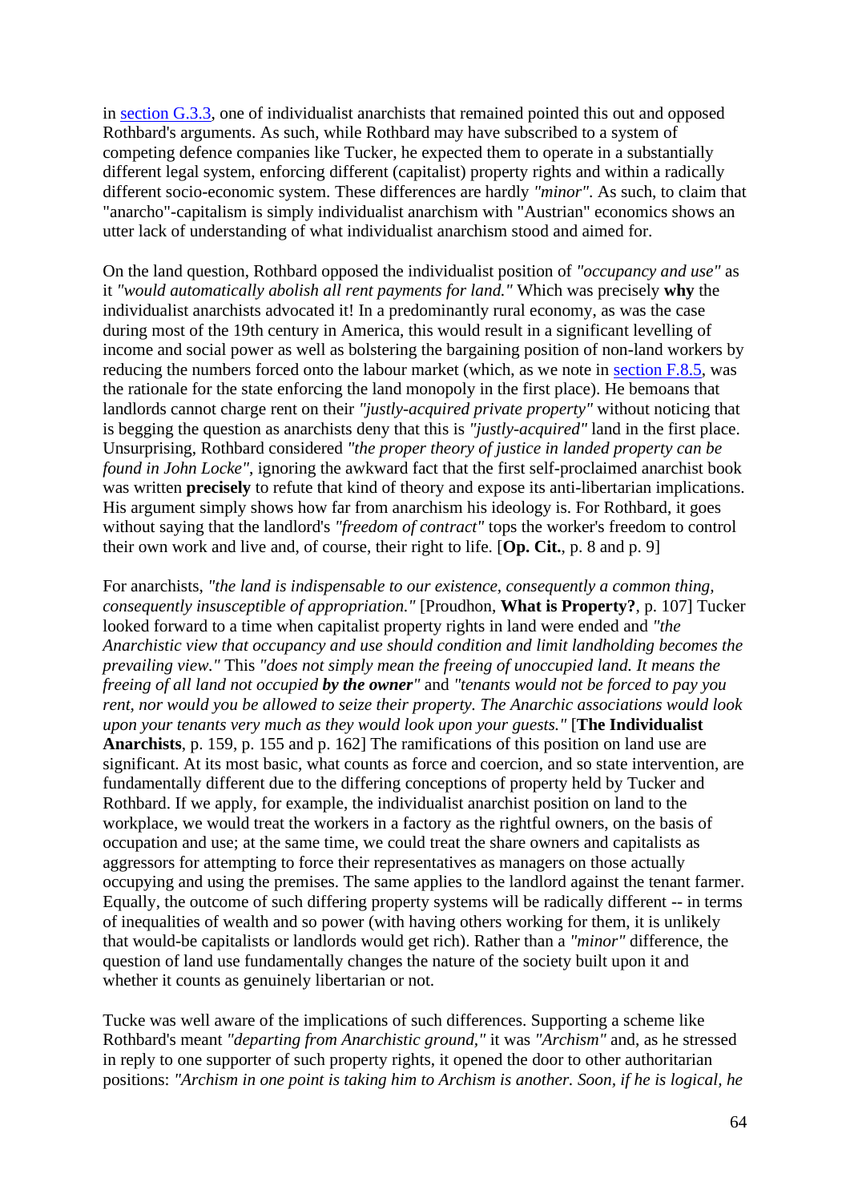in section G.3.3, one of individualist anarchists that remained pointed this out and opposed Rothbard's arguments. As such, while Rothbard may have subscribed to a system of competing defence companies like Tucker, he expected them to operate in a substantially different legal system, enforcing different (capitalist) property rights and within a radically different socio-economic system. These differences are hardly *"minor"*. As such, to claim that "anarcho"-capitalism is simply individualist anarchism with "Austrian" economics shows an utter lack of understanding of what individualist anarchism stood and aimed for.

On the land question, Rothbard opposed the individualist position of *"occupancy and use"* as it *"would automatically abolish all rent payments for land."* Which was precisely **why** the individualist anarchists advocated it! In a predominantly rural economy, as was the case during most of the 19th century in America, this would result in a significant levelling of income and social power as well as bolstering the bargaining position of non-land workers by reducing the numbers forced onto the labour market (which, as we note in section F.8.5, was the rationale for the state enforcing the land monopoly in the first place). He bemoans that landlords cannot charge rent on their *"justly-acquired private property"* without noticing that is begging the question as anarchists deny that this is *"justly-acquired"* land in the first place. Unsurprising, Rothbard considered *"the proper theory of justice in landed property can be found in John Locke"*, ignoring the awkward fact that the first self-proclaimed anarchist book was written **precisely** to refute that kind of theory and expose its anti-libertarian implications. His argument simply shows how far from anarchism his ideology is. For Rothbard, it goes without saying that the landlord's *"freedom of contract"* tops the worker's freedom to control their own work and live and, of course, their right to life. [**Op. Cit.**, p. 8 and p. 9]

For anarchists, *"the land is indispensable to our existence, consequently a common thing, consequently insusceptible of appropriation."* [Proudhon, **What is Property?**, p. 107] Tucker looked forward to a time when capitalist property rights in land were ended and *"the Anarchistic view that occupancy and use should condition and limit landholding becomes the prevailing view."* This *"does not simply mean the freeing of unoccupied land. It means the freeing of all land not occupied **by the owner**"* and *"tenants would not be forced to pay you rent, nor would you be allowed to seize their property. The Anarchic associations would look upon your tenants very much as they would look upon your guests."* [**The Individualist Anarchists**, p. 159, p. 155 and p. 162] The ramifications of this position on land use are significant. At its most basic, what counts as force and coercion, and so state intervention, are fundamentally different due to the differing conceptions of property held by Tucker and Rothbard. If we apply, for example, the individualist anarchist position on land to the workplace, we would treat the workers in a factory as the rightful owners, on the basis of occupation and use; at the same time, we could treat the share owners and capitalists as aggressors for attempting to force their representatives as managers on those actually occupying and using the premises. The same applies to the landlord against the tenant farmer. Equally, the outcome of such differing property systems will be radically different -- in terms of inequalities of wealth and so power (with having others working for them, it is unlikely that would-be capitalists or landlords would get rich). Rather than a *"minor"* difference, the question of land use fundamentally changes the nature of the society built upon it and whether it counts as genuinely libertarian or not.

Tucke was well aware of the implications of such differences. Supporting a scheme like Rothbard's meant *"departing from Anarchistic ground,"* it was *"Archism"* and, as he stressed in reply to one supporter of such property rights, it opened the door to other authoritarian positions: *"Archism in one point is taking him to Archism is another. Soon, if he is logical, he*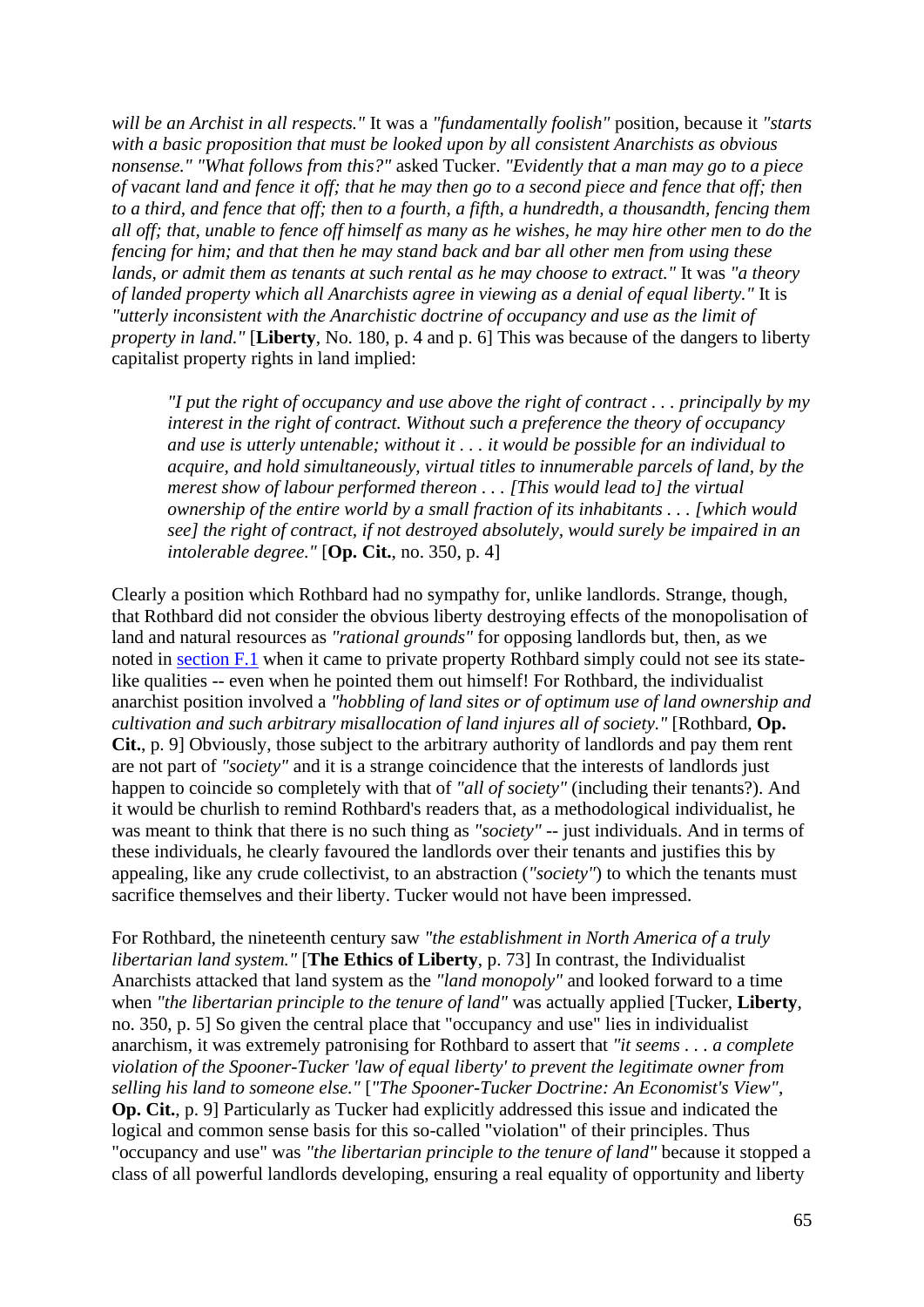*will be an Archist in all respects."* It was a *"fundamentally foolish"* position, because it *"starts with a basic proposition that must be looked upon by all consistent Anarchists as obvious nonsense." "What follows from this?"* asked Tucker. *"Evidently that a man may go to a piece of vacant land and fence it off; that he may then go to a second piece and fence that off; then to a third, and fence that off; then to a fourth, a fifth, a hundredth, a thousandth, fencing them all off; that, unable to fence off himself as many as he wishes, he may hire other men to do the fencing for him; and that then he may stand back and bar all other men from using these lands, or admit them as tenants at such rental as he may choose to extract."* It was *"a theory of landed property which all Anarchists agree in viewing as a denial of equal liberty."* It is *"utterly inconsistent with the Anarchistic doctrine of occupancy and use as the limit of property in land."* [**Liberty**, No. 180, p. 4 and p. 6] This was because of the dangers to liberty capitalist property rights in land implied:

> *"I put the right of occupancy and use above the right of contract . . . principally by my interest in the right of contract. Without such a preference the theory of occupancy and use is utterly untenable; without it . . . it would be possible for an individual to acquire, and hold simultaneously, virtual titles to innumerable parcels of land, by the merest show of labour performed thereon . . . [This would lead to] the virtual ownership of the entire world by a small fraction of its inhabitants . . . [which would see] the right of contract, if not destroyed absolutely, would surely be impaired in an intolerable degree."* [**Op. Cit.**, no. 350, p. 4]

Clearly a position which Rothbard had no sympathy for, unlike landlords. Strange, though, that Rothbard did not consider the obvious liberty destroying effects of the monopolisation of land and natural resources as *"rational grounds"* for opposing landlords but, then, as we noted in section F.1 when it came to private property Rothbard simply could not see its state-like qualities -- even when he pointed them out himself! For Rothbard, the individualist anarchist position involved a *"hobbling of land sites or of optimum use of land ownership and cultivation and such arbitrary misallocation of land injures all of society."* [Rothbard, **Op. Cit.**, p. 9] Obviously, those subject to the arbitrary authority of landlords and pay them rent are not part of *"society"* and it is a strange coincidence that the interests of landlords just happen to coincide so completely with that of *"all of society"* (including their tenants?). And it would be churlish to remind Rothbard's readers that, as a methodological individualist, he was meant to think that there is no such thing as *"society"* -- just individuals. And in terms of these individuals, he clearly favoured the landlords over their tenants and justifies this by appealing, like any crude collectivist, to an abstraction (*"society"*) to which the tenants must sacrifice themselves and their liberty. Tucker would not have been impressed.

For Rothbard, the nineteenth century saw *"the establishment in North America of a truly libertarian land system."* [**The Ethics of Liberty**, p. 73] In contrast, the Individualist Anarchists attacked that land system as the *"land monopoly"* and looked forward to a time when *"the libertarian principle to the tenure of land"* was actually applied [Tucker, **Liberty**, no. 350, p. 5] So given the central place that "occupancy and use" lies in individualist anarchism, it was extremely patronising for Rothbard to assert that *"it seems . . . a complete violation of the Spooner-Tucker 'law of equal liberty' to prevent the legitimate owner from selling his land to someone else."* [*"The Spooner-Tucker Doctrine: An Economist's View"*, **Op. Cit.**, p. 9] Particularly as Tucker had explicitly addressed this issue and indicated the logical and common sense basis for this so-called "violation" of their principles. Thus "occupancy and use" was *"the libertarian principle to the tenure of land"* because it stopped a class of all powerful landlords developing, ensuring a real equality of opportunity and liberty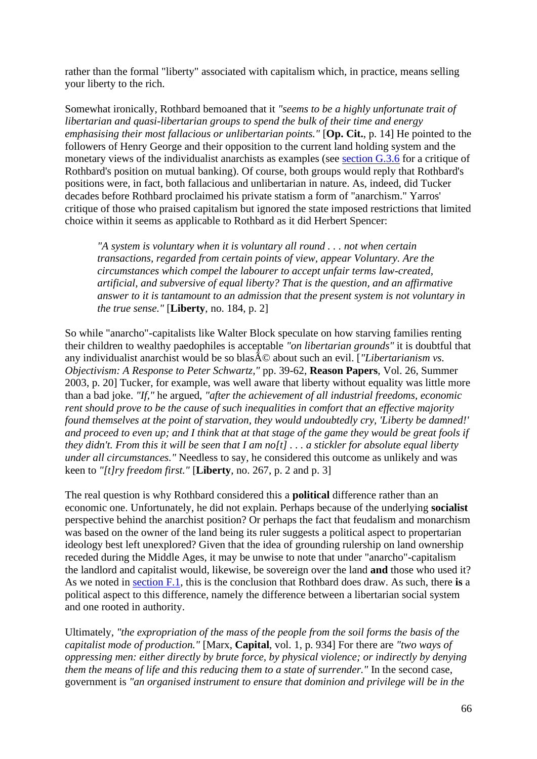rather than the formal "liberty" associated with capitalism which, in practice, means selling your liberty to the rich.

Somewhat ironically, Rothbard bemoaned that it *"seems to be a highly unfortunate trait of libertarian and quasi-libertarian groups to spend the bulk of their time and energy emphasising their most fallacious or unlibertarian points."* [**Op. Cit.**, p. 14] He pointed to the followers of Henry George and their opposition to the current land holding system and the monetary views of the individualist anarchists as examples (see section G.3.6 for a critique of Rothbard's position on mutual banking). Of course, both groups would reply that Rothbard's positions were, in fact, both fallacious and unlibertarian in nature. As, indeed, did Tucker decades before Rothbard proclaimed his private statism a form of "anarchism." Yarros' critique of those who praised capitalism but ignored the state imposed restrictions that limited choice within it seems as applicable to Rothbard as it did Herbert Spencer:

> *"A system is voluntary when it is voluntary all round . . . not when certain transactions, regarded from certain points of view, appear Voluntary. Are the circumstances which compel the labourer to accept unfair terms law-created, artificial, and subversive of equal liberty? That is the question, and an affirmative answer to it is tantamount to an admission that the present system is not voluntary in the true sense."* [**Liberty**, no. 184, p. 2]

So while "anarcho"-capitalists like Walter Block speculate on how starving families renting their children to wealthy paedophiles is acceptable *"on libertarian grounds"* it is doubtful that any individualist anarchist would be so blasÃ© about such an evil. [*"Libertarianism vs. Objectivism: A Response to Peter Schwartz,"* pp. 39-62, **Reason Papers**, Vol. 26, Summer 2003, p. 20] Tucker, for example, was well aware that liberty without equality was little more than a bad joke. *"If,"* he argued, *"after the achievement of all industrial freedoms, economic rent should prove to be the cause of such inequalities in comfort that an effective majority found themselves at the point of starvation, they would undoubtedly cry, 'Liberty be damned!' and proceed to even up; and I think that at that stage of the game they would be great fools if they didn't. From this it will be seen that I am no[t] . . . a stickler for absolute equal liberty under all circumstances."* Needless to say, he considered this outcome as unlikely and was keen to *"[t]ry freedom first."* [**Liberty**, no. 267, p. 2 and p. 3]

The real question is why Rothbard considered this a **political** difference rather than an economic one. Unfortunately, he did not explain. Perhaps because of the underlying **socialist** perspective behind the anarchist position? Or perhaps the fact that feudalism and monarchism was based on the owner of the land being its ruler suggests a political aspect to propertarian ideology best left unexplored? Given that the idea of grounding rulership on land ownership receded during the Middle Ages, it may be unwise to note that under "anarcho"-capitalism the landlord and capitalist would, likewise, be sovereign over the land **and** those who used it? As we noted in section F.1, this is the conclusion that Rothbard does draw. As such, there **is** a political aspect to this difference, namely the difference between a libertarian social system and one rooted in authority.

Ultimately, *"the expropriation of the mass of the people from the soil forms the basis of the capitalist mode of production."* [Marx, **Capital**, vol. 1, p. 934] For there are *"two ways of oppressing men: either directly by brute force, by physical violence; or indirectly by denying them the means of life and this reducing them to a state of surrender."* In the second case, government is *"an organised instrument to ensure that dominion and privilege will be in the*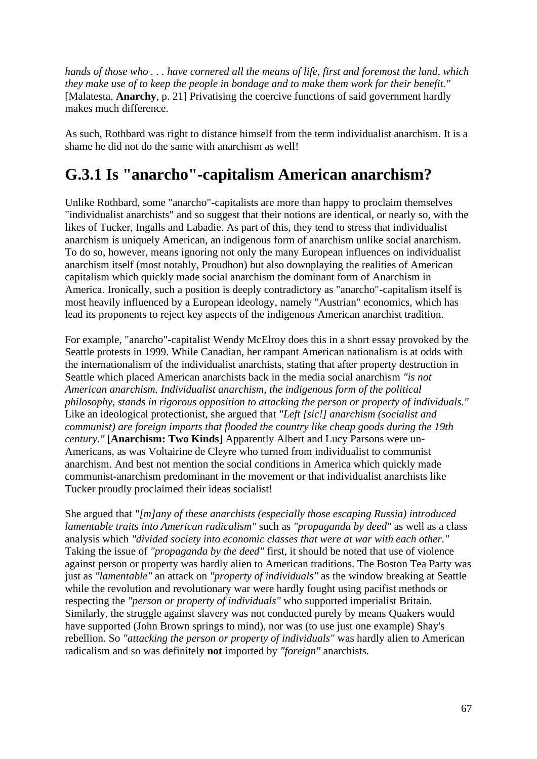*hands of those who . . . have cornered all the means of life, first and foremost the land, which they make use of to keep the people in bondage and to make them work for their benefit."* [Malatesta, **Anarchy**, p. 21] Privatising the coercive functions of said government hardly makes much difference.

As such, Rothbard was right to distance himself from the term individualist anarchism. It is a shame he did not do the same with anarchism as well!

## G.3.1 Is "anarcho"-capitalism American anarchism?

Unlike Rothbard, some "anarcho"-capitalists are more than happy to proclaim themselves "individualist anarchists" and so suggest that their notions are identical, or nearly so, with the likes of Tucker, Ingalls and Labadie. As part of this, they tend to stress that individualist anarchism is uniquely American, an indigenous form of anarchism unlike social anarchism. To do so, however, means ignoring not only the many European influences on individualist anarchism itself (most notably, Proudhon) but also downplaying the realities of American capitalism which quickly made social anarchism the dominant form of Anarchism in America. Ironically, such a position is deeply contradictory as "anarcho"-capitalism itself is most heavily influenced by a European ideology, namely "Austrian" economics, which has lead its proponents to reject key aspects of the indigenous American anarchist tradition.

For example, "anarcho"-capitalist Wendy McElroy does this in a short essay provoked by the Seattle protests in 1999. While Canadian, her rampant American nationalism is at odds with the internationalism of the individualist anarchists, stating that after property destruction in Seattle which placed American anarchists back in the media social anarchism *"is not American anarchism. Individualist anarchism, the indigenous form of the political philosophy, stands in rigorous opposition to attacking the person or property of individuals."* Like an ideological protectionist, she argued that *"Left [sic!] anarchism (socialist and communist) are foreign imports that flooded the country like cheap goods during the 19th century."* [**Anarchism: Two Kinds**] Apparently Albert and Lucy Parsons were un-Americans, as was Voltairine de Cleyre who turned from individualist to communist anarchism. And best not mention the social conditions in America which quickly made communist-anarchism predominant in the movement or that individualist anarchists like Tucker proudly proclaimed their ideas socialist!

She argued that *"[m]any of these anarchists (especially those escaping Russia) introduced lamentable traits into American radicalism"* such as *"propaganda by deed"* as well as a class analysis which *"divided society into economic classes that were at war with each other."* Taking the issue of *"propaganda by the deed"* first, it should be noted that use of violence against person or property was hardly alien to American traditions. The Boston Tea Party was just as *"lamentable"* an attack on *"property of individuals"* as the window breaking at Seattle while the revolution and revolutionary war were hardly fought using pacifist methods or respecting the *"person or property of individuals"* who supported imperialist Britain. Similarly, the struggle against slavery was not conducted purely by means Quakers would have supported (John Brown springs to mind), nor was (to use just one example) Shay's rebellion. So *"attacking the person or property of individuals"* was hardly alien to American radicalism and so was definitely **not** imported by *"foreign"* anarchists.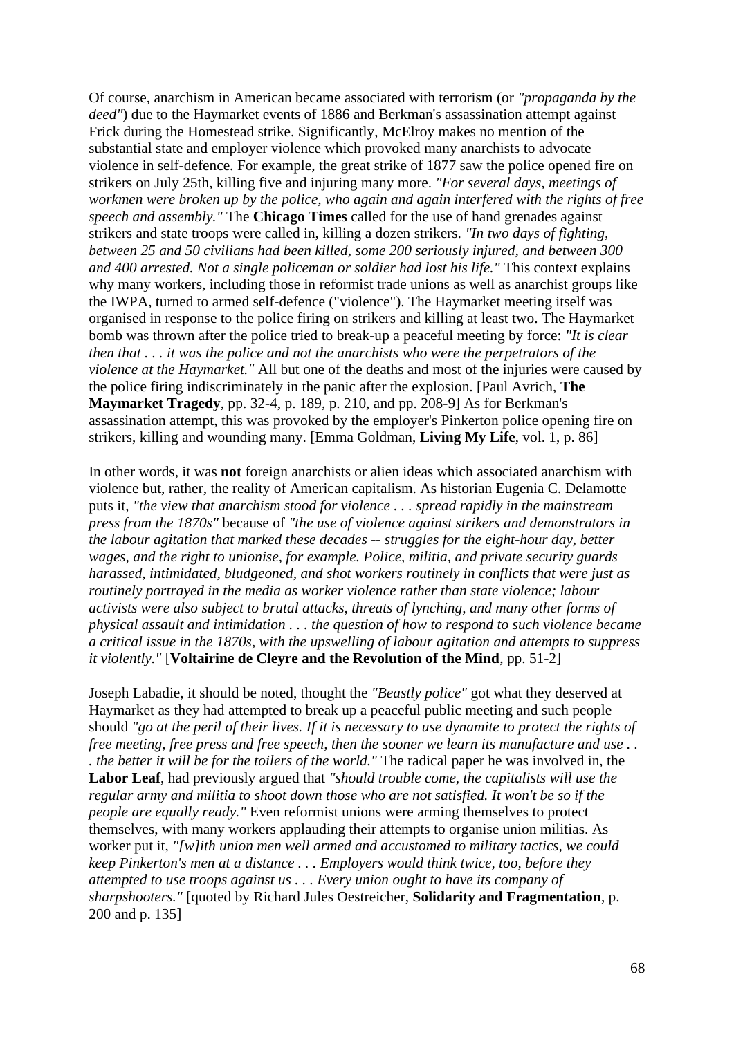Of course, anarchism in American became associated with terrorism (or *"propaganda by the deed"*) due to the Haymarket events of 1886 and Berkman's assassination attempt against Frick during the Homestead strike. Significantly, McElroy makes no mention of the substantial state and employer violence which provoked many anarchists to advocate violence in self-defence. For example, the great strike of 1877 saw the police opened fire on strikers on July 25th, killing five and injuring many more. *"For several days, meetings of workmen were broken up by the police, who again and again interfered with the rights of free speech and assembly."* The **Chicago Times** called for the use of hand grenades against strikers and state troops were called in, killing a dozen strikers. *"In two days of fighting, between 25 and 50 civilians had been killed, some 200 seriously injured, and between 300 and 400 arrested. Not a single policeman or soldier had lost his life."* This context explains why many workers, including those in reformist trade unions as well as anarchist groups like the IWPA, turned to armed self-defence ("violence"). The Haymarket meeting itself was organised in response to the police firing on strikers and killing at least two. The Haymarket bomb was thrown after the police tried to break-up a peaceful meeting by force: *"It is clear then that . . . it was the police and not the anarchists who were the perpetrators of the violence at the Haymarket."* All but one of the deaths and most of the injuries were caused by the police firing indiscriminately in the panic after the explosion. [Paul Avrich, **The Maymarket Tragedy**, pp. 32-4, p. 189, p. 210, and pp. 208-9] As for Berkman's assassination attempt, this was provoked by the employer's Pinkerton police opening fire on strikers, killing and wounding many. [Emma Goldman, **Living My Life**, vol. 1, p. 86]

In other words, it was **not** foreign anarchists or alien ideas which associated anarchism with violence but, rather, the reality of American capitalism. As historian Eugenia C. Delamotte puts it, *"the view that anarchism stood for violence . . . spread rapidly in the mainstream press from the 1870s"* because of *"the use of violence against strikers and demonstrators in the labour agitation that marked these decades -- struggles for the eight-hour day, better wages, and the right to unionise, for example. Police, militia, and private security guards harassed, intimidated, bludgeoned, and shot workers routinely in conflicts that were just as routinely portrayed in the media as worker violence rather than state violence; labour activists were also subject to brutal attacks, threats of lynching, and many other forms of physical assault and intimidation . . . the question of how to respond to such violence became a critical issue in the 1870s, with the upswelling of labour agitation and attempts to suppress it violently."* [**Voltairine de Cleyre and the Revolution of the Mind**, pp. 51-2]

Joseph Labadie, it should be noted, thought the *"Beastly police"* got what they deserved at Haymarket as they had attempted to break up a peaceful public meeting and such people should *"go at the peril of their lives. If it is necessary to use dynamite to protect the rights of free meeting, free press and free speech, then the sooner we learn its manufacture and use . . . the better it will be for the toilers of the world."* The radical paper he was involved in, the **Labor Leaf**, had previously argued that *"should trouble come, the capitalists will use the regular army and militia to shoot down those who are not satisfied. It won't be so if the people are equally ready."* Even reformist unions were arming themselves to protect themselves, with many workers applauding their attempts to organise union militias. As worker put it, *"[w]ith union men well armed and accustomed to military tactics, we could keep Pinkerton's men at a distance . . . Employers would think twice, too, before they attempted to use troops against us . . . Every union ought to have its company of sharpshooters."* [quoted by Richard Jules Oestreicher, **Solidarity and Fragmentation**, p. 200 and p. 135]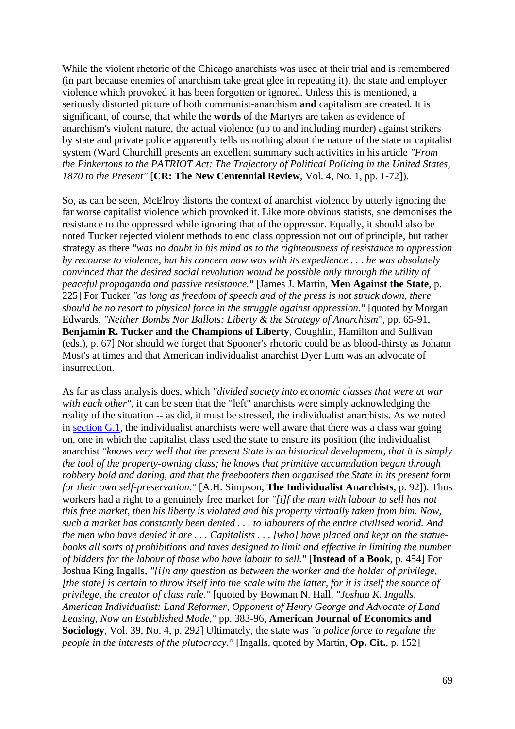While the violent rhetoric of the Chicago anarchists was used at their trial and is remembered (in part because enemies of anarchism take great glee in repeating it), the state and employer violence which provoked it has been forgotten or ignored. Unless this is mentioned, a seriously distorted picture of both communist-anarchism **and** capitalism are created. It is significant, of course, that while the **words** of the Martyrs are taken as evidence of anarchism's violent nature, the actual violence (up to and including murder) against strikers by state and private police apparently tells us nothing about the nature of the state or capitalist system (Ward Churchill presents an excellent summary such activities in his article *"From the Pinkertons to the PATRIOT Act: The Trajectory of Political Policing in the United States, 1870 to the Present"* [**CR: The New Centennial Review**, Vol. 4, No. 1, pp. 1-72]).

So, as can be seen, McElroy distorts the context of anarchist violence by utterly ignoring the far worse capitalist violence which provoked it. Like more obvious statists, she demonises the resistance to the oppressed while ignoring that of the oppressor. Equally, it should also be noted Tucker rejected violent methods to end class oppression not out of principle, but rather strategy as there *"was no doubt in his mind as to the righteousness of resistance to oppression by recourse to violence, but his concern now was with its expedience . . . he was absolutely convinced that the desired social revolution would be possible only through the utility of peaceful propaganda and passive resistance."* [James J. Martin, **Men Against the State**, p. 225] For Tucker *"as long as freedom of speech and of the press is not struck down, there should be no resort to physical force in the struggle against oppression."* [quoted by Morgan Edwards, *"Neither Bombs Nor Ballots: Liberty & the Strategy of Anarchism"*, pp. 65-91, **Benjamin R. Tucker and the Champions of Liberty**, Coughlin, Hamilton and Sullivan (eds.), p. 67] Nor should we forget that Spooner's rhetoric could be as blood-thirsty as Johann Most's at times and that American individualist anarchist Dyer Lum was an advocate of insurrection.

As far as class analysis does, which *"divided society into economic classes that were at war with each other"*, it can be seen that the "left" anarchists were simply acknowledging the reality of the situation -- as did, it must be stressed, the individualist anarchists. As we noted in section G.1, the individualist anarchists were well aware that there was a class war going on, one in which the capitalist class used the state to ensure its position (the individualist anarchist *"knows very well that the present State is an historical development, that it is simply the tool of the property-owning class; he knows that primitive accumulation began through robbery bold and daring, and that the freebooters then organised the State in its present form for their own self-preservation."* [A.H. Simpson, **The Individualist Anarchists**, p. 92]). Thus workers had a right to a genuinely free market for *"[i]f the man with labour to sell has not this free market, then his liberty is violated and his property virtually taken from him. Now, such a market has constantly been denied . . . to labourers of the entire civilised world. And the men who have denied it are . . . Capitalists . . . [who] have placed and kept on the statue-books all sorts of prohibitions and taxes designed to limit and effective in limiting the number of bidders for the labour of those who have labour to sell."* [**Instead of a Book**, p. 454] For Joshua King Ingalls, *"[i]n any question as between the worker and the holder of privilege, [the state] is certain to throw itself into the scale with the latter, for it is itself the source of privilege, the creator of class rule."* [quoted by Bowman N. Hall, *"Joshua K. Ingalls, American Individualist: Land Reformer, Opponent of Henry George and Advocate of Land Leasing, Now an Established Mode,"* pp. 383-96, **American Journal of Economics and Sociology**, Vol. 39, No. 4, p. 292] Ultimately, the state was *"a police force to regulate the people in the interests of the plutocracy."* [Ingalls, quoted by Martin, **Op. Cit.**, p. 152]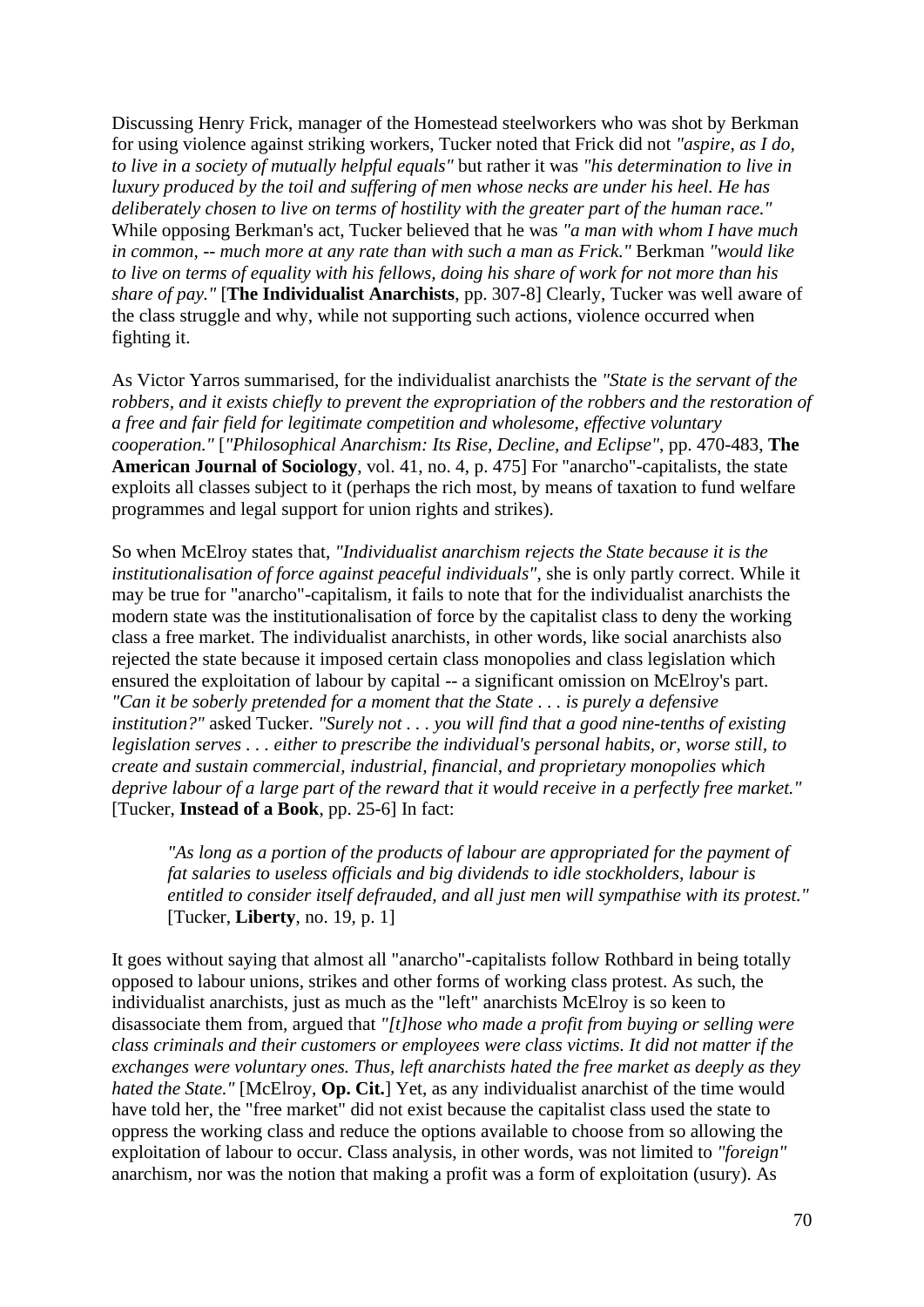Discussing Henry Frick, manager of the Homestead steelworkers who was shot by Berkman for using violence against striking workers, Tucker noted that Frick did not *"aspire, as I do, to live in a society of mutually helpful equals"* but rather it was *"his determination to live in luxury produced by the toil and suffering of men whose necks are under his heel. He has deliberately chosen to live on terms of hostility with the greater part of the human race."* While opposing Berkman's act, Tucker believed that he was *"a man with whom I have much in common, -- much more at any rate than with such a man as Frick."* Berkman *"would like to live on terms of equality with his fellows, doing his share of work for not more than his share of pay."* [**The Individualist Anarchists**, pp. 307-8] Clearly, Tucker was well aware of the class struggle and why, while not supporting such actions, violence occurred when fighting it.

As Victor Yarros summarised, for the individualist anarchists the *"State is the servant of the robbers, and it exists chiefly to prevent the expropriation of the robbers and the restoration of a free and fair field for legitimate competition and wholesome, effective voluntary cooperation."* [*"Philosophical Anarchism: Its Rise, Decline, and Eclipse"*, pp. 470-483, **The American Journal of Sociology**, vol. 41, no. 4, p. 475] For "anarcho"-capitalists, the state exploits all classes subject to it (perhaps the rich most, by means of taxation to fund welfare programmes and legal support for union rights and strikes).

So when McElroy states that, *"Individualist anarchism rejects the State because it is the institutionalisation of force against peaceful individuals"*, she is only partly correct. While it may be true for "anarcho"-capitalism, it fails to note that for the individualist anarchists the modern state was the institutionalisation of force by the capitalist class to deny the working class a free market. The individualist anarchists, in other words, like social anarchists also rejected the state because it imposed certain class monopolies and class legislation which ensured the exploitation of labour by capital -- a significant omission on McElroy's part. *"Can it be soberly pretended for a moment that the State . . . is purely a defensive institution?"* asked Tucker. *"Surely not . . . you will find that a good nine-tenths of existing legislation serves . . . either to prescribe the individual's personal habits, or, worse still, to create and sustain commercial, industrial, financial, and proprietary monopolies which deprive labour of a large part of the reward that it would receive in a perfectly free market."* [Tucker, **Instead of a Book**, pp. 25-6] In fact:

> *"As long as a portion of the products of labour are appropriated for the payment of fat salaries to useless officials and big dividends to idle stockholders, labour is entitled to consider itself defrauded, and all just men will sympathise with its protest."* [Tucker, **Liberty**, no. 19, p. 1]

It goes without saying that almost all "anarcho"-capitalists follow Rothbard in being totally opposed to labour unions, strikes and other forms of working class protest. As such, the individualist anarchists, just as much as the "left" anarchists McElroy is so keen to disassociate them from, argued that *"[t]hose who made a profit from buying or selling were class criminals and their customers or employees were class victims. It did not matter if the exchanges were voluntary ones. Thus, left anarchists hated the free market as deeply as they hated the State."* [McElroy, **Op. Cit.**] Yet, as any individualist anarchist of the time would have told her, the "free market" did not exist because the capitalist class used the state to oppress the working class and reduce the options available to choose from so allowing the exploitation of labour to occur. Class analysis, in other words, was not limited to *"foreign"* anarchism, nor was the notion that making a profit was a form of exploitation (usury). As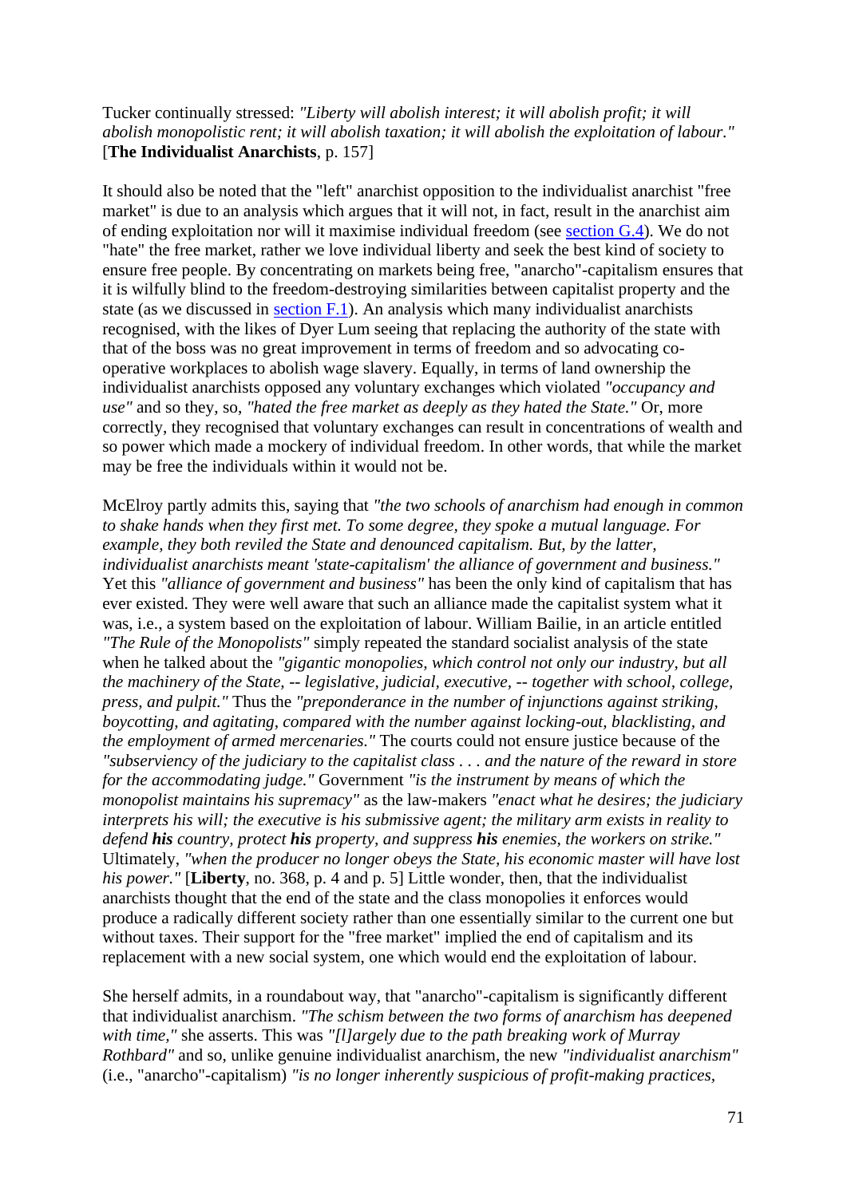Tucker continually stressed: *"Liberty will abolish interest; it will abolish profit; it will abolish monopolistic rent; it will abolish taxation; it will abolish the exploitation of labour."* [**The Individualist Anarchists**, p. 157]

It should also be noted that the "left" anarchist opposition to the individualist anarchist "free market" is due to an analysis which argues that it will not, in fact, result in the anarchist aim of ending exploitation nor will it maximise individual freedom (see section G.4). We do not "hate" the free market, rather we love individual liberty and seek the best kind of society to ensure free people. By concentrating on markets being free, "anarcho"-capitalism ensures that it is wilfully blind to the freedom-destroying similarities between capitalist property and the state (as we discussed in section F.1). An analysis which many individualist anarchists recognised, with the likes of Dyer Lum seeing that replacing the authority of the state with that of the boss was no great improvement in terms of freedom and so advocating co-operative workplaces to abolish wage slavery. Equally, in terms of land ownership the individualist anarchists opposed any voluntary exchanges which violated *"occupancy and use"* and so they, so, *"hated the free market as deeply as they hated the State."* Or, more correctly, they recognised that voluntary exchanges can result in concentrations of wealth and so power which made a mockery of individual freedom. In other words, that while the market may be free the individuals within it would not be.

McElroy partly admits this, saying that *"the two schools of anarchism had enough in common to shake hands when they first met. To some degree, they spoke a mutual language. For example, they both reviled the State and denounced capitalism. But, by the latter, individualist anarchists meant 'state-capitalism' the alliance of government and business."* Yet this *"alliance of government and business"* has been the only kind of capitalism that has ever existed. They were well aware that such an alliance made the capitalist system what it was, i.e., a system based on the exploitation of labour. William Bailie, in an article entitled *"The Rule of the Monopolists"* simply repeated the standard socialist analysis of the state when he talked about the *"gigantic monopolies, which control not only our industry, but all the machinery of the State, -- legislative, judicial, executive, -- together with school, college, press, and pulpit."* Thus the *"preponderance in the number of injunctions against striking, boycotting, and agitating, compared with the number against locking-out, blacklisting, and the employment of armed mercenaries."* The courts could not ensure justice because of the *"subserviency of the judiciary to the capitalist class . . . and the nature of the reward in store for the accommodating judge."* Government *"is the instrument by means of which the monopolist maintains his supremacy"* as the law-makers *"enact what he desires; the judiciary interprets his will; the executive is his submissive agent; the military arm exists in reality to defend **his** country, protect **his** property, and suppress **his** enemies, the workers on strike."* Ultimately, *"when the producer no longer obeys the State, his economic master will have lost his power."* [**Liberty**, no. 368, p. 4 and p. 5] Little wonder, then, that the individualist anarchists thought that the end of the state and the class monopolies it enforces would produce a radically different society rather than one essentially similar to the current one but without taxes. Their support for the "free market" implied the end of capitalism and its replacement with a new social system, one which would end the exploitation of labour.

She herself admits, in a roundabout way, that "anarcho"-capitalism is significantly different that individualist anarchism. *"The schism between the two forms of anarchism has deepened with time,"* she asserts. This was *"[l]argely due to the path breaking work of Murray Rothbard"* and so, unlike genuine individualist anarchism, the new *"individualist anarchism"* (i.e., "anarcho"-capitalism) *"is no longer inherently suspicious of profit-making practices,*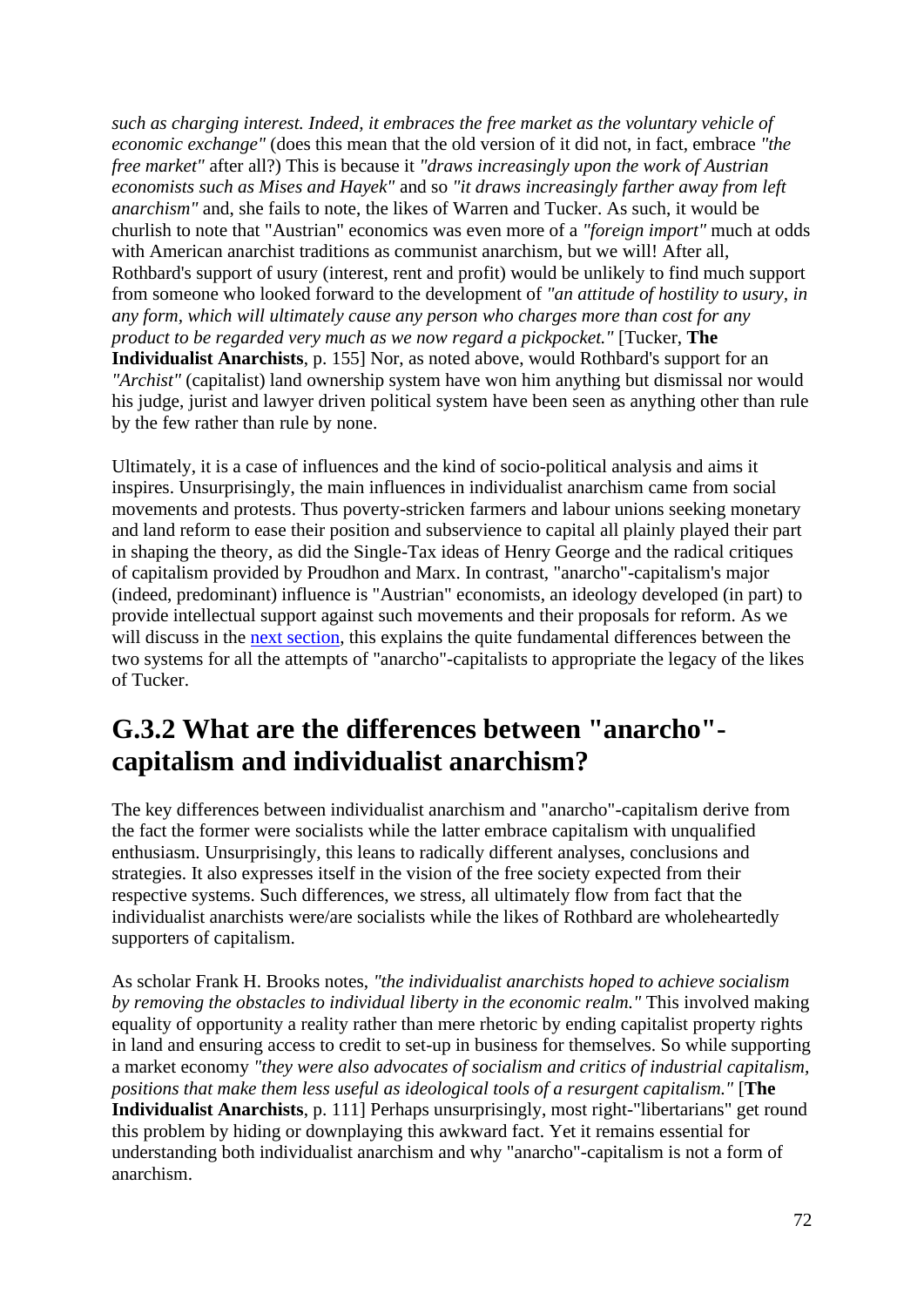*such as charging interest. Indeed, it embraces the free market as the voluntary vehicle of economic exchange"* (does this mean that the old version of it did not, in fact, embrace *"the free market"* after all?) This is because it *"draws increasingly upon the work of Austrian economists such as Mises and Hayek"* and so *"it draws increasingly farther away from left anarchism"* and, she fails to note, the likes of Warren and Tucker. As such, it would be churlish to note that "Austrian" economics was even more of a *"foreign import"* much at odds with American anarchist traditions as communist anarchism, but we will! After all, Rothbard's support of usury (interest, rent and profit) would be unlikely to find much support from someone who looked forward to the development of *"an attitude of hostility to usury, in any form, which will ultimately cause any person who charges more than cost for any product to be regarded very much as we now regard a pickpocket."* [Tucker, **The Individualist Anarchists**, p. 155] Nor, as noted above, would Rothbard's support for an *"Archist"* (capitalist) land ownership system have won him anything but dismissal nor would his judge, jurist and lawyer driven political system have been seen as anything other than rule by the few rather than rule by none.

Ultimately, it is a case of influences and the kind of socio-political analysis and aims it inspires. Unsurprisingly, the main influences in individualist anarchism came from social movements and protests. Thus poverty-stricken farmers and labour unions seeking monetary and land reform to ease their position and subservience to capital all plainly played their part in shaping the theory, as did the Single-Tax ideas of Henry George and the radical critiques of capitalism provided by Proudhon and Marx. In contrast, "anarcho"-capitalism's major (indeed, predominant) influence is "Austrian" economists, an ideology developed (in part) to provide intellectual support against such movements and their proposals for reform. As we will discuss in the next section, this explains the quite fundamental differences between the two systems for all the attempts of "anarcho"-capitalists to appropriate the legacy of the likes of Tucker.

## G.3.2 What are the differences between "anarcho"-capitalism and individualist anarchism?

The key differences between individualist anarchism and "anarcho"-capitalism derive from the fact the former were socialists while the latter embrace capitalism with unqualified enthusiasm. Unsurprisingly, this leans to radically different analyses, conclusions and strategies. It also expresses itself in the vision of the free society expected from their respective systems. Such differences, we stress, all ultimately flow from fact that the individualist anarchists were/are socialists while the likes of Rothbard are wholeheartedly supporters of capitalism.

As scholar Frank H. Brooks notes, *"the individualist anarchists hoped to achieve socialism by removing the obstacles to individual liberty in the economic realm."* This involved making equality of opportunity a reality rather than mere rhetoric by ending capitalist property rights in land and ensuring access to credit to set-up in business for themselves. So while supporting a market economy *"they were also advocates of socialism and critics of industrial capitalism, positions that make them less useful as ideological tools of a resurgent capitalism."* [**The Individualist Anarchists**, p. 111] Perhaps unsurprisingly, most right-"libertarians" get round this problem by hiding or downplaying this awkward fact. Yet it remains essential for understanding both individualist anarchism and why "anarcho"-capitalism is not a form of anarchism.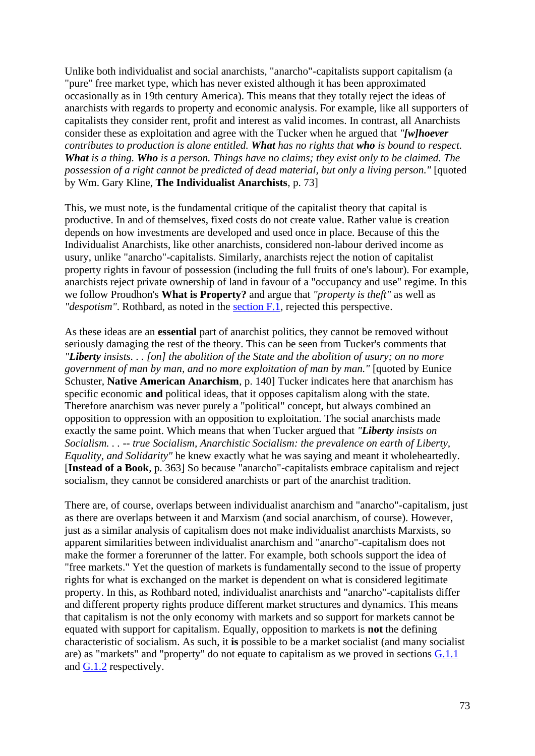Unlike both individualist and social anarchists, "anarcho"-capitalists support capitalism (a "pure" free market type, which has never existed although it has been approximated occasionally as in 19th century America). This means that they totally reject the ideas of anarchists with regards to property and economic analysis. For example, like all supporters of capitalists they consider rent, profit and interest as valid incomes. In contrast, all Anarchists consider these as exploitation and agree with the Tucker when he argued that *"[w]hoever contributes to production is alone entitled. **What** has no rights that **who** is bound to respect. **What** is a thing. **Who** is a person. Things have no claims; they exist only to be claimed. The possession of a right cannot be predicted of dead material, but only a living person."* [quoted by Wm. Gary Kline, **The Individualist Anarchists**, p. 73]

This, we must note, is the fundamental critique of the capitalist theory that capital is productive. In and of themselves, fixed costs do not create value. Rather value is creation depends on how investments are developed and used once in place. Because of this the Individualist Anarchists, like other anarchists, considered non-labour derived income as usury, unlike "anarcho"-capitalists. Similarly, anarchists reject the notion of capitalist property rights in favour of possession (including the full fruits of one's labour). For example, anarchists reject private ownership of land in favour of a "occupancy and use" regime. In this we follow Proudhon's **What is Property?** and argue that *"property is theft"* as well as *"despotism"*. Rothbard, as noted in the section F.1, rejected this perspective.

As these ideas are an **essential** part of anarchist politics, they cannot be removed without seriously damaging the rest of the theory. This can be seen from Tucker's comments that *"**Liberty** insists. . . [on] the abolition of the State and the abolition of usury; on no more government of man by man, and no more exploitation of man by man."* [quoted by Eunice Schuster, **Native American Anarchism**, p. 140] Tucker indicates here that anarchism has specific economic **and** political ideas, that it opposes capitalism along with the state. Therefore anarchism was never purely a "political" concept, but always combined an opposition to oppression with an opposition to exploitation. The social anarchists made exactly the same point. Which means that when Tucker argued that *"**Liberty** insists on Socialism. . . -- true Socialism, Anarchistic Socialism: the prevalence on earth of Liberty, Equality, and Solidarity"* he knew exactly what he was saying and meant it wholeheartedly. [**Instead of a Book**, p. 363] So because "anarcho"-capitalists embrace capitalism and reject socialism, they cannot be considered anarchists or part of the anarchist tradition.

There are, of course, overlaps between individualist anarchism and "anarcho"-capitalism, just as there are overlaps between it and Marxism (and social anarchism, of course). However, just as a similar analysis of capitalism does not make individualist anarchists Marxists, so apparent similarities between individualist anarchism and "anarcho"-capitalism does not make the former a forerunner of the latter. For example, both schools support the idea of "free markets." Yet the question of markets is fundamentally second to the issue of property rights for what is exchanged on the market is dependent on what is considered legitimate property. In this, as Rothbard noted, individualist anarchists and "anarcho"-capitalists differ and different property rights produce different market structures and dynamics. This means that capitalism is not the only economy with markets and so support for markets cannot be equated with support for capitalism. Equally, opposition to markets is **not** the defining characteristic of socialism. As such, it **is** possible to be a market socialist (and many socialist are) as "markets" and "property" do not equate to capitalism as we proved in sections G.1.1 and G.1.2 respectively.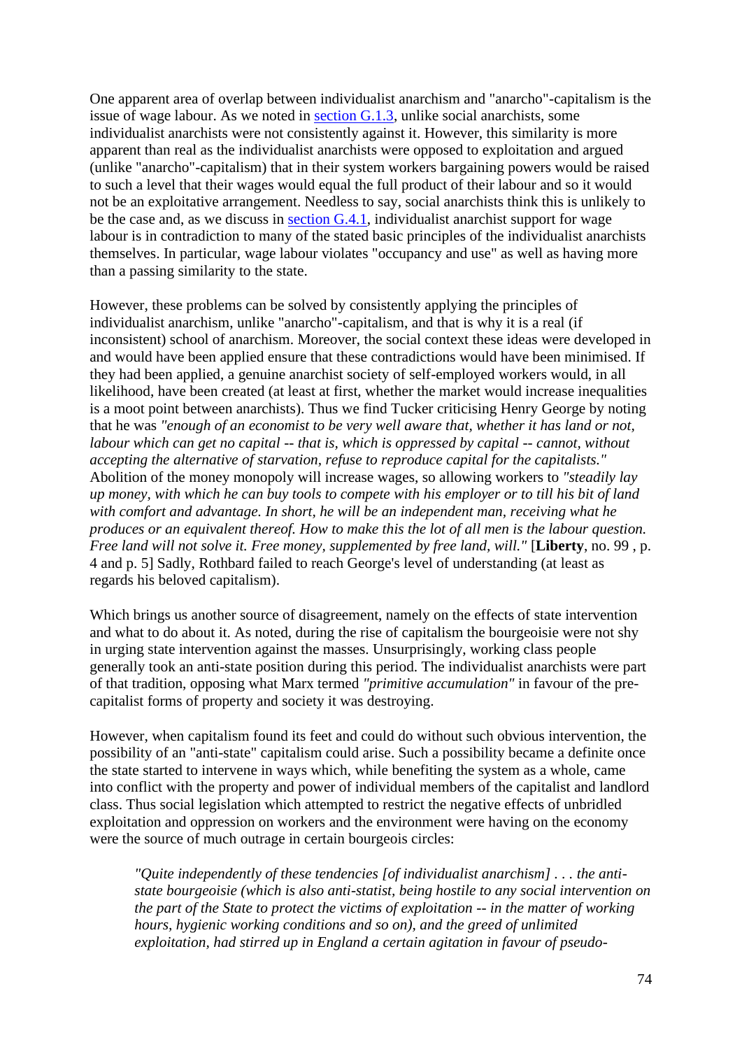One apparent area of overlap between individualist anarchism and "anarcho"-capitalism is the issue of wage labour. As we noted in section G.1.3, unlike social anarchists, some individualist anarchists were not consistently against it. However, this similarity is more apparent than real as the individualist anarchists were opposed to exploitation and argued (unlike "anarcho"-capitalism) that in their system workers bargaining powers would be raised to such a level that their wages would equal the full product of their labour and so it would not be an exploitative arrangement. Needless to say, social anarchists think this is unlikely to be the case and, as we discuss in section G.4.1, individualist anarchist support for wage labour is in contradiction to many of the stated basic principles of the individualist anarchists themselves. In particular, wage labour violates "occupancy and use" as well as having more than a passing similarity to the state.

However, these problems can be solved by consistently applying the principles of individualist anarchism, unlike "anarcho"-capitalism, and that is why it is a real (if inconsistent) school of anarchism. Moreover, the social context these ideas were developed in and would have been applied ensure that these contradictions would have been minimised. If they had been applied, a genuine anarchist society of self-employed workers would, in all likelihood, have been created (at least at first, whether the market would increase inequalities is a moot point between anarchists). Thus we find Tucker criticising Henry George by noting that he was *"enough of an economist to be very well aware that, whether it has land or not, labour which can get no capital -- that is, which is oppressed by capital -- cannot, without accepting the alternative of starvation, refuse to reproduce capital for the capitalists."* Abolition of the money monopoly will increase wages, so allowing workers to *"steadily lay up money, with which he can buy tools to compete with his employer or to till his bit of land with comfort and advantage. In short, he will be an independent man, receiving what he produces or an equivalent thereof. How to make this the lot of all men is the labour question. Free land will not solve it. Free money, supplemented by free land, will."* [**Liberty**, no. 99 , p. 4 and p. 5] Sadly, Rothbard failed to reach George's level of understanding (at least as regards his beloved capitalism).

Which brings us another source of disagreement, namely on the effects of state intervention and what to do about it. As noted, during the rise of capitalism the bourgeoisie were not shy in urging state intervention against the masses. Unsurprisingly, working class people generally took an anti-state position during this period. The individualist anarchists were part of that tradition, opposing what Marx termed *"primitive accumulation"* in favour of the pre-capitalist forms of property and society it was destroying.

However, when capitalism found its feet and could do without such obvious intervention, the possibility of an "anti-state" capitalism could arise. Such a possibility became a definite once the state started to intervene in ways which, while benefiting the system as a whole, came into conflict with the property and power of individual members of the capitalist and landlord class. Thus social legislation which attempted to restrict the negative effects of unbridled exploitation and oppression on workers and the environment were having on the economy were the source of much outrage in certain bourgeois circles:

> *"Quite independently of these tendencies [of individualist anarchism] . . . the anti-state bourgeoisie (which is also anti-statist, being hostile to any social intervention on the part of the State to protect the victims of exploitation -- in the matter of working hours, hygienic working conditions and so on), and the greed of unlimited exploitation, had stirred up in England a certain agitation in favour of pseudo-*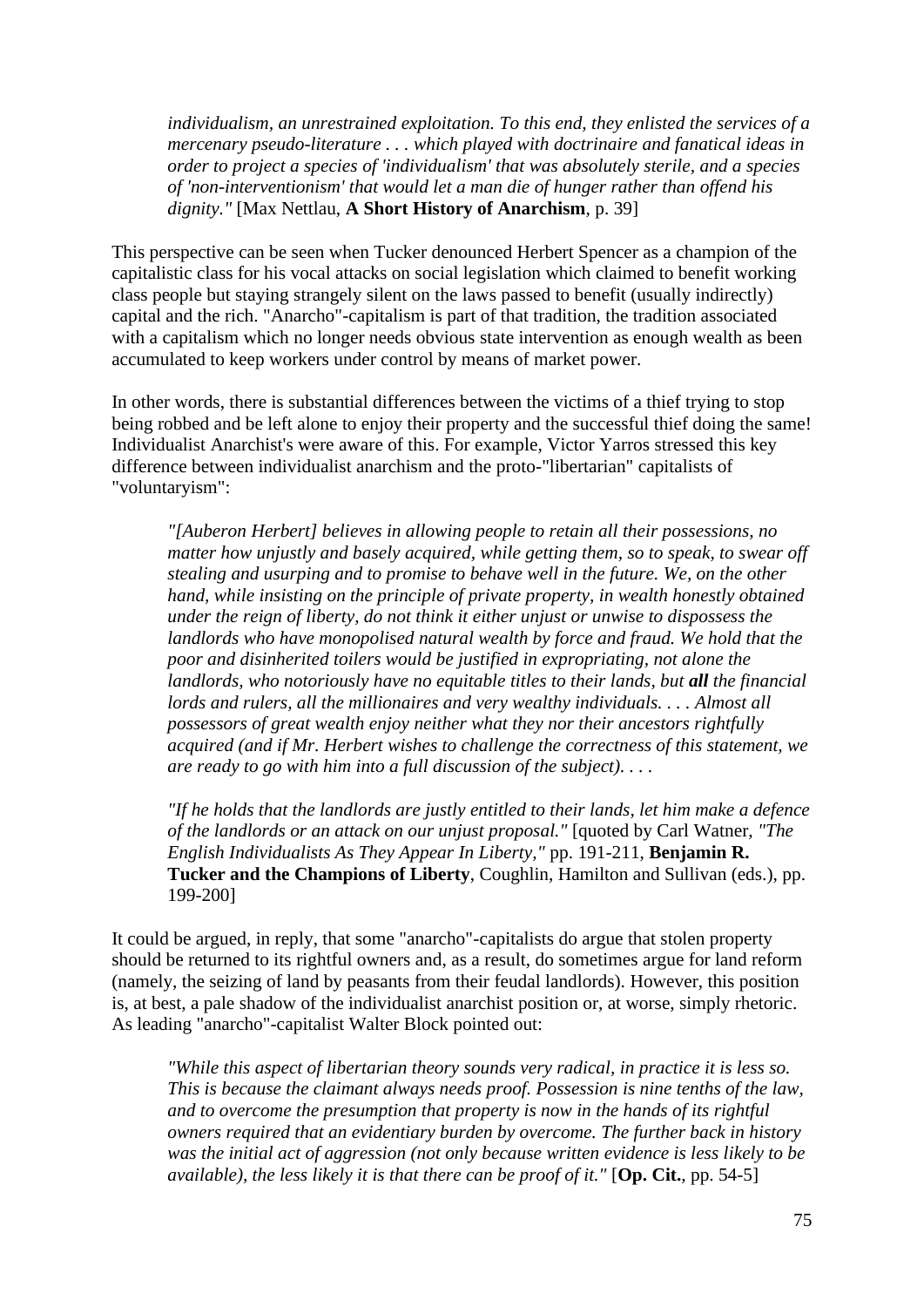> *individualism, an unrestrained exploitation. To this end, they enlisted the services of a mercenary pseudo-literature . . . which played with doctrinaire and fanatical ideas in order to project a species of 'individualism' that was absolutely sterile, and a species of 'non-interventionism' that would let a man die of hunger rather than offend his dignity."* [Max Nettlau, **A Short History of Anarchism**, p. 39]

This perspective can be seen when Tucker denounced Herbert Spencer as a champion of the capitalistic class for his vocal attacks on social legislation which claimed to benefit working class people but staying strangely silent on the laws passed to benefit (usually indirectly) capital and the rich. "Anarcho"-capitalism is part of that tradition, the tradition associated with a capitalism which no longer needs obvious state intervention as enough wealth as been accumulated to keep workers under control by means of market power.

In other words, there is substantial differences between the victims of a thief trying to stop being robbed and be left alone to enjoy their property and the successful thief doing the same! Individualist Anarchist's were aware of this. For example, Victor Yarros stressed this key difference between individualist anarchism and the proto-"libertarian" capitalists of "voluntaryism":

> *"[Auberon Herbert] believes in allowing people to retain all their possessions, no matter how unjustly and basely acquired, while getting them, so to speak, to swear off stealing and usurping and to promise to behave well in the future. We, on the other hand, while insisting on the principle of private property, in wealth honestly obtained under the reign of liberty, do not think it either unjust or unwise to dispossess the landlords who have monopolised natural wealth by force and fraud. We hold that the poor and disinherited toilers would be justified in expropriating, not alone the landlords, who notoriously have no equitable titles to their lands, but* ***all*** *the financial lords and rulers, all the millionaires and very wealthy individuals. . . . Almost all possessors of great wealth enjoy neither what they nor their ancestors rightfully acquired (and if Mr. Herbert wishes to challenge the correctness of this statement, we are ready to go with him into a full discussion of the subject). . . .*
>
> *"If he holds that the landlords are justly entitled to their lands, let him make a defence of the landlords or an attack on our unjust proposal."* [quoted by Carl Watner, *"The English Individualists As They Appear In Liberty,"* pp. 191-211, **Benjamin R. Tucker and the Champions of Liberty**, Coughlin, Hamilton and Sullivan (eds.), pp. 199-200]

It could be argued, in reply, that some "anarcho"-capitalists do argue that stolen property should be returned to its rightful owners and, as a result, do sometimes argue for land reform (namely, the seizing of land by peasants from their feudal landlords). However, this position is, at best, a pale shadow of the individualist anarchist position or, at worse, simply rhetoric. As leading "anarcho"-capitalist Walter Block pointed out:

> *"While this aspect of libertarian theory sounds very radical, in practice it is less so. This is because the claimant always needs proof. Possession is nine tenths of the law, and to overcome the presumption that property is now in the hands of its rightful owners required that an evidentiary burden by overcome. The further back in history was the initial act of aggression (not only because written evidence is less likely to be available), the less likely it is that there can be proof of it."* [**Op. Cit.**, pp. 54-5]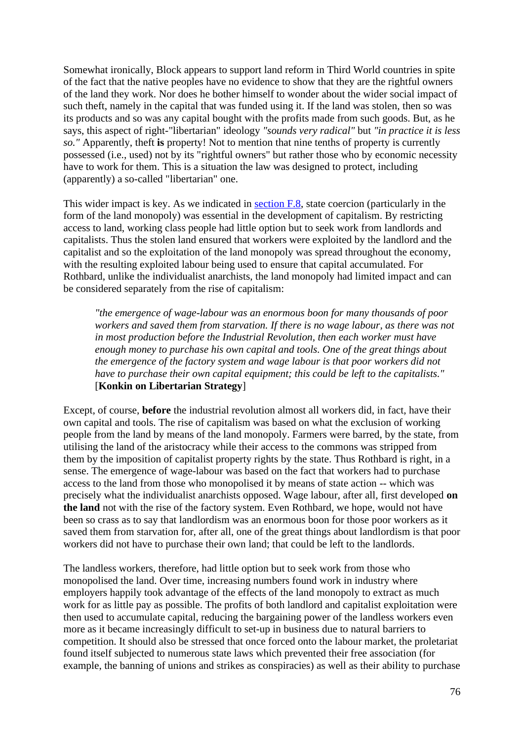Somewhat ironically, Block appears to support land reform in Third World countries in spite of the fact that the native peoples have no evidence to show that they are the rightful owners of the land they work. Nor does he bother himself to wonder about the wider social impact of such theft, namely in the capital that was funded using it. If the land was stolen, then so was its products and so was any capital bought with the profits made from such goods. But, as he says, this aspect of right-"libertarian" ideology *"sounds very radical"* but *"in practice it is less so."* Apparently, theft **is** property! Not to mention that nine tenths of property is currently possessed (i.e., used) not by its "rightful owners" but rather those who by economic necessity have to work for them. This is a situation the law was designed to protect, including (apparently) a so-called "libertarian" one.

This wider impact is key. As we indicated in [section F.8](), state coercion (particularly in the form of the land monopoly) was essential in the development of capitalism. By restricting access to land, working class people had little option but to seek work from landlords and capitalists. Thus the stolen land ensured that workers were exploited by the landlord and the capitalist and so the exploitation of the land monopoly was spread throughout the economy, with the resulting exploited labour being used to ensure that capital accumulated. For Rothbard, unlike the individualist anarchists, the land monopoly had limited impact and can be considered separately from the rise of capitalism:

> *"the emergence of wage-labour was an enormous boon for many thousands of poor workers and saved them from starvation. If there is no wage labour, as there was not in most production before the Industrial Revolution, then each worker must have enough money to purchase his own capital and tools. One of the great things about the emergence of the factory system and wage labour is that poor workers did not have to purchase their own capital equipment; this could be left to the capitalists."* [**Konkin on Libertarian Strategy**]

Except, of course, **before** the industrial revolution almost all workers did, in fact, have their own capital and tools. The rise of capitalism was based on what the exclusion of working people from the land by means of the land monopoly. Farmers were barred, by the state, from utilising the land of the aristocracy while their access to the commons was stripped from them by the imposition of capitalist property rights by the state. Thus Rothbard is right, in a sense. The emergence of wage-labour was based on the fact that workers had to purchase access to the land from those who monopolised it by means of state action -- which was precisely what the individualist anarchists opposed. Wage labour, after all, first developed **on the land** not with the rise of the factory system. Even Rothbard, we hope, would not have been so crass as to say that landlordism was an enormous boon for those poor workers as it saved them from starvation for, after all, one of the great things about landlordism is that poor workers did not have to purchase their own land; that could be left to the landlords.

The landless workers, therefore, had little option but to seek work from those who monopolised the land. Over time, increasing numbers found work in industry where employers happily took advantage of the effects of the land monopoly to extract as much work for as little pay as possible. The profits of both landlord and capitalist exploitation were then used to accumulate capital, reducing the bargaining power of the landless workers even more as it became increasingly difficult to set-up in business due to natural barriers to competition. It should also be stressed that once forced onto the labour market, the proletariat found itself subjected to numerous state laws which prevented their free association (for example, the banning of unions and strikes as conspiracies) as well as their ability to purchase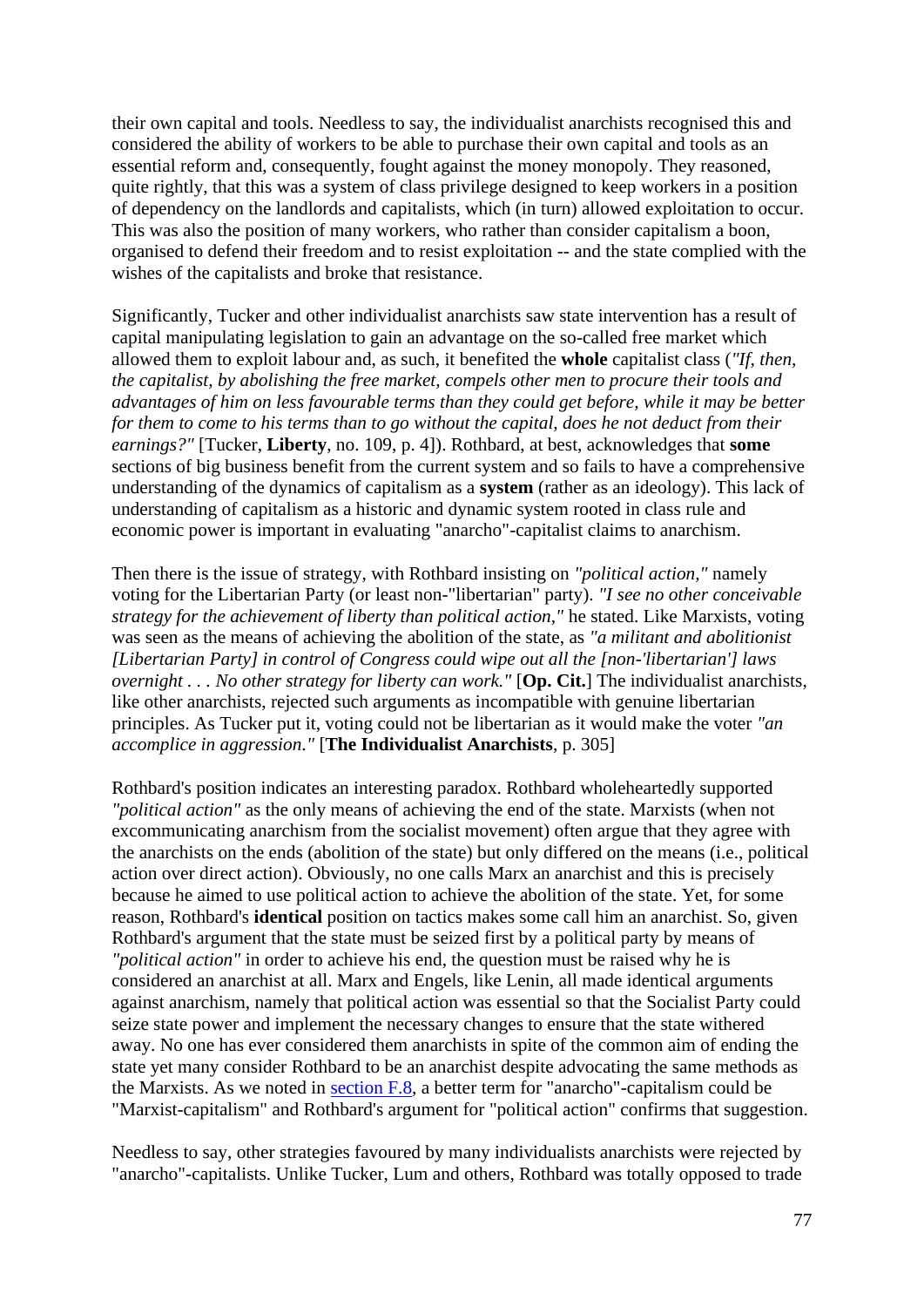their own capital and tools. Needless to say, the individualist anarchists recognised this and considered the ability of workers to be able to purchase their own capital and tools as an essential reform and, consequently, fought against the money monopoly. They reasoned, quite rightly, that this was a system of class privilege designed to keep workers in a position of dependency on the landlords and capitalists, which (in turn) allowed exploitation to occur. This was also the position of many workers, who rather than consider capitalism a boon, organised to defend their freedom and to resist exploitation -- and the state complied with the wishes of the capitalists and broke that resistance.

Significantly, Tucker and other individualist anarchists saw state intervention has a result of capital manipulating legislation to gain an advantage on the so-called free market which allowed them to exploit labour and, as such, it benefited the **whole** capitalist class (*"If, then, the capitalist, by abolishing the free market, compels other men to procure their tools and advantages of him on less favourable terms than they could get before, while it may be better for them to come to his terms than to go without the capital, does he not deduct from their earnings?"* [Tucker, **Liberty**, no. 109, p. 4]). Rothbard, at best, acknowledges that **some** sections of big business benefit from the current system and so fails to have a comprehensive understanding of the dynamics of capitalism as a **system** (rather as an ideology). This lack of understanding of capitalism as a historic and dynamic system rooted in class rule and economic power is important in evaluating "anarcho"-capitalist claims to anarchism.

Then there is the issue of strategy, with Rothbard insisting on *"political action,"* namely voting for the Libertarian Party (or least non-"libertarian" party). *"I see no other conceivable strategy for the achievement of liberty than political action,"* he stated. Like Marxists, voting was seen as the means of achieving the abolition of the state, as *"a militant and abolitionist [Libertarian Party] in control of Congress could wipe out all the [non-'libertarian'] laws overnight . . . No other strategy for liberty can work."* [**Op. Cit.**] The individualist anarchists, like other anarchists, rejected such arguments as incompatible with genuine libertarian principles. As Tucker put it, voting could not be libertarian as it would make the voter *"an accomplice in aggression."* [**The Individualist Anarchists**, p. 305]

Rothbard's position indicates an interesting paradox. Rothbard wholeheartedly supported *"political action"* as the only means of achieving the end of the state. Marxists (when not excommunicating anarchism from the socialist movement) often argue that they agree with the anarchists on the ends (abolition of the state) but only differed on the means (i.e., political action over direct action). Obviously, no one calls Marx an anarchist and this is precisely because he aimed to use political action to achieve the abolition of the state. Yet, for some reason, Rothbard's **identical** position on tactics makes some call him an anarchist. So, given Rothbard's argument that the state must be seized first by a political party by means of *"political action"* in order to achieve his end, the question must be raised why he is considered an anarchist at all. Marx and Engels, like Lenin, all made identical arguments against anarchism, namely that political action was essential so that the Socialist Party could seize state power and implement the necessary changes to ensure that the state withered away. No one has ever considered them anarchists in spite of the common aim of ending the state yet many consider Rothbard to be an anarchist despite advocating the same methods as the Marxists. As we noted in section F.8, a better term for "anarcho"-capitalism could be "Marxist-capitalism" and Rothbard's argument for "political action" confirms that suggestion.

Needless to say, other strategies favoured by many individualists anarchists were rejected by "anarcho"-capitalists. Unlike Tucker, Lum and others, Rothbard was totally opposed to trade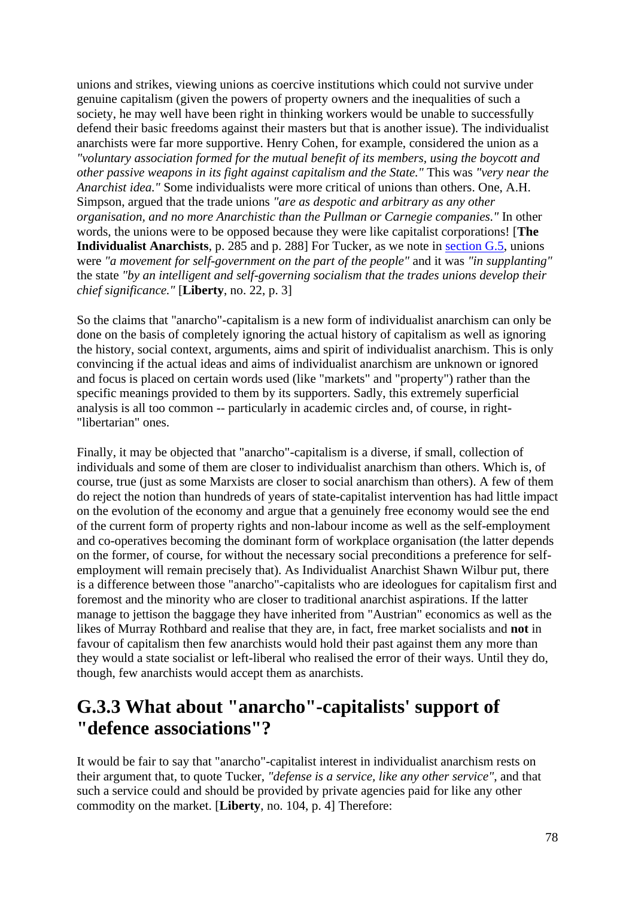unions and strikes, viewing unions as coercive institutions which could not survive under genuine capitalism (given the powers of property owners and the inequalities of such a society, he may well have been right in thinking workers would be unable to successfully defend their basic freedoms against their masters but that is another issue). The individualist anarchists were far more supportive. Henry Cohen, for example, considered the union as a *"voluntary association formed for the mutual benefit of its members, using the boycott and other passive weapons in its fight against capitalism and the State."* This was *"very near the Anarchist idea."* Some individualists were more critical of unions than others. One, A.H. Simpson, argued that the trade unions *"are as despotic and arbitrary as any other organisation, and no more Anarchistic than the Pullman or Carnegie companies."* In other words, the unions were to be opposed because they were like capitalist corporations! [**The Individualist Anarchists**, p. 285 and p. 288] For Tucker, as we note in section G.5, unions were *"a movement for self-government on the part of the people"* and it was *"in supplanting"* the state *"by an intelligent and self-governing socialism that the trades unions develop their chief significance."* [**Liberty**, no. 22, p. 3]

So the claims that "anarcho"-capitalism is a new form of individualist anarchism can only be done on the basis of completely ignoring the actual history of capitalism as well as ignoring the history, social context, arguments, aims and spirit of individualist anarchism. This is only convincing if the actual ideas and aims of individualist anarchism are unknown or ignored and focus is placed on certain words used (like "markets" and "property") rather than the specific meanings provided to them by its supporters. Sadly, this extremely superficial analysis is all too common -- particularly in academic circles and, of course, in right-"libertarian" ones.

Finally, it may be objected that "anarcho"-capitalism is a diverse, if small, collection of individuals and some of them are closer to individualist anarchism than others. Which is, of course, true (just as some Marxists are closer to social anarchism than others). A few of them do reject the notion than hundreds of years of state-capitalist intervention has had little impact on the evolution of the economy and argue that a genuinely free economy would see the end of the current form of property rights and non-labour income as well as the self-employment and co-operatives becoming the dominant form of workplace organisation (the latter depends on the former, of course, for without the necessary social preconditions a preference for self-employment will remain precisely that). As Individualist Anarchist Shawn Wilbur put, there is a difference between those "anarcho"-capitalists who are ideologues for capitalism first and foremost and the minority who are closer to traditional anarchist aspirations. If the latter manage to jettison the baggage they have inherited from "Austrian" economics as well as the likes of Murray Rothbard and realise that they are, in fact, free market socialists and **not** in favour of capitalism then few anarchists would hold their past against them any more than they would a state socialist or left-liberal who realised the error of their ways. Until they do, though, few anarchists would accept them as anarchists.

## G.3.3 What about "anarcho"-capitalists' support of "defence associations"?

It would be fair to say that "anarcho"-capitalist interest in individualist anarchism rests on their argument that, to quote Tucker, *"defense is a service, like any other service"*, and that such a service could and should be provided by private agencies paid for like any other commodity on the market. [**Liberty**, no. 104, p. 4] Therefore: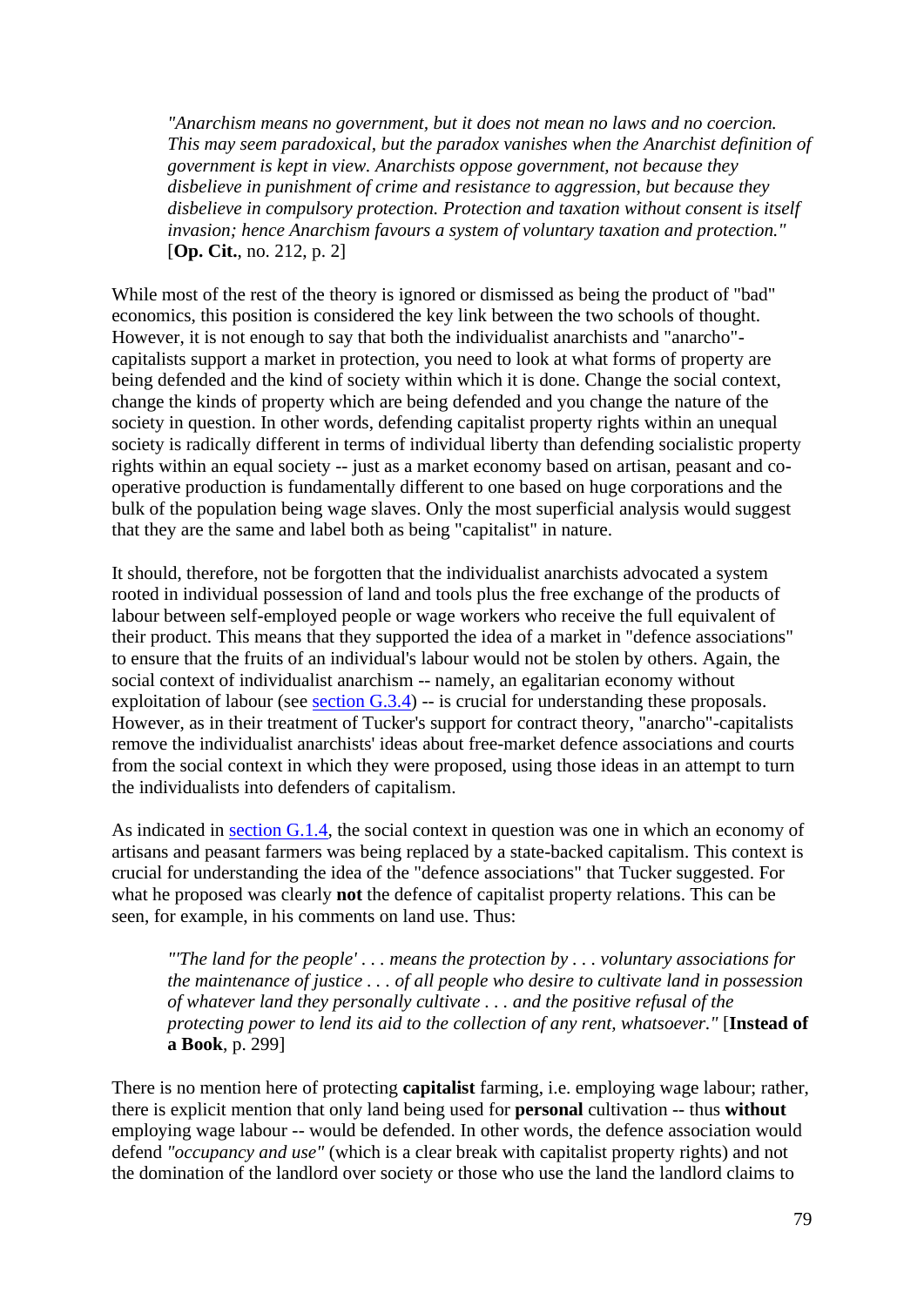> *"Anarchism means no government, but it does not mean no laws and no coercion. This may seem paradoxical, but the paradox vanishes when the Anarchist definition of government is kept in view. Anarchists oppose government, not because they disbelieve in punishment of crime and resistance to aggression, but because they disbelieve in compulsory protection. Protection and taxation without consent is itself invasion; hence Anarchism favours a system of voluntary taxation and protection."* [**Op. Cit.**, no. 212, p. 2]

While most of the rest of the theory is ignored or dismissed as being the product of "bad" economics, this position is considered the key link between the two schools of thought. However, it is not enough to say that both the individualist anarchists and "anarcho"-capitalists support a market in protection, you need to look at what forms of property are being defended and the kind of society within which it is done. Change the social context, change the kinds of property which are being defended and you change the nature of the society in question. In other words, defending capitalist property rights within an unequal society is radically different in terms of individual liberty than defending socialistic property rights within an equal society -- just as a market economy based on artisan, peasant and co-operative production is fundamentally different to one based on huge corporations and the bulk of the population being wage slaves. Only the most superficial analysis would suggest that they are the same and label both as being "capitalist" in nature.

It should, therefore, not be forgotten that the individualist anarchists advocated a system rooted in individual possession of land and tools plus the free exchange of the products of labour between self-employed people or wage workers who receive the full equivalent of their product. This means that they supported the idea of a market in "defence associations" to ensure that the fruits of an individual's labour would not be stolen by others. Again, the social context of individualist anarchism -- namely, an egalitarian economy without exploitation of labour (see section G.3.4) -- is crucial for understanding these proposals. However, as in their treatment of Tucker's support for contract theory, "anarcho"-capitalists remove the individualist anarchists' ideas about free-market defence associations and courts from the social context in which they were proposed, using those ideas in an attempt to turn the individualists into defenders of capitalism.

As indicated in section G.1.4, the social context in question was one in which an economy of artisans and peasant farmers was being replaced by a state-backed capitalism. This context is crucial for understanding the idea of the "defence associations" that Tucker suggested. For what he proposed was clearly **not** the defence of capitalist property relations. This can be seen, for example, in his comments on land use. Thus:

> *"'The land for the people' . . . means the protection by . . . voluntary associations for the maintenance of justice . . . of all people who desire to cultivate land in possession of whatever land they personally cultivate . . . and the positive refusal of the protecting power to lend its aid to the collection of any rent, whatsoever."* [**Instead of a Book**, p. 299]

There is no mention here of protecting **capitalist** farming, i.e. employing wage labour; rather, there is explicit mention that only land being used for **personal** cultivation -- thus **without** employing wage labour -- would be defended. In other words, the defence association would defend *"occupancy and use"* (which is a clear break with capitalist property rights) and not the domination of the landlord over society or those who use the land the landlord claims to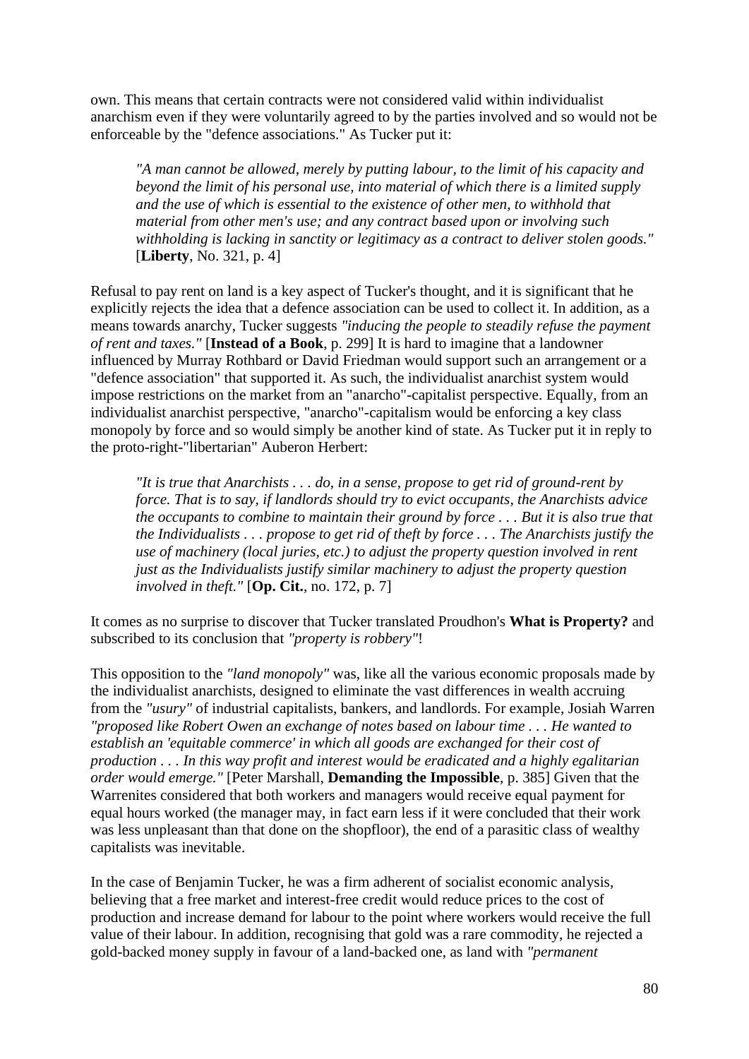own. This means that certain contracts were not considered valid within individualist anarchism even if they were voluntarily agreed to by the parties involved and so would not be enforceable by the "defence associations." As Tucker put it:

> *"A man cannot be allowed, merely by putting labour, to the limit of his capacity and beyond the limit of his personal use, into material of which there is a limited supply and the use of which is essential to the existence of other men, to withhold that material from other men's use; and any contract based upon or involving such withholding is lacking in sanctity or legitimacy as a contract to deliver stolen goods."* [**Liberty**, No. 321, p. 4]

Refusal to pay rent on land is a key aspect of Tucker's thought, and it is significant that he explicitly rejects the idea that a defence association can be used to collect it. In addition, as a means towards anarchy, Tucker suggests *"inducing the people to steadily refuse the payment of rent and taxes."* [**Instead of a Book**, p. 299] It is hard to imagine that a landowner influenced by Murray Rothbard or David Friedman would support such an arrangement or a "defence association" that supported it. As such, the individualist anarchist system would impose restrictions on the market from an "anarcho"-capitalist perspective. Equally, from an individualist anarchist perspective, "anarcho"-capitalism would be enforcing a key class monopoly by force and so would simply be another kind of state. As Tucker put it in reply to the proto-right-"libertarian" Auberon Herbert:

> *"It is true that Anarchists . . . do, in a sense, propose to get rid of ground-rent by force. That is to say, if landlords should try to evict occupants, the Anarchists advice the occupants to combine to maintain their ground by force . . . But it is also true that the Individualists . . . propose to get rid of theft by force . . . The Anarchists justify the use of machinery (local juries, etc.) to adjust the property question involved in rent just as the Individualists justify similar machinery to adjust the property question involved in theft."* [**Op. Cit.**, no. 172, p. 7]

It comes as no surprise to discover that Tucker translated Proudhon's **What is Property?** and subscribed to its conclusion that *"property is robbery"*!

This opposition to the *"land monopoly"* was, like all the various economic proposals made by the individualist anarchists, designed to eliminate the vast differences in wealth accruing from the *"usury"* of industrial capitalists, bankers, and landlords. For example, Josiah Warren *"proposed like Robert Owen an exchange of notes based on labour time . . . He wanted to establish an 'equitable commerce' in which all goods are exchanged for their cost of production . . . In this way profit and interest would be eradicated and a highly egalitarian order would emerge."* [Peter Marshall, **Demanding the Impossible**, p. 385] Given that the Warrenites considered that both workers and managers would receive equal payment for equal hours worked (the manager may, in fact earn less if it were concluded that their work was less unpleasant than that done on the shopfloor), the end of a parasitic class of wealthy capitalists was inevitable.

In the case of Benjamin Tucker, he was a firm adherent of socialist economic analysis, believing that a free market and interest-free credit would reduce prices to the cost of production and increase demand for labour to the point where workers would receive the full value of their labour. In addition, recognising that gold was a rare commodity, he rejected a gold-backed money supply in favour of a land-backed one, as land with *"permanent*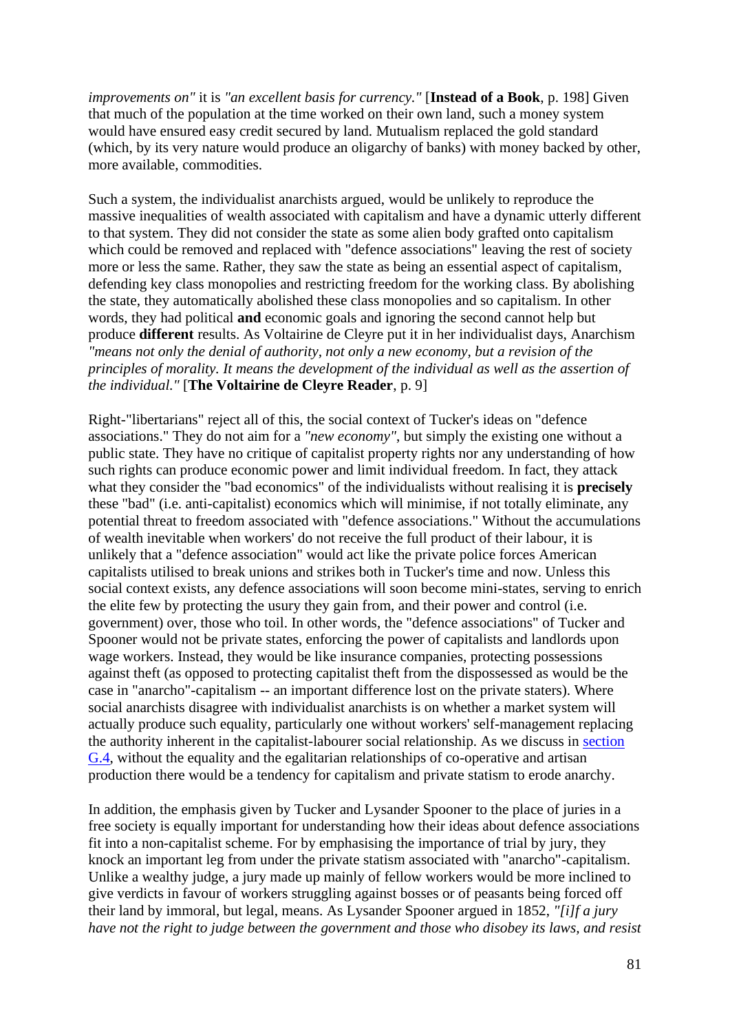*improvements on"* it is *"an excellent basis for currency."* [**Instead of a Book**, p. 198] Given that much of the population at the time worked on their own land, such a money system would have ensured easy credit secured by land. Mutualism replaced the gold standard (which, by its very nature would produce an oligarchy of banks) with money backed by other, more available, commodities.

Such a system, the individualist anarchists argued, would be unlikely to reproduce the massive inequalities of wealth associated with capitalism and have a dynamic utterly different to that system. They did not consider the state as some alien body grafted onto capitalism which could be removed and replaced with "defence associations" leaving the rest of society more or less the same. Rather, they saw the state as being an essential aspect of capitalism, defending key class monopolies and restricting freedom for the working class. By abolishing the state, they automatically abolished these class monopolies and so capitalism. In other words, they had political **and** economic goals and ignoring the second cannot help but produce **different** results. As Voltairine de Cleyre put it in her individualist days, Anarchism *"means not only the denial of authority, not only a new economy, but a revision of the principles of morality. It means the development of the individual as well as the assertion of the individual."* [**The Voltairine de Cleyre Reader**, p. 9]

Right-"libertarians" reject all of this, the social context of Tucker's ideas on "defence associations." They do not aim for a *"new economy"*, but simply the existing one without a public state. They have no critique of capitalist property rights nor any understanding of how such rights can produce economic power and limit individual freedom. In fact, they attack what they consider the "bad economics" of the individualists without realising it is **precisely** these "bad" (i.e. anti-capitalist) economics which will minimise, if not totally eliminate, any potential threat to freedom associated with "defence associations." Without the accumulations of wealth inevitable when workers' do not receive the full product of their labour, it is unlikely that a "defence association" would act like the private police forces American capitalists utilised to break unions and strikes both in Tucker's time and now. Unless this social context exists, any defence associations will soon become mini-states, serving to enrich the elite few by protecting the usury they gain from, and their power and control (i.e. government) over, those who toil. In other words, the "defence associations" of Tucker and Spooner would not be private states, enforcing the power of capitalists and landlords upon wage workers. Instead, they would be like insurance companies, protecting possessions against theft (as opposed to protecting capitalist theft from the dispossessed as would be the case in "anarcho"-capitalism -- an important difference lost on the private staters). Where social anarchists disagree with individualist anarchists is on whether a market system will actually produce such equality, particularly one without workers' self-management replacing the authority inherent in the capitalist-labourer social relationship. As we discuss in section G.4, without the equality and the egalitarian relationships of co-operative and artisan production there would be a tendency for capitalism and private statism to erode anarchy.

In addition, the emphasis given by Tucker and Lysander Spooner to the place of juries in a free society is equally important for understanding how their ideas about defence associations fit into a non-capitalist scheme. For by emphasising the importance of trial by jury, they knock an important leg from under the private statism associated with "anarcho"-capitalism. Unlike a wealthy judge, a jury made up mainly of fellow workers would be more inclined to give verdicts in favour of workers struggling against bosses or of peasants being forced off their land by immoral, but legal, means. As Lysander Spooner argued in 1852, *"[i]f a jury have not the right to judge between the government and those who disobey its laws, and resist*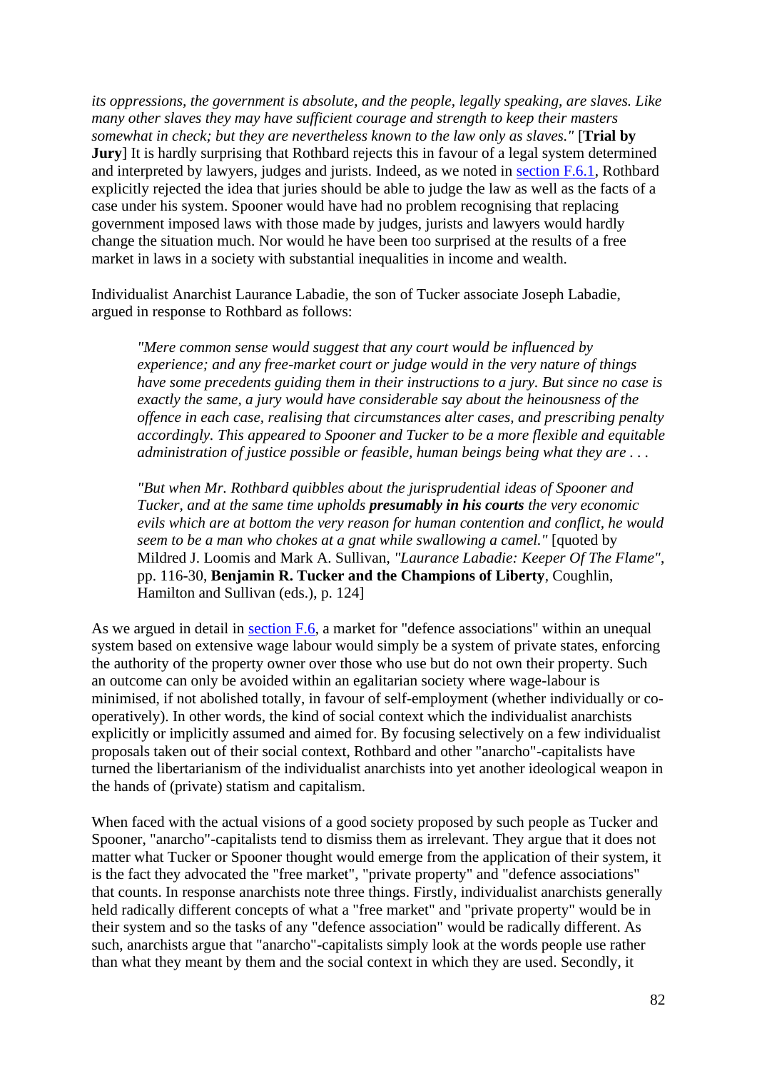*its oppressions, the government is absolute, and the people, legally speaking, are slaves. Like many other slaves they may have sufficient courage and strength to keep their masters somewhat in check; but they are nevertheless known to the law only as slaves."* [**Trial by Jury**] It is hardly surprising that Rothbard rejects this in favour of a legal system determined and interpreted by lawyers, judges and jurists. Indeed, as we noted in section F.6.1, Rothbard explicitly rejected the idea that juries should be able to judge the law as well as the facts of a case under his system. Spooner would have had no problem recognising that replacing government imposed laws with those made by judges, jurists and lawyers would hardly change the situation much. Nor would he have been too surprised at the results of a free market in laws in a society with substantial inequalities in income and wealth.

Individualist Anarchist Laurance Labadie, the son of Tucker associate Joseph Labadie, argued in response to Rothbard as follows:

> *"Mere common sense would suggest that any court would be influenced by experience; and any free-market court or judge would in the very nature of things have some precedents guiding them in their instructions to a jury. But since no case is exactly the same, a jury would have considerable say about the heinousness of the offence in each case, realising that circumstances alter cases, and prescribing penalty accordingly. This appeared to Spooner and Tucker to be a more flexible and equitable administration of justice possible or feasible, human beings being what they are . . .*
>
> *"But when Mr. Rothbard quibbles about the jurisprudential ideas of Spooner and Tucker, and at the same time upholds* ***presumably in his courts*** *the very economic evils which are at bottom the very reason for human contention and conflict, he would seem to be a man who chokes at a gnat while swallowing a camel."* [quoted by Mildred J. Loomis and Mark A. Sullivan, *"Laurance Labadie: Keeper Of The Flame"*, pp. 116-30, **Benjamin R. Tucker and the Champions of Liberty**, Coughlin, Hamilton and Sullivan (eds.), p. 124]

As we argued in detail in section F.6, a market for "defence associations" within an unequal system based on extensive wage labour would simply be a system of private states, enforcing the authority of the property owner over those who use but do not own their property. Such an outcome can only be avoided within an egalitarian society where wage-labour is minimised, if not abolished totally, in favour of self-employment (whether individually or co-operatively). In other words, the kind of social context which the individualist anarchists explicitly or implicitly assumed and aimed for. By focusing selectively on a few individualist proposals taken out of their social context, Rothbard and other "anarcho"-capitalists have turned the libertarianism of the individualist anarchists into yet another ideological weapon in the hands of (private) statism and capitalism.

When faced with the actual visions of a good society proposed by such people as Tucker and Spooner, "anarcho"-capitalists tend to dismiss them as irrelevant. They argue that it does not matter what Tucker or Spooner thought would emerge from the application of their system, it is the fact they advocated the "free market", "private property" and "defence associations" that counts. In response anarchists note three things. Firstly, individualist anarchists generally held radically different concepts of what a "free market" and "private property" would be in their system and so the tasks of any "defence association" would be radically different. As such, anarchists argue that "anarcho"-capitalists simply look at the words people use rather than what they meant by them and the social context in which they are used. Secondly, it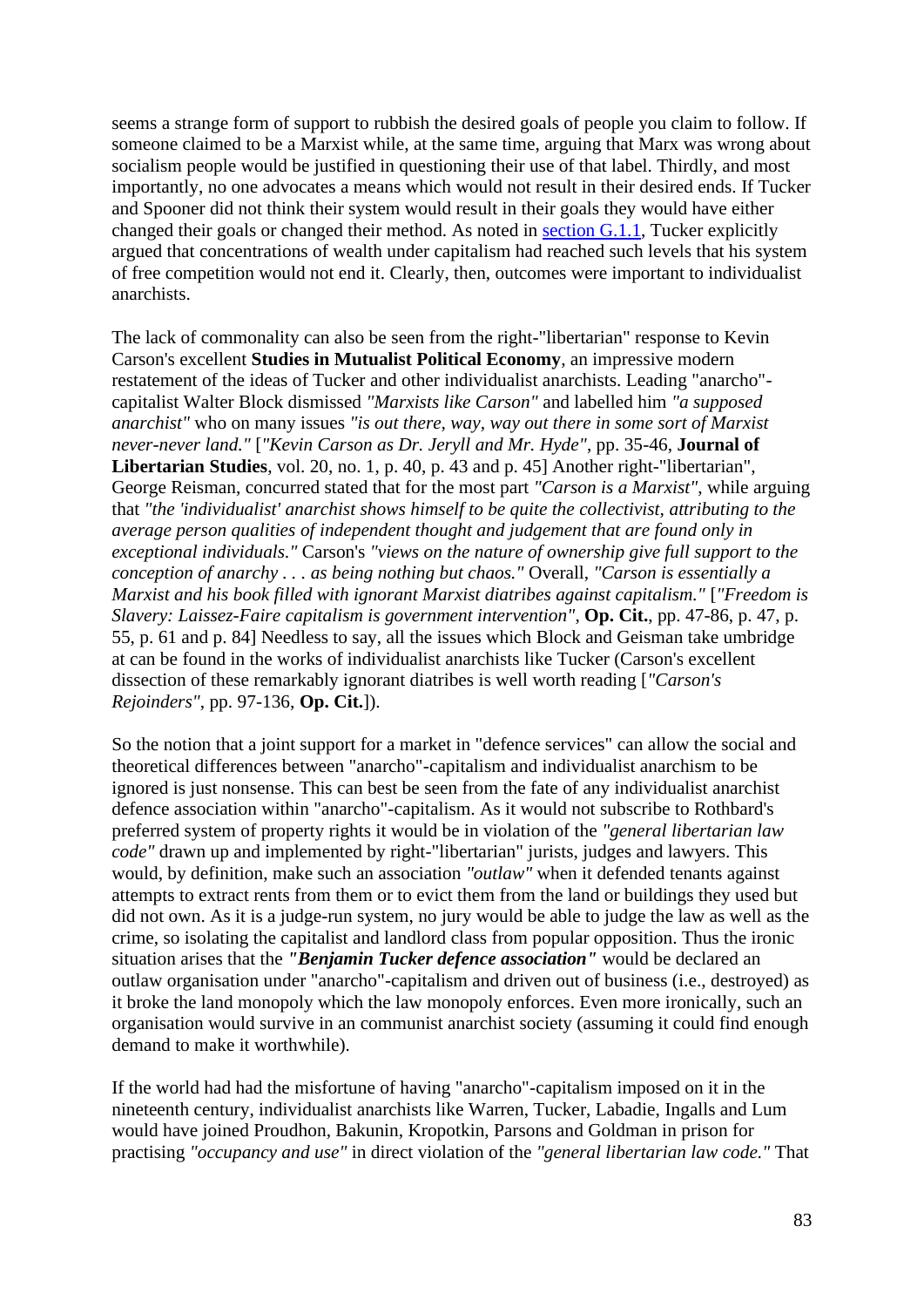seems a strange form of support to rubbish the desired goals of people you claim to follow. If someone claimed to be a Marxist while, at the same time, arguing that Marx was wrong about socialism people would be justified in questioning their use of that label. Thirdly, and most importantly, no one advocates a means which would not result in their desired ends. If Tucker and Spooner did not think their system would result in their goals they would have either changed their goals or changed their method. As noted in section G.1.1, Tucker explicitly argued that concentrations of wealth under capitalism had reached such levels that his system of free competition would not end it. Clearly, then, outcomes were important to individualist anarchists.

The lack of commonality can also be seen from the right-"libertarian" response to Kevin Carson's excellent **Studies in Mutualist Political Economy**, an impressive modern restatement of the ideas of Tucker and other individualist anarchists. Leading "anarcho"-capitalist Walter Block dismissed *"Marxists like Carson"* and labelled him *"a supposed anarchist"* who on many issues *"is out there, way, way out there in some sort of Marxist never-never land."* [*"Kevin Carson as Dr. Jeryll and Mr. Hyde"*, pp. 35-46, **Journal of Libertarian Studies**, vol. 20, no. 1, p. 40, p. 43 and p. 45] Another right-"libertarian", George Reisman, concurred stated that for the most part *"Carson is a Marxist"*, while arguing that *"the 'individualist' anarchist shows himself to be quite the collectivist, attributing to the average person qualities of independent thought and judgement that are found only in exceptional individuals."* Carson's *"views on the nature of ownership give full support to the conception of anarchy . . . as being nothing but chaos."* Overall, *"Carson is essentially a Marxist and his book filled with ignorant Marxist diatribes against capitalism."* [*"Freedom is Slavery: Laissez-Faire capitalism is government intervention"*, **Op. Cit.**, pp. 47-86, p. 47, p. 55, p. 61 and p. 84] Needless to say, all the issues which Block and Geisman take umbridge at can be found in the works of individualist anarchists like Tucker (Carson's excellent dissection of these remarkably ignorant diatribes is well worth reading [*"Carson's Rejoinders"*, pp. 97-136, **Op. Cit.**]).

So the notion that a joint support for a market in "defence services" can allow the social and theoretical differences between "anarcho"-capitalism and individualist anarchism to be ignored is just nonsense. This can best be seen from the fate of any individualist anarchist defence association within "anarcho"-capitalism. As it would not subscribe to Rothbard's preferred system of property rights it would be in violation of the *"general libertarian law code"* drawn up and implemented by right-"libertarian" jurists, judges and lawyers. This would, by definition, make such an association *"outlaw"* when it defended tenants against attempts to extract rents from them or to evict them from the land or buildings they used but did not own. As it is a judge-run system, no jury would be able to judge the law as well as the crime, so isolating the capitalist and landlord class from popular opposition. Thus the ironic situation arises that the ***"Benjamin Tucker defence association"*** would be declared an outlaw organisation under "anarcho"-capitalism and driven out of business (i.e., destroyed) as it broke the land monopoly which the law monopoly enforces. Even more ironically, such an organisation would survive in an communist anarchist society (assuming it could find enough demand to make it worthwhile).

If the world had had the misfortune of having "anarcho"-capitalism imposed on it in the nineteenth century, individualist anarchists like Warren, Tucker, Labadie, Ingalls and Lum would have joined Proudhon, Bakunin, Kropotkin, Parsons and Goldman in prison for practising *"occupancy and use"* in direct violation of the *"general libertarian law code."* That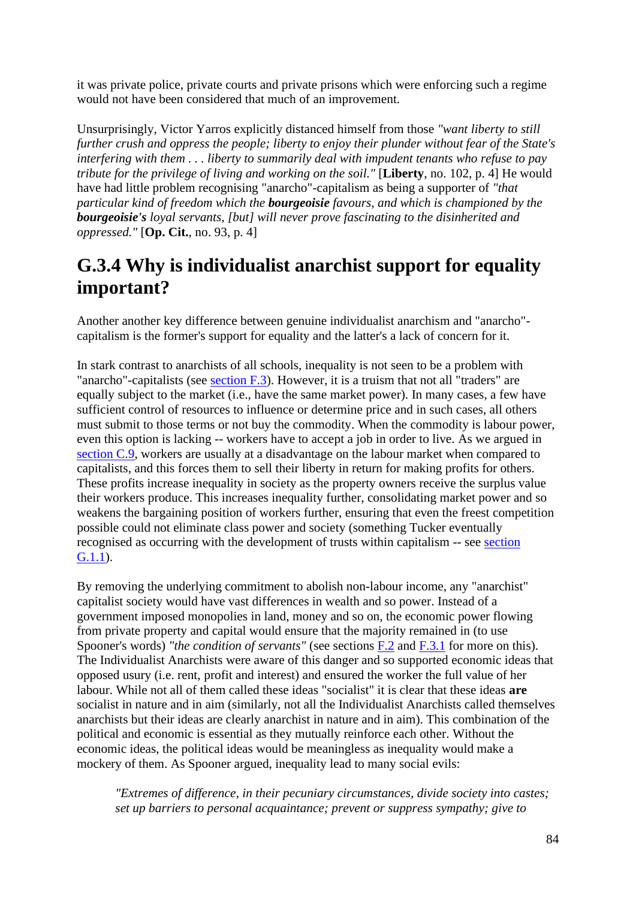it was private police, private courts and private prisons which were enforcing such a regime would not have been considered that much of an improvement.

Unsurprisingly, Victor Yarros explicitly distanced himself from those *"want liberty to still further crush and oppress the people; liberty to enjoy their plunder without fear of the State's interfering with them . . . liberty to summarily deal with impudent tenants who refuse to pay tribute for the privilege of living and working on the soil."* [**Liberty**, no. 102, p. 4] He would have had little problem recognising "anarcho"-capitalism as being a supporter of *"that particular kind of freedom which the **bourgeoisie** favours, and which is championed by the **bourgeoisie's** loyal servants, [but] will never prove fascinating to the disinherited and oppressed."* [**Op. Cit.**, no. 93, p. 4]

## G.3.4 Why is individualist anarchist support for equality important?

Another another key difference between genuine individualist anarchism and "anarcho"-capitalism is the former's support for equality and the latter's a lack of concern for it.

In stark contrast to anarchists of all schools, inequality is not seen to be a problem with "anarcho"-capitalists (see section F.3). However, it is a truism that not all "traders" are equally subject to the market (i.e., have the same market power). In many cases, a few have sufficient control of resources to influence or determine price and in such cases, all others must submit to those terms or not buy the commodity. When the commodity is labour power, even this option is lacking -- workers have to accept a job in order to live. As we argued in section C.9, workers are usually at a disadvantage on the labour market when compared to capitalists, and this forces them to sell their liberty in return for making profits for others. These profits increase inequality in society as the property owners receive the surplus value their workers produce. This increases inequality further, consolidating market power and so weakens the bargaining position of workers further, ensuring that even the freest competition possible could not eliminate class power and society (something Tucker eventually recognised as occurring with the development of trusts within capitalism -- see section G.1.1).

By removing the underlying commitment to abolish non-labour income, any "anarchist" capitalist society would have vast differences in wealth and so power. Instead of a government imposed monopolies in land, money and so on, the economic power flowing from private property and capital would ensure that the majority remained in (to use Spooner's words) *"the condition of servants"* (see sections F.2 and F.3.1 for more on this). The Individualist Anarchists were aware of this danger and so supported economic ideas that opposed usury (i.e. rent, profit and interest) and ensured the worker the full value of her labour. While not all of them called these ideas "socialist" it is clear that these ideas **are** socialist in nature and in aim (similarly, not all the Individualist Anarchists called themselves anarchists but their ideas are clearly anarchist in nature and in aim). This combination of the political and economic is essential as they mutually reinforce each other. Without the economic ideas, the political ideas would be meaningless as inequality would make a mockery of them. As Spooner argued, inequality lead to many social evils:

> *"Extremes of difference, in their pecuniary circumstances, divide society into castes; set up barriers to personal acquaintance; prevent or suppress sympathy; give to*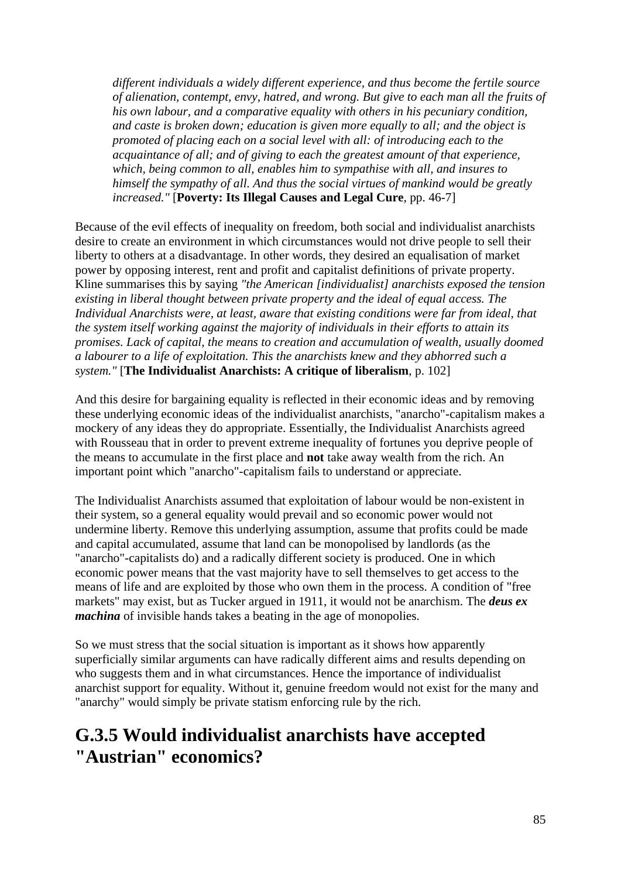> *different individuals a widely different experience, and thus become the fertile source of alienation, contempt, envy, hatred, and wrong. But give to each man all the fruits of his own labour, and a comparative equality with others in his pecuniary condition, and caste is broken down; education is given more equally to all; and the object is promoted of placing each on a social level with all: of introducing each to the acquaintance of all; and of giving to each the greatest amount of that experience, which, being common to all, enables him to sympathise with all, and insures to himself the sympathy of all. And thus the social virtues of mankind would be greatly increased."* [**Poverty: Its Illegal Causes and Legal Cure**, pp. 46-7]

Because of the evil effects of inequality on freedom, both social and individualist anarchists desire to create an environment in which circumstances would not drive people to sell their liberty to others at a disadvantage. In other words, they desired an equalisation of market power by opposing interest, rent and profit and capitalist definitions of private property. Kline summarises this by saying *"the American [individualist] anarchists exposed the tension existing in liberal thought between private property and the ideal of equal access. The Individual Anarchists were, at least, aware that existing conditions were far from ideal, that the system itself working against the majority of individuals in their efforts to attain its promises. Lack of capital, the means to creation and accumulation of wealth, usually doomed a labourer to a life of exploitation. This the anarchists knew and they abhorred such a system."* [**The Individualist Anarchists: A critique of liberalism**, p. 102]

And this desire for bargaining equality is reflected in their economic ideas and by removing these underlying economic ideas of the individualist anarchists, "anarcho"-capitalism makes a mockery of any ideas they do appropriate. Essentially, the Individualist Anarchists agreed with Rousseau that in order to prevent extreme inequality of fortunes you deprive people of the means to accumulate in the first place and **not** take away wealth from the rich. An important point which "anarcho"-capitalism fails to understand or appreciate.

The Individualist Anarchists assumed that exploitation of labour would be non-existent in their system, so a general equality would prevail and so economic power would not undermine liberty. Remove this underlying assumption, assume that profits could be made and capital accumulated, assume that land can be monopolised by landlords (as the "anarcho"-capitalists do) and a radically different society is produced. One in which economic power means that the vast majority have to sell themselves to get access to the means of life and are exploited by those who own them in the process. A condition of "free markets" may exist, but as Tucker argued in 1911, it would not be anarchism. The ***deus ex machina*** of invisible hands takes a beating in the age of monopolies.

So we must stress that the social situation is important as it shows how apparently superficially similar arguments can have radically different aims and results depending on who suggests them and in what circumstances. Hence the importance of individualist anarchist support for equality. Without it, genuine freedom would not exist for the many and "anarchy" would simply be private statism enforcing rule by the rich.

## G.3.5 Would individualist anarchists have accepted "Austrian" economics?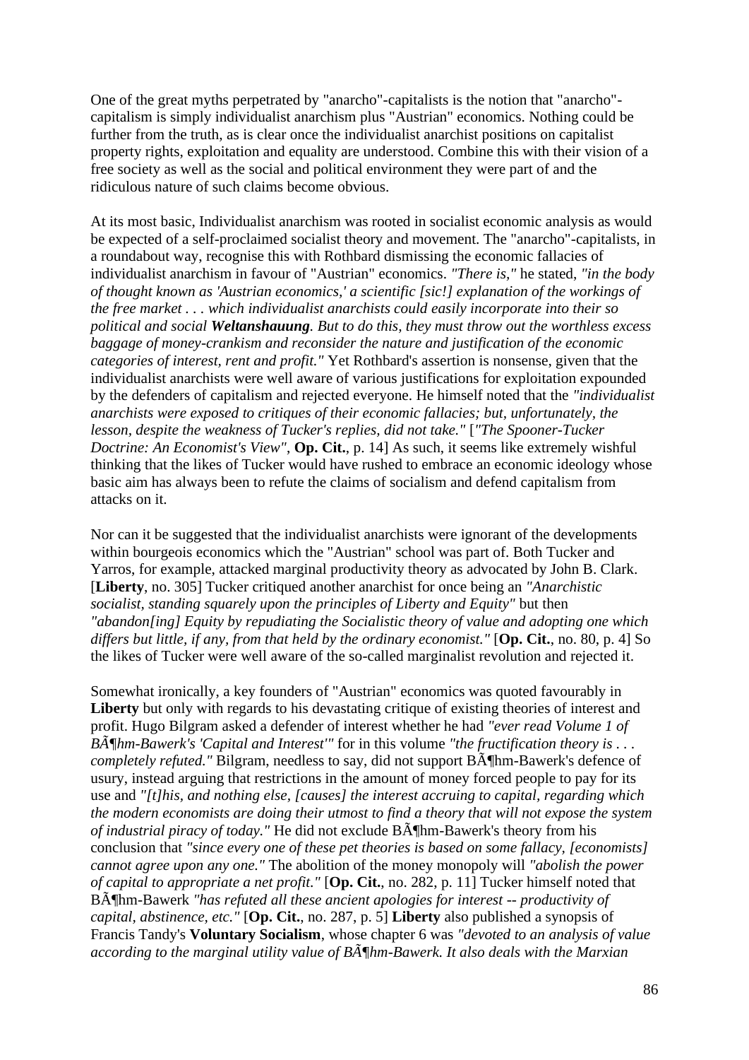One of the great myths perpetrated by "anarcho"-capitalists is the notion that "anarcho"-capitalism is simply individualist anarchism plus "Austrian" economics. Nothing could be further from the truth, as is clear once the individualist anarchist positions on capitalist property rights, exploitation and equality are understood. Combine this with their vision of a free society as well as the social and political environment they were part of and the ridiculous nature of such claims become obvious.

At its most basic, Individualist anarchism was rooted in socialist economic analysis as would be expected of a self-proclaimed socialist theory and movement. The "anarcho"-capitalists, in a roundabout way, recognise this with Rothbard dismissing the economic fallacies of individualist anarchism in favour of "Austrian" economics. *"There is,"* he stated, *"in the body of thought known as 'Austrian economics,' a scientific [sic!] explanation of the workings of the free market . . . which individualist anarchists could easily incorporate into their so political and social **Weltanshauung**. But to do this, they must throw out the worthless excess baggage of money-crankism and reconsider the nature and justification of the economic categories of interest, rent and profit."* Yet Rothbard's assertion is nonsense, given that the individualist anarchists were well aware of various justifications for exploitation expounded by the defenders of capitalism and rejected everyone. He himself noted that the *"individualist anarchists were exposed to critiques of their economic fallacies; but, unfortunately, the lesson, despite the weakness of Tucker's replies, did not take."* [*"The Spooner-Tucker Doctrine: An Economist's View"*, **Op. Cit.**, p. 14] As such, it seems like extremely wishful thinking that the likes of Tucker would have rushed to embrace an economic ideology whose basic aim has always been to refute the claims of socialism and defend capitalism from attacks on it.

Nor can it be suggested that the individualist anarchists were ignorant of the developments within bourgeois economics which the "Austrian" school was part of. Both Tucker and Yarros, for example, attacked marginal productivity theory as advocated by John B. Clark. [**Liberty**, no. 305] Tucker critiqued another anarchist for once being an *"Anarchistic socialist, standing squarely upon the principles of Liberty and Equity"* but then *"abandon[ing] Equity by repudiating the Socialistic theory of value and adopting one which differs but little, if any, from that held by the ordinary economist."* [**Op. Cit.**, no. 80, p. 4] So the likes of Tucker were well aware of the so-called marginalist revolution and rejected it.

Somewhat ironically, a key founders of "Austrian" economics was quoted favourably in **Liberty** but only with regards to his devastating critique of existing theories of interest and profit. Hugo Bilgram asked a defender of interest whether he had *"ever read Volume 1 of BÃ¶hm-Bawerk's 'Capital and Interest'"* for in this volume *"the fructification theory is . . . completely refuted."* Bilgram, needless to say, did not support BÃ¶hm-Bawerk's defence of usury, instead arguing that restrictions in the amount of money forced people to pay for its use and *"[t]his, and nothing else, [causes] the interest accruing to capital, regarding which the modern economists are doing their utmost to find a theory that will not expose the system of industrial piracy of today."* He did not exclude BÃ¶hm-Bawerk's theory from his conclusion that *"since every one of these pet theories is based on some fallacy, [economists] cannot agree upon any one."* The abolition of the money monopoly will *"abolish the power of capital to appropriate a net profit."* [**Op. Cit.**, no. 282, p. 11] Tucker himself noted that BÃ¶hm-Bawerk *"has refuted all these ancient apologies for interest -- productivity of capital, abstinence, etc."* [**Op. Cit.**, no. 287, p. 5] **Liberty** also published a synopsis of Francis Tandy's **Voluntary Socialism**, whose chapter 6 was *"devoted to an analysis of value according to the marginal utility value of BÃ¶hm-Bawerk. It also deals with the Marxian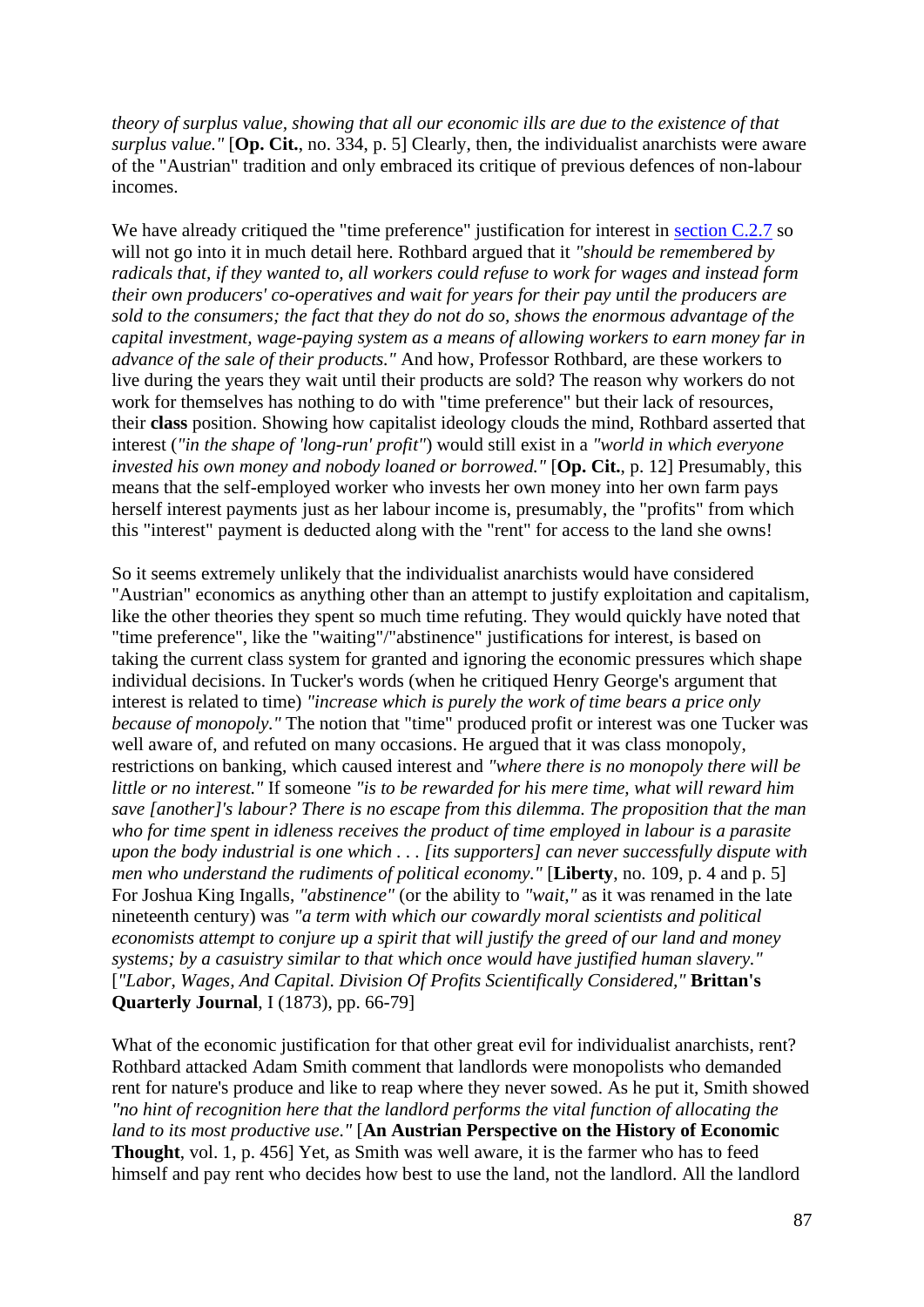*theory of surplus value, showing that all our economic ills are due to the existence of that surplus value."* [**Op. Cit.**, no. 334, p. 5] Clearly, then, the individualist anarchists were aware of the "Austrian" tradition and only embraced its critique of previous defences of non-labour incomes.

We have already critiqued the "time preference" justification for interest in section C.2.7 so will not go into it in much detail here. Rothbard argued that it *"should be remembered by radicals that, if they wanted to, all workers could refuse to work for wages and instead form their own producers' co-operatives and wait for years for their pay until the producers are sold to the consumers; the fact that they do not do so, shows the enormous advantage of the capital investment, wage-paying system as a means of allowing workers to earn money far in advance of the sale of their products."* And how, Professor Rothbard, are these workers to live during the years they wait until their products are sold? The reason why workers do not work for themselves has nothing to do with "time preference" but their lack of resources, their **class** position. Showing how capitalist ideology clouds the mind, Rothbard asserted that interest (*"in the shape of 'long-run' profit"*) would still exist in a *"world in which everyone invested his own money and nobody loaned or borrowed."* [**Op. Cit.**, p. 12] Presumably, this means that the self-employed worker who invests her own money into her own farm pays herself interest payments just as her labour income is, presumably, the "profits" from which this "interest" payment is deducted along with the "rent" for access to the land she owns!

So it seems extremely unlikely that the individualist anarchists would have considered "Austrian" economics as anything other than an attempt to justify exploitation and capitalism, like the other theories they spent so much time refuting. They would quickly have noted that "time preference", like the "waiting"/"abstinence" justifications for interest, is based on taking the current class system for granted and ignoring the economic pressures which shape individual decisions. In Tucker's words (when he critiqued Henry George's argument that interest is related to time) *"increase which is purely the work of time bears a price only because of monopoly."* The notion that "time" produced profit or interest was one Tucker was well aware of, and refuted on many occasions. He argued that it was class monopoly, restrictions on banking, which caused interest and *"where there is no monopoly there will be little or no interest."* If someone *"is to be rewarded for his mere time, what will reward him save [another]'s labour? There is no escape from this dilemma. The proposition that the man who for time spent in idleness receives the product of time employed in labour is a parasite upon the body industrial is one which . . . [its supporters] can never successfully dispute with men who understand the rudiments of political economy."* [**Liberty**, no. 109, p. 4 and p. 5] For Joshua King Ingalls, *"abstinence"* (or the ability to *"wait,"* as it was renamed in the late nineteenth century) was *"a term with which our cowardly moral scientists and political economists attempt to conjure up a spirit that will justify the greed of our land and money systems; by a casuistry similar to that which once would have justified human slavery."* [*"Labor, Wages, And Capital. Division Of Profits Scientifically Considered,"* **Brittan's Quarterly Journal**, I (1873), pp. 66-79]

What of the economic justification for that other great evil for individualist anarchists, rent? Rothbard attacked Adam Smith comment that landlords were monopolists who demanded rent for nature's produce and like to reap where they never sowed. As he put it, Smith showed *"no hint of recognition here that the landlord performs the vital function of allocating the land to its most productive use."* [**An Austrian Perspective on the History of Economic Thought**, vol. 1, p. 456] Yet, as Smith was well aware, it is the farmer who has to feed himself and pay rent who decides how best to use the land, not the landlord. All the landlord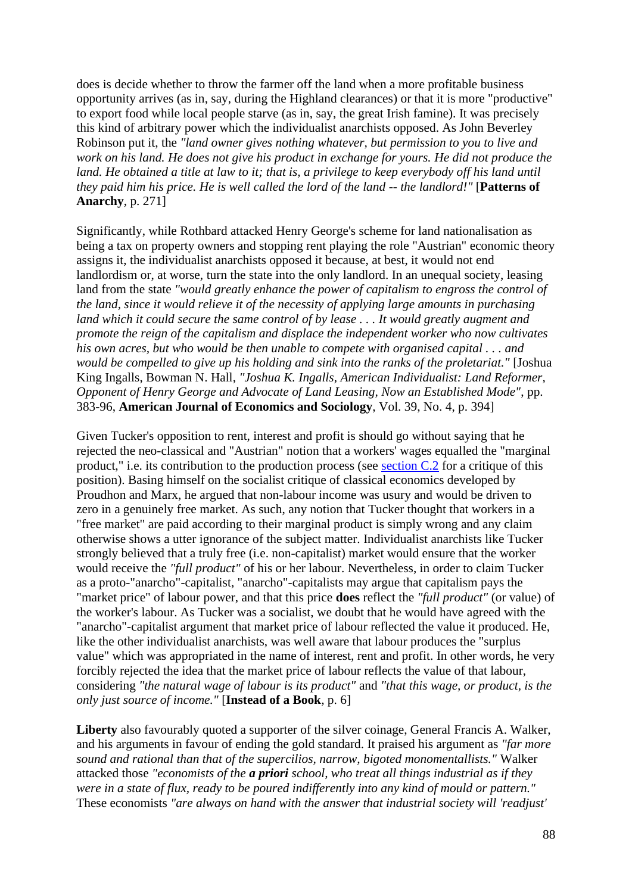does is decide whether to throw the farmer off the land when a more profitable business opportunity arrives (as in, say, during the Highland clearances) or that it is more "productive" to export food while local people starve (as in, say, the great Irish famine). It was precisely this kind of arbitrary power which the individualist anarchists opposed. As John Beverley Robinson put it, the *"land owner gives nothing whatever, but permission to you to live and work on his land. He does not give his product in exchange for yours. He did not produce the land. He obtained a title at law to it; that is, a privilege to keep everybody off his land until they paid him his price. He is well called the lord of the land -- the landlord!"* [**Patterns of Anarchy**, p. 271]

Significantly, while Rothbard attacked Henry George's scheme for land nationalisation as being a tax on property owners and stopping rent playing the role "Austrian" economic theory assigns it, the individualist anarchists opposed it because, at best, it would not end landlordism or, at worse, turn the state into the only landlord. In an unequal society, leasing land from the state *"would greatly enhance the power of capitalism to engross the control of the land, since it would relieve it of the necessity of applying large amounts in purchasing land which it could secure the same control of by lease . . . It would greatly augment and promote the reign of the capitalism and displace the independent worker who now cultivates his own acres, but who would be then unable to compete with organised capital . . . and would be compelled to give up his holding and sink into the ranks of the proletariat."* [Joshua King Ingalls, Bowman N. Hall, *"Joshua K. Ingalls, American Individualist: Land Reformer, Opponent of Henry George and Advocate of Land Leasing, Now an Established Mode"*, pp. 383-96, **American Journal of Economics and Sociology**, Vol. 39, No. 4, p. 394]

Given Tucker's opposition to rent, interest and profit is should go without saying that he rejected the neo-classical and "Austrian" notion that a workers' wages equalled the "marginal product," i.e. its contribution to the production process (see section C.2 for a critique of this position). Basing himself on the socialist critique of classical economics developed by Proudhon and Marx, he argued that non-labour income was usury and would be driven to zero in a genuinely free market. As such, any notion that Tucker thought that workers in a "free market" are paid according to their marginal product is simply wrong and any claim otherwise shows a utter ignorance of the subject matter. Individualist anarchists like Tucker strongly believed that a truly free (i.e. non-capitalist) market would ensure that the worker would receive the *"full product"* of his or her labour. Nevertheless, in order to claim Tucker as a proto-"anarcho"-capitalist, "anarcho"-capitalists may argue that capitalism pays the "market price" of labour power, and that this price **does** reflect the *"full product"* (or value) of the worker's labour. As Tucker was a socialist, we doubt that he would have agreed with the "anarcho"-capitalist argument that market price of labour reflected the value it produced. He, like the other individualist anarchists, was well aware that labour produces the "surplus value" which was appropriated in the name of interest, rent and profit. In other words, he very forcibly rejected the idea that the market price of labour reflects the value of that labour, considering *"the natural wage of labour is its product"* and *"that this wage, or product, is the only just source of income."* [**Instead of a Book**, p. 6]

**Liberty** also favourably quoted a supporter of the silver coinage, General Francis A. Walker, and his arguments in favour of ending the gold standard. It praised his argument as *"far more sound and rational than that of the supercilios, narrow, bigoted monomentallists."* Walker attacked those *"economists of the* ***a priori*** *school, who treat all things industrial as if they were in a state of flux, ready to be poured indifferently into any kind of mould or pattern."* These economists *"are always on hand with the answer that industrial society will 'readjust'*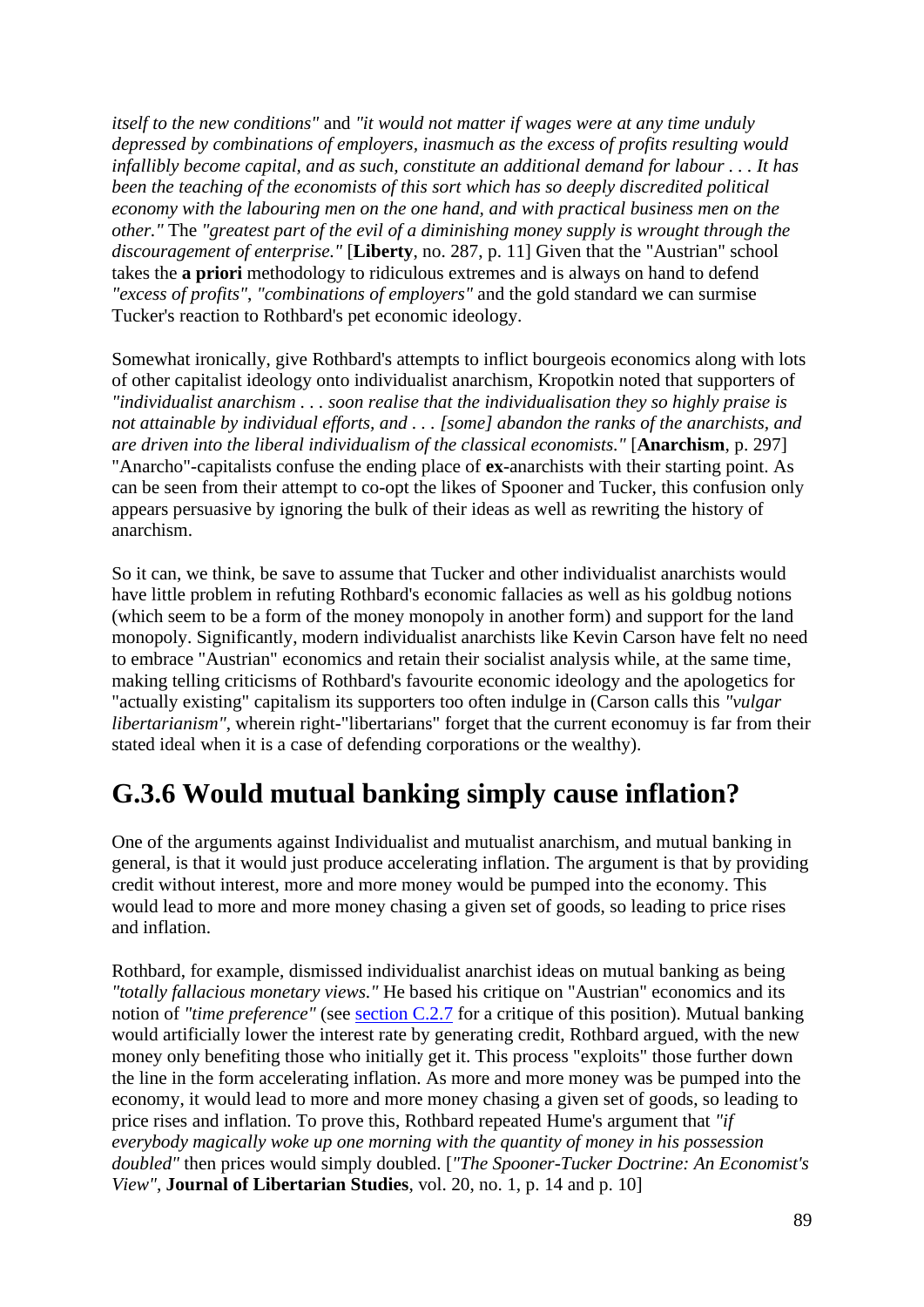*itself to the new conditions"* and *"it would not matter if wages were at any time unduly depressed by combinations of employers, inasmuch as the excess of profits resulting would infallibly become capital, and as such, constitute an additional demand for labour . . . It has been the teaching of the economists of this sort which has so deeply discredited political economy with the labouring men on the one hand, and with practical business men on the other."* The *"greatest part of the evil of a diminishing money supply is wrought through the discouragement of enterprise."* [**Liberty**, no. 287, p. 11] Given that the "Austrian" school takes the **a priori** methodology to ridiculous extremes and is always on hand to defend *"excess of profits"*, *"combinations of employers"* and the gold standard we can surmise Tucker's reaction to Rothbard's pet economic ideology.

Somewhat ironically, give Rothbard's attempts to inflict bourgeois economics along with lots of other capitalist ideology onto individualist anarchism, Kropotkin noted that supporters of *"individualist anarchism . . . soon realise that the individualisation they so highly praise is not attainable by individual efforts, and . . . [some] abandon the ranks of the anarchists, and are driven into the liberal individualism of the classical economists."* [**Anarchism**, p. 297] "Anarcho"-capitalists confuse the ending place of **ex**-anarchists with their starting point. As can be seen from their attempt to co-opt the likes of Spooner and Tucker, this confusion only appears persuasive by ignoring the bulk of their ideas as well as rewriting the history of anarchism.

So it can, we think, be save to assume that Tucker and other individualist anarchists would have little problem in refuting Rothbard's economic fallacies as well as his goldbug notions (which seem to be a form of the money monopoly in another form) and support for the land monopoly. Significantly, modern individualist anarchists like Kevin Carson have felt no need to embrace "Austrian" economics and retain their socialist analysis while, at the same time, making telling criticisms of Rothbard's favourite economic ideology and the apologetics for "actually existing" capitalism its supporters too often indulge in (Carson calls this *"vulgar libertarianism"*, wherein right-"libertarians" forget that the current economuy is far from their stated ideal when it is a case of defending corporations or the wealthy).

## G.3.6 Would mutual banking simply cause inflation?

One of the arguments against Individualist and mutualist anarchism, and mutual banking in general, is that it would just produce accelerating inflation. The argument is that by providing credit without interest, more and more money would be pumped into the economy. This would lead to more and more money chasing a given set of goods, so leading to price rises and inflation.

Rothbard, for example, dismissed individualist anarchist ideas on mutual banking as being *"totally fallacious monetary views."* He based his critique on "Austrian" economics and its notion of *"time preference"* (see section C.2.7 for a critique of this position). Mutual banking would artificially lower the interest rate by generating credit, Rothbard argued, with the new money only benefiting those who initially get it. This process "exploits" those further down the line in the form accelerating inflation. As more and more money was be pumped into the economy, it would lead to more and more money chasing a given set of goods, so leading to price rises and inflation. To prove this, Rothbard repeated Hume's argument that *"if everybody magically woke up one morning with the quantity of money in his possession doubled"* then prices would simply doubled. [*"The Spooner-Tucker Doctrine: An Economist's View"*, **Journal of Libertarian Studies**, vol. 20, no. 1, p. 14 and p. 10]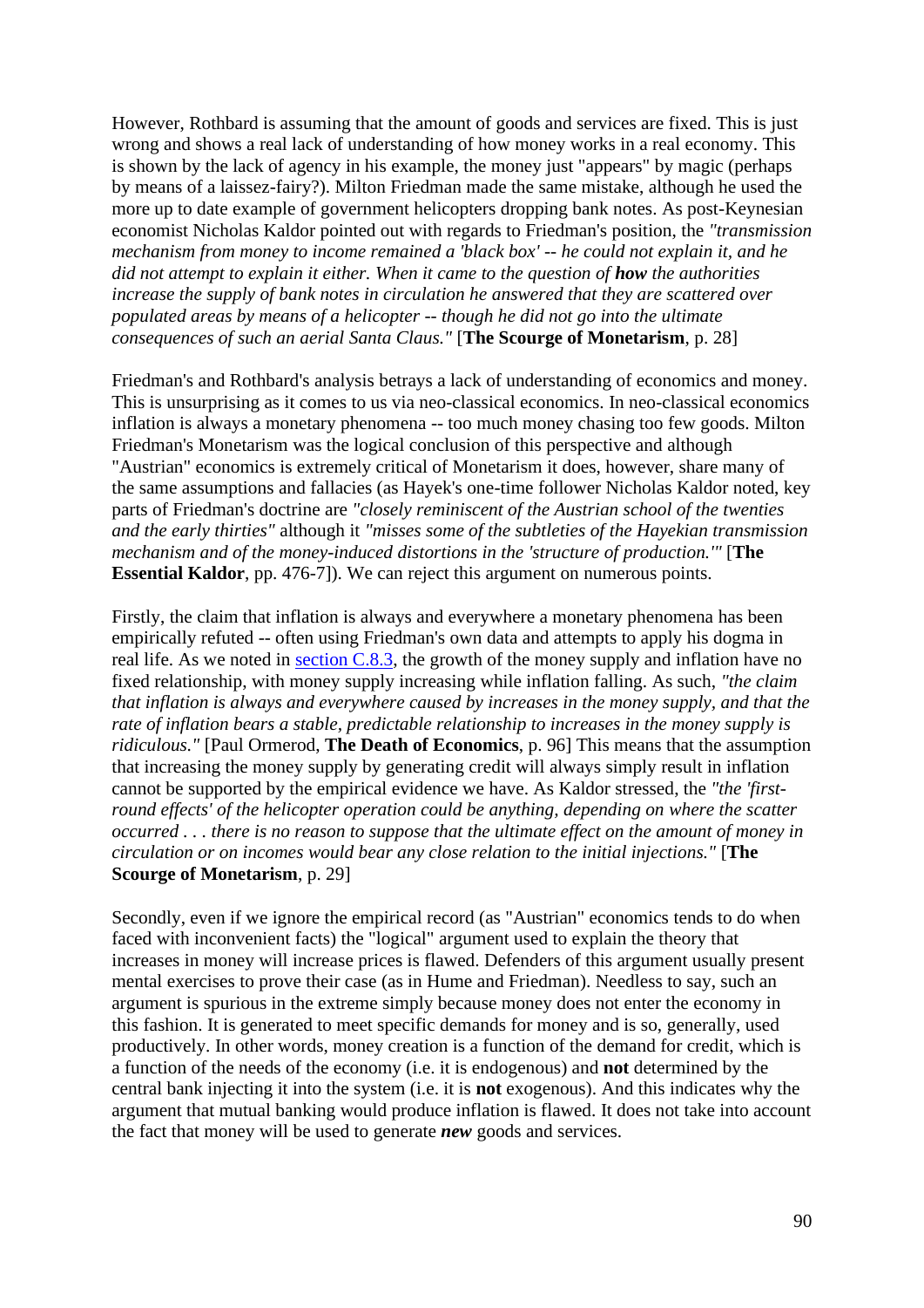However, Rothbard is assuming that the amount of goods and services are fixed. This is just wrong and shows a real lack of understanding of how money works in a real economy. This is shown by the lack of agency in his example, the money just "appears" by magic (perhaps by means of a laissez-fairy?). Milton Friedman made the same mistake, although he used the more up to date example of government helicopters dropping bank notes. As post-Keynesian economist Nicholas Kaldor pointed out with regards to Friedman's position, the *"transmission mechanism from money to income remained a 'black box' -- he could not explain it, and he did not attempt to explain it either. When it came to the question of **how** the authorities increase the supply of bank notes in circulation he answered that they are scattered over populated areas by means of a helicopter -- though he did not go into the ultimate consequences of such an aerial Santa Claus."* [**The Scourge of Monetarism**, p. 28]

Friedman's and Rothbard's analysis betrays a lack of understanding of economics and money. This is unsurprising as it comes to us via neo-classical economics. In neo-classical economics inflation is always a monetary phenomena -- too much money chasing too few goods. Milton Friedman's Monetarism was the logical conclusion of this perspective and although "Austrian" economics is extremely critical of Monetarism it does, however, share many of the same assumptions and fallacies (as Hayek's one-time follower Nicholas Kaldor noted, key parts of Friedman's doctrine are *"closely reminiscent of the Austrian school of the twenties and the early thirties"* although it *"misses some of the subtleties of the Hayekian transmission mechanism and of the money-induced distortions in the 'structure of production.'"* [**The Essential Kaldor**, pp. 476-7]). We can reject this argument on numerous points.

Firstly, the claim that inflation is always and everywhere a monetary phenomena has been empirically refuted -- often using Friedman's own data and attempts to apply his dogma in real life. As we noted in [section C.8.3](), the growth of the money supply and inflation have no fixed relationship, with money supply increasing while inflation falling. As such, *"the claim that inflation is always and everywhere caused by increases in the money supply, and that the rate of inflation bears a stable, predictable relationship to increases in the money supply is ridiculous."* [Paul Ormerod, **The Death of Economics**, p. 96] This means that the assumption that increasing the money supply by generating credit will always simply result in inflation cannot be supported by the empirical evidence we have. As Kaldor stressed, the *"the 'first-round effects' of the helicopter operation could be anything, depending on where the scatter occurred . . . there is no reason to suppose that the ultimate effect on the amount of money in circulation or on incomes would bear any close relation to the initial injections."* [**The Scourge of Monetarism**, p. 29]

Secondly, even if we ignore the empirical record (as "Austrian" economics tends to do when faced with inconvenient facts) the "logical" argument used to explain the theory that increases in money will increase prices is flawed. Defenders of this argument usually present mental exercises to prove their case (as in Hume and Friedman). Needless to say, such an argument is spurious in the extreme simply because money does not enter the economy in this fashion. It is generated to meet specific demands for money and is so, generally, used productively. In other words, money creation is a function of the demand for credit, which is a function of the needs of the economy (i.e. it is endogenous) and **not** determined by the central bank injecting it into the system (i.e. it is **not** exogenous). And this indicates why the argument that mutual banking would produce inflation is flawed. It does not take into account the fact that money will be used to generate ***new*** goods and services.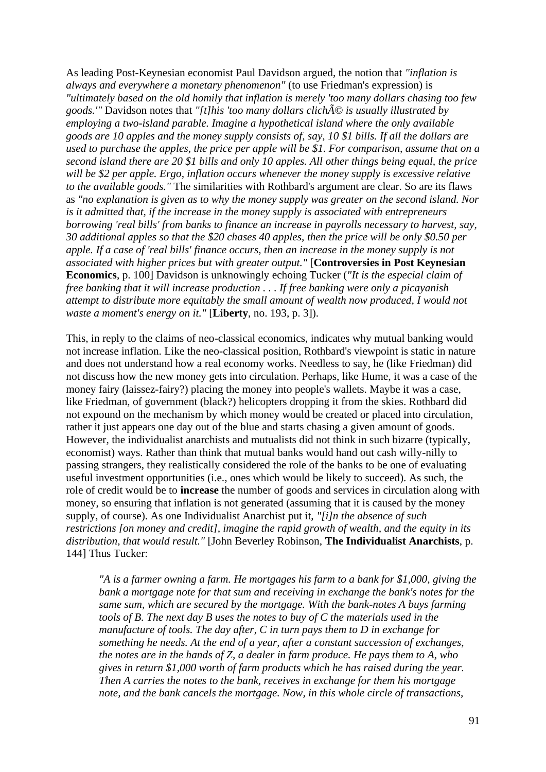As leading Post-Keynesian economist Paul Davidson argued, the notion that *"inflation is always and everywhere a monetary phenomenon"* (to use Friedman's expression) is *"ultimately based on the old homily that inflation is merely 'too many dollars chasing too few goods.'"* Davidson notes that *"[t]his 'too many dollars clichÃ© is usually illustrated by employing a two-island parable. Imagine a hypothetical island where the only available goods are 10 apples and the money supply consists of, say, 10 $1 bills. If all the dollars are used to purchase the apples, the price per apple will be $1. For comparison, assume that on a second island there are 20 $1 bills and only 10 apples. All other things being equal, the price will be $2 per apple. Ergo, inflation occurs whenever the money supply is excessive relative to the available goods."* The similarities with Rothbard's argument are clear. So are its flaws as *"no explanation is given as to why the money supply was greater on the second island. Nor is it admitted that, if the increase in the money supply is associated with entrepreneurs borrowing 'real bills' from banks to finance an increase in payrolls necessary to harvest, say, 30 additional apples so that the $20 chases 40 apples, then the price will be only $0.50 per apple. If a case of 'real bills' finance occurs, then an increase in the money supply is not associated with higher prices but with greater output."* [**Controversies in Post Keynesian Economics**, p. 100] Davidson is unknowingly echoing Tucker (*"It is the especial claim of free banking that it will increase production . . . If free banking were only a picayanish attempt to distribute more equitably the small amount of wealth now produced, I would not waste a moment's energy on it."* [**Liberty**, no. 193, p. 3]).

This, in reply to the claims of neo-classical economics, indicates why mutual banking would not increase inflation. Like the neo-classical position, Rothbard's viewpoint is static in nature and does not understand how a real economy works. Needless to say, he (like Friedman) did not discuss how the new money gets into circulation. Perhaps, like Hume, it was a case of the money fairy (laissez-fairy?) placing the money into people's wallets. Maybe it was a case, like Friedman, of government (black?) helicopters dropping it from the skies. Rothbard did not expound on the mechanism by which money would be created or placed into circulation, rather it just appears one day out of the blue and starts chasing a given amount of goods. However, the individualist anarchists and mutualists did not think in such bizarre (typically, economist) ways. Rather than think that mutual banks would hand out cash willy-nilly to passing strangers, they realistically considered the role of the banks to be one of evaluating useful investment opportunities (i.e., ones which would be likely to succeed). As such, the role of credit would be to **increase** the number of goods and services in circulation along with money, so ensuring that inflation is not generated (assuming that it is caused by the money supply, of course). As one Individualist Anarchist put it, *"[i]n the absence of such restrictions [on money and credit], imagine the rapid growth of wealth, and the equity in its distribution, that would result."* [John Beverley Robinson, **The Individualist Anarchists**, p. 144] Thus Tucker:

> *"A is a farmer owning a farm. He mortgages his farm to a bank for $1,000, giving the bank a mortgage note for that sum and receiving in exchange the bank's notes for the same sum, which are secured by the mortgage. With the bank-notes A buys farming tools of B. The next day B uses the notes to buy of C the materials used in the manufacture of tools. The day after, C in turn pays them to D in exchange for something he needs. At the end of a year, after a constant succession of exchanges, the notes are in the hands of Z, a dealer in farm produce. He pays them to A, who gives in return $1,000 worth of farm products which he has raised during the year. Then A carries the notes to the bank, receives in exchange for them his mortgage note, and the bank cancels the mortgage. Now, in this whole circle of transactions,*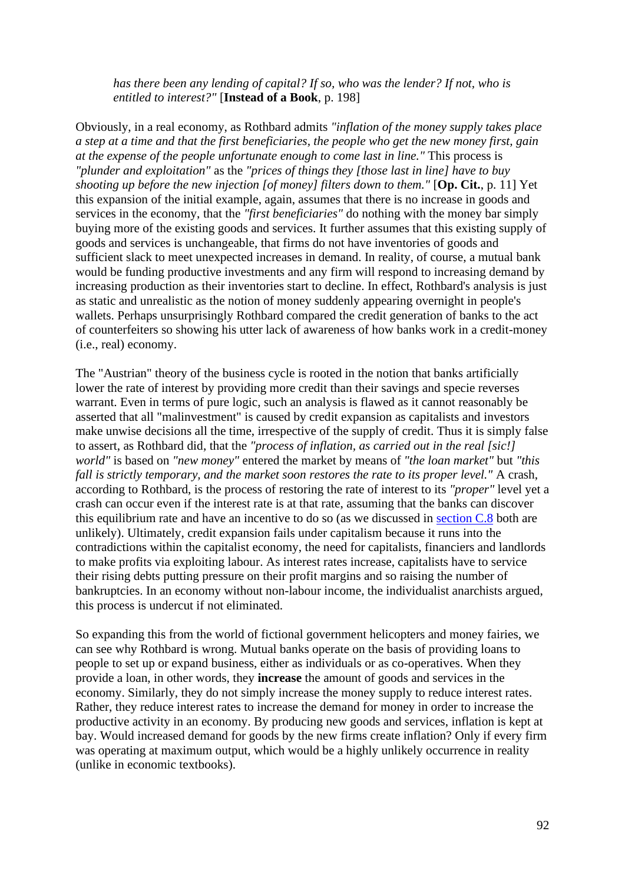> *has there been any lending of capital? If so, who was the lender? If not, who is entitled to interest?"* [**Instead of a Book**, p. 198]

Obviously, in a real economy, as Rothbard admits *"inflation of the money supply takes place a step at a time and that the first beneficiaries, the people who get the new money first, gain at the expense of the people unfortunate enough to come last in line."* This process is *"plunder and exploitation"* as the *"prices of things they [those last in line] have to buy shooting up before the new injection [of money] filters down to them."* [**Op. Cit.**, p. 11] Yet this expansion of the initial example, again, assumes that there is no increase in goods and services in the economy, that the *"first beneficiaries"* do nothing with the money bar simply buying more of the existing goods and services. It further assumes that this existing supply of goods and services is unchangeable, that firms do not have inventories of goods and sufficient slack to meet unexpected increases in demand. In reality, of course, a mutual bank would be funding productive investments and any firm will respond to increasing demand by increasing production as their inventories start to decline. In effect, Rothbard's analysis is just as static and unrealistic as the notion of money suddenly appearing overnight in people's wallets. Perhaps unsurprisingly Rothbard compared the credit generation of banks to the act of counterfeiters so showing his utter lack of awareness of how banks work in a credit-money (i.e., real) economy.

The "Austrian" theory of the business cycle is rooted in the notion that banks artificially lower the rate of interest by providing more credit than their savings and specie reverses warrant. Even in terms of pure logic, such an analysis is flawed as it cannot reasonably be asserted that all "malinvestment" is caused by credit expansion as capitalists and investors make unwise decisions all the time, irrespective of the supply of credit. Thus it is simply false to assert, as Rothbard did, that the *"process of inflation, as carried out in the real [sic!] world"* is based on *"new money"* entered the market by means of *"the loan market"* but *"this fall is strictly temporary, and the market soon restores the rate to its proper level."* A crash, according to Rothbard, is the process of restoring the rate of interest to its *"proper"* level yet a crash can occur even if the interest rate is at that rate, assuming that the banks can discover this equilibrium rate and have an incentive to do so (as we discussed in section C.8 both are unlikely). Ultimately, credit expansion fails under capitalism because it runs into the contradictions within the capitalist economy, the need for capitalists, financiers and landlords to make profits via exploiting labour. As interest rates increase, capitalists have to service their rising debts putting pressure on their profit margins and so raising the number of bankruptcies. In an economy without non-labour income, the individualist anarchists argued, this process is undercut if not eliminated.

So expanding this from the world of fictional government helicopters and money fairies, we can see why Rothbard is wrong. Mutual banks operate on the basis of providing loans to people to set up or expand business, either as individuals or as co-operatives. When they provide a loan, in other words, they **increase** the amount of goods and services in the economy. Similarly, they do not simply increase the money supply to reduce interest rates. Rather, they reduce interest rates to increase the demand for money in order to increase the productive activity in an economy. By producing new goods and services, inflation is kept at bay. Would increased demand for goods by the new firms create inflation? Only if every firm was operating at maximum output, which would be a highly unlikely occurrence in reality (unlike in economic textbooks).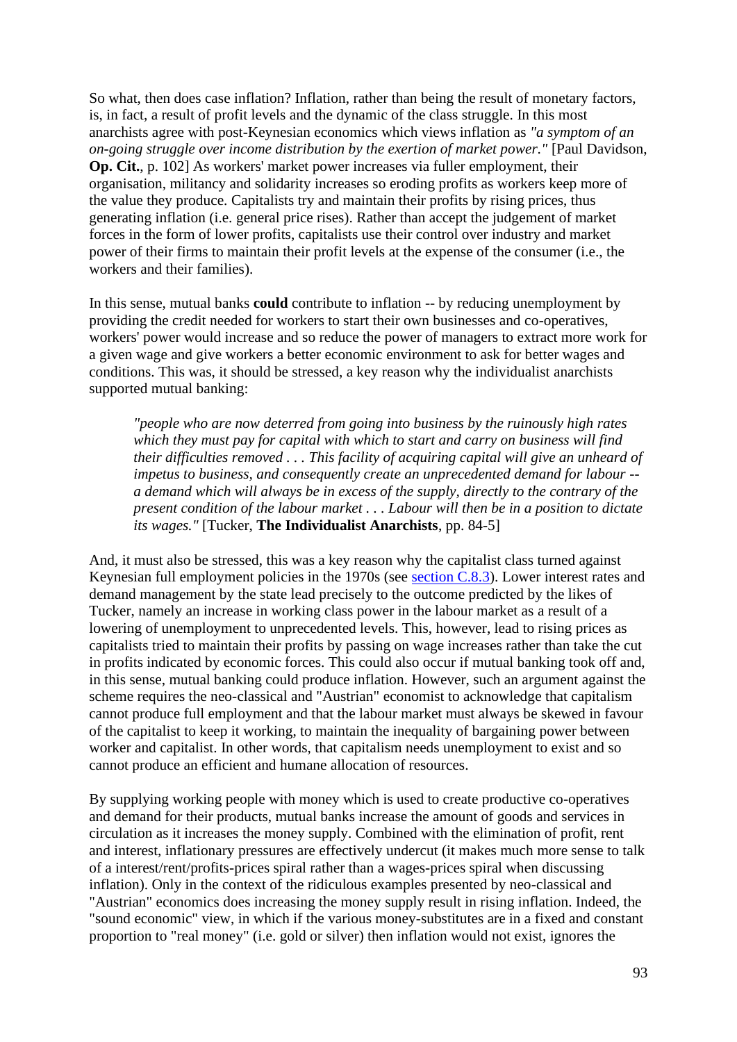So what, then does case inflation? Inflation, rather than being the result of monetary factors, is, in fact, a result of profit levels and the dynamic of the class struggle. In this most anarchists agree with post-Keynesian economics which views inflation as *"a symptom of an on-going struggle over income distribution by the exertion of market power."* [Paul Davidson, **Op. Cit.**, p. 102] As workers' market power increases via fuller employment, their organisation, militancy and solidarity increases so eroding profits as workers keep more of the value they produce. Capitalists try and maintain their profits by rising prices, thus generating inflation (i.e. general price rises). Rather than accept the judgement of market forces in the form of lower profits, capitalists use their control over industry and market power of their firms to maintain their profit levels at the expense of the consumer (i.e., the workers and their families).

In this sense, mutual banks **could** contribute to inflation -- by reducing unemployment by providing the credit needed for workers to start their own businesses and co-operatives, workers' power would increase and so reduce the power of managers to extract more work for a given wage and give workers a better economic environment to ask for better wages and conditions. This was, it should be stressed, a key reason why the individualist anarchists supported mutual banking:

> *"people who are now deterred from going into business by the ruinously high rates which they must pay for capital with which to start and carry on business will find their difficulties removed . . . This facility of acquiring capital will give an unheard of impetus to business, and consequently create an unprecedented demand for labour -- a demand which will always be in excess of the supply, directly to the contrary of the present condition of the labour market . . . Labour will then be in a position to dictate its wages."* [Tucker, **The Individualist Anarchists**, pp. 84-5]

And, it must also be stressed, this was a key reason why the capitalist class turned against Keynesian full employment policies in the 1970s (see section C.8.3). Lower interest rates and demand management by the state lead precisely to the outcome predicted by the likes of Tucker, namely an increase in working class power in the labour market as a result of a lowering of unemployment to unprecedented levels. This, however, lead to rising prices as capitalists tried to maintain their profits by passing on wage increases rather than take the cut in profits indicated by economic forces. This could also occur if mutual banking took off and, in this sense, mutual banking could produce inflation. However, such an argument against the scheme requires the neo-classical and "Austrian" economist to acknowledge that capitalism cannot produce full employment and that the labour market must always be skewed in favour of the capitalist to keep it working, to maintain the inequality of bargaining power between worker and capitalist. In other words, that capitalism needs unemployment to exist and so cannot produce an efficient and humane allocation of resources.

By supplying working people with money which is used to create productive co-operatives and demand for their products, mutual banks increase the amount of goods and services in circulation as it increases the money supply. Combined with the elimination of profit, rent and interest, inflationary pressures are effectively undercut (it makes much more sense to talk of a interest/rent/profits-prices spiral rather than a wages-prices spiral when discussing inflation). Only in the context of the ridiculous examples presented by neo-classical and "Austrian" economics does increasing the money supply result in rising inflation. Indeed, the "sound economic" view, in which if the various money-substitutes are in a fixed and constant proportion to "real money" (i.e. gold or silver) then inflation would not exist, ignores the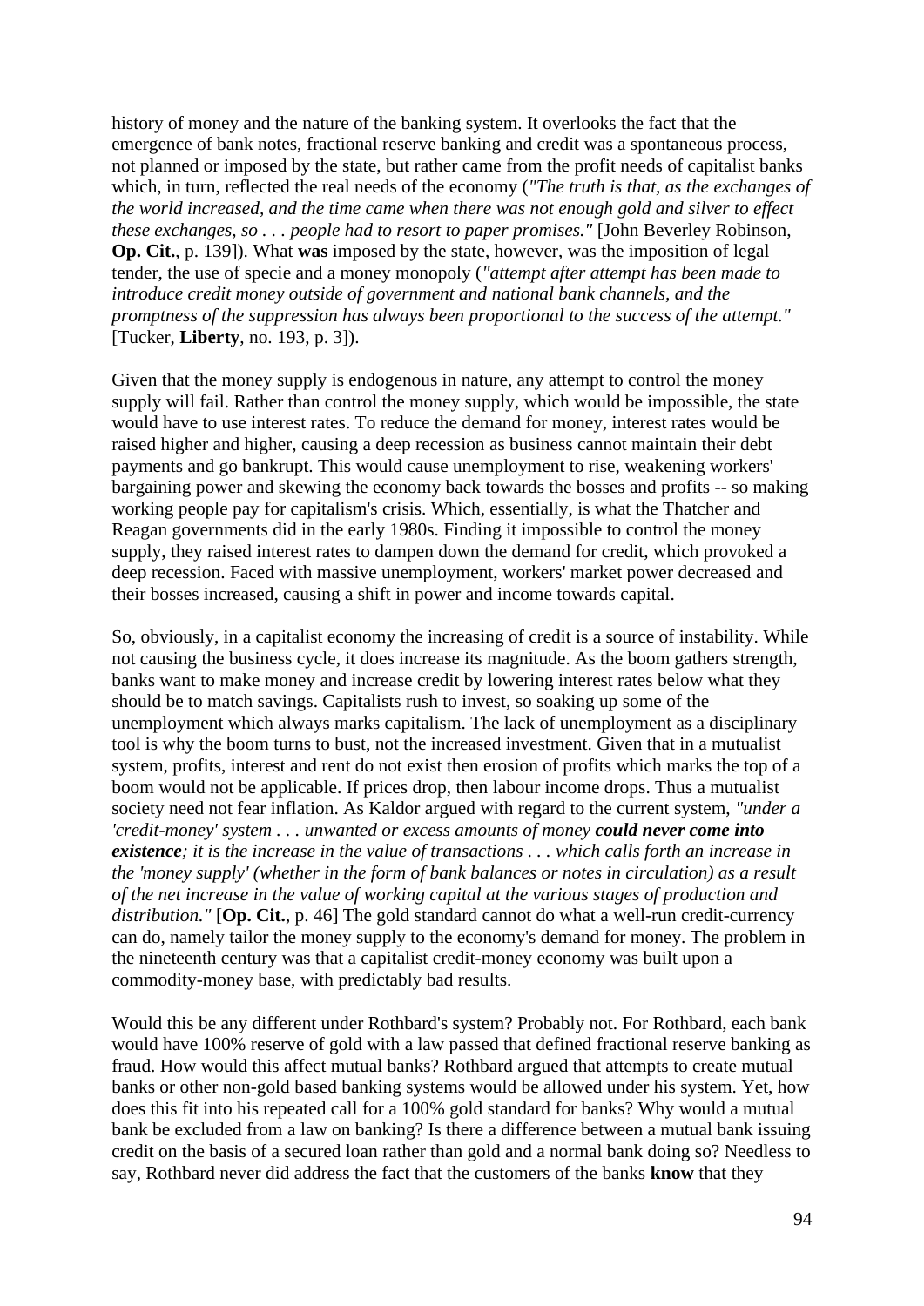history of money and the nature of the banking system. It overlooks the fact that the emergence of bank notes, fractional reserve banking and credit was a spontaneous process, not planned or imposed by the state, but rather came from the profit needs of capitalist banks which, in turn, reflected the real needs of the economy (*"The truth is that, as the exchanges of the world increased, and the time came when there was not enough gold and silver to effect these exchanges, so . . . people had to resort to paper promises."* [John Beverley Robinson, **Op. Cit.**, p. 139]). What **was** imposed by the state, however, was the imposition of legal tender, the use of specie and a money monopoly (*"attempt after attempt has been made to introduce credit money outside of government and national bank channels, and the promptness of the suppression has always been proportional to the success of the attempt."* [Tucker, **Liberty**, no. 193, p. 3]).

Given that the money supply is endogenous in nature, any attempt to control the money supply will fail. Rather than control the money supply, which would be impossible, the state would have to use interest rates. To reduce the demand for money, interest rates would be raised higher and higher, causing a deep recession as business cannot maintain their debt payments and go bankrupt. This would cause unemployment to rise, weakening workers' bargaining power and skewing the economy back towards the bosses and profits -- so making working people pay for capitalism's crisis. Which, essentially, is what the Thatcher and Reagan governments did in the early 1980s. Finding it impossible to control the money supply, they raised interest rates to dampen down the demand for credit, which provoked a deep recession. Faced with massive unemployment, workers' market power decreased and their bosses increased, causing a shift in power and income towards capital.

So, obviously, in a capitalist economy the increasing of credit is a source of instability. While not causing the business cycle, it does increase its magnitude. As the boom gathers strength, banks want to make money and increase credit by lowering interest rates below what they should be to match savings. Capitalists rush to invest, so soaking up some of the unemployment which always marks capitalism. The lack of unemployment as a disciplinary tool is why the boom turns to bust, not the increased investment. Given that in a mutualist system, profits, interest and rent do not exist then erosion of profits which marks the top of a boom would not be applicable. If prices drop, then labour income drops. Thus a mutualist society need not fear inflation. As Kaldor argued with regard to the current system, *"under a 'credit-money' system . . . unwanted or excess amounts of money **could never come into existence**; it is the increase in the value of transactions . . . which calls forth an increase in the 'money supply' (whether in the form of bank balances or notes in circulation) as a result of the net increase in the value of working capital at the various stages of production and distribution."* [**Op. Cit.**, p. 46] The gold standard cannot do what a well-run credit-currency can do, namely tailor the money supply to the economy's demand for money. The problem in the nineteenth century was that a capitalist credit-money economy was built upon a commodity-money base, with predictably bad results.

Would this be any different under Rothbard's system? Probably not. For Rothbard, each bank would have 100% reserve of gold with a law passed that defined fractional reserve banking as fraud. How would this affect mutual banks? Rothbard argued that attempts to create mutual banks or other non-gold based banking systems would be allowed under his system. Yet, how does this fit into his repeated call for a 100% gold standard for banks? Why would a mutual bank be excluded from a law on banking? Is there a difference between a mutual bank issuing credit on the basis of a secured loan rather than gold and a normal bank doing so? Needless to say, Rothbard never did address the fact that the customers of the banks **know** that they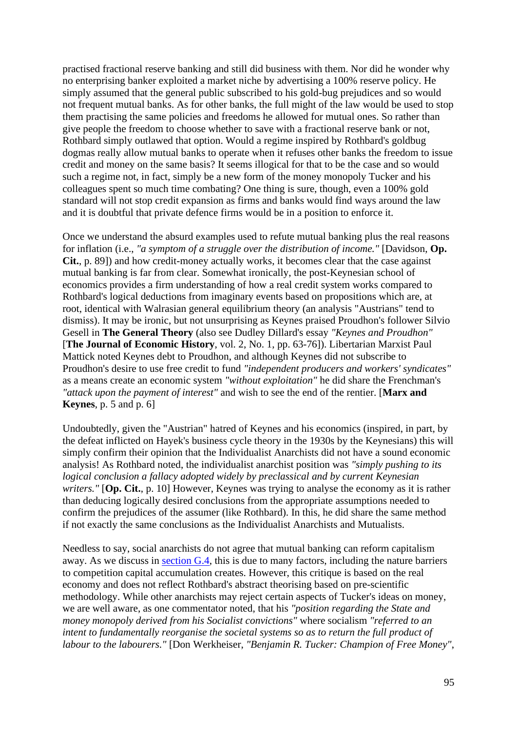practised fractional reserve banking and still did business with them. Nor did he wonder why no enterprising banker exploited a market niche by advertising a 100% reserve policy. He simply assumed that the general public subscribed to his gold-bug prejudices and so would not frequent mutual banks. As for other banks, the full might of the law would be used to stop them practising the same policies and freedoms he allowed for mutual ones. So rather than give people the freedom to choose whether to save with a fractional reserve bank or not, Rothbard simply outlawed that option. Would a regime inspired by Rothbard's goldbug dogmas really allow mutual banks to operate when it refuses other banks the freedom to issue credit and money on the same basis? It seems illogical for that to be the case and so would such a regime not, in fact, simply be a new form of the money monopoly Tucker and his colleagues spent so much time combating? One thing is sure, though, even a 100% gold standard will not stop credit expansion as firms and banks would find ways around the law and it is doubtful that private defence firms would be in a position to enforce it.

Once we understand the absurd examples used to refute mutual banking plus the real reasons for inflation (i.e., *"a symptom of a struggle over the distribution of income."* [Davidson, **Op. Cit.**, p. 89]) and how credit-money actually works, it becomes clear that the case against mutual banking is far from clear. Somewhat ironically, the post-Keynesian school of economics provides a firm understanding of how a real credit system works compared to Rothbard's logical deductions from imaginary events based on propositions which are, at root, identical with Walrasian general equilibrium theory (an analysis "Austrians" tend to dismiss). It may be ironic, but not unsurprising as Keynes praised Proudhon's follower Silvio Gesell in **The General Theory** (also see Dudley Dillard's essay *"Keynes and Proudhon"* [**The Journal of Economic History**, vol. 2, No. 1, pp. 63-76]). Libertarian Marxist Paul Mattick noted Keynes debt to Proudhon, and although Keynes did not subscribe to Proudhon's desire to use free credit to fund *"independent producers and workers' syndicates"* as a means create an economic system *"without exploitation"* he did share the Frenchman's *"attack upon the payment of interest"* and wish to see the end of the rentier. [**Marx and Keynes**, p. 5 and p. 6]

Undoubtedly, given the "Austrian" hatred of Keynes and his economics (inspired, in part, by the defeat inflicted on Hayek's business cycle theory in the 1930s by the Keynesians) this will simply confirm their opinion that the Individualist Anarchists did not have a sound economic analysis! As Rothbard noted, the individualist anarchist position was *"simply pushing to its logical conclusion a fallacy adopted widely by preclassical and by current Keynesian writers."* [**Op. Cit.**, p. 10] However, Keynes was trying to analyse the economy as it is rather than deducing logically desired conclusions from the appropriate assumptions needed to confirm the prejudices of the assumer (like Rothbard). In this, he did share the same method if not exactly the same conclusions as the Individualist Anarchists and Mutualists.

Needless to say, social anarchists do not agree that mutual banking can reform capitalism away. As we discuss in section G.4, this is due to many factors, including the nature barriers to competition capital accumulation creates. However, this critique is based on the real economy and does not reflect Rothbard's abstract theorising based on pre-scientific methodology. While other anarchists may reject certain aspects of Tucker's ideas on money, we are well aware, as one commentator noted, that his *"position regarding the State and money monopoly derived from his Socialist convictions"* where socialism *"referred to an intent to fundamentally reorganise the societal systems so as to return the full product of labour to the labourers."* [Don Werkheiser, *"Benjamin R. Tucker: Champion of Free Money"*,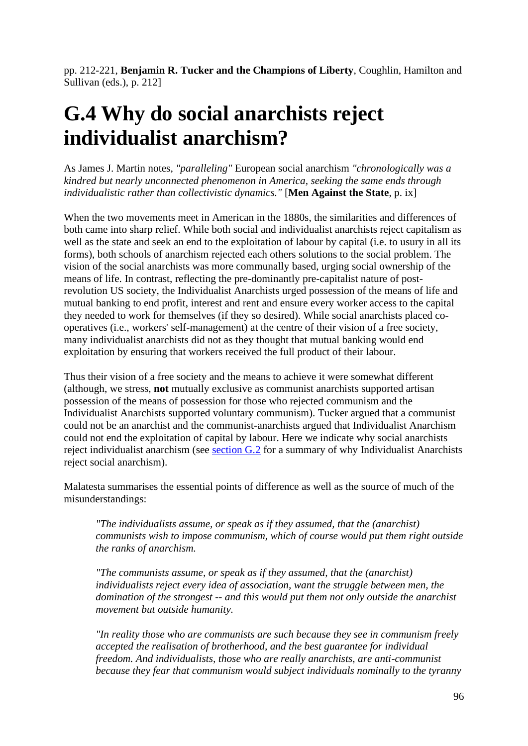pp. 212-221, **Benjamin R. Tucker and the Champions of Liberty**, Coughlin, Hamilton and Sullivan (eds.), p. 212]

# G.4 Why do social anarchists reject individualist anarchism?

As James J. Martin notes, *"paralleling"* European social anarchism *"chronologically was a kindred but nearly unconnected phenomenon in America, seeking the same ends through individualistic rather than collectivistic dynamics."* [**Men Against the State**, p. ix]

When the two movements meet in American in the 1880s, the similarities and differences of both came into sharp relief. While both social and individualist anarchists reject capitalism as well as the state and seek an end to the exploitation of labour by capital (i.e. to usury in all its forms), both schools of anarchism rejected each others solutions to the social problem. The vision of the social anarchists was more communally based, urging social ownership of the means of life. In contrast, reflecting the pre-dominantly pre-capitalist nature of post-revolution US society, the Individualist Anarchists urged possession of the means of life and mutual banking to end profit, interest and rent and ensure every worker access to the capital they needed to work for themselves (if they so desired). While social anarchists placed co-operatives (i.e., workers' self-management) at the centre of their vision of a free society, many individualist anarchists did not as they thought that mutual banking would end exploitation by ensuring that workers received the full product of their labour.

Thus their vision of a free society and the means to achieve it were somewhat different (although, we stress, **not** mutually exclusive as communist anarchists supported artisan possession of the means of possession for those who rejected communism and the Individualist Anarchists supported voluntary communism). Tucker argued that a communist could not be an anarchist and the communist-anarchists argued that Individualist Anarchism could not end the exploitation of capital by labour. Here we indicate why social anarchists reject individualist anarchism (see section G.2 for a summary of why Individualist Anarchists reject social anarchism).

Malatesta summarises the essential points of difference as well as the source of much of the misunderstandings:

> *"The individualists assume, or speak as if they assumed, that the (anarchist) communists wish to impose communism, which of course would put them right outside the ranks of anarchism.*
>
> *"The communists assume, or speak as if they assumed, that the (anarchist) individualists reject every idea of association, want the struggle between men, the domination of the strongest -- and this would put them not only outside the anarchist movement but outside humanity.*
>
> *"In reality those who are communists are such because they see in communism freely accepted the realisation of brotherhood, and the best guarantee for individual freedom. And individualists, those who are really anarchists, are anti-communist because they fear that communism would subject individuals nominally to the tyranny*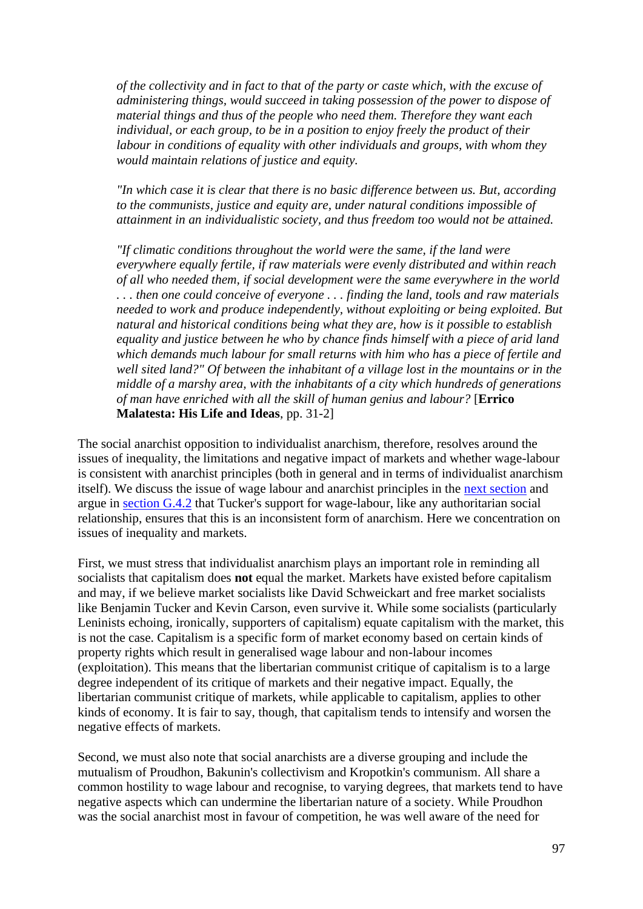> *of the collectivity and in fact to that of the party or caste which, with the excuse of administering things, would succeed in taking possession of the power to dispose of material things and thus of the people who need them. Therefore they want each individual, or each group, to be in a position to enjoy freely the product of their labour in conditions of equality with other individuals and groups, with whom they would maintain relations of justice and equity.*
>
> *"In which case it is clear that there is no basic difference between us. But, according to the communists, justice and equity are, under natural conditions impossible of attainment in an individualistic society, and thus freedom too would not be attained.*
>
> *"If climatic conditions throughout the world were the same, if the land were everywhere equally fertile, if raw materials were evenly distributed and within reach of all who needed them, if social development were the same everywhere in the world . . . then one could conceive of everyone . . . finding the land, tools and raw materials needed to work and produce independently, without exploiting or being exploited. But natural and historical conditions being what they are, how is it possible to establish equality and justice between he who by chance finds himself with a piece of arid land which demands much labour for small returns with him who has a piece of fertile and well sited land?" Of between the inhabitant of a village lost in the mountains or in the middle of a marshy area, with the inhabitants of a city which hundreds of generations of man have enriched with all the skill of human genius and labour?* [**Errico Malatesta: His Life and Ideas**, pp. 31-2]

The social anarchist opposition to individualist anarchism, therefore, resolves around the issues of inequality, the limitations and negative impact of markets and whether wage-labour is consistent with anarchist principles (both in general and in terms of individualist anarchism itself). We discuss the issue of wage labour and anarchist principles in the next section and argue in section G.4.2 that Tucker's support for wage-labour, like any authoritarian social relationship, ensures that this is an inconsistent form of anarchism. Here we concentration on issues of inequality and markets.

First, we must stress that individualist anarchism plays an important role in reminding all socialists that capitalism does **not** equal the market. Markets have existed before capitalism and may, if we believe market socialists like David Schweickart and free market socialists like Benjamin Tucker and Kevin Carson, even survive it. While some socialists (particularly Leninists echoing, ironically, supporters of capitalism) equate capitalism with the market, this is not the case. Capitalism is a specific form of market economy based on certain kinds of property rights which result in generalised wage labour and non-labour incomes (exploitation). This means that the libertarian communist critique of capitalism is to a large degree independent of its critique of markets and their negative impact. Equally, the libertarian communist critique of markets, while applicable to capitalism, applies to other kinds of economy. It is fair to say, though, that capitalism tends to intensify and worsen the negative effects of markets.

Second, we must also note that social anarchists are a diverse grouping and include the mutualism of Proudhon, Bakunin's collectivism and Kropotkin's communism. All share a common hostility to wage labour and recognise, to varying degrees, that markets tend to have negative aspects which can undermine the libertarian nature of a society. While Proudhon was the social anarchist most in favour of competition, he was well aware of the need for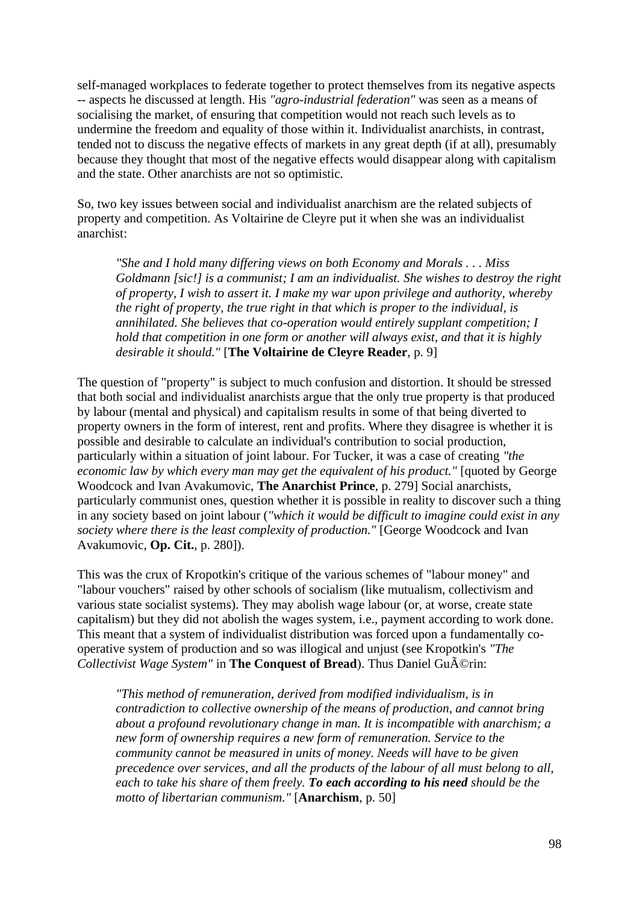self-managed workplaces to federate together to protect themselves from its negative aspects -- aspects he discussed at length. His *"agro-industrial federation"* was seen as a means of socialising the market, of ensuring that competition would not reach such levels as to undermine the freedom and equality of those within it. Individualist anarchists, in contrast, tended not to discuss the negative effects of markets in any great depth (if at all), presumably because they thought that most of the negative effects would disappear along with capitalism and the state. Other anarchists are not so optimistic.

So, two key issues between social and individualist anarchism are the related subjects of property and competition. As Voltairine de Cleyre put it when she was an individualist anarchist:

> *"She and I hold many differing views on both Economy and Morals . . . Miss Goldmann [sic!] is a communist; I am an individualist. She wishes to destroy the right of property, I wish to assert it. I make my war upon privilege and authority, whereby the right of property, the true right in that which is proper to the individual, is annihilated. She believes that co-operation would entirely supplant competition; I hold that competition in one form or another will always exist, and that it is highly desirable it should."* [**The Voltairine de Cleyre Reader**, p. 9]

The question of "property" is subject to much confusion and distortion. It should be stressed that both social and individualist anarchists argue that the only true property is that produced by labour (mental and physical) and capitalism results in some of that being diverted to property owners in the form of interest, rent and profits. Where they disagree is whether it is possible and desirable to calculate an individual's contribution to social production, particularly within a situation of joint labour. For Tucker, it was a case of creating *"the economic law by which every man may get the equivalent of his product."* [quoted by George Woodcock and Ivan Avakumovic, **The Anarchist Prince**, p. 279] Social anarchists, particularly communist ones, question whether it is possible in reality to discover such a thing in any society based on joint labour (*"which it would be difficult to imagine could exist in any society where there is the least complexity of production."* [George Woodcock and Ivan Avakumovic, **Op. Cit.**, p. 280]).

This was the crux of Kropotkin's critique of the various schemes of "labour money" and "labour vouchers" raised by other schools of socialism (like mutualism, collectivism and various state socialist systems). They may abolish wage labour (or, at worse, create state capitalism) but they did not abolish the wages system, i.e., payment according to work done. This meant that a system of individualist distribution was forced upon a fundamentally co-operative system of production and so was illogical and unjust (see Kropotkin's *"The Collectivist Wage System"* in **The Conquest of Bread**). Thus Daniel GuÃ©rin:

> *"This method of remuneration, derived from modified individualism, is in contradiction to collective ownership of the means of production, and cannot bring about a profound revolutionary change in man. It is incompatible with anarchism; a new form of ownership requires a new form of remuneration. Service to the community cannot be measured in units of money. Needs will have to be given precedence over services, and all the products of the labour of all must belong to all, each to take his share of them freely.* ***To each according to his need*** *should be the motto of libertarian communism."* [**Anarchism**, p. 50]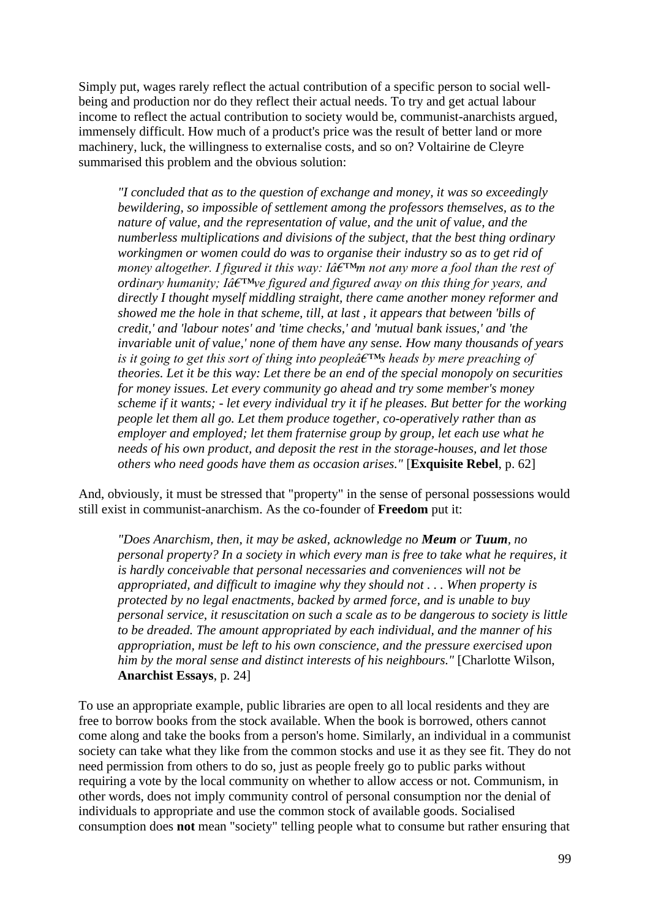Simply put, wages rarely reflect the actual contribution of a specific person to social well-being and production nor do they reflect their actual needs. To try and get actual labour income to reflect the actual contribution to society would be, communist-anarchists argued, immensely difficult. How much of a product's price was the result of better land or more machinery, luck, the willingness to externalise costs, and so on? Voltairine de Cleyre summarised this problem and the obvious solution:

> *"I concluded that as to the question of exchange and money, it was so exceedingly bewildering, so impossible of settlement among the professors themselves, as to the nature of value, and the representation of value, and the unit of value, and the numberless multiplications and divisions of the subject, that the best thing ordinary workingmen or women could do was to organise their industry so as to get rid of money altogether. I figured it this way: Iâ€™m not any more a fool than the rest of ordinary humanity; Iâ€™ve figured and figured away on this thing for years, and directly I thought myself middling straight, there came another money reformer and showed me the hole in that scheme, till, at last , it appears that between 'bills of credit,' and 'labour notes' and 'time checks,' and 'mutual bank issues,' and 'the invariable unit of value,' none of them have any sense. How many thousands of years is it going to get this sort of thing into peopleâ€™s heads by mere preaching of theories. Let it be this way: Let there be an end of the special monopoly on securities for money issues. Let every community go ahead and try some member's money scheme if it wants; - let every individual try it if he pleases. But better for the working people let them all go. Let them produce together, co-operatively rather than as employer and employed; let them fraternise group by group, let each use what he needs of his own product, and deposit the rest in the storage-houses, and let those others who need goods have them as occasion arises."* [**Exquisite Rebel**, p. 62]

And, obviously, it must be stressed that "property" in the sense of personal possessions would still exist in communist-anarchism. As the co-founder of **Freedom** put it:

> *"Does Anarchism, then, it may be asked, acknowledge no **Meum** or **Tuum**, no personal property? In a society in which every man is free to take what he requires, it is hardly conceivable that personal necessaries and conveniences will not be appropriated, and difficult to imagine why they should not . . . When property is protected by no legal enactments, backed by armed force, and is unable to buy personal service, it resuscitation on such a scale as to be dangerous to society is little to be dreaded. The amount appropriated by each individual, and the manner of his appropriation, must be left to his own conscience, and the pressure exercised upon him by the moral sense and distinct interests of his neighbours."* [Charlotte Wilson, **Anarchist Essays**, p. 24]

To use an appropriate example, public libraries are open to all local residents and they are free to borrow books from the stock available. When the book is borrowed, others cannot come along and take the books from a person's home. Similarly, an individual in a communist society can take what they like from the common stocks and use it as they see fit. They do not need permission from others to do so, just as people freely go to public parks without requiring a vote by the local community on whether to allow access or not. Communism, in other words, does not imply community control of personal consumption nor the denial of individuals to appropriate and use the common stock of available goods. Socialised consumption does **not** mean "society" telling people what to consume but rather ensuring that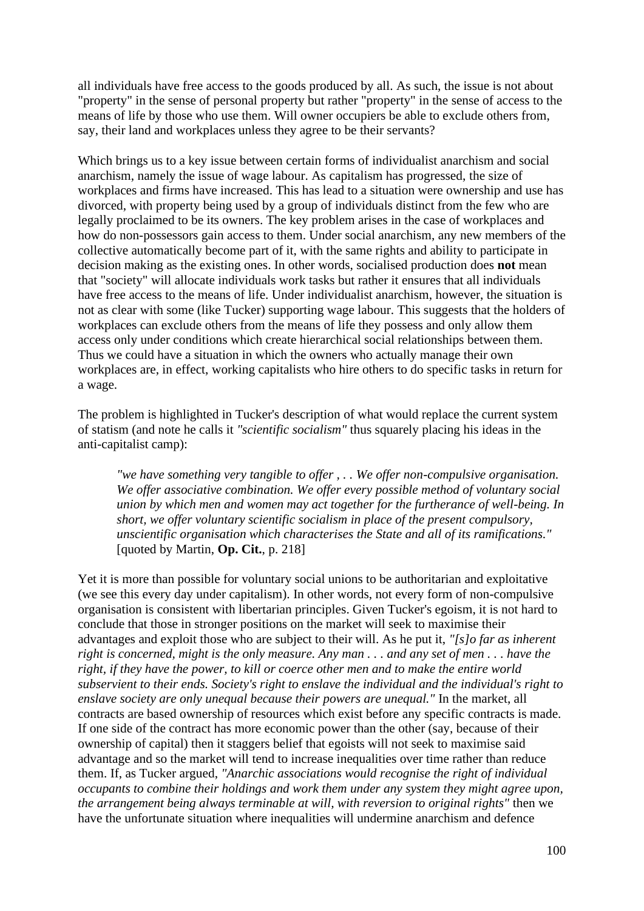all individuals have free access to the goods produced by all. As such, the issue is not about "property" in the sense of personal property but rather "property" in the sense of access to the means of life by those who use them. Will owner occupiers be able to exclude others from, say, their land and workplaces unless they agree to be their servants?

Which brings us to a key issue between certain forms of individualist anarchism and social anarchism, namely the issue of wage labour. As capitalism has progressed, the size of workplaces and firms have increased. This has lead to a situation were ownership and use has divorced, with property being used by a group of individuals distinct from the few who are legally proclaimed to be its owners. The key problem arises in the case of workplaces and how do non-possessors gain access to them. Under social anarchism, any new members of the collective automatically become part of it, with the same rights and ability to participate in decision making as the existing ones. In other words, socialised production does **not** mean that "society" will allocate individuals work tasks but rather it ensures that all individuals have free access to the means of life. Under individualist anarchism, however, the situation is not as clear with some (like Tucker) supporting wage labour. This suggests that the holders of workplaces can exclude others from the means of life they possess and only allow them access only under conditions which create hierarchical social relationships between them. Thus we could have a situation in which the owners who actually manage their own workplaces are, in effect, working capitalists who hire others to do specific tasks in return for a wage.

The problem is highlighted in Tucker's description of what would replace the current system of statism (and note he calls it *"scientific socialism"* thus squarely placing his ideas in the anti-capitalist camp):

> *"we have something very tangible to offer , . . We offer non-compulsive organisation. We offer associative combination. We offer every possible method of voluntary social union by which men and women may act together for the furtherance of well-being. In short, we offer voluntary scientific socialism in place of the present compulsory, unscientific organisation which characterises the State and all of its ramifications."* [quoted by Martin, **Op. Cit.**, p. 218]

Yet it is more than possible for voluntary social unions to be authoritarian and exploitative (we see this every day under capitalism). In other words, not every form of non-compulsive organisation is consistent with libertarian principles. Given Tucker's egoism, it is not hard to conclude that those in stronger positions on the market will seek to maximise their advantages and exploit those who are subject to their will. As he put it, *"[s]o far as inherent right is concerned, might is the only measure. Any man . . . and any set of men . . . have the right, if they have the power, to kill or coerce other men and to make the entire world subservient to their ends. Society's right to enslave the individual and the individual's right to enslave society are only unequal because their powers are unequal."* In the market, all contracts are based ownership of resources which exist before any specific contracts is made. If one side of the contract has more economic power than the other (say, because of their ownership of capital) then it staggers belief that egoists will not seek to maximise said advantage and so the market will tend to increase inequalities over time rather than reduce them. If, as Tucker argued, *"Anarchic associations would recognise the right of individual occupants to combine their holdings and work them under any system they might agree upon, the arrangement being always terminable at will, with reversion to original rights"* then we have the unfortunate situation where inequalities will undermine anarchism and defence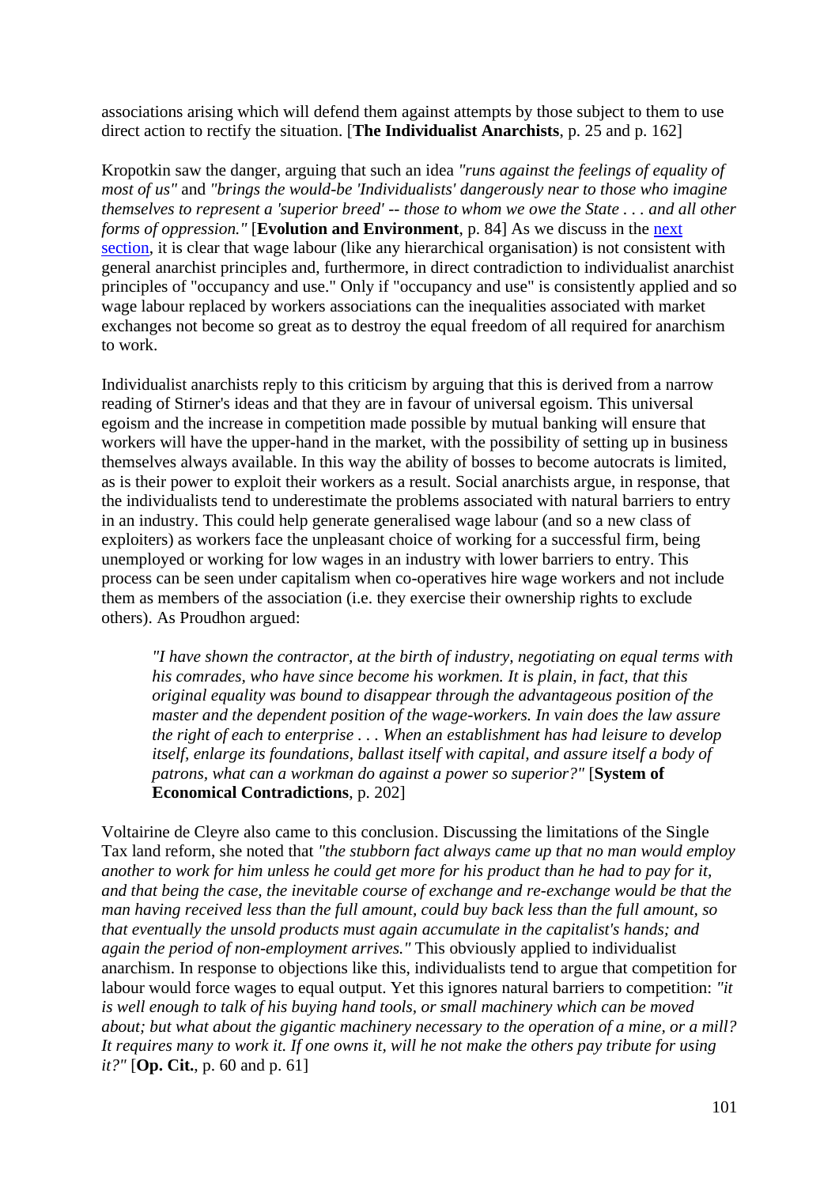associations arising which will defend them against attempts by those subject to them to use direct action to rectify the situation. [**The Individualist Anarchists**, p. 25 and p. 162]

Kropotkin saw the danger, arguing that such an idea *"runs against the feelings of equality of most of us"* and *"brings the would-be 'Individualists' dangerously near to those who imagine themselves to represent a 'superior breed' -- those to whom we owe the State . . . and all other forms of oppression."* [**Evolution and Environment**, p. 84] As we discuss in the next section, it is clear that wage labour (like any hierarchical organisation) is not consistent with general anarchist principles and, furthermore, in direct contradiction to individualist anarchist principles of "occupancy and use." Only if "occupancy and use" is consistently applied and so wage labour replaced by workers associations can the inequalities associated with market exchanges not become so great as to destroy the equal freedom of all required for anarchism to work.

Individualist anarchists reply to this criticism by arguing that this is derived from a narrow reading of Stirner's ideas and that they are in favour of universal egoism. This universal egoism and the increase in competition made possible by mutual banking will ensure that workers will have the upper-hand in the market, with the possibility of setting up in business themselves always available. In this way the ability of bosses to become autocrats is limited, as is their power to exploit their workers as a result. Social anarchists argue, in response, that the individualists tend to underestimate the problems associated with natural barriers to entry in an industry. This could help generate generalised wage labour (and so a new class of exploiters) as workers face the unpleasant choice of working for a successful firm, being unemployed or working for low wages in an industry with lower barriers to entry. This process can be seen under capitalism when co-operatives hire wage workers and not include them as members of the association (i.e. they exercise their ownership rights to exclude others). As Proudhon argued:

> *"I have shown the contractor, at the birth of industry, negotiating on equal terms with his comrades, who have since become his workmen. It is plain, in fact, that this original equality was bound to disappear through the advantageous position of the master and the dependent position of the wage-workers. In vain does the law assure the right of each to enterprise . . . When an establishment has had leisure to develop itself, enlarge its foundations, ballast itself with capital, and assure itself a body of patrons, what can a workman do against a power so superior?"* [**System of Economical Contradictions**, p. 202]

Voltairine de Cleyre also came to this conclusion. Discussing the limitations of the Single Tax land reform, she noted that *"the stubborn fact always came up that no man would employ another to work for him unless he could get more for his product than he had to pay for it, and that being the case, the inevitable course of exchange and re-exchange would be that the man having received less than the full amount, could buy back less than the full amount, so that eventually the unsold products must again accumulate in the capitalist's hands; and again the period of non-employment arrives."* This obviously applied to individualist anarchism. In response to objections like this, individualists tend to argue that competition for labour would force wages to equal output. Yet this ignores natural barriers to competition: *"it is well enough to talk of his buying hand tools, or small machinery which can be moved about; but what about the gigantic machinery necessary to the operation of a mine, or a mill? It requires many to work it. If one owns it, will he not make the others pay tribute for using it?"* [**Op. Cit.**, p. 60 and p. 61]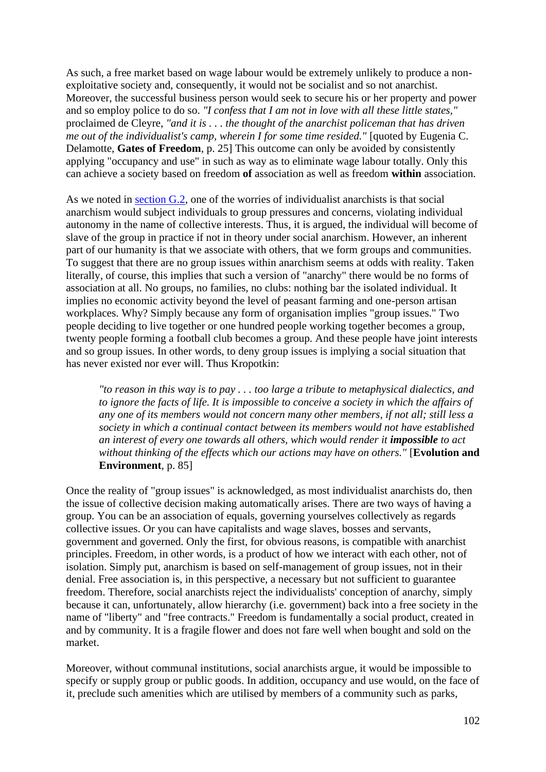As such, a free market based on wage labour would be extremely unlikely to produce a non-exploitative society and, consequently, it would not be socialist and so not anarchist. Moreover, the successful business person would seek to secure his or her property and power and so employ police to do so. *"I confess that I am not in love with all these little states,"* proclaimed de Cleyre, *"and it is . . . the thought of the anarchist policeman that has driven me out of the individualist's camp, wherein I for some time resided."* [quoted by Eugenia C. Delamotte, **Gates of Freedom**, p. 25] This outcome can only be avoided by consistently applying "occupancy and use" in such as way as to eliminate wage labour totally. Only this can achieve a society based on freedom **of** association as well as freedom **within** association.

As we noted in section G.2, one of the worries of individualist anarchists is that social anarchism would subject individuals to group pressures and concerns, violating individual autonomy in the name of collective interests. Thus, it is argued, the individual will become of slave of the group in practice if not in theory under social anarchism. However, an inherent part of our humanity is that we associate with others, that we form groups and communities. To suggest that there are no group issues within anarchism seems at odds with reality. Taken literally, of course, this implies that such a version of "anarchy" there would be no forms of association at all. No groups, no families, no clubs: nothing bar the isolated individual. It implies no economic activity beyond the level of peasant farming and one-person artisan workplaces. Why? Simply because any form of organisation implies "group issues." Two people deciding to live together or one hundred people working together becomes a group, twenty people forming a football club becomes a group. And these people have joint interests and so group issues. In other words, to deny group issues is implying a social situation that has never existed nor ever will. Thus Kropotkin:

> *"to reason in this way is to pay . . . too large a tribute to metaphysical dialectics, and to ignore the facts of life. It is impossible to conceive a society in which the affairs of any one of its members would not concern many other members, if not all; still less a society in which a continual contact between its members would not have established an interest of every one towards all others, which would render it* ***impossible*** *to act without thinking of the effects which our actions may have on others."* [**Evolution and Environment**, p. 85]

Once the reality of "group issues" is acknowledged, as most individualist anarchists do, then the issue of collective decision making automatically arises. There are two ways of having a group. You can be an association of equals, governing yourselves collectively as regards collective issues. Or you can have capitalists and wage slaves, bosses and servants, government and governed. Only the first, for obvious reasons, is compatible with anarchist principles. Freedom, in other words, is a product of how we interact with each other, not of isolation. Simply put, anarchism is based on self-management of group issues, not in their denial. Free association is, in this perspective, a necessary but not sufficient to guarantee freedom. Therefore, social anarchists reject the individualists' conception of anarchy, simply because it can, unfortunately, allow hierarchy (i.e. government) back into a free society in the name of "liberty" and "free contracts." Freedom is fundamentally a social product, created in and by community. It is a fragile flower and does not fare well when bought and sold on the market.

Moreover, without communal institutions, social anarchists argue, it would be impossible to specify or supply group or public goods. In addition, occupancy and use would, on the face of it, preclude such amenities which are utilised by members of a community such as parks,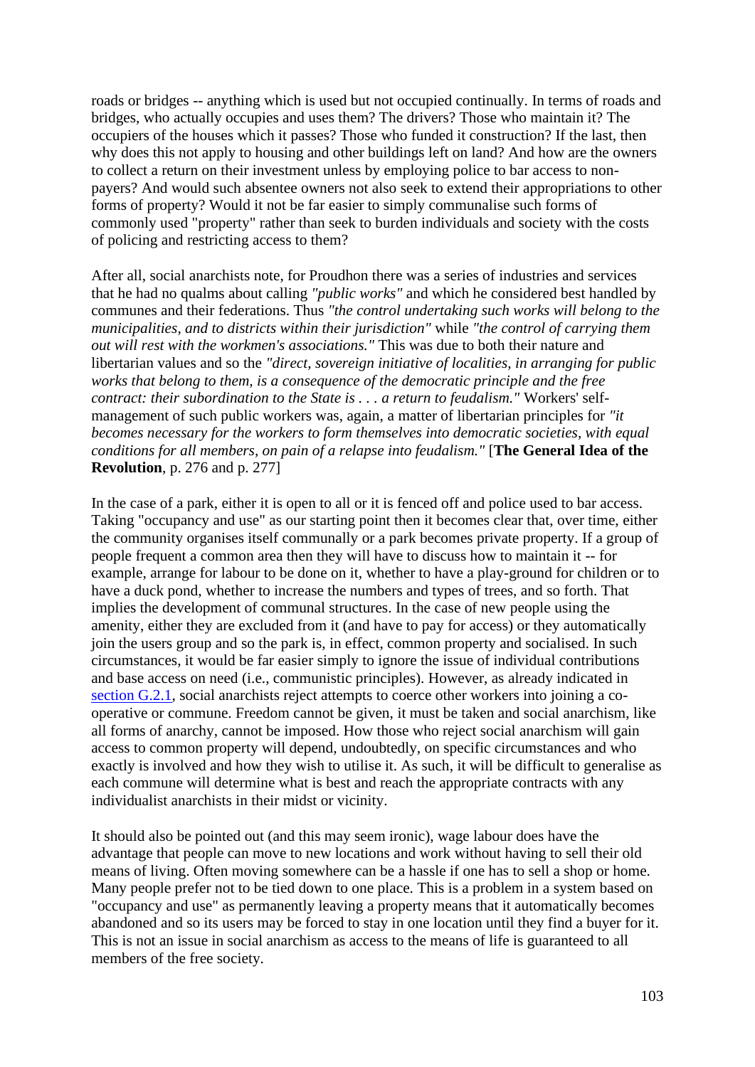roads or bridges -- anything which is used but not occupied continually. In terms of roads and bridges, who actually occupies and uses them? The drivers? Those who maintain it? The occupiers of the houses which it passes? Those who funded it construction? If the last, then why does this not apply to housing and other buildings left on land? And how are the owners to collect a return on their investment unless by employing police to bar access to non-payers? And would such absentee owners not also seek to extend their appropriations to other forms of property? Would it not be far easier to simply communalise such forms of commonly used "property" rather than seek to burden individuals and society with the costs of policing and restricting access to them?

After all, social anarchists note, for Proudhon there was a series of industries and services that he had no qualms about calling *"public works"* and which he considered best handled by communes and their federations. Thus *"the control undertaking such works will belong to the municipalities, and to districts within their jurisdiction"* while *"the control of carrying them out will rest with the workmen's associations."* This was due to both their nature and libertarian values and so the *"direct, sovereign initiative of localities, in arranging for public works that belong to them, is a consequence of the democratic principle and the free contract: their subordination to the State is . . . a return to feudalism."* Workers' self-management of such public workers was, again, a matter of libertarian principles for *"it becomes necessary for the workers to form themselves into democratic societies, with equal conditions for all members, on pain of a relapse into feudalism."* [**The General Idea of the Revolution**, p. 276 and p. 277]

In the case of a park, either it is open to all or it is fenced off and police used to bar access. Taking "occupancy and use" as our starting point then it becomes clear that, over time, either the community organises itself communally or a park becomes private property. If a group of people frequent a common area then they will have to discuss how to maintain it -- for example, arrange for labour to be done on it, whether to have a play-ground for children or to have a duck pond, whether to increase the numbers and types of trees, and so forth. That implies the development of communal structures. In the case of new people using the amenity, either they are excluded from it (and have to pay for access) or they automatically join the users group and so the park is, in effect, common property and socialised. In such circumstances, it would be far easier simply to ignore the issue of individual contributions and base access on need (i.e., communistic principles). However, as already indicated in section G.2.1, social anarchists reject attempts to coerce other workers into joining a co-operative or commune. Freedom cannot be given, it must be taken and social anarchism, like all forms of anarchy, cannot be imposed. How those who reject social anarchism will gain access to common property will depend, undoubtedly, on specific circumstances and who exactly is involved and how they wish to utilise it. As such, it will be difficult to generalise as each commune will determine what is best and reach the appropriate contracts with any individualist anarchists in their midst or vicinity.

It should also be pointed out (and this may seem ironic), wage labour does have the advantage that people can move to new locations and work without having to sell their old means of living. Often moving somewhere can be a hassle if one has to sell a shop or home. Many people prefer not to be tied down to one place. This is a problem in a system based on "occupancy and use" as permanently leaving a property means that it automatically becomes abandoned and so its users may be forced to stay in one location until they find a buyer for it. This is not an issue in social anarchism as access to the means of life is guaranteed to all members of the free society.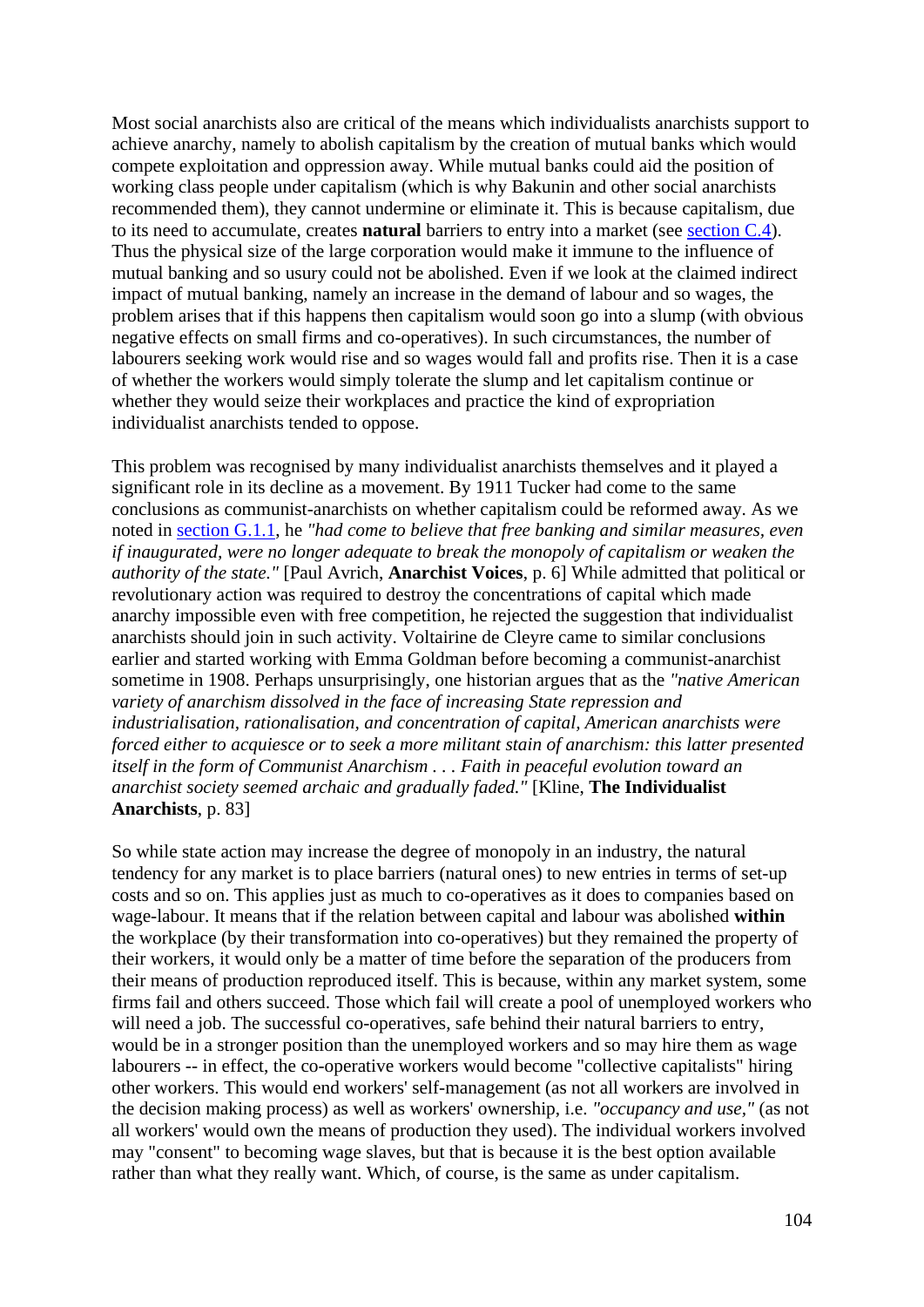Most social anarchists also are critical of the means which individualists anarchists support to achieve anarchy, namely to abolish capitalism by the creation of mutual banks which would compete exploitation and oppression away. While mutual banks could aid the position of working class people under capitalism (which is why Bakunin and other social anarchists recommended them), they cannot undermine or eliminate it. This is because capitalism, due to its need to accumulate, creates **natural** barriers to entry into a market (see section C.4). Thus the physical size of the large corporation would make it immune to the influence of mutual banking and so usury could not be abolished. Even if we look at the claimed indirect impact of mutual banking, namely an increase in the demand of labour and so wages, the problem arises that if this happens then capitalism would soon go into a slump (with obvious negative effects on small firms and co-operatives). In such circumstances, the number of labourers seeking work would rise and so wages would fall and profits rise. Then it is a case of whether the workers would simply tolerate the slump and let capitalism continue or whether they would seize their workplaces and practice the kind of expropriation individualist anarchists tended to oppose.

This problem was recognised by many individualist anarchists themselves and it played a significant role in its decline as a movement. By 1911 Tucker had come to the same conclusions as communist-anarchists on whether capitalism could be reformed away. As we noted in section G.1.1, he *"had come to believe that free banking and similar measures, even if inaugurated, were no longer adequate to break the monopoly of capitalism or weaken the authority of the state."* [Paul Avrich, **Anarchist Voices**, p. 6] While admitted that political or revolutionary action was required to destroy the concentrations of capital which made anarchy impossible even with free competition, he rejected the suggestion that individualist anarchists should join in such activity. Voltairine de Cleyre came to similar conclusions earlier and started working with Emma Goldman before becoming a communist-anarchist sometime in 1908. Perhaps unsurprisingly, one historian argues that as the *"native American variety of anarchism dissolved in the face of increasing State repression and industrialisation, rationalisation, and concentration of capital, American anarchists were forced either to acquiesce or to seek a more militant stain of anarchism: this latter presented itself in the form of Communist Anarchism . . . Faith in peaceful evolution toward an anarchist society seemed archaic and gradually faded."* [Kline, **The Individualist Anarchists**, p. 83]

So while state action may increase the degree of monopoly in an industry, the natural tendency for any market is to place barriers (natural ones) to new entries in terms of set-up costs and so on. This applies just as much to co-operatives as it does to companies based on wage-labour. It means that if the relation between capital and labour was abolished **within** the workplace (by their transformation into co-operatives) but they remained the property of their workers, it would only be a matter of time before the separation of the producers from their means of production reproduced itself. This is because, within any market system, some firms fail and others succeed. Those which fail will create a pool of unemployed workers who will need a job. The successful co-operatives, safe behind their natural barriers to entry, would be in a stronger position than the unemployed workers and so may hire them as wage labourers -- in effect, the co-operative workers would become "collective capitalists" hiring other workers. This would end workers' self-management (as not all workers are involved in the decision making process) as well as workers' ownership, i.e. *"occupancy and use,"* (as not all workers' would own the means of production they used). The individual workers involved may "consent" to becoming wage slaves, but that is because it is the best option available rather than what they really want. Which, of course, is the same as under capitalism.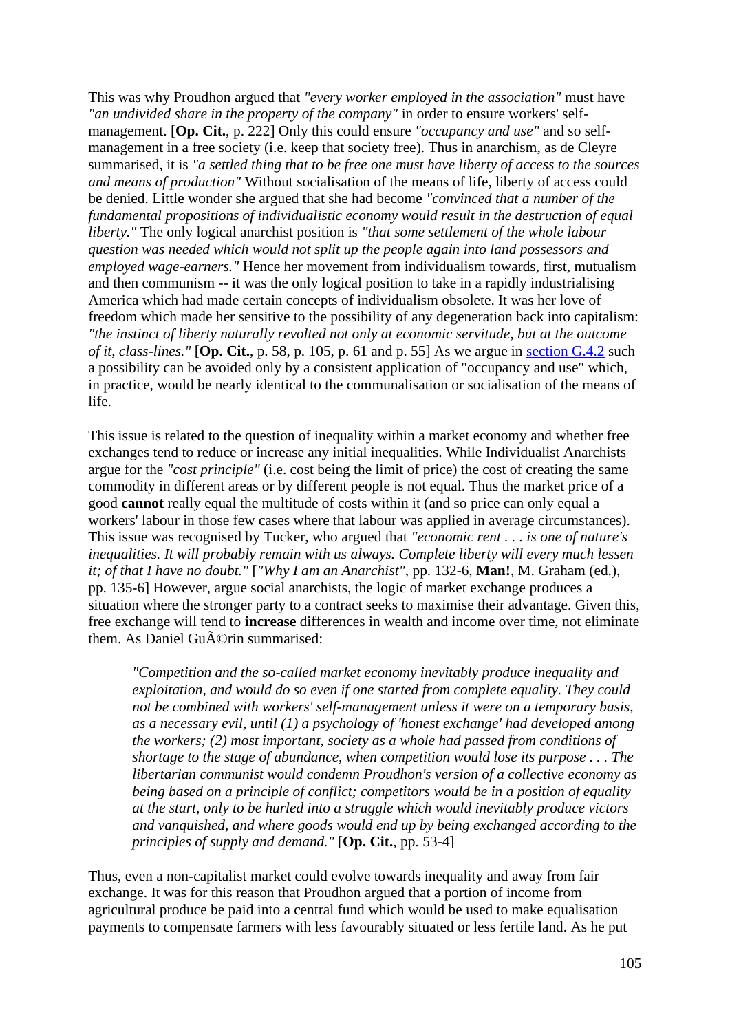This was why Proudhon argued that *"every worker employed in the association"* must have *"an undivided share in the property of the company"* in order to ensure workers' self-management. [**Op. Cit.**, p. 222] Only this could ensure *"occupancy and use"* and so self-management in a free society (i.e. keep that society free). Thus in anarchism, as de Cleyre summarised, it is *"a settled thing that to be free one must have liberty of access to the sources and means of production"* Without socialisation of the means of life, liberty of access could be denied. Little wonder she argued that she had become *"convinced that a number of the fundamental propositions of individualistic economy would result in the destruction of equal liberty."* The only logical anarchist position is *"that some settlement of the whole labour question was needed which would not split up the people again into land possessors and employed wage-earners."* Hence her movement from individualism towards, first, mutualism and then communism -- it was the only logical position to take in a rapidly industrialising America which had made certain concepts of individualism obsolete. It was her love of freedom which made her sensitive to the possibility of any degeneration back into capitalism: *"the instinct of liberty naturally revolted not only at economic servitude, but at the outcome of it, class-lines."* [**Op. Cit.**, p. 58, p. 105, p. 61 and p. 55] As we argue in section G.4.2 such a possibility can be avoided only by a consistent application of "occupancy and use" which, in practice, would be nearly identical to the communalisation or socialisation of the means of life.

This issue is related to the question of inequality within a market economy and whether free exchanges tend to reduce or increase any initial inequalities. While Individualist Anarchists argue for the *"cost principle"* (i.e. cost being the limit of price) the cost of creating the same commodity in different areas or by different people is not equal. Thus the market price of a good **cannot** really equal the multitude of costs within it (and so price can only equal a workers' labour in those few cases where that labour was applied in average circumstances). This issue was recognised by Tucker, who argued that *"economic rent . . . is one of nature's inequalities. It will probably remain with us always. Complete liberty will every much lessen it; of that I have no doubt."* [*"Why I am an Anarchist"*, pp. 132-6, **Man!**, M. Graham (ed.), pp. 135-6] However, argue social anarchists, the logic of market exchange produces a situation where the stronger party to a contract seeks to maximise their advantage. Given this, free exchange will tend to **increase** differences in wealth and income over time, not eliminate them. As Daniel GuÃ©rin summarised:

> *"Competition and the so-called market economy inevitably produce inequality and exploitation, and would do so even if one started from complete equality. They could not be combined with workers' self-management unless it were on a temporary basis, as a necessary evil, until (1) a psychology of 'honest exchange' had developed among the workers; (2) most important, society as a whole had passed from conditions of shortage to the stage of abundance, when competition would lose its purpose . . . The libertarian communist would condemn Proudhon's version of a collective economy as being based on a principle of conflict; competitors would be in a position of equality at the start, only to be hurled into a struggle which would inevitably produce victors and vanquished, and where goods would end up by being exchanged according to the principles of supply and demand."* [**Op. Cit.**, pp. 53-4]

Thus, even a non-capitalist market could evolve towards inequality and away from fair exchange. It was for this reason that Proudhon argued that a portion of income from agricultural produce be paid into a central fund which would be used to make equalisation payments to compensate farmers with less favourably situated or less fertile land. As he put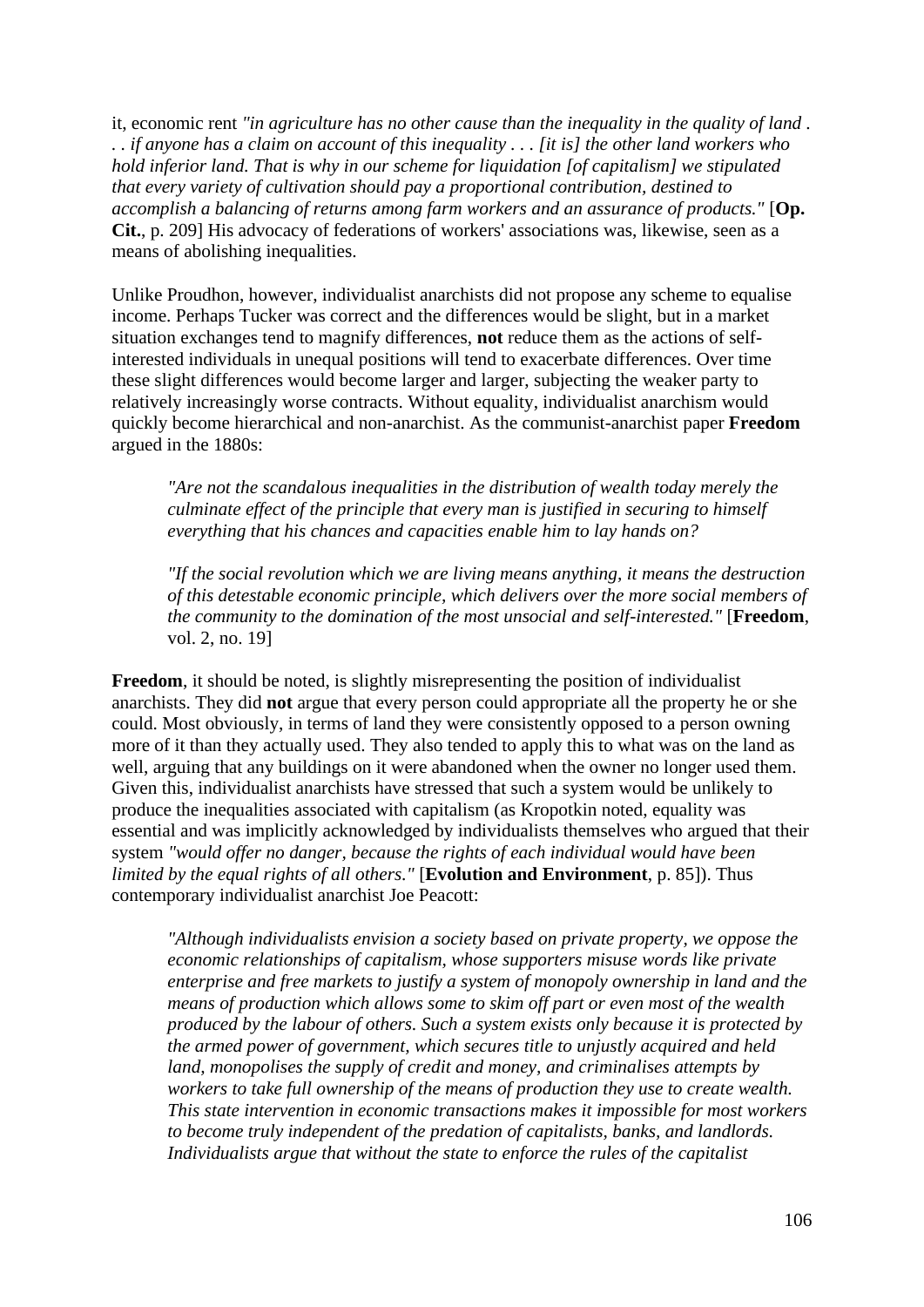it, economic rent *"in agriculture has no other cause than the inequality in the quality of land . . . if anyone has a claim on account of this inequality . . . [it is] the other land workers who hold inferior land. That is why in our scheme for liquidation [of capitalism] we stipulated that every variety of cultivation should pay a proportional contribution, destined to accomplish a balancing of returns among farm workers and an assurance of products."* [**Op. Cit.**, p. 209] His advocacy of federations of workers' associations was, likewise, seen as a means of abolishing inequalities.

Unlike Proudhon, however, individualist anarchists did not propose any scheme to equalise income. Perhaps Tucker was correct and the differences would be slight, but in a market situation exchanges tend to magnify differences, **not** reduce them as the actions of self-interested individuals in unequal positions will tend to exacerbate differences. Over time these slight differences would become larger and larger, subjecting the weaker party to relatively increasingly worse contracts. Without equality, individualist anarchism would quickly become hierarchical and non-anarchist. As the communist-anarchist paper **Freedom** argued in the 1880s:

> *"Are not the scandalous inequalities in the distribution of wealth today merely the culminate effect of the principle that every man is justified in securing to himself everything that his chances and capacities enable him to lay hands on?*
>
> *"If the social revolution which we are living means anything, it means the destruction of this detestable economic principle, which delivers over the more social members of the community to the domination of the most unsocial and self-interested."* [**Freedom**, vol. 2, no. 19]

**Freedom**, it should be noted, is slightly misrepresenting the position of individualist anarchists. They did **not** argue that every person could appropriate all the property he or she could. Most obviously, in terms of land they were consistently opposed to a person owning more of it than they actually used. They also tended to apply this to what was on the land as well, arguing that any buildings on it were abandoned when the owner no longer used them. Given this, individualist anarchists have stressed that such a system would be unlikely to produce the inequalities associated with capitalism (as Kropotkin noted, equality was essential and was implicitly acknowledged by individualists themselves who argued that their system *"would offer no danger, because the rights of each individual would have been limited by the equal rights of all others."* [**Evolution and Environment**, p. 85]). Thus contemporary individualist anarchist Joe Peacott:

> *"Although individualists envision a society based on private property, we oppose the economic relationships of capitalism, whose supporters misuse words like private enterprise and free markets to justify a system of monopoly ownership in land and the means of production which allows some to skim off part or even most of the wealth produced by the labour of others. Such a system exists only because it is protected by the armed power of government, which secures title to unjustly acquired and held land, monopolises the supply of credit and money, and criminalises attempts by workers to take full ownership of the means of production they use to create wealth. This state intervention in economic transactions makes it impossible for most workers to become truly independent of the predation of capitalists, banks, and landlords. Individualists argue that without the state to enforce the rules of the capitalist*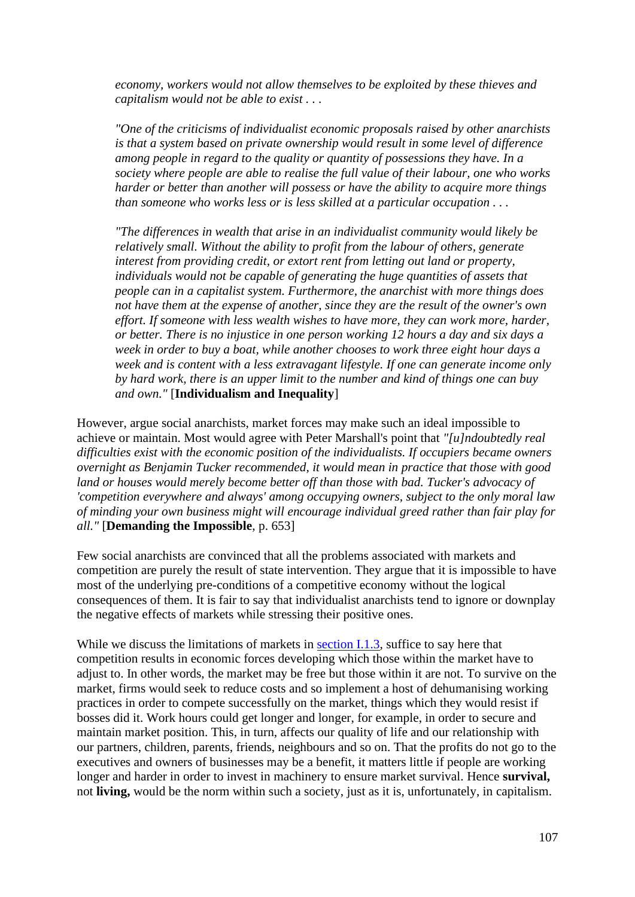> *economy, workers would not allow themselves to be exploited by these thieves and capitalism would not be able to exist . . .*
>
> *"One of the criticisms of individualist economic proposals raised by other anarchists is that a system based on private ownership would result in some level of difference among people in regard to the quality or quantity of possessions they have. In a society where people are able to realise the full value of their labour, one who works harder or better than another will possess or have the ability to acquire more things than someone who works less or is less skilled at a particular occupation . . .*
>
> *"The differences in wealth that arise in an individualist community would likely be relatively small. Without the ability to profit from the labour of others, generate interest from providing credit, or extort rent from letting out land or property, individuals would not be capable of generating the huge quantities of assets that people can in a capitalist system. Furthermore, the anarchist with more things does not have them at the expense of another, since they are the result of the owner's own effort. If someone with less wealth wishes to have more, they can work more, harder, or better. There is no injustice in one person working 12 hours a day and six days a week in order to buy a boat, while another chooses to work three eight hour days a week and is content with a less extravagant lifestyle. If one can generate income only by hard work, there is an upper limit to the number and kind of things one can buy and own."* [**Individualism and Inequality**]

However, argue social anarchists, market forces may make such an ideal impossible to achieve or maintain. Most would agree with Peter Marshall's point that *"[u]ndoubtedly real difficulties exist with the economic position of the individualists. If occupiers became owners overnight as Benjamin Tucker recommended, it would mean in practice that those with good land or houses would merely become better off than those with bad. Tucker's advocacy of 'competition everywhere and always' among occupying owners, subject to the only moral law of minding your own business might will encourage individual greed rather than fair play for all."* [**Demanding the Impossible**, p. 653]

Few social anarchists are convinced that all the problems associated with markets and competition are purely the result of state intervention. They argue that it is impossible to have most of the underlying pre-conditions of a competitive economy without the logical consequences of them. It is fair to say that individualist anarchists tend to ignore or downplay the negative effects of markets while stressing their positive ones.

While we discuss the limitations of markets in section I.1.3, suffice to say here that competition results in economic forces developing which those within the market have to adjust to. In other words, the market may be free but those within it are not. To survive on the market, firms would seek to reduce costs and so implement a host of dehumanising working practices in order to compete successfully on the market, things which they would resist if bosses did it. Work hours could get longer and longer, for example, in order to secure and maintain market position. This, in turn, affects our quality of life and our relationship with our partners, children, parents, friends, neighbours and so on. That the profits do not go to the executives and owners of businesses may be a benefit, it matters little if people are working longer and harder in order to invest in machinery to ensure market survival. Hence **survival,** not **living,** would be the norm within such a society, just as it is, unfortunately, in capitalism.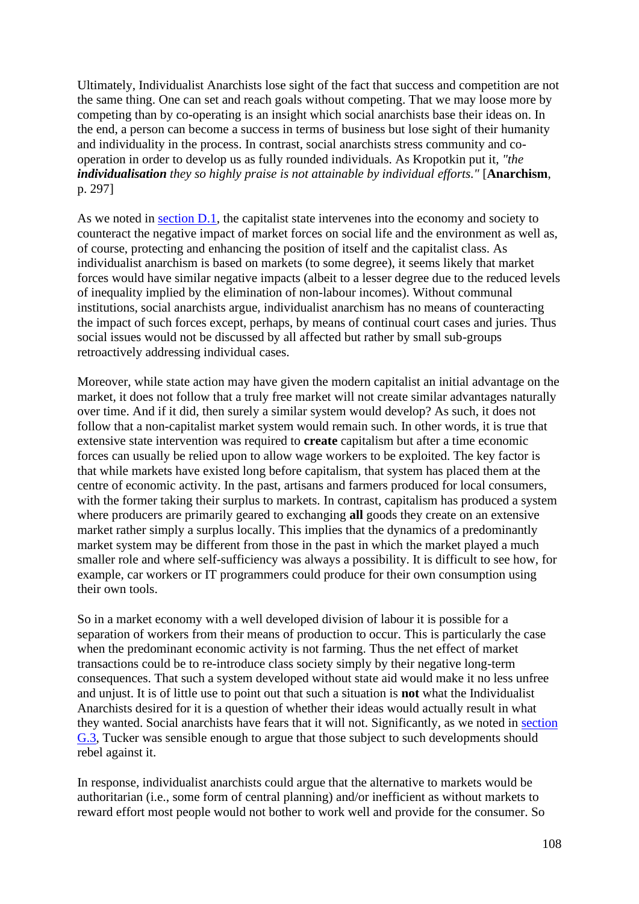Ultimately, Individualist Anarchists lose sight of the fact that success and competition are not the same thing. One can set and reach goals without competing. That we may loose more by competing than by co-operating is an insight which social anarchists base their ideas on. In the end, a person can become a success in terms of business but lose sight of their humanity and individuality in the process. In contrast, social anarchists stress community and co-operation in order to develop us as fully rounded individuals. As Kropotkin put it, *"the **individualisation** they so highly praise is not attainable by individual efforts."* [**Anarchism**, p. 297]

As we noted in section D.1, the capitalist state intervenes into the economy and society to counteract the negative impact of market forces on social life and the environment as well as, of course, protecting and enhancing the position of itself and the capitalist class. As individualist anarchism is based on markets (to some degree), it seems likely that market forces would have similar negative impacts (albeit to a lesser degree due to the reduced levels of inequality implied by the elimination of non-labour incomes). Without communal institutions, social anarchists argue, individualist anarchism has no means of counteracting the impact of such forces except, perhaps, by means of continual court cases and juries. Thus social issues would not be discussed by all affected but rather by small sub-groups retroactively addressing individual cases.

Moreover, while state action may have given the modern capitalist an initial advantage on the market, it does not follow that a truly free market will not create similar advantages naturally over time. And if it did, then surely a similar system would develop? As such, it does not follow that a non-capitalist market system would remain such. In other words, it is true that extensive state intervention was required to **create** capitalism but after a time economic forces can usually be relied upon to allow wage workers to be exploited. The key factor is that while markets have existed long before capitalism, that system has placed them at the centre of economic activity. In the past, artisans and farmers produced for local consumers, with the former taking their surplus to markets. In contrast, capitalism has produced a system where producers are primarily geared to exchanging **all** goods they create on an extensive market rather simply a surplus locally. This implies that the dynamics of a predominantly market system may be different from those in the past in which the market played a much smaller role and where self-sufficiency was always a possibility. It is difficult to see how, for example, car workers or IT programmers could produce for their own consumption using their own tools.

So in a market economy with a well developed division of labour it is possible for a separation of workers from their means of production to occur. This is particularly the case when the predominant economic activity is not farming. Thus the net effect of market transactions could be to re-introduce class society simply by their negative long-term consequences. That such a system developed without state aid would make it no less unfree and unjust. It is of little use to point out that such a situation is **not** what the Individualist Anarchists desired for it is a question of whether their ideas would actually result in what they wanted. Social anarchists have fears that it will not. Significantly, as we noted in section G.3, Tucker was sensible enough to argue that those subject to such developments should rebel against it.

In response, individualist anarchists could argue that the alternative to markets would be authoritarian (i.e., some form of central planning) and/or inefficient as without markets to reward effort most people would not bother to work well and provide for the consumer. So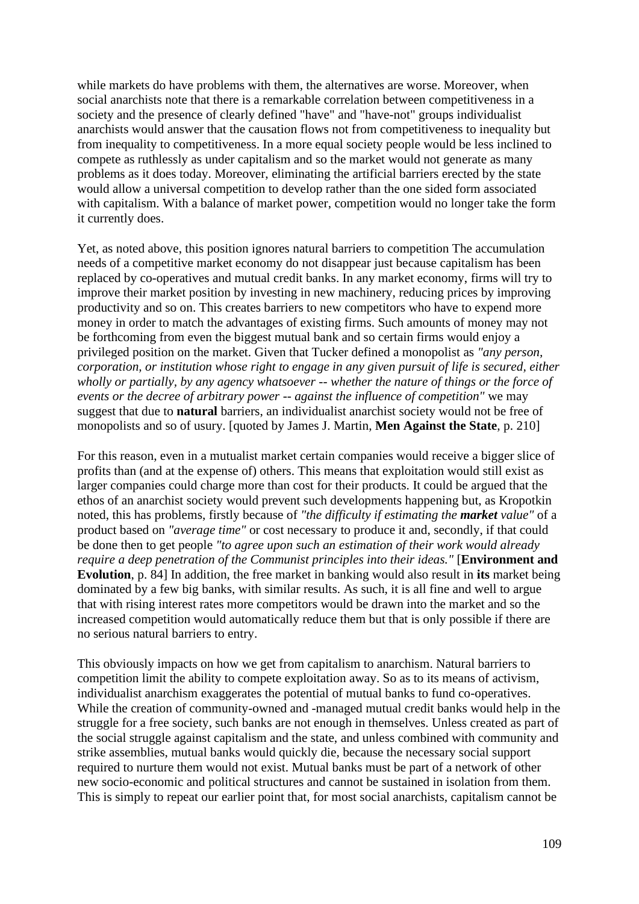while markets do have problems with them, the alternatives are worse. Moreover, when social anarchists note that there is a remarkable correlation between competitiveness in a society and the presence of clearly defined "have" and "have-not" groups individualist anarchists would answer that the causation flows not from competitiveness to inequality but from inequality to competitiveness. In a more equal society people would be less inclined to compete as ruthlessly as under capitalism and so the market would not generate as many problems as it does today. Moreover, eliminating the artificial barriers erected by the state would allow a universal competition to develop rather than the one sided form associated with capitalism. With a balance of market power, competition would no longer take the form it currently does.

Yet, as noted above, this position ignores natural barriers to competition The accumulation needs of a competitive market economy do not disappear just because capitalism has been replaced by co-operatives and mutual credit banks. In any market economy, firms will try to improve their market position by investing in new machinery, reducing prices by improving productivity and so on. This creates barriers to new competitors who have to expend more money in order to match the advantages of existing firms. Such amounts of money may not be forthcoming from even the biggest mutual bank and so certain firms would enjoy a privileged position on the market. Given that Tucker defined a monopolist as *"any person, corporation, or institution whose right to engage in any given pursuit of life is secured, either wholly or partially, by any agency whatsoever -- whether the nature of things or the force of events or the decree of arbitrary power -- against the influence of competition"* we may suggest that due to **natural** barriers, an individualist anarchist society would not be free of monopolists and so of usury. [quoted by James J. Martin, **Men Against the State**, p. 210]

For this reason, even in a mutualist market certain companies would receive a bigger slice of profits than (and at the expense of) others. This means that exploitation would still exist as larger companies could charge more than cost for their products. It could be argued that the ethos of an anarchist society would prevent such developments happening but, as Kropotkin noted, this has problems, firstly because of *"the difficulty if estimating the **market** value"* of a product based on *"average time"* or cost necessary to produce it and, secondly, if that could be done then to get people *"to agree upon such an estimation of their work would already require a deep penetration of the Communist principles into their ideas."* [**Environment and Evolution**, p. 84] In addition, the free market in banking would also result in **its** market being dominated by a few big banks, with similar results. As such, it is all fine and well to argue that with rising interest rates more competitors would be drawn into the market and so the increased competition would automatically reduce them but that is only possible if there are no serious natural barriers to entry.

This obviously impacts on how we get from capitalism to anarchism. Natural barriers to competition limit the ability to compete exploitation away. So as to its means of activism, individualist anarchism exaggerates the potential of mutual banks to fund co-operatives. While the creation of community-owned and -managed mutual credit banks would help in the struggle for a free society, such banks are not enough in themselves. Unless created as part of the social struggle against capitalism and the state, and unless combined with community and strike assemblies, mutual banks would quickly die, because the necessary social support required to nurture them would not exist. Mutual banks must be part of a network of other new socio-economic and political structures and cannot be sustained in isolation from them. This is simply to repeat our earlier point that, for most social anarchists, capitalism cannot be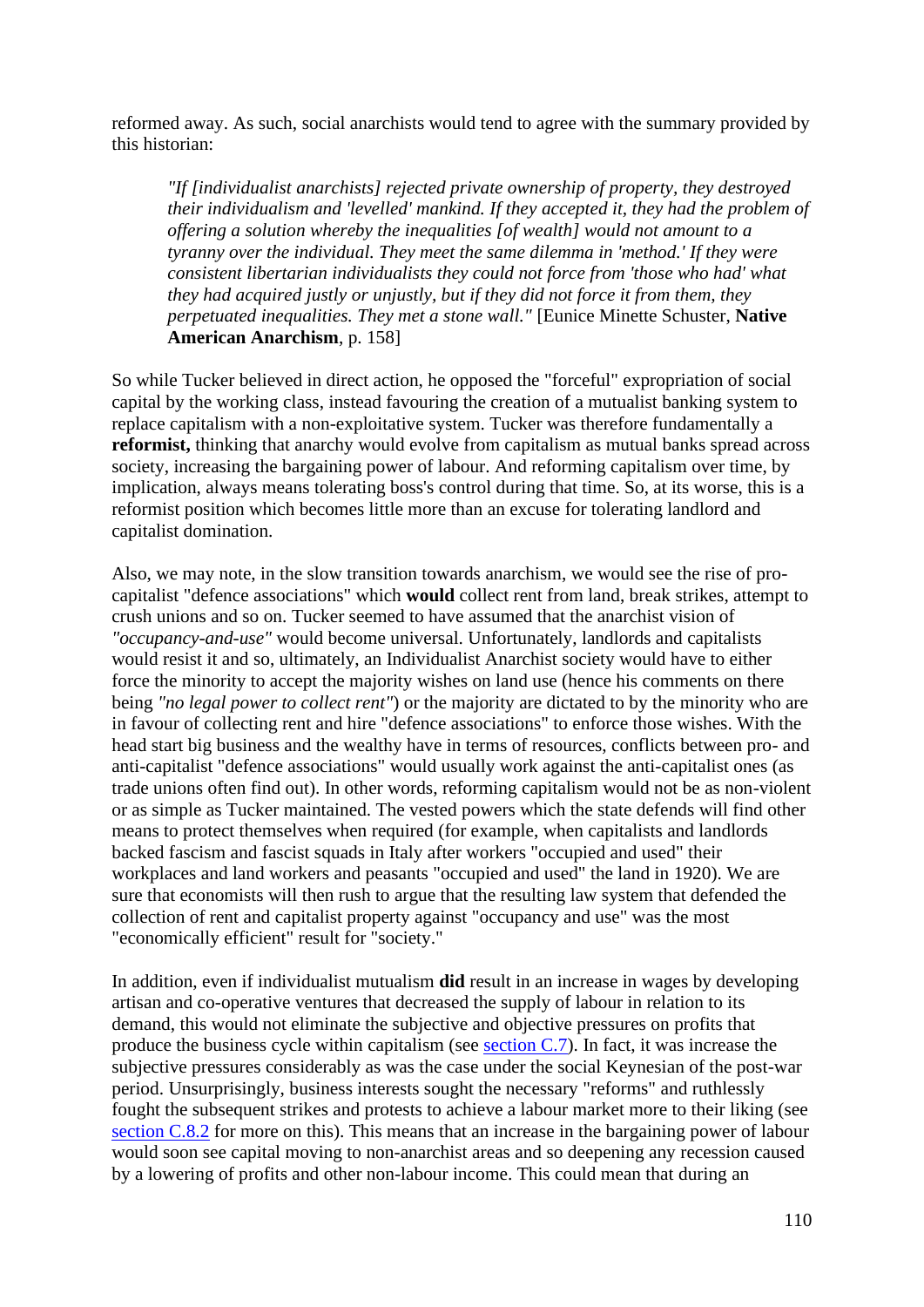reformed away. As such, social anarchists would tend to agree with the summary provided by this historian:

> *"If [individualist anarchists] rejected private ownership of property, they destroyed their individualism and 'levelled' mankind. If they accepted it, they had the problem of offering a solution whereby the inequalities [of wealth] would not amount to a tyranny over the individual. They meet the same dilemma in 'method.' If they were consistent libertarian individualists they could not force from 'those who had' what they had acquired justly or unjustly, but if they did not force it from them, they perpetuated inequalities. They met a stone wall."* [Eunice Minette Schuster, **Native American Anarchism**, p. 158]

So while Tucker believed in direct action, he opposed the "forceful" expropriation of social capital by the working class, instead favouring the creation of a mutualist banking system to replace capitalism with a non-exploitative system. Tucker was therefore fundamentally a **reformist,** thinking that anarchy would evolve from capitalism as mutual banks spread across society, increasing the bargaining power of labour. And reforming capitalism over time, by implication, always means tolerating boss's control during that time. So, at its worse, this is a reformist position which becomes little more than an excuse for tolerating landlord and capitalist domination.

Also, we may note, in the slow transition towards anarchism, we would see the rise of pro-capitalist "defence associations" which **would** collect rent from land, break strikes, attempt to crush unions and so on. Tucker seemed to have assumed that the anarchist vision of *"occupancy-and-use"* would become universal. Unfortunately, landlords and capitalists would resist it and so, ultimately, an Individualist Anarchist society would have to either force the minority to accept the majority wishes on land use (hence his comments on there being *"no legal power to collect rent"*) or the majority are dictated to by the minority who are in favour of collecting rent and hire "defence associations" to enforce those wishes. With the head start big business and the wealthy have in terms of resources, conflicts between pro- and anti-capitalist "defence associations" would usually work against the anti-capitalist ones (as trade unions often find out). In other words, reforming capitalism would not be as non-violent or as simple as Tucker maintained. The vested powers which the state defends will find other means to protect themselves when required (for example, when capitalists and landlords backed fascism and fascist squads in Italy after workers "occupied and used" their workplaces and land workers and peasants "occupied and used" the land in 1920). We are sure that economists will then rush to argue that the resulting law system that defended the collection of rent and capitalist property against "occupancy and use" was the most "economically efficient" result for "society."

In addition, even if individualist mutualism **did** result in an increase in wages by developing artisan and co-operative ventures that decreased the supply of labour in relation to its demand, this would not eliminate the subjective and objective pressures on profits that produce the business cycle within capitalism (see section C.7). In fact, it was increase the subjective pressures considerably as was the case under the social Keynesian of the post-war period. Unsurprisingly, business interests sought the necessary "reforms" and ruthlessly fought the subsequent strikes and protests to achieve a labour market more to their liking (see section C.8.2 for more on this). This means that an increase in the bargaining power of labour would soon see capital moving to non-anarchist areas and so deepening any recession caused by a lowering of profits and other non-labour income. This could mean that during an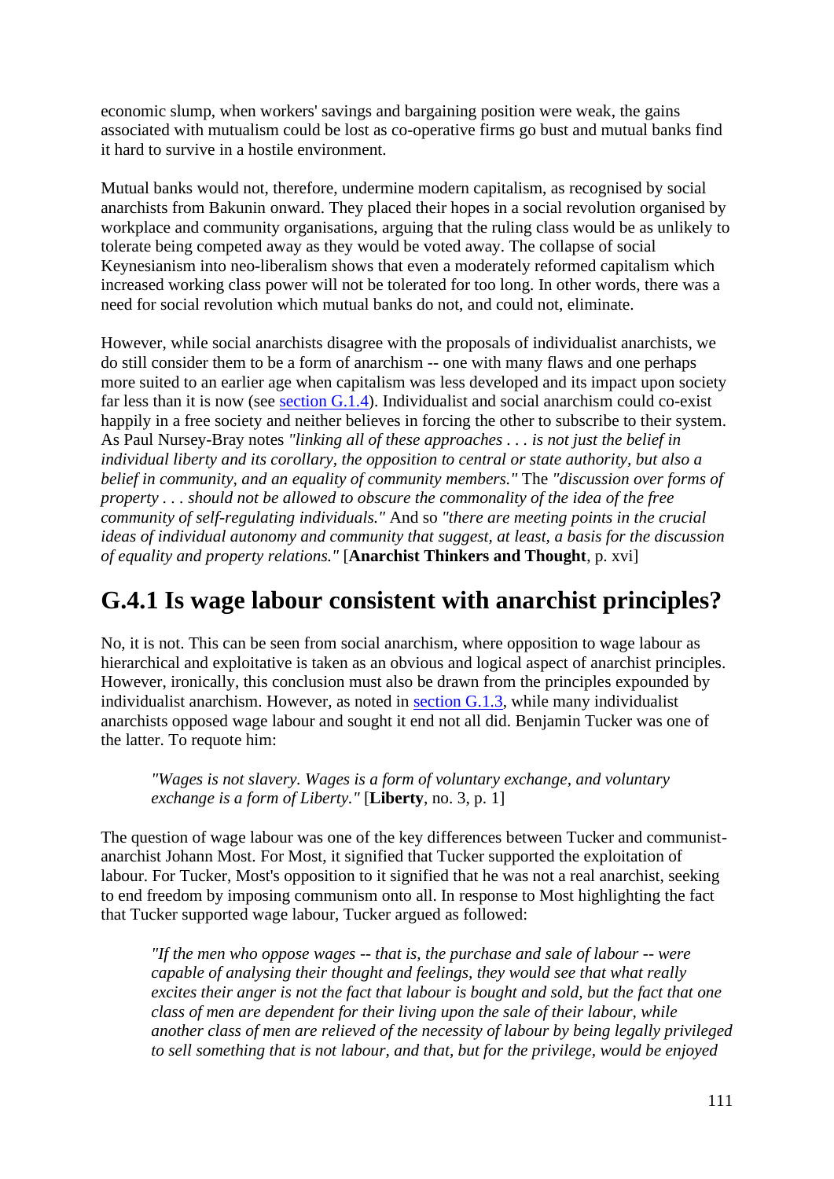economic slump, when workers' savings and bargaining position were weak, the gains associated with mutualism could be lost as co-operative firms go bust and mutual banks find it hard to survive in a hostile environment.

Mutual banks would not, therefore, undermine modern capitalism, as recognised by social anarchists from Bakunin onward. They placed their hopes in a social revolution organised by workplace and community organisations, arguing that the ruling class would be as unlikely to tolerate being competed away as they would be voted away. The collapse of social Keynesianism into neo-liberalism shows that even a moderately reformed capitalism which increased working class power will not be tolerated for too long. In other words, there was a need for social revolution which mutual banks do not, and could not, eliminate.

However, while social anarchists disagree with the proposals of individualist anarchists, we do still consider them to be a form of anarchism -- one with many flaws and one perhaps more suited to an earlier age when capitalism was less developed and its impact upon society far less than it is now (see section G.1.4). Individualist and social anarchism could co-exist happily in a free society and neither believes in forcing the other to subscribe to their system. As Paul Nursey-Bray notes *"linking all of these approaches . . . is not just the belief in individual liberty and its corollary, the opposition to central or state authority, but also a belief in community, and an equality of community members."* The *"discussion over forms of property . . . should not be allowed to obscure the commonality of the idea of the free community of self-regulating individuals."* And so *"there are meeting points in the crucial ideas of individual autonomy and community that suggest, at least, a basis for the discussion of equality and property relations."* [**Anarchist Thinkers and Thought**, p. xvi]

## G.4.1 Is wage labour consistent with anarchist principles?

No, it is not. This can be seen from social anarchism, where opposition to wage labour as hierarchical and exploitative is taken as an obvious and logical aspect of anarchist principles. However, ironically, this conclusion must also be drawn from the principles expounded by individualist anarchism. However, as noted in section G.1.3, while many individualist anarchists opposed wage labour and sought it end not all did. Benjamin Tucker was one of the latter. To requote him:

> *"Wages is not slavery. Wages is a form of voluntary exchange, and voluntary exchange is a form of Liberty."* [**Liberty**, no. 3, p. 1]

The question of wage labour was one of the key differences between Tucker and communist-anarchist Johann Most. For Most, it signified that Tucker supported the exploitation of labour. For Tucker, Most's opposition to it signified that he was not a real anarchist, seeking to end freedom by imposing communism onto all. In response to Most highlighting the fact that Tucker supported wage labour, Tucker argued as followed:

> *"If the men who oppose wages -- that is, the purchase and sale of labour -- were capable of analysing their thought and feelings, they would see that what really excites their anger is not the fact that labour is bought and sold, but the fact that one class of men are dependent for their living upon the sale of their labour, while another class of men are relieved of the necessity of labour by being legally privileged to sell something that is not labour, and that, but for the privilege, would be enjoyed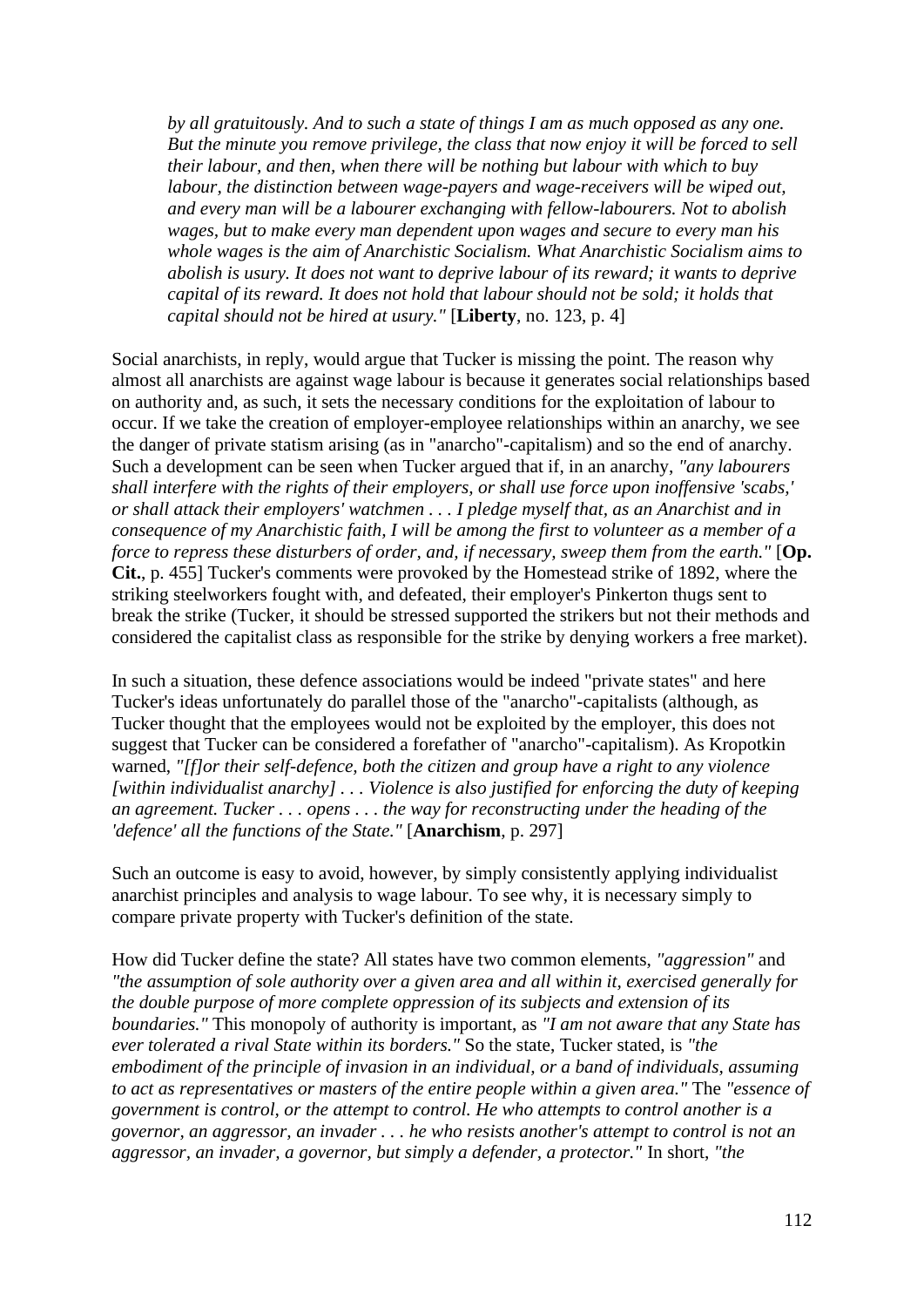> *by all gratuitously. And to such a state of things I am as much opposed as any one. But the minute you remove privilege, the class that now enjoy it will be forced to sell their labour, and then, when there will be nothing but labour with which to buy labour, the distinction between wage-payers and wage-receivers will be wiped out, and every man will be a labourer exchanging with fellow-labourers. Not to abolish wages, but to make every man dependent upon wages and secure to every man his whole wages is the aim of Anarchistic Socialism. What Anarchistic Socialism aims to abolish is usury. It does not want to deprive labour of its reward; it wants to deprive capital of its reward. It does not hold that labour should not be sold; it holds that capital should not be hired at usury."* [**Liberty**, no. 123, p. 4]

Social anarchists, in reply, would argue that Tucker is missing the point. The reason why almost all anarchists are against wage labour is because it generates social relationships based on authority and, as such, it sets the necessary conditions for the exploitation of labour to occur. If we take the creation of employer-employee relationships within an anarchy, we see the danger of private statism arising (as in "anarcho"-capitalism) and so the end of anarchy. Such a development can be seen when Tucker argued that if, in an anarchy, *"any labourers shall interfere with the rights of their employers, or shall use force upon inoffensive 'scabs,' or shall attack their employers' watchmen . . . I pledge myself that, as an Anarchist and in consequence of my Anarchistic faith, I will be among the first to volunteer as a member of a force to repress these disturbers of order, and, if necessary, sweep them from the earth."* [**Op. Cit.**, p. 455] Tucker's comments were provoked by the Homestead strike of 1892, where the striking steelworkers fought with, and defeated, their employer's Pinkerton thugs sent to break the strike (Tucker, it should be stressed supported the strikers but not their methods and considered the capitalist class as responsible for the strike by denying workers a free market).

In such a situation, these defence associations would be indeed "private states" and here Tucker's ideas unfortunately do parallel those of the "anarcho"-capitalists (although, as Tucker thought that the employees would not be exploited by the employer, this does not suggest that Tucker can be considered a forefather of "anarcho"-capitalism). As Kropotkin warned, *"[f]or their self-defence, both the citizen and group have a right to any violence [within individualist anarchy] . . . Violence is also justified for enforcing the duty of keeping an agreement. Tucker . . . opens . . . the way for reconstructing under the heading of the 'defence' all the functions of the State."* [**Anarchism**, p. 297]

Such an outcome is easy to avoid, however, by simply consistently applying individualist anarchist principles and analysis to wage labour. To see why, it is necessary simply to compare private property with Tucker's definition of the state.

How did Tucker define the state? All states have two common elements, *"aggression"* and *"the assumption of sole authority over a given area and all within it, exercised generally for the double purpose of more complete oppression of its subjects and extension of its boundaries."* This monopoly of authority is important, as *"I am not aware that any State has ever tolerated a rival State within its borders."* So the state, Tucker stated, is *"the embodiment of the principle of invasion in an individual, or a band of individuals, assuming to act as representatives or masters of the entire people within a given area."* The *"essence of government is control, or the attempt to control. He who attempts to control another is a governor, an aggressor, an invader . . . he who resists another's attempt to control is not an aggressor, an invader, a governor, but simply a defender, a protector."* In short, *"the*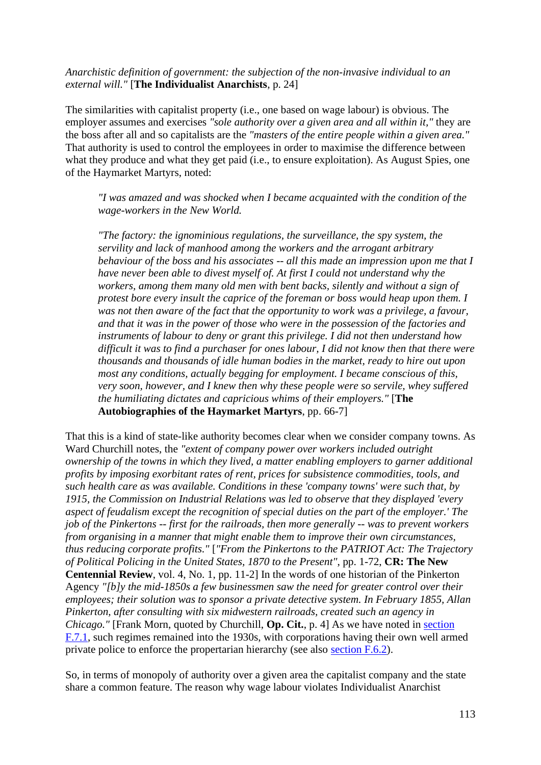*Anarchistic definition of government: the subjection of the non-invasive individual to an external will."* [**The Individualist Anarchists**, p. 24]

The similarities with capitalist property (i.e., one based on wage labour) is obvious. The employer assumes and exercises *"sole authority over a given area and all within it,"* they are the boss after all and so capitalists are the *"masters of the entire people within a given area."* That authority is used to control the employees in order to maximise the difference between what they produce and what they get paid (i.e., to ensure exploitation). As August Spies, one of the Haymarket Martyrs, noted:

> *"I was amazed and was shocked when I became acquainted with the condition of the wage-workers in the New World.*
>
> *"The factory: the ignominious regulations, the surveillance, the spy system, the servility and lack of manhood among the workers and the arrogant arbitrary behaviour of the boss and his associates -- all this made an impression upon me that I have never been able to divest myself of. At first I could not understand why the workers, among them many old men with bent backs, silently and without a sign of protest bore every insult the caprice of the foreman or boss would heap upon them. I was not then aware of the fact that the opportunity to work was a privilege, a favour, and that it was in the power of those who were in the possession of the factories and instruments of labour to deny or grant this privilege. I did not then understand how difficult it was to find a purchaser for ones labour, I did not know then that there were thousands and thousands of idle human bodies in the market, ready to hire out upon most any conditions, actually begging for employment. I became conscious of this, very soon, however, and I knew then why these people were so servile, whey suffered the humiliating dictates and capricious whims of their employers."* [**The Autobiographies of the Haymarket Martyrs**, pp. 66-7]

That this is a kind of state-like authority becomes clear when we consider company towns. As Ward Churchill notes, the *"extent of company power over workers included outright ownership of the towns in which they lived, a matter enabling employers to garner additional profits by imposing exorbitant rates of rent, prices for subsistence commodities, tools, and such health care as was available. Conditions in these 'company towns' were such that, by 1915, the Commission on Industrial Relations was led to observe that they displayed 'every aspect of feudalism except the recognition of special duties on the part of the employer.' The job of the Pinkertons -- first for the railroads, then more generally -- was to prevent workers from organising in a manner that might enable them to improve their own circumstances, thus reducing corporate profits."* [*"From the Pinkertons to the PATRIOT Act: The Trajectory of Political Policing in the United States, 1870 to the Present"*, pp. 1-72, **CR: The New Centennial Review**, vol. 4, No. 1, pp. 11-2] In the words of one historian of the Pinkerton Agency *"[b]y the mid-1850s a few businessmen saw the need for greater control over their employees; their solution was to sponsor a private detective system. In February 1855, Allan Pinkerton, after consulting with six midwestern railroads, created such an agency in Chicago."* [Frank Morn, quoted by Churchill, **Op. Cit.**, p. 4] As we have noted in section F.7.1, such regimes remained into the 1930s, with corporations having their own well armed private police to enforce the propertarian hierarchy (see also section F.6.2).

So, in terms of monopoly of authority over a given area the capitalist company and the state share a common feature. The reason why wage labour violates Individualist Anarchist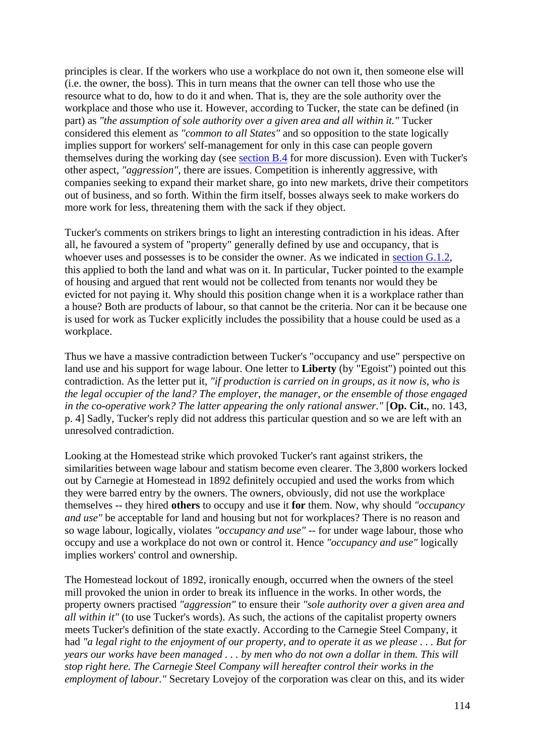principles is clear. If the workers who use a workplace do not own it, then someone else will (i.e. the owner, the boss). This in turn means that the owner can tell those who use the resource what to do, how to do it and when. That is, they are the sole authority over the workplace and those who use it. However, according to Tucker, the state can be defined (in part) as *"the assumption of sole authority over a given area and all within it."* Tucker considered this element as *"common to all States"* and so opposition to the state logically implies support for workers' self-management for only in this case can people govern themselves during the working day (see [section B.4](#) for more discussion). Even with Tucker's other aspect, *"aggression"*, there are issues. Competition is inherently aggressive, with companies seeking to expand their market share, go into new markets, drive their competitors out of business, and so forth. Within the firm itself, bosses always seek to make workers do more work for less, threatening them with the sack if they object.

Tucker's comments on strikers brings to light an interesting contradiction in his ideas. After all, he favoured a system of "property" generally defined by use and occupancy, that is whoever uses and possesses is to be consider the owner. As we indicated in [section G.1.2](#), this applied to both the land and what was on it. In particular, Tucker pointed to the example of housing and argued that rent would not be collected from tenants nor would they be evicted for not paying it. Why should this position change when it is a workplace rather than a house? Both are products of labour, so that cannot be the criteria. Nor can it be because one is used for work as Tucker explicitly includes the possibility that a house could be used as a workplace.

Thus we have a massive contradiction between Tucker's "occupancy and use" perspective on land use and his support for wage labour. One letter to **Liberty** (by "Egoist") pointed out this contradiction. As the letter put it, *"if production is carried on in groups, as it now is, who is the legal occupier of the land? The employer, the manager, or the ensemble of those engaged in the co-operative work? The latter appearing the only rational answer."* [**Op. Cit.**, no. 143, p. 4] Sadly, Tucker's reply did not address this particular question and so we are left with an unresolved contradiction.

Looking at the Homestead strike which provoked Tucker's rant against strikers, the similarities between wage labour and statism become even clearer. The 3,800 workers locked out by Carnegie at Homestead in 1892 definitely occupied and used the works from which they were barred entry by the owners. The owners, obviously, did not use the workplace themselves -- they hired **others** to occupy and use it **for** them. Now, why should *"occupancy and use"* be acceptable for land and housing but not for workplaces? There is no reason and so wage labour, logically, violates *"occupancy and use"* -- for under wage labour, those who occupy and use a workplace do not own or control it. Hence *"occupancy and use"* logically implies workers' control and ownership.

The Homestead lockout of 1892, ironically enough, occurred when the owners of the steel mill provoked the union in order to break its influence in the works. In other words, the property owners practised *"aggression"* to ensure their *"sole authority over a given area and all within it"* (to use Tucker's words). As such, the actions of the capitalist property owners meets Tucker's definition of the state exactly. According to the Carnegie Steel Company, it had *"a legal right to the enjoyment of our property, and to operate it as we please . . . But for years our works have been managed . . . by men who do not own a dollar in them. This will stop right here. The Carnegie Steel Company will hereafter control their works in the employment of labour."* Secretary Lovejoy of the corporation was clear on this, and its wider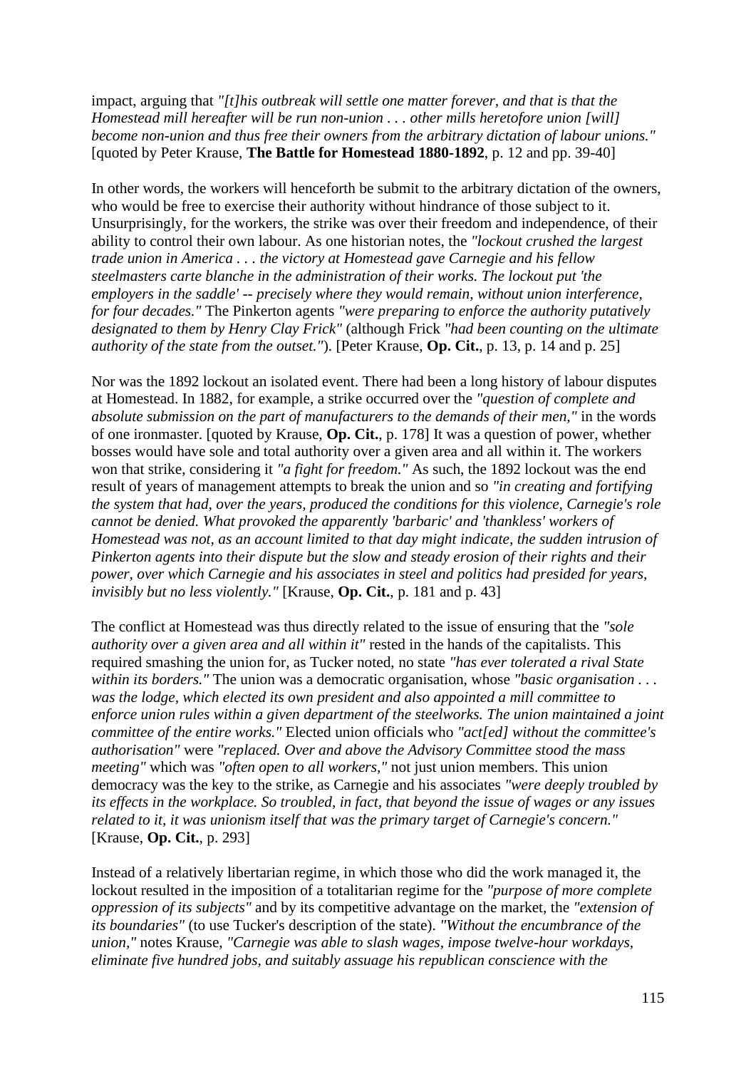impact, arguing that *"[t]his outbreak will settle one matter forever, and that is that the Homestead mill hereafter will be run non-union . . . other mills heretofore union [will] become non-union and thus free their owners from the arbitrary dictation of labour unions."* [quoted by Peter Krause, **The Battle for Homestead 1880-1892**, p. 12 and pp. 39-40]

In other words, the workers will henceforth be submit to the arbitrary dictation of the owners, who would be free to exercise their authority without hindrance of those subject to it. Unsurprisingly, for the workers, the strike was over their freedom and independence, of their ability to control their own labour. As one historian notes, the *"lockout crushed the largest trade union in America . . . the victory at Homestead gave Carnegie and his fellow steelmasters carte blanche in the administration of their works. The lockout put 'the employers in the saddle' -- precisely where they would remain, without union interference, for four decades."* The Pinkerton agents *"were preparing to enforce the authority putatively designated to them by Henry Clay Frick"* (although Frick *"had been counting on the ultimate authority of the state from the outset."*). [Peter Krause, **Op. Cit.**, p. 13, p. 14 and p. 25]

Nor was the 1892 lockout an isolated event. There had been a long history of labour disputes at Homestead. In 1882, for example, a strike occurred over the *"question of complete and absolute submission on the part of manufacturers to the demands of their men,"* in the words of one ironmaster. [quoted by Krause, **Op. Cit.**, p. 178] It was a question of power, whether bosses would have sole and total authority over a given area and all within it. The workers won that strike, considering it *"a fight for freedom."* As such, the 1892 lockout was the end result of years of management attempts to break the union and so *"in creating and fortifying the system that had, over the years, produced the conditions for this violence, Carnegie's role cannot be denied. What provoked the apparently 'barbaric' and 'thankless' workers of Homestead was not, as an account limited to that day might indicate, the sudden intrusion of Pinkerton agents into their dispute but the slow and steady erosion of their rights and their power, over which Carnegie and his associates in steel and politics had presided for years, invisibly but no less violently."* [Krause, **Op. Cit.**, p. 181 and p. 43]

The conflict at Homestead was thus directly related to the issue of ensuring that the *"sole authority over a given area and all within it"* rested in the hands of the capitalists. This required smashing the union for, as Tucker noted, no state *"has ever tolerated a rival State within its borders."* The union was a democratic organisation, whose *"basic organisation . . . was the lodge, which elected its own president and also appointed a mill committee to enforce union rules within a given department of the steelworks. The union maintained a joint committee of the entire works."* Elected union officials who *"act[ed] without the committee's authorisation"* were *"replaced. Over and above the Advisory Committee stood the mass meeting"* which was *"often open to all workers,"* not just union members. This union democracy was the key to the strike, as Carnegie and his associates *"were deeply troubled by its effects in the workplace. So troubled, in fact, that beyond the issue of wages or any issues related to it, it was unionism itself that was the primary target of Carnegie's concern."* [Krause, **Op. Cit.**, p. 293]

Instead of a relatively libertarian regime, in which those who did the work managed it, the lockout resulted in the imposition of a totalitarian regime for the *"purpose of more complete oppression of its subjects"* and by its competitive advantage on the market, the *"extension of its boundaries"* (to use Tucker's description of the state). *"Without the encumbrance of the union,"* notes Krause, *"Carnegie was able to slash wages, impose twelve-hour workdays, eliminate five hundred jobs, and suitably assuage his republican conscience with the*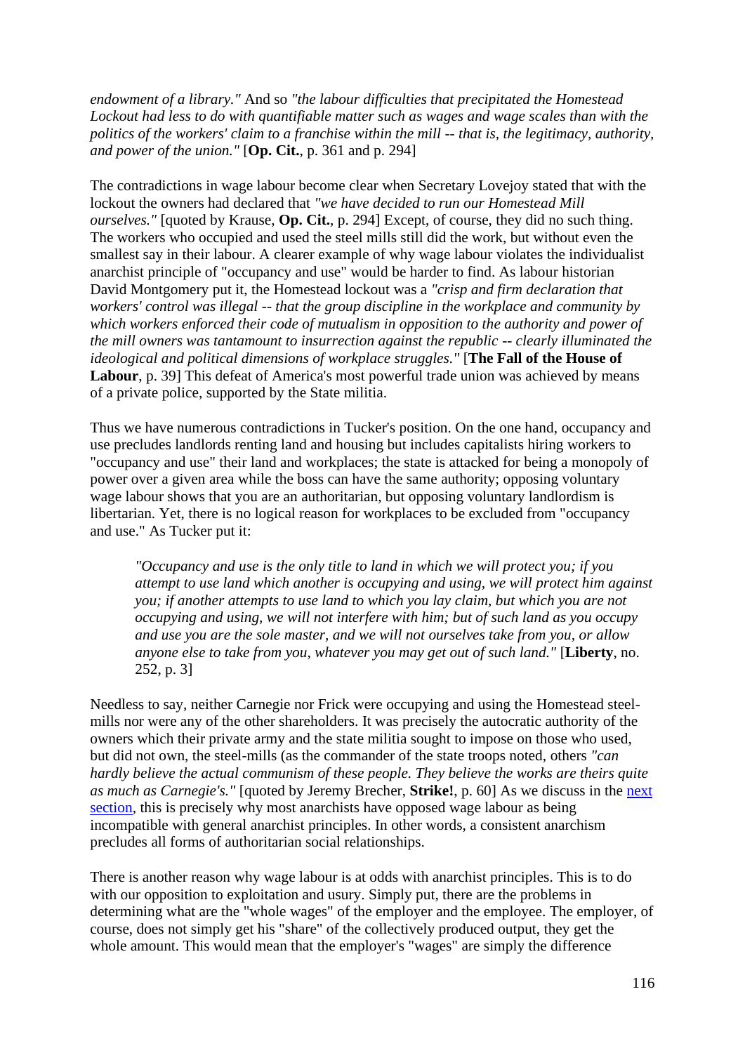*endowment of a library."* And so *"the labour difficulties that precipitated the Homestead Lockout had less to do with quantifiable matter such as wages and wage scales than with the politics of the workers' claim to a franchise within the mill -- that is, the legitimacy, authority, and power of the union."* [**Op. Cit.**, p. 361 and p. 294]

The contradictions in wage labour become clear when Secretary Lovejoy stated that with the lockout the owners had declared that *"we have decided to run our Homestead Mill ourselves."* [quoted by Krause, **Op. Cit.**, p. 294] Except, of course, they did no such thing. The workers who occupied and used the steel mills still did the work, but without even the smallest say in their labour. A clearer example of why wage labour violates the individualist anarchist principle of "occupancy and use" would be harder to find. As labour historian David Montgomery put it, the Homestead lockout was a *"crisp and firm declaration that workers' control was illegal -- that the group discipline in the workplace and community by which workers enforced their code of mutualism in opposition to the authority and power of the mill owners was tantamount to insurrection against the republic -- clearly illuminated the ideological and political dimensions of workplace struggles."* [**The Fall of the House of Labour**, p. 39] This defeat of America's most powerful trade union was achieved by means of a private police, supported by the State militia.

Thus we have numerous contradictions in Tucker's position. On the one hand, occupancy and use precludes landlords renting land and housing but includes capitalists hiring workers to "occupancy and use" their land and workplaces; the state is attacked for being a monopoly of power over a given area while the boss can have the same authority; opposing voluntary wage labour shows that you are an authoritarian, but opposing voluntary landlordism is libertarian. Yet, there is no logical reason for workplaces to be excluded from "occupancy and use." As Tucker put it:

> *"Occupancy and use is the only title to land in which we will protect you; if you attempt to use land which another is occupying and using, we will protect him against you; if another attempts to use land to which you lay claim, but which you are not occupying and using, we will not interfere with him; but of such land as you occupy and use you are the sole master, and we will not ourselves take from you, or allow anyone else to take from you, whatever you may get out of such land."* [**Liberty**, no. 252, p. 3]

Needless to say, neither Carnegie nor Frick were occupying and using the Homestead steel-mills nor were any of the other shareholders. It was precisely the autocratic authority of the owners which their private army and the state militia sought to impose on those who used, but did not own, the steel-mills (as the commander of the state troops noted, others *"can hardly believe the actual communism of these people. They believe the works are theirs quite as much as Carnegie's."* [quoted by Jeremy Brecher, **Strike!**, p. 60] As we discuss in the next section, this is precisely why most anarchists have opposed wage labour as being incompatible with general anarchist principles. In other words, a consistent anarchism precludes all forms of authoritarian social relationships.

There is another reason why wage labour is at odds with anarchist principles. This is to do with our opposition to exploitation and usury. Simply put, there are the problems in determining what are the "whole wages" of the employer and the employee. The employer, of course, does not simply get his "share" of the collectively produced output, they get the whole amount. This would mean that the employer's "wages" are simply the difference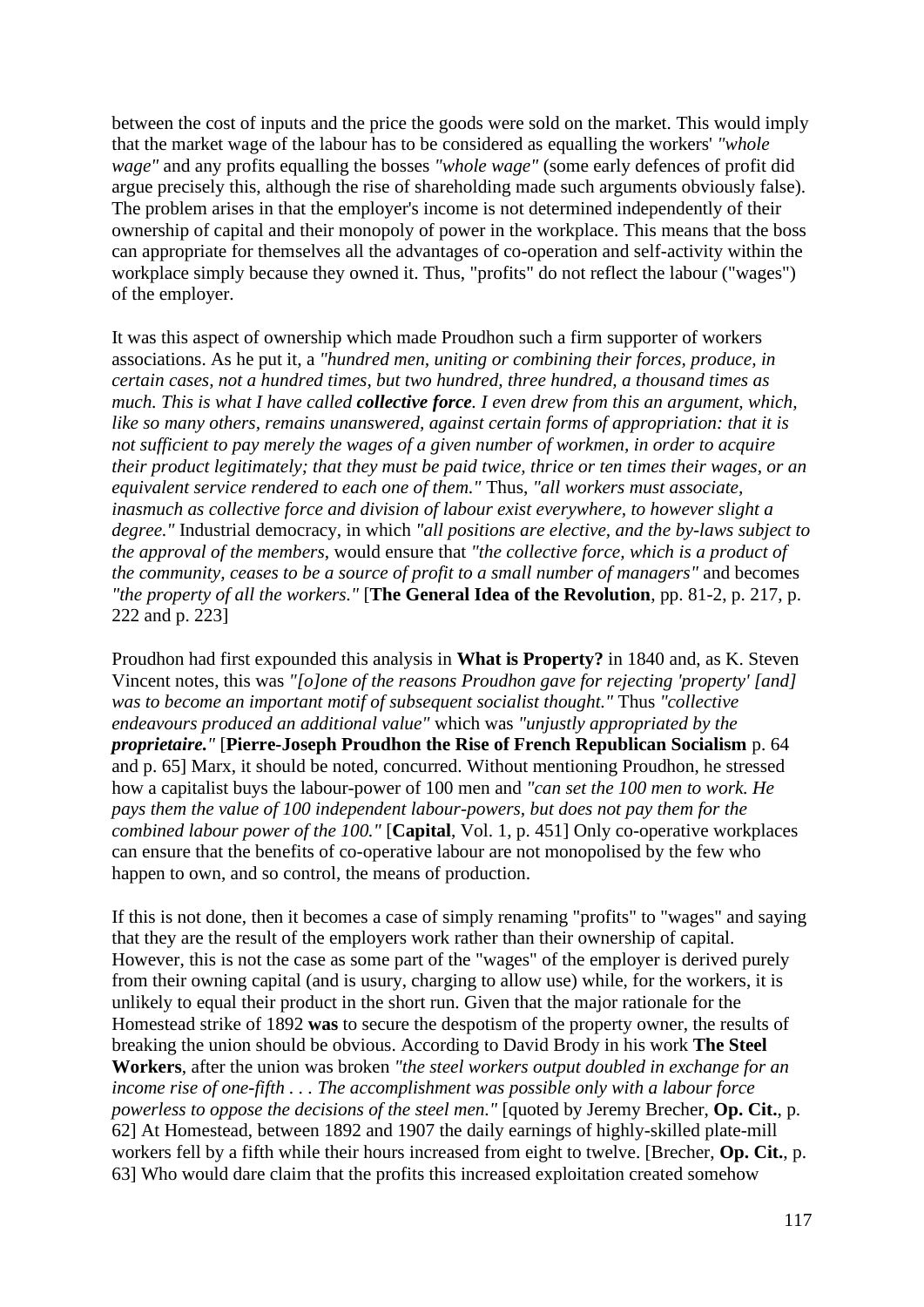between the cost of inputs and the price the goods were sold on the market. This would imply that the market wage of the labour has to be considered as equalling the workers' *"whole wage"* and any profits equalling the bosses *"whole wage"* (some early defences of profit did argue precisely this, although the rise of shareholding made such arguments obviously false). The problem arises in that the employer's income is not determined independently of their ownership of capital and their monopoly of power in the workplace. This means that the boss can appropriate for themselves all the advantages of co-operation and self-activity within the workplace simply because they owned it. Thus, "profits" do not reflect the labour ("wages") of the employer.

It was this aspect of ownership which made Proudhon such a firm supporter of workers associations. As he put it, a *"hundred men, uniting or combining their forces, produce, in certain cases, not a hundred times, but two hundred, three hundred, a thousand times as much. This is what I have called **collective force**. I even drew from this an argument, which, like so many others, remains unanswered, against certain forms of appropriation: that it is not sufficient to pay merely the wages of a given number of workmen, in order to acquire their product legitimately; that they must be paid twice, thrice or ten times their wages, or an equivalent service rendered to each one of them."* Thus, *"all workers must associate, inasmuch as collective force and division of labour exist everywhere, to however slight a degree."* Industrial democracy, in which *"all positions are elective, and the by-laws subject to the approval of the members*, would ensure that *"the collective force, which is a product of the community, ceases to be a source of profit to a small number of managers"* and becomes *"the property of all the workers."* [**The General Idea of the Revolution**, pp. 81-2, p. 217, p. 222 and p. 223]

Proudhon had first expounded this analysis in **What is Property?** in 1840 and, as K. Steven Vincent notes, this was *"[o]one of the reasons Proudhon gave for rejecting 'property' [and] was to become an important motif of subsequent socialist thought."* Thus *"collective endeavours produced an additional value"* which was *"unjustly appropriated by the **proprietaire.**"* [**Pierre-Joseph Proudhon the Rise of French Republican Socialism** p. 64 and p. 65] Marx, it should be noted, concurred. Without mentioning Proudhon, he stressed how a capitalist buys the labour-power of 100 men and *"can set the 100 men to work. He pays them the value of 100 independent labour-powers, but does not pay them for the combined labour power of the 100."* [**Capital**, Vol. 1, p. 451] Only co-operative workplaces can ensure that the benefits of co-operative labour are not monopolised by the few who happen to own, and so control, the means of production.

If this is not done, then it becomes a case of simply renaming "profits" to "wages" and saying that they are the result of the employers work rather than their ownership of capital. However, this is not the case as some part of the "wages" of the employer is derived purely from their owning capital (and is usury, charging to allow use) while, for the workers, it is unlikely to equal their product in the short run. Given that the major rationale for the Homestead strike of 1892 **was** to secure the despotism of the property owner, the results of breaking the union should be obvious. According to David Brody in his work **The Steel Workers**, after the union was broken *"the steel workers output doubled in exchange for an income rise of one-fifth . . . The accomplishment was possible only with a labour force powerless to oppose the decisions of the steel men."* [quoted by Jeremy Brecher, **Op. Cit.**, p. 62] At Homestead, between 1892 and 1907 the daily earnings of highly-skilled plate-mill workers fell by a fifth while their hours increased from eight to twelve. [Brecher, **Op. Cit.**, p. 63] Who would dare claim that the profits this increased exploitation created somehow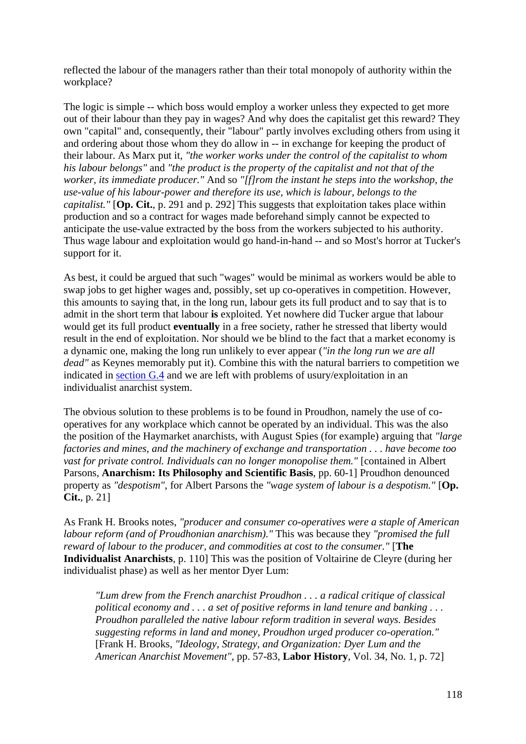reflected the labour of the managers rather than their total monopoly of authority within the workplace?

The logic is simple -- which boss would employ a worker unless they expected to get more out of their labour than they pay in wages? And why does the capitalist get this reward? They own "capital" and, consequently, their "labour" partly involves excluding others from using it and ordering about those whom they do allow in -- in exchange for keeping the product of their labour. As Marx put it, *"the worker works under the control of the capitalist to whom his labour belongs"* and *"the product is the property of the capitalist and not that of the worker, its immediate producer."* And so *"[f]rom the instant he steps into the workshop, the use-value of his labour-power and therefore its use, which is labour, belongs to the capitalist."* [**Op. Cit.**, p. 291 and p. 292] This suggests that exploitation takes place within production and so a contract for wages made beforehand simply cannot be expected to anticipate the use-value extracted by the boss from the workers subjected to his authority. Thus wage labour and exploitation would go hand-in-hand -- and so Most's horror at Tucker's support for it.

As best, it could be argued that such "wages" would be minimal as workers would be able to swap jobs to get higher wages and, possibly, set up co-operatives in competition. However, this amounts to saying that, in the long run, labour gets its full product and to say that is to admit in the short term that labour **is** exploited. Yet nowhere did Tucker argue that labour would get its full product **eventually** in a free society, rather he stressed that liberty would result in the end of exploitation. Nor should we be blind to the fact that a market economy is a dynamic one, making the long run unlikely to ever appear (*"in the long run we are all dead"* as Keynes memorably put it). Combine this with the natural barriers to competition we indicated in section G.4 and we are left with problems of usury/exploitation in an individualist anarchist system.

The obvious solution to these problems is to be found in Proudhon, namely the use of co-operatives for any workplace which cannot be operated by an individual. This was the also the position of the Haymarket anarchists, with August Spies (for example) arguing that *"large factories and mines, and the machinery of exchange and transportation . . . have become too vast for private control. Individuals can no longer monopolise them."* [contained in Albert Parsons, **Anarchism: Its Philosophy and Scientific Basis**, pp. 60-1] Proudhon denounced property as *"despotism"*, for Albert Parsons the *"wage system of labour is a despotism."* [**Op. Cit.**, p. 21]

As Frank H. Brooks notes, *"producer and consumer co-operatives were a staple of American labour reform (and of Proudhonian anarchism)."* This was because they *"promised the full reward of labour to the producer, and commodities at cost to the consumer."* [**The Individualist Anarchists**, p. 110] This was the position of Voltairine de Cleyre (during her individualist phase) as well as her mentor Dyer Lum:

> *"Lum drew from the French anarchist Proudhon . . . a radical critique of classical political economy and . . . a set of positive reforms in land tenure and banking . . . Proudhon paralleled the native labour reform tradition in several ways. Besides suggesting reforms in land and money, Proudhon urged producer co-operation."* [Frank H. Brooks, *"Ideology, Strategy, and Organization: Dyer Lum and the American Anarchist Movement"*, pp. 57-83, **Labor History**, Vol. 34, No. 1, p. 72]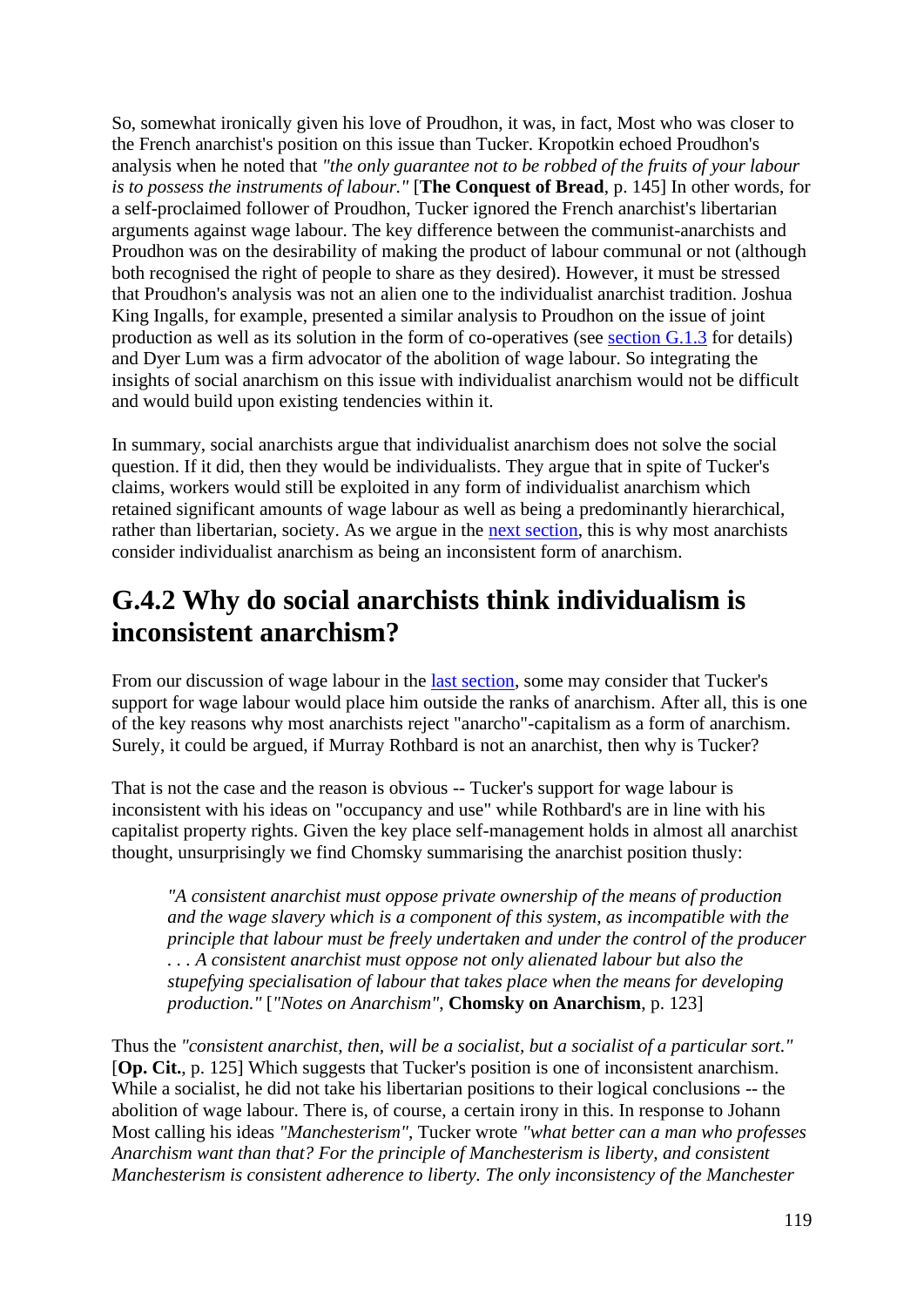So, somewhat ironically given his love of Proudhon, it was, in fact, Most who was closer to the French anarchist's position on this issue than Tucker. Kropotkin echoed Proudhon's analysis when he noted that *"the only guarantee not to be robbed of the fruits of your labour is to possess the instruments of labour."* [**The Conquest of Bread**, p. 145] In other words, for a self-proclaimed follower of Proudhon, Tucker ignored the French anarchist's libertarian arguments against wage labour. The key difference between the communist-anarchists and Proudhon was on the desirability of making the product of labour communal or not (although both recognised the right of people to share as they desired). However, it must be stressed that Proudhon's analysis was not an alien one to the individualist anarchist tradition. Joshua King Ingalls, for example, presented a similar analysis to Proudhon on the issue of joint production as well as its solution in the form of co-operatives (see section G.1.3 for details) and Dyer Lum was a firm advocator of the abolition of wage labour. So integrating the insights of social anarchism on this issue with individualist anarchism would not be difficult and would build upon existing tendencies within it.

In summary, social anarchists argue that individualist anarchism does not solve the social question. If it did, then they would be individualists. They argue that in spite of Tucker's claims, workers would still be exploited in any form of individualist anarchism which retained significant amounts of wage labour as well as being a predominantly hierarchical, rather than libertarian, society. As we argue in the next section, this is why most anarchists consider individualist anarchism as being an inconsistent form of anarchism.

## G.4.2 Why do social anarchists think individualism is inconsistent anarchism?

From our discussion of wage labour in the last section, some may consider that Tucker's support for wage labour would place him outside the ranks of anarchism. After all, this is one of the key reasons why most anarchists reject "anarcho"-capitalism as a form of anarchism. Surely, it could be argued, if Murray Rothbard is not an anarchist, then why is Tucker?

That is not the case and the reason is obvious -- Tucker's support for wage labour is inconsistent with his ideas on "occupancy and use" while Rothbard's are in line with his capitalist property rights. Given the key place self-management holds in almost all anarchist thought, unsurprisingly we find Chomsky summarising the anarchist position thusly:

> *"A consistent anarchist must oppose private ownership of the means of production and the wage slavery which is a component of this system, as incompatible with the principle that labour must be freely undertaken and under the control of the producer . . . A consistent anarchist must oppose not only alienated labour but also the stupefying specialisation of labour that takes place when the means for developing production."* [*"Notes on Anarchism"*, **Chomsky on Anarchism**, p. 123]

Thus the *"consistent anarchist, then, will be a socialist, but a socialist of a particular sort."* [**Op. Cit.**, p. 125] Which suggests that Tucker's position is one of inconsistent anarchism. While a socialist, he did not take his libertarian positions to their logical conclusions -- the abolition of wage labour. There is, of course, a certain irony in this. In response to Johann Most calling his ideas *"Manchesterism"*, Tucker wrote *"what better can a man who professes Anarchism want than that? For the principle of Manchesterism is liberty, and consistent Manchesterism is consistent adherence to liberty. The only inconsistency of the Manchester*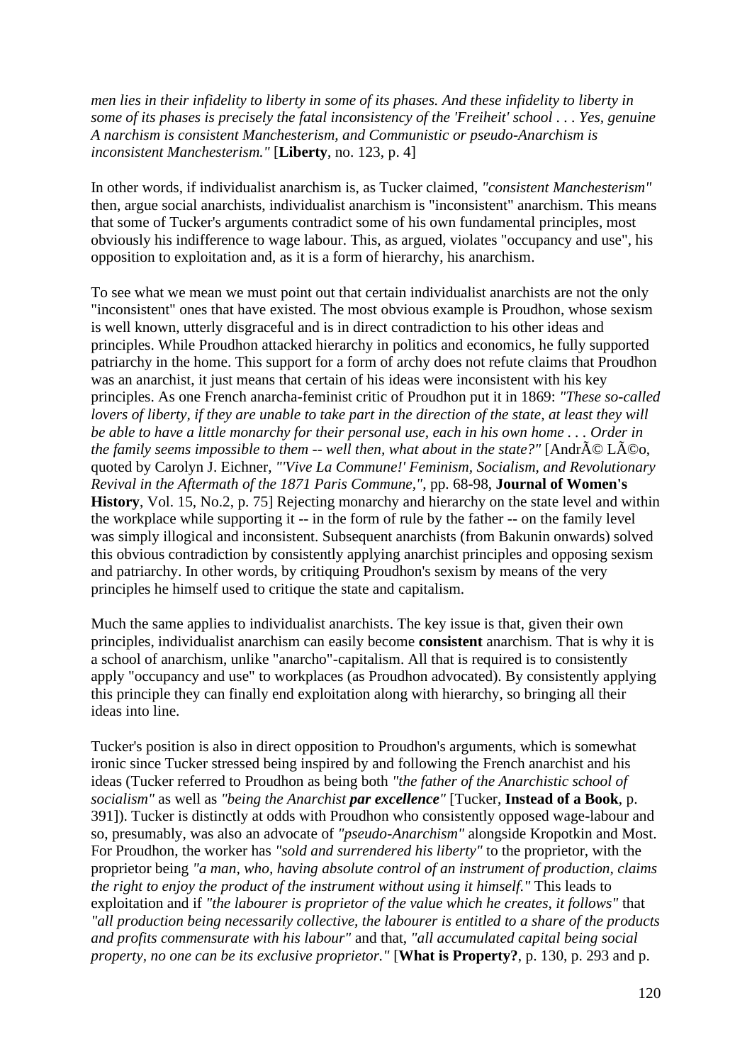*men lies in their infidelity to liberty in some of its phases. And these infidelity to liberty in some of its phases is precisely the fatal inconsistency of the 'Freiheit' school . . . Yes, genuine A narchism is consistent Manchesterism, and Communistic or pseudo-Anarchism is inconsistent Manchesterism."* [**Liberty**, no. 123, p. 4]

In other words, if individualist anarchism is, as Tucker claimed, *"consistent Manchesterism"* then, argue social anarchists, individualist anarchism is "inconsistent" anarchism. This means that some of Tucker's arguments contradict some of his own fundamental principles, most obviously his indifference to wage labour. This, as argued, violates "occupancy and use", his opposition to exploitation and, as it is a form of hierarchy, his anarchism.

To see what we mean we must point out that certain individualist anarchists are not the only "inconsistent" ones that have existed. The most obvious example is Proudhon, whose sexism is well known, utterly disgraceful and is in direct contradiction to his other ideas and principles. While Proudhon attacked hierarchy in politics and economics, he fully supported patriarchy in the home. This support for a form of archy does not refute claims that Proudhon was an anarchist, it just means that certain of his ideas were inconsistent with his key principles. As one French anarcha-feminist critic of Proudhon put it in 1869: *"These so-called lovers of liberty, if they are unable to take part in the direction of the state, at least they will be able to have a little monarchy for their personal use, each in his own home . . . Order in the family seems impossible to them -- well then, what about in the state?"* [AndrÃ© LÃ©o, quoted by Carolyn J. Eichner, *"'Vive La Commune!' Feminism, Socialism, and Revolutionary Revival in the Aftermath of the 1871 Paris Commune,"*, pp. 68-98, **Journal of Women's History**, Vol. 15, No.2, p. 75] Rejecting monarchy and hierarchy on the state level and within the workplace while supporting it -- in the form of rule by the father -- on the family level was simply illogical and inconsistent. Subsequent anarchists (from Bakunin onwards) solved this obvious contradiction by consistently applying anarchist principles and opposing sexism and patriarchy. In other words, by critiquing Proudhon's sexism by means of the very principles he himself used to critique the state and capitalism.

Much the same applies to individualist anarchists. The key issue is that, given their own principles, individualist anarchism can easily become **consistent** anarchism. That is why it is a school of anarchism, unlike "anarcho"-capitalism. All that is required is to consistently apply "occupancy and use" to workplaces (as Proudhon advocated). By consistently applying this principle they can finally end exploitation along with hierarchy, so bringing all their ideas into line.

Tucker's position is also in direct opposition to Proudhon's arguments, which is somewhat ironic since Tucker stressed being inspired by and following the French anarchist and his ideas (Tucker referred to Proudhon as being both *"the father of the Anarchistic school of socialism"* as well as *"being the Anarchist **par excellence**"* [Tucker, **Instead of a Book**, p. 391]). Tucker is distinctly at odds with Proudhon who consistently opposed wage-labour and so, presumably, was also an advocate of *"pseudo-Anarchism"* alongside Kropotkin and Most. For Proudhon, the worker has *"sold and surrendered his liberty"* to the proprietor, with the proprietor being *"a man, who, having absolute control of an instrument of production, claims the right to enjoy the product of the instrument without using it himself."* This leads to exploitation and if *"the labourer is proprietor of the value which he creates, it follows"* that *"all production being necessarily collective, the labourer is entitled to a share of the products and profits commensurate with his labour"* and that, *"all accumulated capital being social property, no one can be its exclusive proprietor."* [**What is Property?**, p. 130, p. 293 and p.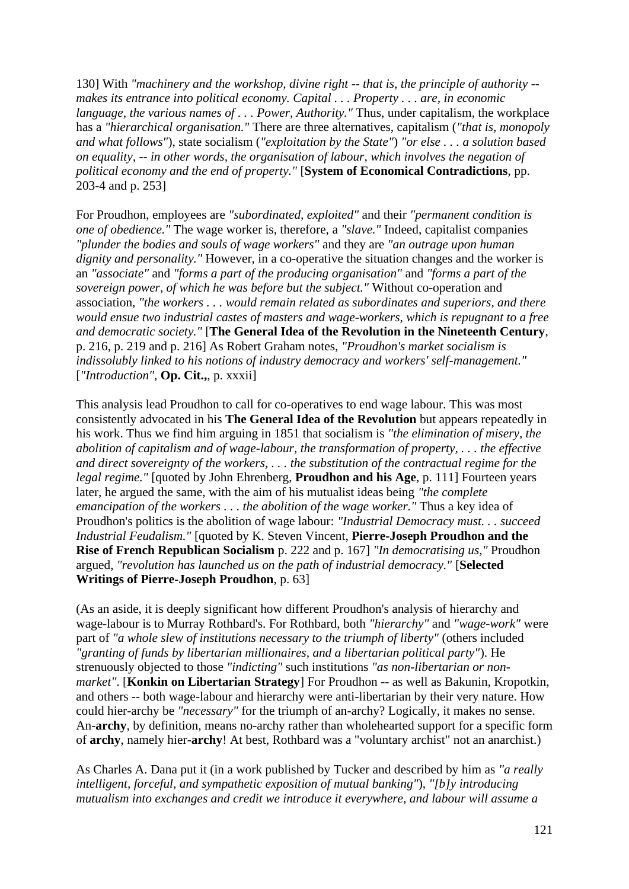130] With *"machinery and the workshop, divine right -- that is, the principle of authority -- makes its entrance into political economy. Capital . . . Property . . . are, in economic language, the various names of . . . Power, Authority."* Thus, under capitalism, the workplace has a *"hierarchical organisation."* There are three alternatives, capitalism (*"that is, monopoly and what follows"*), state socialism (*"exploitation by the State"*) *"or else . . . a solution based on equality, -- in other words, the organisation of labour, which involves the negation of political economy and the end of property."* [**System of Economical Contradictions**, pp. 203-4 and p. 253]

For Proudhon, employees are *"subordinated, exploited"* and their *"permanent condition is one of obedience."* The wage worker is, therefore, a *"slave."* Indeed, capitalist companies *"plunder the bodies and souls of wage workers"* and they are *"an outrage upon human dignity and personality."* However, in a co-operative the situation changes and the worker is an *"associate"* and *"forms a part of the producing organisation"* and *"forms a part of the sovereign power, of which he was before but the subject."* Without co-operation and association, *"the workers . . . would remain related as subordinates and superiors, and there would ensue two industrial castes of masters and wage-workers, which is repugnant to a free and democratic society."* [**The General Idea of the Revolution in the Nineteenth Century**, p. 216, p. 219 and p. 216] As Robert Graham notes, *"Proudhon's market socialism is indissolubly linked to his notions of industry democracy and workers' self-management."* [*"Introduction"*, **Op. Cit.,**, p. xxxii]

This analysis lead Proudhon to call for co-operatives to end wage labour. This was most consistently advocated in his **The General Idea of the Revolution** but appears repeatedly in his work. Thus we find him arguing in 1851 that socialism is *"the elimination of misery, the abolition of capitalism and of wage-labour, the transformation of property, . . . the effective and direct sovereignty of the workers, . . . the substitution of the contractual regime for the legal regime."* [quoted by John Ehrenberg, **Proudhon and his Age**, p. 111] Fourteen years later, he argued the same, with the aim of his mutualist ideas being *"the complete emancipation of the workers . . . the abolition of the wage worker."* Thus a key idea of Proudhon's politics is the abolition of wage labour: *"Industrial Democracy must. . . succeed Industrial Feudalism."* [quoted by K. Steven Vincent, **Pierre-Joseph Proudhon and the Rise of French Republican Socialism** p. 222 and p. 167] *"In democratising us,"* Proudhon argued, *"revolution has launched us on the path of industrial democracy."* [**Selected Writings of Pierre-Joseph Proudhon**, p. 63]

(As an aside, it is deeply significant how different Proudhon's analysis of hierarchy and wage-labour is to Murray Rothbard's. For Rothbard, both *"hierarchy"* and *"wage-work"* were part of *"a whole slew of institutions necessary to the triumph of liberty"* (others included *"granting of funds by libertarian millionaires, and a libertarian political party"*). He strenuously objected to those *"indicting"* such institutions *"as non-libertarian or non-market"*. [**Konkin on Libertarian Strategy**] For Proudhon -- as well as Bakunin, Kropotkin, and others -- both wage-labour and hierarchy were anti-libertarian by their very nature. How could hier-archy be *"necessary"* for the triumph of an-archy? Logically, it makes no sense. An-**archy**, by definition, means no-archy rather than wholehearted support for a specific form of **archy**, namely hier-**archy**! At best, Rothbard was a "voluntary archist" not an anarchist.)

As Charles A. Dana put it (in a work published by Tucker and described by him as *"a really intelligent, forceful, and sympathetic exposition of mutual banking"*), *"[b]y introducing mutualism into exchanges and credit we introduce it everywhere, and labour will assume a*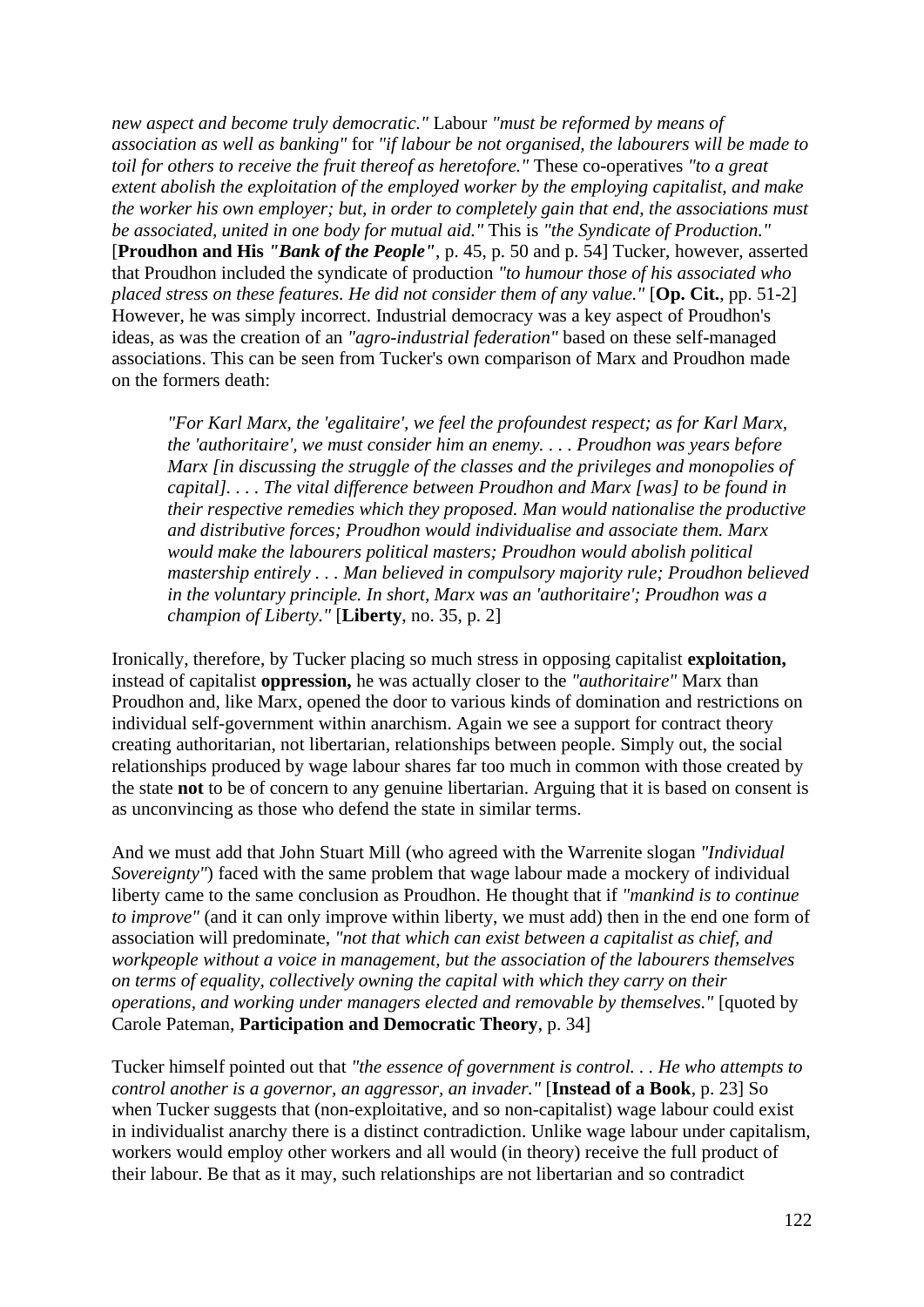*new aspect and become truly democratic."* Labour *"must be reformed by means of association as well as banking"* for *"if labour be not organised, the labourers will be made to toil for others to receive the fruit thereof as heretofore."* These co-operatives *"to a great extent abolish the exploitation of the employed worker by the employing capitalist, and make the worker his own employer; but, in order to completely gain that end, the associations must be associated, united in one body for mutual aid."* This is *"the Syndicate of Production."* [**Proudhon and His *"Bank of the People"***, p. 45, p. 50 and p. 54] Tucker, however, asserted that Proudhon included the syndicate of production *"to humour those of his associated who placed stress on these features. He did not consider them of any value."* [**Op. Cit.**, pp. 51-2] However, he was simply incorrect. Industrial democracy was a key aspect of Proudhon's ideas, as was the creation of an *"agro-industrial federation"* based on these self-managed associations. This can be seen from Tucker's own comparison of Marx and Proudhon made on the formers death:

> *"For Karl Marx, the 'egalitaire', we feel the profoundest respect; as for Karl Marx, the 'authoritaire', we must consider him an enemy. . . . Proudhon was years before Marx [in discussing the struggle of the classes and the privileges and monopolies of capital]. . . . The vital difference between Proudhon and Marx [was] to be found in their respective remedies which they proposed. Man would nationalise the productive and distributive forces; Proudhon would individualise and associate them. Marx would make the labourers political masters; Proudhon would abolish political mastership entirely . . . Man believed in compulsory majority rule; Proudhon believed in the voluntary principle. In short, Marx was an 'authoritaire'; Proudhon was a champion of Liberty."* [**Liberty**, no. 35, p. 2]

Ironically, therefore, by Tucker placing so much stress in opposing capitalist **exploitation,** instead of capitalist **oppression,** he was actually closer to the *"authoritaire"* Marx than Proudhon and, like Marx, opened the door to various kinds of domination and restrictions on individual self-government within anarchism. Again we see a support for contract theory creating authoritarian, not libertarian, relationships between people. Simply out, the social relationships produced by wage labour shares far too much in common with those created by the state **not** to be of concern to any genuine libertarian. Arguing that it is based on consent is as unconvincing as those who defend the state in similar terms.

And we must add that John Stuart Mill (who agreed with the Warrenite slogan *"Individual Sovereignty"*) faced with the same problem that wage labour made a mockery of individual liberty came to the same conclusion as Proudhon. He thought that if *"mankind is to continue to improve"* (and it can only improve within liberty, we must add) then in the end one form of association will predominate, *"not that which can exist between a capitalist as chief, and workpeople without a voice in management, but the association of the labourers themselves on terms of equality, collectively owning the capital with which they carry on their operations, and working under managers elected and removable by themselves."* [quoted by Carole Pateman, **Participation and Democratic Theory**, p. 34]

Tucker himself pointed out that *"the essence of government is control. . . He who attempts to control another is a governor, an aggressor, an invader."* [**Instead of a Book**, p. 23] So when Tucker suggests that (non-exploitative, and so non-capitalist) wage labour could exist in individualist anarchy there is a distinct contradiction. Unlike wage labour under capitalism, workers would employ other workers and all would (in theory) receive the full product of their labour. Be that as it may, such relationships are not libertarian and so contradict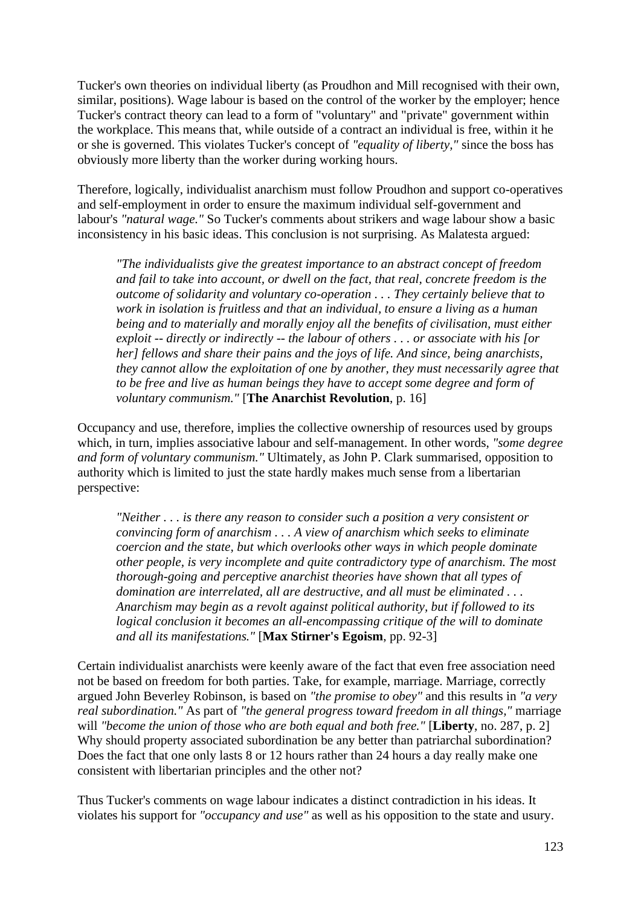Tucker's own theories on individual liberty (as Proudhon and Mill recognised with their own, similar, positions). Wage labour is based on the control of the worker by the employer; hence Tucker's contract theory can lead to a form of "voluntary" and "private" government within the workplace. This means that, while outside of a contract an individual is free, within it he or she is governed. This violates Tucker's concept of *"equality of liberty,"* since the boss has obviously more liberty than the worker during working hours.

Therefore, logically, individualist anarchism must follow Proudhon and support co-operatives and self-employment in order to ensure the maximum individual self-government and labour's *"natural wage."* So Tucker's comments about strikers and wage labour show a basic inconsistency in his basic ideas. This conclusion is not surprising. As Malatesta argued:

> *"The individualists give the greatest importance to an abstract concept of freedom and fail to take into account, or dwell on the fact, that real, concrete freedom is the outcome of solidarity and voluntary co-operation . . . They certainly believe that to work in isolation is fruitless and that an individual, to ensure a living as a human being and to materially and morally enjoy all the benefits of civilisation, must either exploit -- directly or indirectly -- the labour of others . . . or associate with his [or her] fellows and share their pains and the joys of life. And since, being anarchists, they cannot allow the exploitation of one by another, they must necessarily agree that to be free and live as human beings they have to accept some degree and form of voluntary communism."* [**The Anarchist Revolution**, p. 16]

Occupancy and use, therefore, implies the collective ownership of resources used by groups which, in turn, implies associative labour and self-management. In other words, *"some degree and form of voluntary communism."* Ultimately, as John P. Clark summarised, opposition to authority which is limited to just the state hardly makes much sense from a libertarian perspective:

> *"Neither . . . is there any reason to consider such a position a very consistent or convincing form of anarchism . . . A view of anarchism which seeks to eliminate coercion and the state, but which overlooks other ways in which people dominate other people, is very incomplete and quite contradictory type of anarchism. The most thorough-going and perceptive anarchist theories have shown that all types of domination are interrelated, all are destructive, and all must be eliminated . . . Anarchism may begin as a revolt against political authority, but if followed to its logical conclusion it becomes an all-encompassing critique of the will to dominate and all its manifestations."* [**Max Stirner's Egoism**, pp. 92-3]

Certain individualist anarchists were keenly aware of the fact that even free association need not be based on freedom for both parties. Take, for example, marriage. Marriage, correctly argued John Beverley Robinson, is based on *"the promise to obey"* and this results in *"a very real subordination."* As part of *"the general progress toward freedom in all things,"* marriage will *"become the union of those who are both equal and both free."* [**Liberty**, no. 287, p. 2] Why should property associated subordination be any better than patriarchal subordination? Does the fact that one only lasts 8 or 12 hours rather than 24 hours a day really make one consistent with libertarian principles and the other not?

Thus Tucker's comments on wage labour indicates a distinct contradiction in his ideas. It violates his support for *"occupancy and use"* as well as his opposition to the state and usury.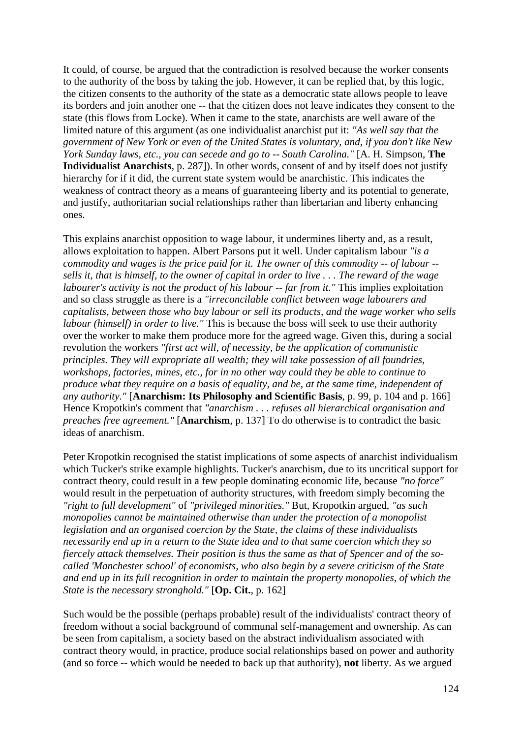It could, of course, be argued that the contradiction is resolved because the worker consents to the authority of the boss by taking the job. However, it can be replied that, by this logic, the citizen consents to the authority of the state as a democratic state allows people to leave its borders and join another one -- that the citizen does not leave indicates they consent to the state (this flows from Locke). When it came to the state, anarchists are well aware of the limited nature of this argument (as one individualist anarchist put it: *"As well say that the government of New York or even of the United States is voluntary, and, if you don't like New York Sunday laws, etc., you can secede and go to -- South Carolina."* [A. H. Simpson, **The Individualist Anarchists**, p. 287]). In other words, consent of and by itself does not justify hierarchy for if it did, the current state system would be anarchistic. This indicates the weakness of contract theory as a means of guaranteeing liberty and its potential to generate, and justify, authoritarian social relationships rather than libertarian and liberty enhancing ones.

This explains anarchist opposition to wage labour, it undermines liberty and, as a result, allows exploitation to happen. Albert Parsons put it well. Under capitalism labour *"is a commodity and wages is the price paid for it. The owner of this commodity -- of labour -- sells it, that is himself, to the owner of capital in order to live . . . The reward of the wage labourer's activity is not the product of his labour -- far from it."* This implies exploitation and so class struggle as there is a *"irreconcilable conflict between wage labourers and capitalists, between those who buy labour or sell its products, and the wage worker who sells labour (himself) in order to live."* This is because the boss will seek to use their authority over the worker to make them produce more for the agreed wage. Given this, during a social revolution the workers *"first act will, of necessity, be the application of communistic principles. They will expropriate all wealth; they will take possession of all foundries, workshops, factories, mines, etc., for in no other way could they be able to continue to produce what they require on a basis of equality, and be, at the same time, independent of any authority."* [**Anarchism: Its Philosophy and Scientific Basis**, p. 99, p. 104 and p. 166] Hence Kropotkin's comment that *"anarchism . . . refuses all hierarchical organisation and preaches free agreement."* [**Anarchism**, p. 137] To do otherwise is to contradict the basic ideas of anarchism.

Peter Kropotkin recognised the statist implications of some aspects of anarchist individualism which Tucker's strike example highlights. Tucker's anarchism, due to its uncritical support for contract theory, could result in a few people dominating economic life, because *"no force"* would result in the perpetuation of authority structures, with freedom simply becoming the *"right to full development"* of *"privileged minorities."* But, Kropotkin argued, *"as such monopolies cannot be maintained otherwise than under the protection of a monopolist legislation and an organised coercion by the State, the claims of these individualists necessarily end up in a return to the State idea and to that same coercion which they so fiercely attack themselves. Their position is thus the same as that of Spencer and of the so-called 'Manchester school' of economists, who also begin by a severe criticism of the State and end up in its full recognition in order to maintain the property monopolies, of which the State is the necessary stronghold."* [**Op. Cit.**, p. 162]

Such would be the possible (perhaps probable) result of the individualists' contract theory of freedom without a social background of communal self-management and ownership. As can be seen from capitalism, a society based on the abstract individualism associated with contract theory would, in practice, produce social relationships based on power and authority (and so force -- which would be needed to back up that authority), **not** liberty. As we argued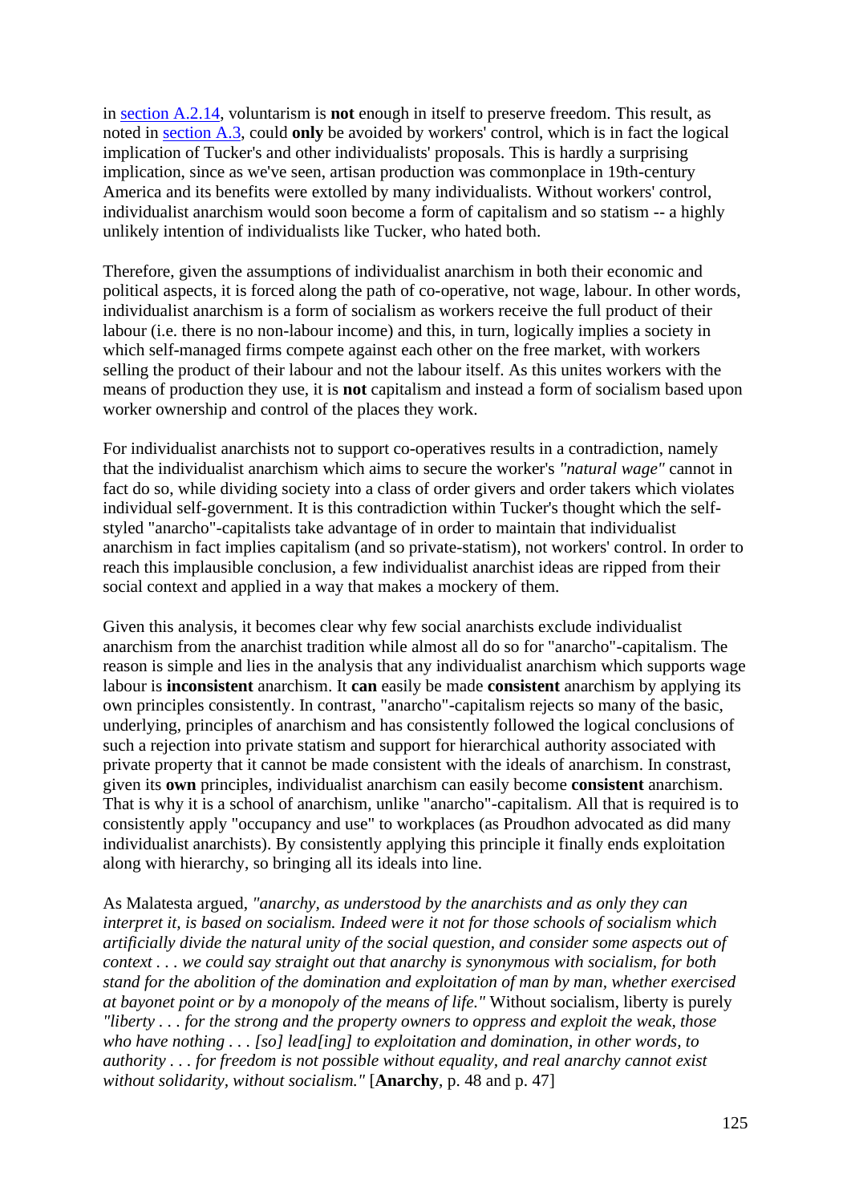in section A.2.14, voluntarism is **not** enough in itself to preserve freedom. This result, as noted in section A.3, could **only** be avoided by workers' control, which is in fact the logical implication of Tucker's and other individualists' proposals. This is hardly a surprising implication, since as we've seen, artisan production was commonplace in 19th-century America and its benefits were extolled by many individualists. Without workers' control, individualist anarchism would soon become a form of capitalism and so statism -- a highly unlikely intention of individualists like Tucker, who hated both.

Therefore, given the assumptions of individualist anarchism in both their economic and political aspects, it is forced along the path of co-operative, not wage, labour. In other words, individualist anarchism is a form of socialism as workers receive the full product of their labour (i.e. there is no non-labour income) and this, in turn, logically implies a society in which self-managed firms compete against each other on the free market, with workers selling the product of their labour and not the labour itself. As this unites workers with the means of production they use, it is **not** capitalism and instead a form of socialism based upon worker ownership and control of the places they work.

For individualist anarchists not to support co-operatives results in a contradiction, namely that the individualist anarchism which aims to secure the worker's *"natural wage"* cannot in fact do so, while dividing society into a class of order givers and order takers which violates individual self-government. It is this contradiction within Tucker's thought which the self-styled "anarcho"-capitalists take advantage of in order to maintain that individualist anarchism in fact implies capitalism (and so private-statism), not workers' control. In order to reach this implausible conclusion, a few individualist anarchist ideas are ripped from their social context and applied in a way that makes a mockery of them.

Given this analysis, it becomes clear why few social anarchists exclude individualist anarchism from the anarchist tradition while almost all do so for "anarcho"-capitalism. The reason is simple and lies in the analysis that any individualist anarchism which supports wage labour is **inconsistent** anarchism. It **can** easily be made **consistent** anarchism by applying its own principles consistently. In contrast, "anarcho"-capitalism rejects so many of the basic, underlying, principles of anarchism and has consistently followed the logical conclusions of such a rejection into private statism and support for hierarchical authority associated with private property that it cannot be made consistent with the ideals of anarchism. In constrast, given its **own** principles, individualist anarchism can easily become **consistent** anarchism. That is why it is a school of anarchism, unlike "anarcho"-capitalism. All that is required is to consistently apply "occupancy and use" to workplaces (as Proudhon advocated as did many individualist anarchists). By consistently applying this principle it finally ends exploitation along with hierarchy, so bringing all its ideals into line.

As Malatesta argued, *"anarchy, as understood by the anarchists and as only they can interpret it, is based on socialism. Indeed were it not for those schools of socialism which artificially divide the natural unity of the social question, and consider some aspects out of context . . . we could say straight out that anarchy is synonymous with socialism, for both stand for the abolition of the domination and exploitation of man by man, whether exercised at bayonet point or by a monopoly of the means of life."* Without socialism, liberty is purely *"liberty . . . for the strong and the property owners to oppress and exploit the weak, those who have nothing . . . [so] lead[ing] to exploitation and domination, in other words, to authority . . . for freedom is not possible without equality, and real anarchy cannot exist without solidarity, without socialism."* [**Anarchy**, p. 48 and p. 47]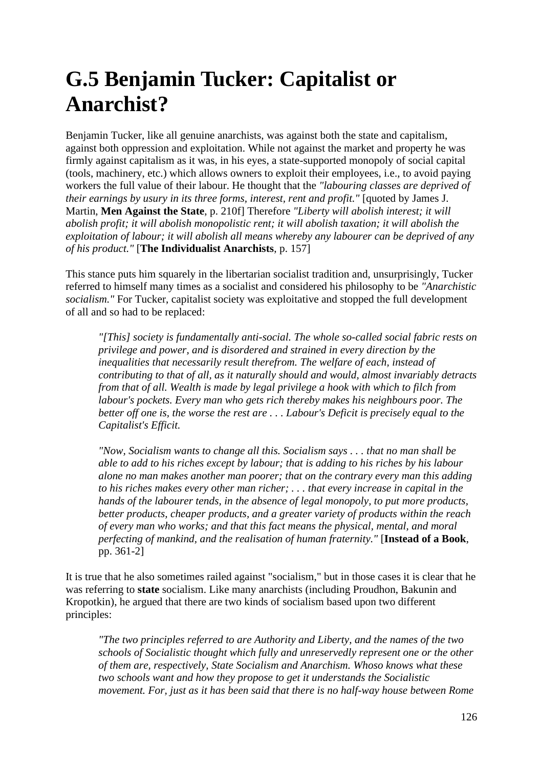# G.5 Benjamin Tucker: Capitalist or Anarchist?

Benjamin Tucker, like all genuine anarchists, was against both the state and capitalism, against both oppression and exploitation. While not against the market and property he was firmly against capitalism as it was, in his eyes, a state-supported monopoly of social capital (tools, machinery, etc.) which allows owners to exploit their employees, i.e., to avoid paying workers the full value of their labour. He thought that the *"labouring classes are deprived of their earnings by usury in its three forms, interest, rent and profit."* [quoted by James J. Martin, **Men Against the State**, p. 210f] Therefore *"Liberty will abolish interest; it will abolish profit; it will abolish monopolistic rent; it will abolish taxation; it will abolish the exploitation of labour; it will abolish all means whereby any labourer can be deprived of any of his product."* [**The Individualist Anarchists**, p. 157]

This stance puts him squarely in the libertarian socialist tradition and, unsurprisingly, Tucker referred to himself many times as a socialist and considered his philosophy to be *"Anarchistic socialism."* For Tucker, capitalist society was exploitative and stopped the full development of all and so had to be replaced:

> *"[This] society is fundamentally anti-social. The whole so-called social fabric rests on privilege and power, and is disordered and strained in every direction by the inequalities that necessarily result therefrom. The welfare of each, instead of contributing to that of all, as it naturally should and would, almost invariably detracts from that of all. Wealth is made by legal privilege a hook with which to filch from labour's pockets. Every man who gets rich thereby makes his neighbours poor. The better off one is, the worse the rest are . . . Labour's Deficit is precisely equal to the Capitalist's Efficit.*
>
> *"Now, Socialism wants to change all this. Socialism says . . . that no man shall be able to add to his riches except by labour; that is adding to his riches by his labour alone no man makes another man poorer; that on the contrary every man this adding to his riches makes every other man richer; . . . that every increase in capital in the hands of the labourer tends, in the absence of legal monopoly, to put more products, better products, cheaper products, and a greater variety of products within the reach of every man who works; and that this fact means the physical, mental, and moral perfecting of mankind, and the realisation of human fraternity."* [**Instead of a Book**, pp. 361-2]

It is true that he also sometimes railed against "socialism," but in those cases it is clear that he was referring to **state** socialism. Like many anarchists (including Proudhon, Bakunin and Kropotkin), he argued that there are two kinds of socialism based upon two different principles:

> *"The two principles referred to are Authority and Liberty, and the names of the two schools of Socialistic thought which fully and unreservedly represent one or the other of them are, respectively, State Socialism and Anarchism. Whoso knows what these two schools want and how they propose to get it understands the Socialistic movement. For, just as it has been said that there is no half-way house between Rome*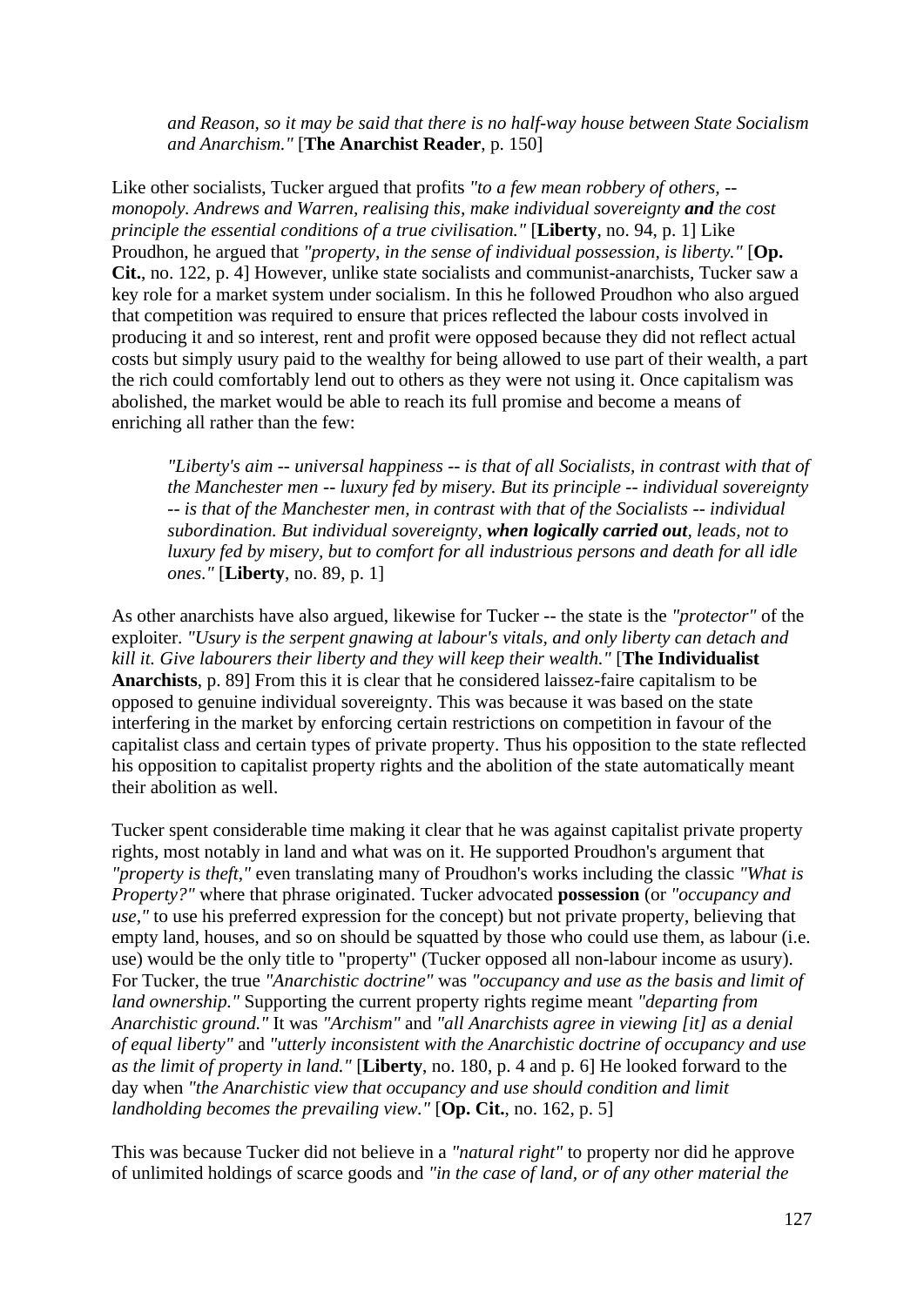> *and Reason, so it may be said that there is no half-way house between State Socialism and Anarchism."* [**The Anarchist Reader**, p. 150]

Like other socialists, Tucker argued that profits *"to a few mean robbery of others, -- monopoly. Andrews and Warren, realising this, make individual sovereignty **and** the cost principle the essential conditions of a true civilisation."* [**Liberty**, no. 94, p. 1] Like Proudhon, he argued that *"property, in the sense of individual possession, is liberty."* [**Op. Cit.**, no. 122, p. 4] However, unlike state socialists and communist-anarchists, Tucker saw a key role for a market system under socialism. In this he followed Proudhon who also argued that competition was required to ensure that prices reflected the labour costs involved in producing it and so interest, rent and profit were opposed because they did not reflect actual costs but simply usury paid to the wealthy for being allowed to use part of their wealth, a part the rich could comfortably lend out to others as they were not using it. Once capitalism was abolished, the market would be able to reach its full promise and become a means of enriching all rather than the few:

> *"Liberty's aim -- universal happiness -- is that of all Socialists, in contrast with that of the Manchester men -- luxury fed by misery. But its principle -- individual sovereignty -- is that of the Manchester men, in contrast with that of the Socialists -- individual subordination. But individual sovereignty, **when logically carried out**, leads, not to luxury fed by misery, but to comfort for all industrious persons and death for all idle ones."* [**Liberty**, no. 89, p. 1]

As other anarchists have also argued, likewise for Tucker -- the state is the *"protector"* of the exploiter. *"Usury is the serpent gnawing at labour's vitals, and only liberty can detach and kill it. Give labourers their liberty and they will keep their wealth."* [**The Individualist Anarchists**, p. 89] From this it is clear that he considered laissez-faire capitalism to be opposed to genuine individual sovereignty. This was because it was based on the state interfering in the market by enforcing certain restrictions on competition in favour of the capitalist class and certain types of private property. Thus his opposition to the state reflected his opposition to capitalist property rights and the abolition of the state automatically meant their abolition as well.

Tucker spent considerable time making it clear that he was against capitalist private property rights, most notably in land and what was on it. He supported Proudhon's argument that *"property is theft,"* even translating many of Proudhon's works including the classic *"What is Property?"* where that phrase originated. Tucker advocated **possession** (or *"occupancy and use,"* to use his preferred expression for the concept) but not private property, believing that empty land, houses, and so on should be squatted by those who could use them, as labour (i.e. use) would be the only title to "property" (Tucker opposed all non-labour income as usury). For Tucker, the true *"Anarchistic doctrine"* was *"occupancy and use as the basis and limit of land ownership."* Supporting the current property rights regime meant *"departing from Anarchistic ground."* It was *"Archism"* and *"all Anarchists agree in viewing [it] as a denial of equal liberty"* and *"utterly inconsistent with the Anarchistic doctrine of occupancy and use as the limit of property in land."* [**Liberty**, no. 180, p. 4 and p. 6] He looked forward to the day when *"the Anarchistic view that occupancy and use should condition and limit landholding becomes the prevailing view."* [**Op. Cit.**, no. 162, p. 5]

This was because Tucker did not believe in a *"natural right"* to property nor did he approve of unlimited holdings of scarce goods and *"in the case of land, or of any other material the*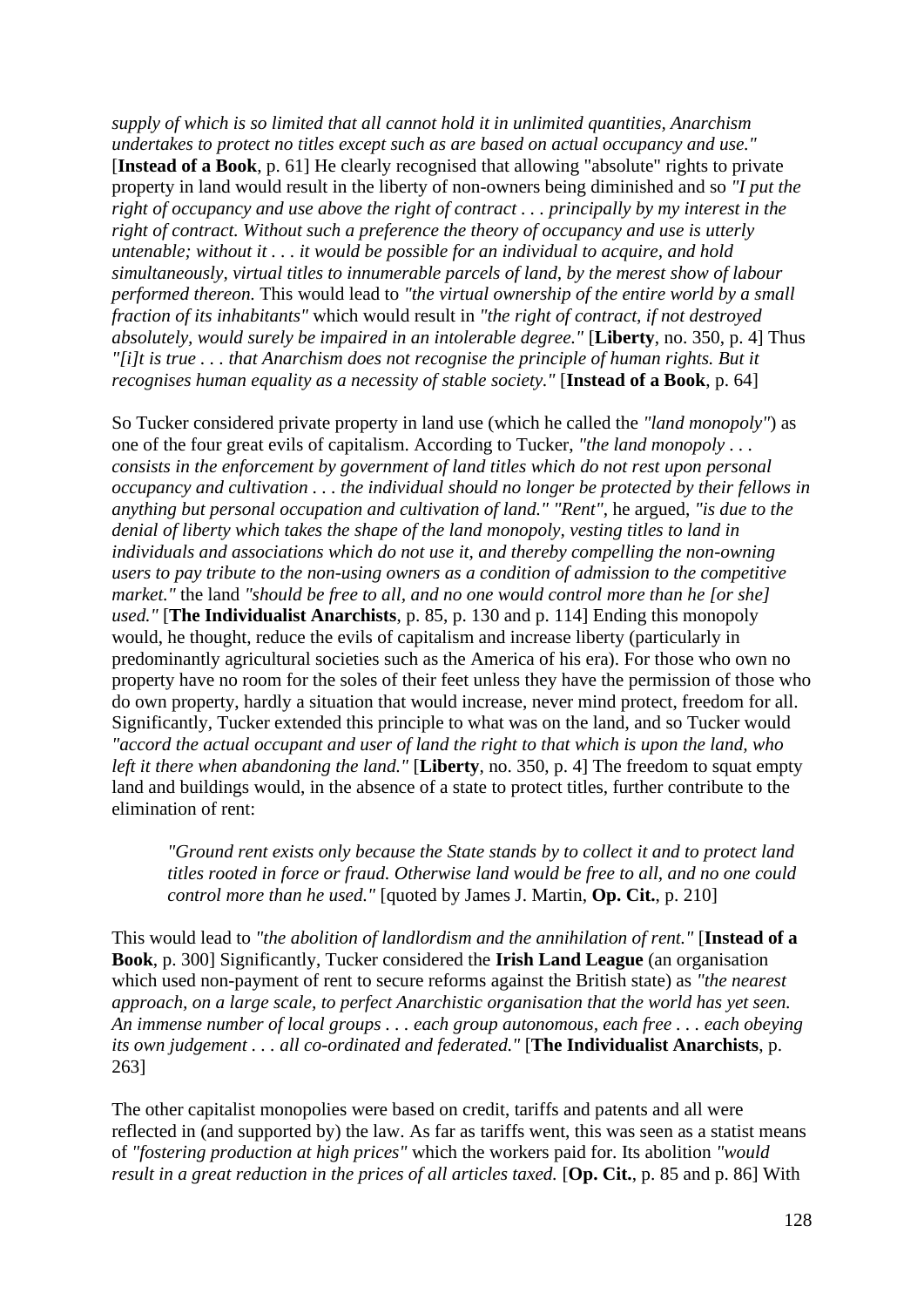*supply of which is so limited that all cannot hold it in unlimited quantities, Anarchism undertakes to protect no titles except such as are based on actual occupancy and use."* [**Instead of a Book**, p. 61] He clearly recognised that allowing "absolute" rights to private property in land would result in the liberty of non-owners being diminished and so *"I put the right of occupancy and use above the right of contract . . . principally by my interest in the right of contract. Without such a preference the theory of occupancy and use is utterly untenable; without it . . . it would be possible for an individual to acquire, and hold simultaneously, virtual titles to innumerable parcels of land, by the merest show of labour performed thereon.* This would lead to *"the virtual ownership of the entire world by a small fraction of its inhabitants"* which would result in *"the right of contract, if not destroyed absolutely, would surely be impaired in an intolerable degree."* [**Liberty**, no. 350, p. 4] Thus *"[i]t is true . . . that Anarchism does not recognise the principle of human rights. But it recognises human equality as a necessity of stable society."* [**Instead of a Book**, p. 64]

So Tucker considered private property in land use (which he called the *"land monopoly"*) as one of the four great evils of capitalism. According to Tucker, *"the land monopoly . . . consists in the enforcement by government of land titles which do not rest upon personal occupancy and cultivation . . . the individual should no longer be protected by their fellows in anything but personal occupation and cultivation of land." "Rent"*, he argued, *"is due to the denial of liberty which takes the shape of the land monopoly, vesting titles to land in individuals and associations which do not use it, and thereby compelling the non-owning users to pay tribute to the non-using owners as a condition of admission to the competitive market."* the land *"should be free to all, and no one would control more than he [or she] used."* [**The Individualist Anarchists**, p. 85, p. 130 and p. 114] Ending this monopoly would, he thought, reduce the evils of capitalism and increase liberty (particularly in predominantly agricultural societies such as the America of his era). For those who own no property have no room for the soles of their feet unless they have the permission of those who do own property, hardly a situation that would increase, never mind protect, freedom for all. Significantly, Tucker extended this principle to what was on the land, and so Tucker would *"accord the actual occupant and user of land the right to that which is upon the land, who left it there when abandoning the land."* [**Liberty**, no. 350, p. 4] The freedom to squat empty land and buildings would, in the absence of a state to protect titles, further contribute to the elimination of rent:

> *"Ground rent exists only because the State stands by to collect it and to protect land titles rooted in force or fraud. Otherwise land would be free to all, and no one could control more than he used."* [quoted by James J. Martin, **Op. Cit.**, p. 210]

This would lead to *"the abolition of landlordism and the annihilation of rent."* [**Instead of a Book**, p. 300] Significantly, Tucker considered the **Irish Land League** (an organisation which used non-payment of rent to secure reforms against the British state) as *"the nearest approach, on a large scale, to perfect Anarchistic organisation that the world has yet seen. An immense number of local groups . . . each group autonomous, each free . . . each obeying its own judgement . . . all co-ordinated and federated."* [**The Individualist Anarchists**, p. 263]

The other capitalist monopolies were based on credit, tariffs and patents and all were reflected in (and supported by) the law. As far as tariffs went, this was seen as a statist means of *"fostering production at high prices"* which the workers paid for. Its abolition *"would result in a great reduction in the prices of all articles taxed.* [**Op. Cit.**, p. 85 and p. 86] With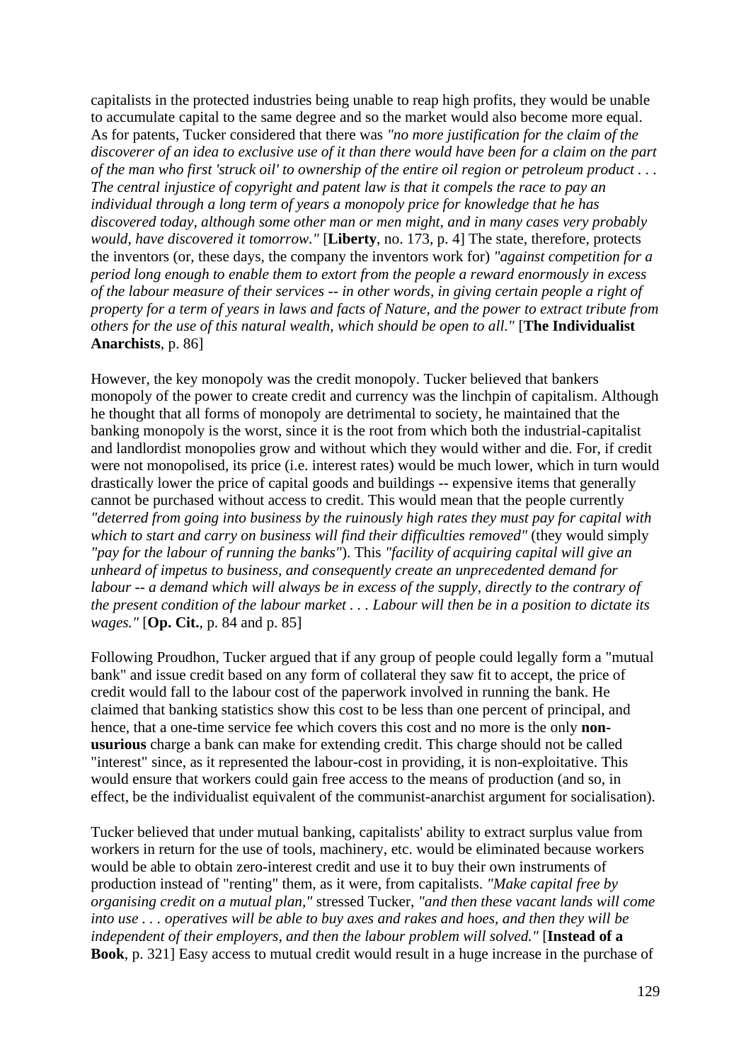capitalists in the protected industries being unable to reap high profits, they would be unable to accumulate capital to the same degree and so the market would also become more equal. As for patents, Tucker considered that there was *"no more justification for the claim of the discoverer of an idea to exclusive use of it than there would have been for a claim on the part of the man who first 'struck oil' to ownership of the entire oil region or petroleum product . . . The central injustice of copyright and patent law is that it compels the race to pay an individual through a long term of years a monopoly price for knowledge that he has discovered today, although some other man or men might, and in many cases very probably would, have discovered it tomorrow."* [**Liberty**, no. 173, p. 4] The state, therefore, protects the inventors (or, these days, the company the inventors work for) *"against competition for a period long enough to enable them to extort from the people a reward enormously in excess of the labour measure of their services -- in other words, in giving certain people a right of property for a term of years in laws and facts of Nature, and the power to extract tribute from others for the use of this natural wealth, which should be open to all."* [**The Individualist Anarchists**, p. 86]

However, the key monopoly was the credit monopoly. Tucker believed that bankers monopoly of the power to create credit and currency was the linchpin of capitalism. Although he thought that all forms of monopoly are detrimental to society, he maintained that the banking monopoly is the worst, since it is the root from which both the industrial-capitalist and landlordist monopolies grow and without which they would wither and die. For, if credit were not monopolised, its price (i.e. interest rates) would be much lower, which in turn would drastically lower the price of capital goods and buildings -- expensive items that generally cannot be purchased without access to credit. This would mean that the people currently *"deterred from going into business by the ruinously high rates they must pay for capital with which to start and carry on business will find their difficulties removed"* (they would simply *"pay for the labour of running the banks"*). This *"facility of acquiring capital will give an unheard of impetus to business, and consequently create an unprecedented demand for labour -- a demand which will always be in excess of the supply, directly to the contrary of the present condition of the labour market . . . Labour will then be in a position to dictate its wages."* [**Op. Cit.**, p. 84 and p. 85]

Following Proudhon, Tucker argued that if any group of people could legally form a "mutual bank" and issue credit based on any form of collateral they saw fit to accept, the price of credit would fall to the labour cost of the paperwork involved in running the bank. He claimed that banking statistics show this cost to be less than one percent of principal, and hence, that a one-time service fee which covers this cost and no more is the only **non-usurious** charge a bank can make for extending credit. This charge should not be called "interest" since, as it represented the labour-cost in providing, it is non-exploitative. This would ensure that workers could gain free access to the means of production (and so, in effect, be the individualist equivalent of the communist-anarchist argument for socialisation).

Tucker believed that under mutual banking, capitalists' ability to extract surplus value from workers in return for the use of tools, machinery, etc. would be eliminated because workers would be able to obtain zero-interest credit and use it to buy their own instruments of production instead of "renting" them, as it were, from capitalists. *"Make capital free by organising credit on a mutual plan,"* stressed Tucker, *"and then these vacant lands will come into use . . . operatives will be able to buy axes and rakes and hoes, and then they will be independent of their employers, and then the labour problem will solved."* [**Instead of a Book**, p. 321] Easy access to mutual credit would result in a huge increase in the purchase of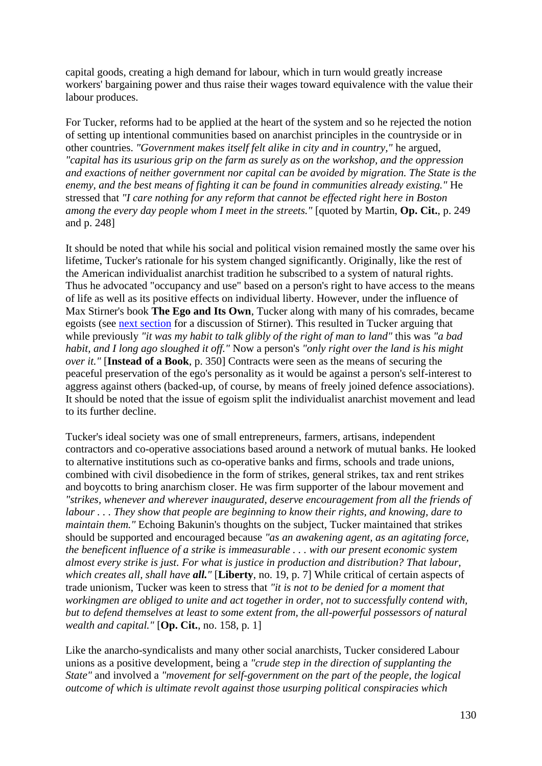capital goods, creating a high demand for labour, which in turn would greatly increase workers' bargaining power and thus raise their wages toward equivalence with the value their labour produces.

For Tucker, reforms had to be applied at the heart of the system and so he rejected the notion of setting up intentional communities based on anarchist principles in the countryside or in other countries. *"Government makes itself felt alike in city and in country,"* he argued, *"capital has its usurious grip on the farm as surely as on the workshop, and the oppression and exactions of neither government nor capital can be avoided by migration. The State is the enemy, and the best means of fighting it can be found in communities already existing."* He stressed that *"I care nothing for any reform that cannot be effected right here in Boston among the every day people whom I meet in the streets."* [quoted by Martin, **Op. Cit.**, p. 249 and p. 248]

It should be noted that while his social and political vision remained mostly the same over his lifetime, Tucker's rationale for his system changed significantly. Originally, like the rest of the American individualist anarchist tradition he subscribed to a system of natural rights. Thus he advocated "occupancy and use" based on a person's right to have access to the means of life as well as its positive effects on individual liberty. However, under the influence of Max Stirner's book **The Ego and Its Own**, Tucker along with many of his comrades, became egoists (see next section for a discussion of Stirner). This resulted in Tucker arguing that while previously *"it was my habit to talk glibly of the right of man to land"* this was *"a bad habit, and I long ago sloughed it off."* Now a person's *"only right over the land is his might over it."* [**Instead of a Book**, p. 350] Contracts were seen as the means of securing the peaceful preservation of the ego's personality as it would be against a person's self-interest to aggress against others (backed-up, of course, by means of freely joined defence associations). It should be noted that the issue of egoism split the individualist anarchist movement and lead to its further decline.

Tucker's ideal society was one of small entrepreneurs, farmers, artisans, independent contractors and co-operative associations based around a network of mutual banks. He looked to alternative institutions such as co-operative banks and firms, schools and trade unions, combined with civil disobedience in the form of strikes, general strikes, tax and rent strikes and boycotts to bring anarchism closer. He was firm supporter of the labour movement and *"strikes, whenever and wherever inaugurated, deserve encouragement from all the friends of labour . . . They show that people are beginning to know their rights, and knowing, dare to maintain them."* Echoing Bakunin's thoughts on the subject, Tucker maintained that strikes should be supported and encouraged because *"as an awakening agent, as an agitating force, the beneficent influence of a strike is immeasurable . . . with our present economic system almost every strike is just. For what is justice in production and distribution? That labour, which creates all, shall have **all.**"* [**Liberty**, no. 19, p. 7] While critical of certain aspects of trade unionism, Tucker was keen to stress that *"it is not to be denied for a moment that workingmen are obliged to unite and act together in order, not to successfully contend with, but to defend themselves at least to some extent from, the all-powerful possessors of natural wealth and capital."* [**Op. Cit.**, no. 158, p. 1]

Like the anarcho-syndicalists and many other social anarchists, Tucker considered Labour unions as a positive development, being a *"crude step in the direction of supplanting the State"* and involved a *"movement for self-government on the part of the people, the logical outcome of which is ultimate revolt against those usurping political conspiracies which*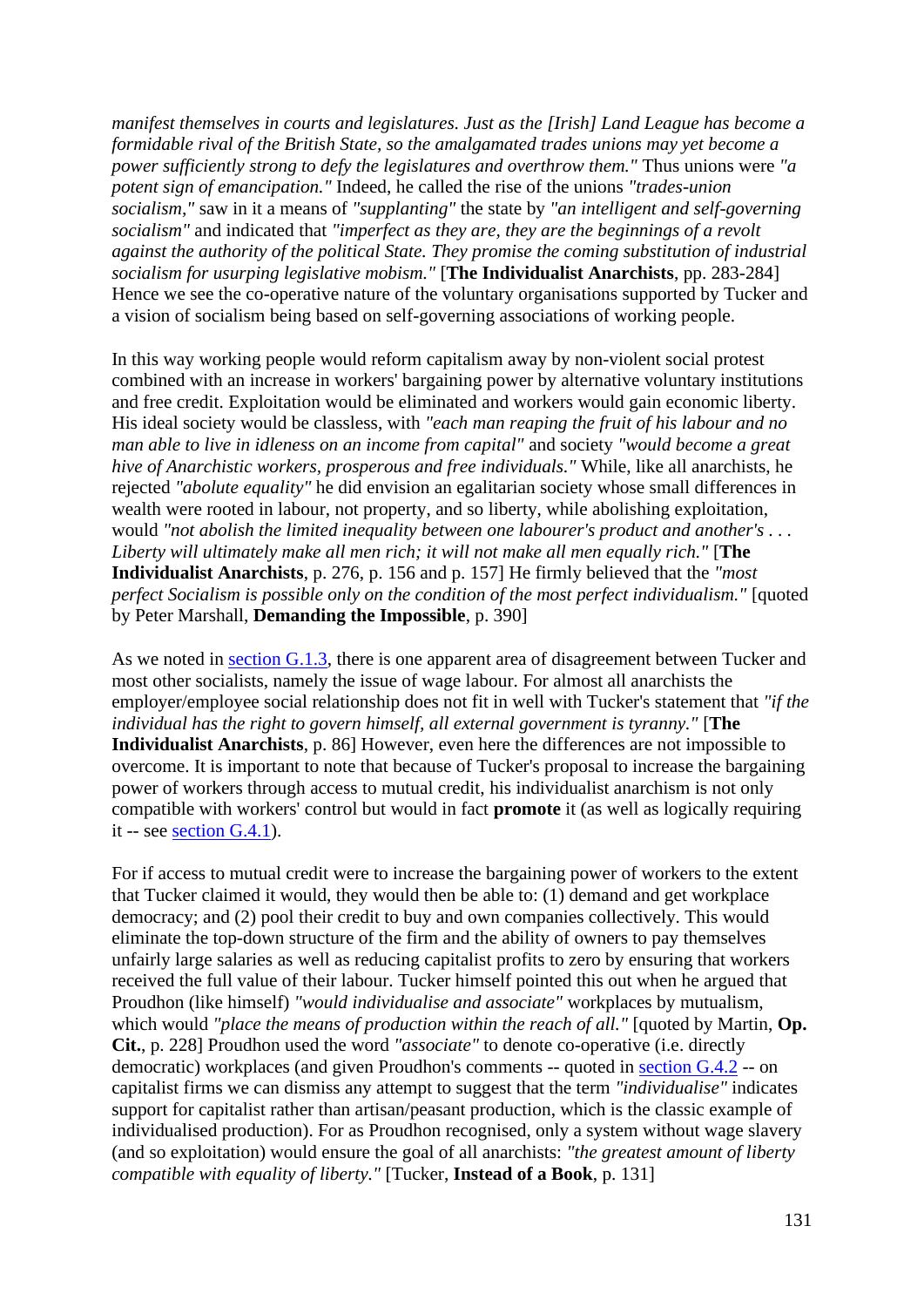*manifest themselves in courts and legislatures. Just as the [Irish] Land League has become a formidable rival of the British State, so the amalgamated trades unions may yet become a power sufficiently strong to defy the legislatures and overthrow them."* Thus unions were *"a potent sign of emancipation."* Indeed, he called the rise of the unions *"trades-union socialism,"* saw in it a means of *"supplanting"* the state by *"an intelligent and self-governing socialism"* and indicated that *"imperfect as they are, they are the beginnings of a revolt against the authority of the political State. They promise the coming substitution of industrial socialism for usurping legislative mobism."* [**The Individualist Anarchists**, pp. 283-284] Hence we see the co-operative nature of the voluntary organisations supported by Tucker and a vision of socialism being based on self-governing associations of working people.

In this way working people would reform capitalism away by non-violent social protest combined with an increase in workers' bargaining power by alternative voluntary institutions and free credit. Exploitation would be eliminated and workers would gain economic liberty. His ideal society would be classless, with *"each man reaping the fruit of his labour and no man able to live in idleness on an income from capital"* and society *"would become a great hive of Anarchistic workers, prosperous and free individuals."* While, like all anarchists, he rejected *"abolute equality"* he did envision an egalitarian society whose small differences in wealth were rooted in labour, not property, and so liberty, while abolishing exploitation, would *"not abolish the limited inequality between one labourer's product and another's . . . Liberty will ultimately make all men rich; it will not make all men equally rich."* [**The Individualist Anarchists**, p. 276, p. 156 and p. 157] He firmly believed that the *"most perfect Socialism is possible only on the condition of the most perfect individualism."* [quoted by Peter Marshall, **Demanding the Impossible**, p. 390]

As we noted in section G.1.3, there is one apparent area of disagreement between Tucker and most other socialists, namely the issue of wage labour. For almost all anarchists the employer/employee social relationship does not fit in well with Tucker's statement that *"if the individual has the right to govern himself, all external government is tyranny."* [**The Individualist Anarchists**, p. 86] However, even here the differences are not impossible to overcome. It is important to note that because of Tucker's proposal to increase the bargaining power of workers through access to mutual credit, his individualist anarchism is not only compatible with workers' control but would in fact **promote** it (as well as logically requiring it -- see section G.4.1).

For if access to mutual credit were to increase the bargaining power of workers to the extent that Tucker claimed it would, they would then be able to: (1) demand and get workplace democracy; and (2) pool their credit to buy and own companies collectively. This would eliminate the top-down structure of the firm and the ability of owners to pay themselves unfairly large salaries as well as reducing capitalist profits to zero by ensuring that workers received the full value of their labour. Tucker himself pointed this out when he argued that Proudhon (like himself) *"would individualise and associate"* workplaces by mutualism, which would *"place the means of production within the reach of all."* [quoted by Martin, **Op. Cit.**, p. 228] Proudhon used the word *"associate"* to denote co-operative (i.e. directly democratic) workplaces (and given Proudhon's comments -- quoted in section G.4.2 -- on capitalist firms we can dismiss any attempt to suggest that the term *"individualise"* indicates support for capitalist rather than artisan/peasant production, which is the classic example of individualised production). For as Proudhon recognised, only a system without wage slavery (and so exploitation) would ensure the goal of all anarchists: *"the greatest amount of liberty compatible with equality of liberty."* [Tucker, **Instead of a Book**, p. 131]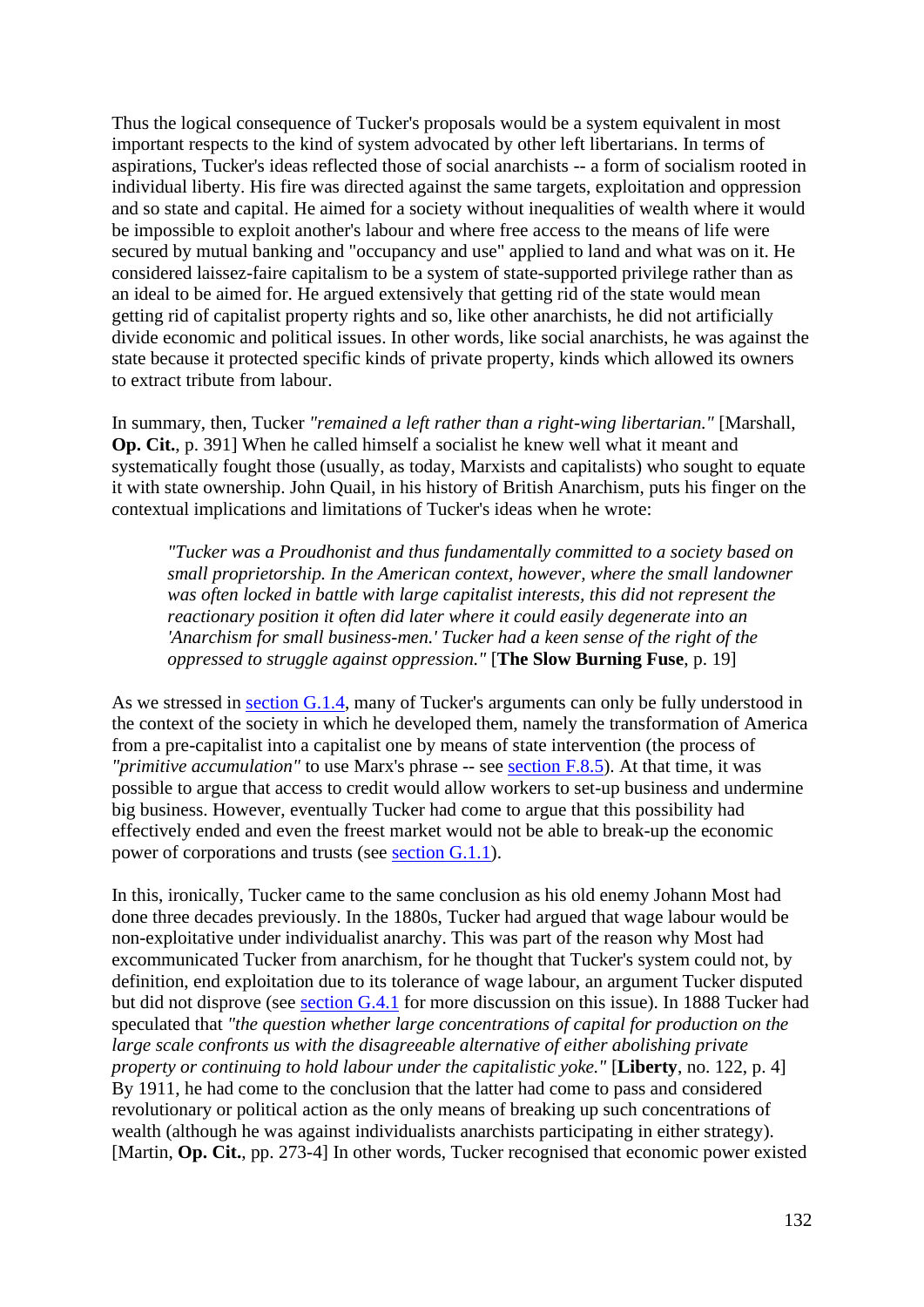Thus the logical consequence of Tucker's proposals would be a system equivalent in most important respects to the kind of system advocated by other left libertarians. In terms of aspirations, Tucker's ideas reflected those of social anarchists -- a form of socialism rooted in individual liberty. His fire was directed against the same targets, exploitation and oppression and so state and capital. He aimed for a society without inequalities of wealth where it would be impossible to exploit another's labour and where free access to the means of life were secured by mutual banking and "occupancy and use" applied to land and what was on it. He considered laissez-faire capitalism to be a system of state-supported privilege rather than as an ideal to be aimed for. He argued extensively that getting rid of the state would mean getting rid of capitalist property rights and so, like other anarchists, he did not artificially divide economic and political issues. In other words, like social anarchists, he was against the state because it protected specific kinds of private property, kinds which allowed its owners to extract tribute from labour.

In summary, then, Tucker *"remained a left rather than a right-wing libertarian."* [Marshall, **Op. Cit.**, p. 391] When he called himself a socialist he knew well what it meant and systematically fought those (usually, as today, Marxists and capitalists) who sought to equate it with state ownership. John Quail, in his history of British Anarchism, puts his finger on the contextual implications and limitations of Tucker's ideas when he wrote:

> *"Tucker was a Proudhonist and thus fundamentally committed to a society based on small proprietorship. In the American context, however, where the small landowner was often locked in battle with large capitalist interests, this did not represent the reactionary position it often did later where it could easily degenerate into an 'Anarchism for small business-men.' Tucker had a keen sense of the right of the oppressed to struggle against oppression."* [**The Slow Burning Fuse**, p. 19]

As we stressed in section G.1.4, many of Tucker's arguments can only be fully understood in the context of the society in which he developed them, namely the transformation of America from a pre-capitalist into a capitalist one by means of state intervention (the process of *"primitive accumulation"* to use Marx's phrase -- see section F.8.5). At that time, it was possible to argue that access to credit would allow workers to set-up business and undermine big business. However, eventually Tucker had come to argue that this possibility had effectively ended and even the freest market would not be able to break-up the economic power of corporations and trusts (see section G.1.1).

In this, ironically, Tucker came to the same conclusion as his old enemy Johann Most had done three decades previously. In the 1880s, Tucker had argued that wage labour would be non-exploitative under individualist anarchy. This was part of the reason why Most had excommunicated Tucker from anarchism, for he thought that Tucker's system could not, by definition, end exploitation due to its tolerance of wage labour, an argument Tucker disputed but did not disprove (see section G.4.1 for more discussion on this issue). In 1888 Tucker had speculated that *"the question whether large concentrations of capital for production on the large scale confronts us with the disagreeable alternative of either abolishing private property or continuing to hold labour under the capitalistic yoke."* [**Liberty**, no. 122, p. 4] By 1911, he had come to the conclusion that the latter had come to pass and considered revolutionary or political action as the only means of breaking up such concentrations of wealth (although he was against individualists anarchists participating in either strategy). [Martin, **Op. Cit.**, pp. 273-4] In other words, Tucker recognised that economic power existed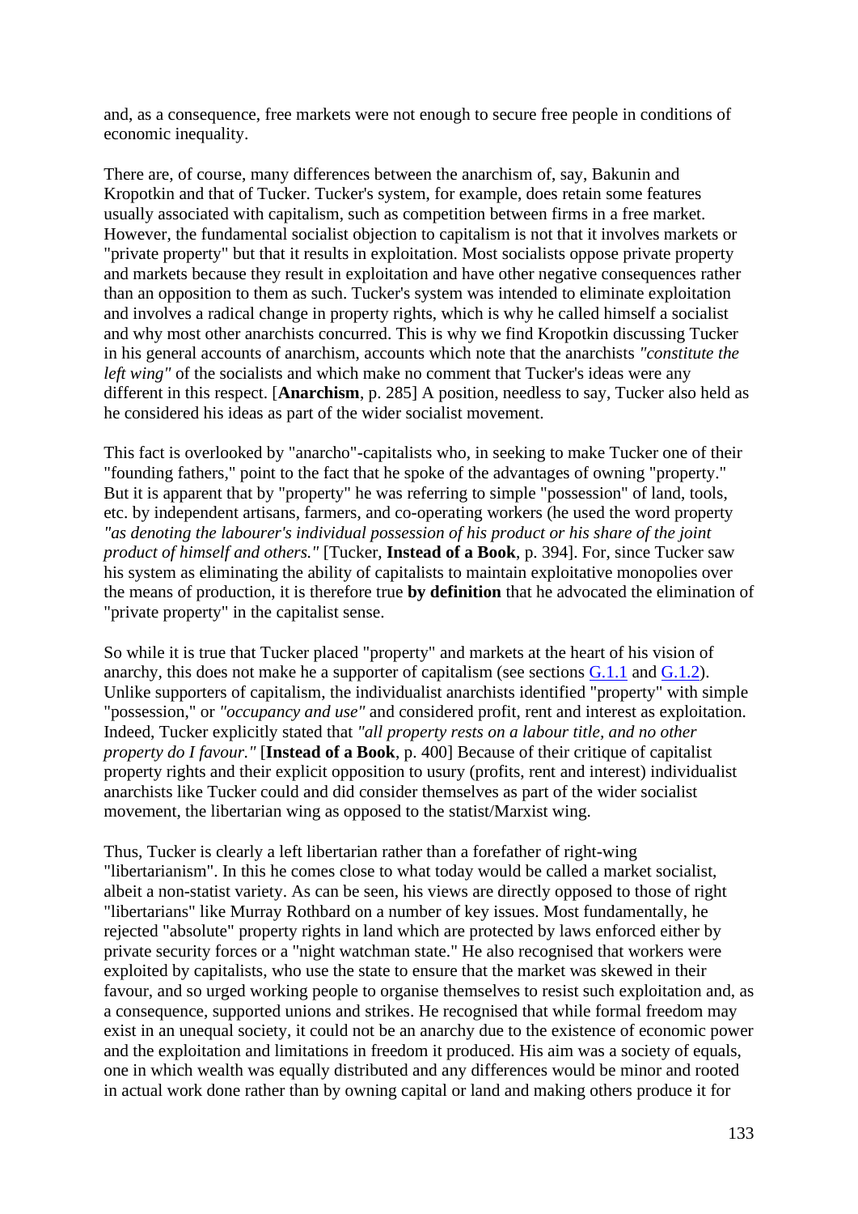and, as a consequence, free markets were not enough to secure free people in conditions of economic inequality.

There are, of course, many differences between the anarchism of, say, Bakunin and Kropotkin and that of Tucker. Tucker's system, for example, does retain some features usually associated with capitalism, such as competition between firms in a free market. However, the fundamental socialist objection to capitalism is not that it involves markets or "private property" but that it results in exploitation. Most socialists oppose private property and markets because they result in exploitation and have other negative consequences rather than an opposition to them as such. Tucker's system was intended to eliminate exploitation and involves a radical change in property rights, which is why he called himself a socialist and why most other anarchists concurred. This is why we find Kropotkin discussing Tucker in his general accounts of anarchism, accounts which note that the anarchists *"constitute the left wing"* of the socialists and which make no comment that Tucker's ideas were any different in this respect. [**Anarchism**, p. 285] A position, needless to say, Tucker also held as he considered his ideas as part of the wider socialist movement.

This fact is overlooked by "anarcho"-capitalists who, in seeking to make Tucker one of their "founding fathers," point to the fact that he spoke of the advantages of owning "property." But it is apparent that by "property" he was referring to simple "possession" of land, tools, etc. by independent artisans, farmers, and co-operating workers (he used the word property *"as denoting the labourer's individual possession of his product or his share of the joint product of himself and others."* [Tucker, **Instead of a Book**, p. 394]. For, since Tucker saw his system as eliminating the ability of capitalists to maintain exploitative monopolies over the means of production, it is therefore true **by definition** that he advocated the elimination of "private property" in the capitalist sense.

So while it is true that Tucker placed "property" and markets at the heart of his vision of anarchy, this does not make he a supporter of capitalism (see sections G.1.1 and G.1.2). Unlike supporters of capitalism, the individualist anarchists identified "property" with simple "possession," or *"occupancy and use"* and considered profit, rent and interest as exploitation. Indeed, Tucker explicitly stated that *"all property rests on a labour title, and no other property do I favour."* [**Instead of a Book**, p. 400] Because of their critique of capitalist property rights and their explicit opposition to usury (profits, rent and interest) individualist anarchists like Tucker could and did consider themselves as part of the wider socialist movement, the libertarian wing as opposed to the statist/Marxist wing.

Thus, Tucker is clearly a left libertarian rather than a forefather of right-wing "libertarianism". In this he comes close to what today would be called a market socialist, albeit a non-statist variety. As can be seen, his views are directly opposed to those of right "libertarians" like Murray Rothbard on a number of key issues. Most fundamentally, he rejected "absolute" property rights in land which are protected by laws enforced either by private security forces or a "night watchman state." He also recognised that workers were exploited by capitalists, who use the state to ensure that the market was skewed in their favour, and so urged working people to organise themselves to resist such exploitation and, as a consequence, supported unions and strikes. He recognised that while formal freedom may exist in an unequal society, it could not be an anarchy due to the existence of economic power and the exploitation and limitations in freedom it produced. His aim was a society of equals, one in which wealth was equally distributed and any differences would be minor and rooted in actual work done rather than by owning capital or land and making others produce it for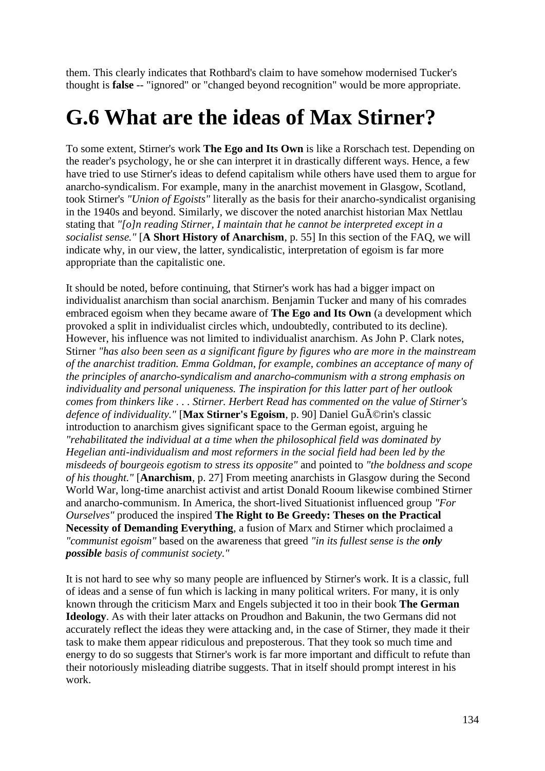them. This clearly indicates that Rothbard's claim to have somehow modernised Tucker's thought is **false** -- "ignored" or "changed beyond recognition" would be more appropriate.

# G.6 What are the ideas of Max Stirner?

To some extent, Stirner's work **The Ego and Its Own** is like a Rorschach test. Depending on the reader's psychology, he or she can interpret it in drastically different ways. Hence, a few have tried to use Stirner's ideas to defend capitalism while others have used them to argue for anarcho-syndicalism. For example, many in the anarchist movement in Glasgow, Scotland, took Stirner's *"Union of Egoists"* literally as the basis for their anarcho-syndicalist organising in the 1940s and beyond. Similarly, we discover the noted anarchist historian Max Nettlau stating that *"[o]n reading Stirner, I maintain that he cannot be interpreted except in a socialist sense."* [**A Short History of Anarchism**, p. 55] In this section of the FAQ, we will indicate why, in our view, the latter, syndicalistic, interpretation of egoism is far more appropriate than the capitalistic one.

It should be noted, before continuing, that Stirner's work has had a bigger impact on individualist anarchism than social anarchism. Benjamin Tucker and many of his comrades embraced egoism when they became aware of **The Ego and Its Own** (a development which provoked a split in individualist circles which, undoubtedly, contributed to its decline). However, his influence was not limited to individualist anarchism. As John P. Clark notes, Stirner *"has also been seen as a significant figure by figures who are more in the mainstream of the anarchist tradition. Emma Goldman, for example, combines an acceptance of many of the principles of anarcho-syndicalism and anarcho-communism with a strong emphasis on individuality and personal uniqueness. The inspiration for this latter part of her outlook comes from thinkers like . . . Stirner. Herbert Read has commented on the value of Stirner's defence of individuality."* [**Max Stirner's Egoism**, p. 90] Daniel GuÃ©rin's classic introduction to anarchism gives significant space to the German egoist, arguing he *"rehabilitated the individual at a time when the philosophical field was dominated by Hegelian anti-individualism and most reformers in the social field had been led by the misdeeds of bourgeois egotism to stress its opposite"* and pointed to *"the boldness and scope of his thought."* [**Anarchism**, p. 27] From meeting anarchists in Glasgow during the Second World War, long-time anarchist activist and artist Donald Rooum likewise combined Stirner and anarcho-communism. In America, the short-lived Situationist influenced group *"For Ourselves"* produced the inspired **The Right to Be Greedy: Theses on the Practical Necessity of Demanding Everything**, a fusion of Marx and Stirner which proclaimed a *"communist egoism"* based on the awareness that greed *"in its fullest sense is the **only possible** basis of communist society."*

It is not hard to see why so many people are influenced by Stirner's work. It is a classic, full of ideas and a sense of fun which is lacking in many political writers. For many, it is only known through the criticism Marx and Engels subjected it too in their book **The German Ideology**. As with their later attacks on Proudhon and Bakunin, the two Germans did not accurately reflect the ideas they were attacking and, in the case of Stirner, they made it their task to make them appear ridiculous and preposterous. That they took so much time and energy to do so suggests that Stirner's work is far more important and difficult to refute than their notoriously misleading diatribe suggests. That in itself should prompt interest in his work.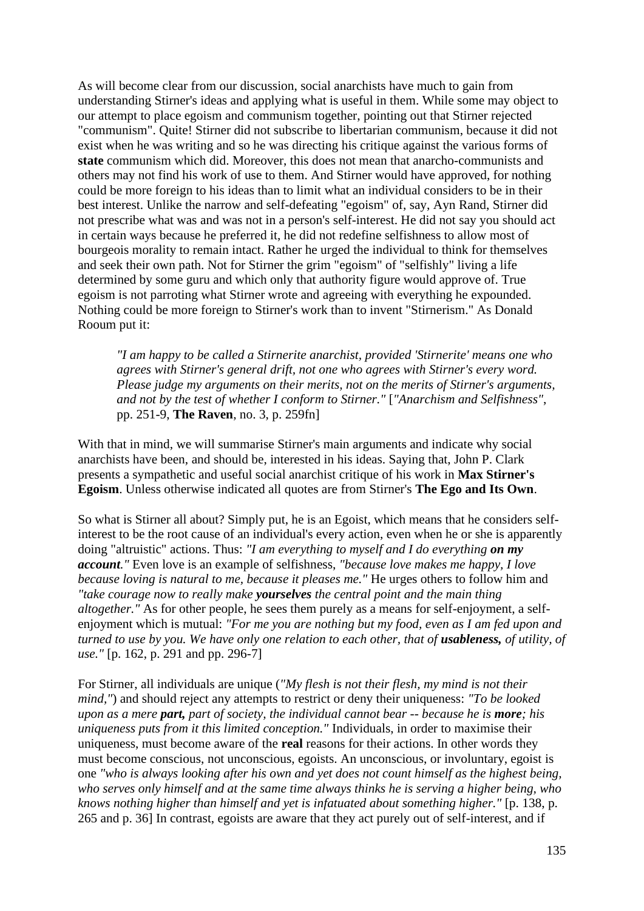As will become clear from our discussion, social anarchists have much to gain from understanding Stirner's ideas and applying what is useful in them. While some may object to our attempt to place egoism and communism together, pointing out that Stirner rejected "communism". Quite! Stirner did not subscribe to libertarian communism, because it did not exist when he was writing and so he was directing his critique against the various forms of **state** communism which did. Moreover, this does not mean that anarcho-communists and others may not find his work of use to them. And Stirner would have approved, for nothing could be more foreign to his ideas than to limit what an individual considers to be in their best interest. Unlike the narrow and self-defeating "egoism" of, say, Ayn Rand, Stirner did not prescribe what was and was not in a person's self-interest. He did not say you should act in certain ways because he preferred it, he did not redefine selfishness to allow most of bourgeois morality to remain intact. Rather he urged the individual to think for themselves and seek their own path. Not for Stirner the grim "egoism" of "selfishly" living a life determined by some guru and which only that authority figure would approve of. True egoism is not parroting what Stirner wrote and agreeing with everything he expounded. Nothing could be more foreign to Stirner's work than to invent "Stirnerism." As Donald Rooum put it:

> *"I am happy to be called a Stirnerite anarchist, provided 'Stirnerite' means one who agrees with Stirner's general drift, not one who agrees with Stirner's every word. Please judge my arguments on their merits, not on the merits of Stirner's arguments, and not by the test of whether I conform to Stirner."* [*"Anarchism and Selfishness"*, pp. 251-9, **The Raven**, no. 3, p. 259fn]

With that in mind, we will summarise Stirner's main arguments and indicate why social anarchists have been, and should be, interested in his ideas. Saying that, John P. Clark presents a sympathetic and useful social anarchist critique of his work in **Max Stirner's Egoism**. Unless otherwise indicated all quotes are from Stirner's **The Ego and Its Own**.

So what is Stirner all about? Simply put, he is an Egoist, which means that he considers self-interest to be the root cause of an individual's every action, even when he or she is apparently doing "altruistic" actions. Thus: *"I am everything to myself and I do everything* ***on my account****."* Even love is an example of selfishness, *"because love makes me happy, I love because loving is natural to me, because it pleases me."* He urges others to follow him and *"take courage now to really make* ***yourselves*** *the central point and the main thing altogether."* As for other people, he sees them purely as a means for self-enjoyment, a self-enjoyment which is mutual: *"For me you are nothing but my food, even as I am fed upon and turned to use by you. We have only one relation to each other, that of* ***usableness,*** *of utility, of use."* [p. 162, p. 291 and pp. 296-7]

For Stirner, all individuals are unique (*"My flesh is not their flesh, my mind is not their mind,"*) and should reject any attempts to restrict or deny their uniqueness: *"To be looked upon as a mere* ***part,*** *part of society, the individual cannot bear -- because he is* ***more****; his uniqueness puts from it this limited conception."* Individuals, in order to maximise their uniqueness, must become aware of the **real** reasons for their actions. In other words they must become conscious, not unconscious, egoists. An unconscious, or involuntary, egoist is one *"who is always looking after his own and yet does not count himself as the highest being, who serves only himself and at the same time always thinks he is serving a higher being, who knows nothing higher than himself and yet is infatuated about something higher."* [p. 138, p. 265 and p. 36] In contrast, egoists are aware that they act purely out of self-interest, and if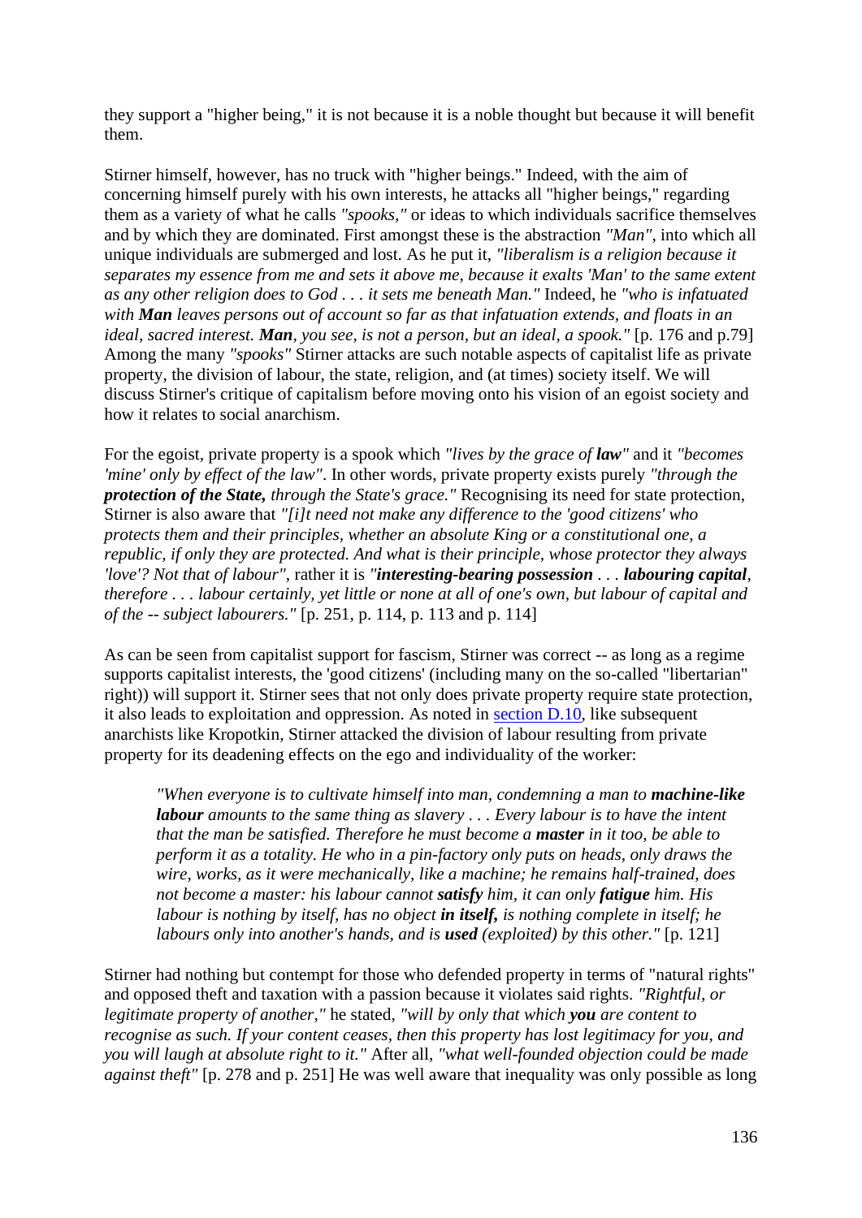they support a "higher being," it is not because it is a noble thought but because it will benefit them.

Stirner himself, however, has no truck with "higher beings." Indeed, with the aim of concerning himself purely with his own interests, he attacks all "higher beings," regarding them as a variety of what he calls *"spooks,"* or ideas to which individuals sacrifice themselves and by which they are dominated. First amongst these is the abstraction *"Man"*, into which all unique individuals are submerged and lost. As he put it, *"liberalism is a religion because it separates my essence from me and sets it above me, because it exalts 'Man' to the same extent as any other religion does to God . . . it sets me beneath Man."* Indeed, he *"who is infatuated with **Man** leaves persons out of account so far as that infatuation extends, and floats in an ideal, sacred interest. **Man**, you see, is not a person, but an ideal, a spook."* [p. 176 and p.79] Among the many *"spooks"* Stirner attacks are such notable aspects of capitalist life as private property, the division of labour, the state, religion, and (at times) society itself. We will discuss Stirner's critique of capitalism before moving onto his vision of an egoist society and how it relates to social anarchism.

For the egoist, private property is a spook which *"lives by the grace of **law**"* and it *"becomes 'mine' only by effect of the law"*. In other words, private property exists purely *"through the **protection of the State,** through the State's grace."* Recognising its need for state protection, Stirner is also aware that *"[i]t need not make any difference to the 'good citizens' who protects them and their principles, whether an absolute King or a constitutional one, a republic, if only they are protected. And what is their principle, whose protector they always 'love'? Not that of labour"*, rather it is *"**interesting-bearing possession** . . . **labouring capital**, therefore . . . labour certainly, yet little or none at all of one's own, but labour of capital and of the -- subject labourers."* [p. 251, p. 114, p. 113 and p. 114]

As can be seen from capitalist support for fascism, Stirner was correct -- as long as a regime supports capitalist interests, the 'good citizens' (including many on the so-called "libertarian" right)) will support it. Stirner sees that not only does private property require state protection, it also leads to exploitation and oppression. As noted in section D.10, like subsequent anarchists like Kropotkin, Stirner attacked the division of labour resulting from private property for its deadening effects on the ego and individuality of the worker:

> *"When everyone is to cultivate himself into man, condemning a man to **machine-like labour** amounts to the same thing as slavery . . . Every labour is to have the intent that the man be satisfied. Therefore he must become a **master** in it too, be able to perform it as a totality. He who in a pin-factory only puts on heads, only draws the wire, works, as it were mechanically, like a machine; he remains half-trained, does not become a master: his labour cannot **satisfy** him, it can only **fatigue** him. His labour is nothing by itself, has no object **in itself,** is nothing complete in itself; he labours only into another's hands, and is **used** (exploited) by this other."* [p. 121]

Stirner had nothing but contempt for those who defended property in terms of "natural rights" and opposed theft and taxation with a passion because it violates said rights. *"Rightful, or legitimate property of another,"* he stated, *"will by only that which **you** are content to recognise as such. If your content ceases, then this property has lost legitimacy for you, and you will laugh at absolute right to it."* After all, *"what well-founded objection could be made against theft"* [p. 278 and p. 251] He was well aware that inequality was only possible as long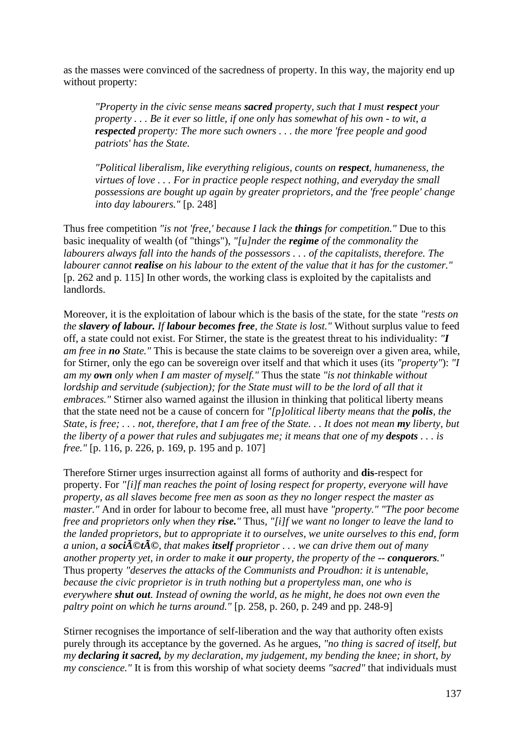as the masses were convinced of the sacredness of property. In this way, the majority end up without property:

> *"Property in the civic sense means **sacred** property, such that I must **respect** your property . . . Be it ever so little, if one only has somewhat of his own - to wit, a **respected** property: The more such owners . . . the more 'free people and good patriots' has the State.*
>
> *"Political liberalism, like everything religious, counts on **respect**, humaneness, the virtues of love . . . For in practice people respect nothing, and everyday the small possessions are bought up again by greater proprietors, and the 'free people' change into day labourers."* [p. 248]

Thus free competition *"is not 'free,' because I lack the **things** for competition."* Due to this basic inequality of wealth (of "things"), *"[u]nder the **regime** of the commonality the labourers always fall into the hands of the possessors . . . of the capitalists, therefore. The labourer cannot **realise** on his labour to the extent of the value that it has for the customer."* [p. 262 and p. 115] In other words, the working class is exploited by the capitalists and landlords.

Moreover, it is the exploitation of labour which is the basis of the state, for the state *"rests on the **slavery of labour.** If **labour becomes free**, the State is lost."* Without surplus value to feed off, a state could not exist. For Stirner, the state is the greatest threat to his individuality: *"**I** am free in **no** State."* This is because the state claims to be sovereign over a given area, while, for Stirner, only the ego can be sovereign over itself and that which it uses (its *"property"*): *"I am my **own** only when I am master of myself."* Thus the state *"is not thinkable without lordship and servitude (subjection); for the State must will to be the lord of all that it embraces."* Stirner also warned against the illusion in thinking that political liberty means that the state need not be a cause of concern for *"[p]olitical liberty means that the **polis**, the State, is free; . . . not, therefore, that I am free of the State. . . It does not mean **my** liberty, but the liberty of a power that rules and subjugates me; it means that one of my **despots** . . . is free."* [p. 116, p. 226, p. 169, p. 195 and p. 107]

Therefore Stirner urges insurrection against all forms of authority and **dis**-respect for property. For *"[i]f man reaches the point of losing respect for property, everyone will have property, as all slaves become free men as soon as they no longer respect the master as master."* And in order for labour to become free, all must have *"property." "The poor become free and proprietors only when they **rise.**"* Thus, *"[i]f we want no longer to leave the land to the landed proprietors, but to appropriate it to ourselves, we unite ourselves to this end, form a union, a **sociÃ©tÃ©**, that makes **itself** proprietor . . . we can drive them out of many another property yet, in order to make it **our** property, the property of the -- **conquerors**."* Thus property *"deserves the attacks of the Communists and Proudhon: it is untenable, because the civic proprietor is in truth nothing but a propertyless man, one who is everywhere **shut out**. Instead of owning the world, as he might, he does not own even the paltry point on which he turns around."* [p. 258, p. 260, p. 249 and pp. 248-9]

Stirner recognises the importance of self-liberation and the way that authority often exists purely through its acceptance by the governed. As he argues, *"no thing is sacred of itself, but my **declaring it sacred,** by my declaration, my judgement, my bending the knee; in short, by my conscience."* It is from this worship of what society deems *"sacred"* that individuals must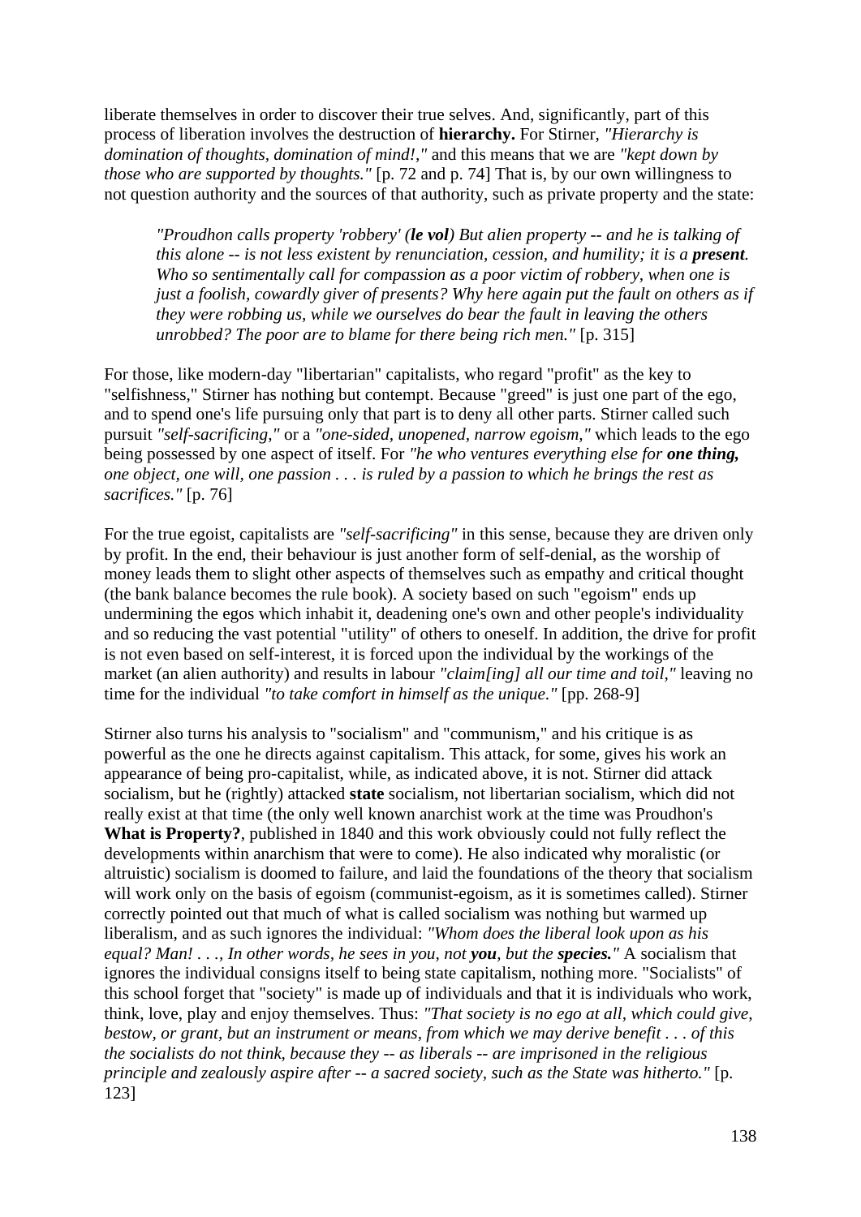liberate themselves in order to discover their true selves. And, significantly, part of this process of liberation involves the destruction of **hierarchy.** For Stirner, *"Hierarchy is domination of thoughts, domination of mind!,"* and this means that we are *"kept down by those who are supported by thoughts."* [p. 72 and p. 74] That is, by our own willingness to not question authority and the sources of that authority, such as private property and the state:

> *"Proudhon calls property 'robbery' (**le vol**) But alien property -- and he is talking of this alone -- is not less existent by renunciation, cession, and humility; it is a **present**. Who so sentimentally call for compassion as a poor victim of robbery, when one is just a foolish, cowardly giver of presents? Why here again put the fault on others as if they were robbing us, while we ourselves do bear the fault in leaving the others unrobbed? The poor are to blame for there being rich men."* [p. 315]

For those, like modern-day "libertarian" capitalists, who regard "profit" as the key to "selfishness," Stirner has nothing but contempt. Because "greed" is just one part of the ego, and to spend one's life pursuing only that part is to deny all other parts. Stirner called such pursuit *"self-sacrificing,"* or a *"one-sided, unopened, narrow egoism,"* which leads to the ego being possessed by one aspect of itself. For *"he who ventures everything else for **one thing,** one object, one will, one passion . . . is ruled by a passion to which he brings the rest as sacrifices."* [p. 76]

For the true egoist, capitalists are *"self-sacrificing"* in this sense, because they are driven only by profit. In the end, their behaviour is just another form of self-denial, as the worship of money leads them to slight other aspects of themselves such as empathy and critical thought (the bank balance becomes the rule book). A society based on such "egoism" ends up undermining the egos which inhabit it, deadening one's own and other people's individuality and so reducing the vast potential "utility" of others to oneself. In addition, the drive for profit is not even based on self-interest, it is forced upon the individual by the workings of the market (an alien authority) and results in labour *"claim[ing] all our time and toil,"* leaving no time for the individual *"to take comfort in himself as the unique."* [pp. 268-9]

Stirner also turns his analysis to "socialism" and "communism," and his critique is as powerful as the one he directs against capitalism. This attack, for some, gives his work an appearance of being pro-capitalist, while, as indicated above, it is not. Stirner did attack socialism, but he (rightly) attacked **state** socialism, not libertarian socialism, which did not really exist at that time (the only well known anarchist work at the time was Proudhon's **What is Property?**, published in 1840 and this work obviously could not fully reflect the developments within anarchism that were to come). He also indicated why moralistic (or altruistic) socialism is doomed to failure, and laid the foundations of the theory that socialism will work only on the basis of egoism (communist-egoism, as it is sometimes called). Stirner correctly pointed out that much of what is called socialism was nothing but warmed up liberalism, and as such ignores the individual: *"Whom does the liberal look upon as his equal? Man! . . ., In other words, he sees in you, not **you**, but the **species.**"* A socialism that ignores the individual consigns itself to being state capitalism, nothing more. "Socialists" of this school forget that "society" is made up of individuals and that it is individuals who work, think, love, play and enjoy themselves. Thus: *"That society is no ego at all, which could give, bestow, or grant, but an instrument or means, from which we may derive benefit . . . of this the socialists do not think, because they -- as liberals -- are imprisoned in the religious principle and zealously aspire after -- a sacred society, such as the State was hitherto."* [p. 123]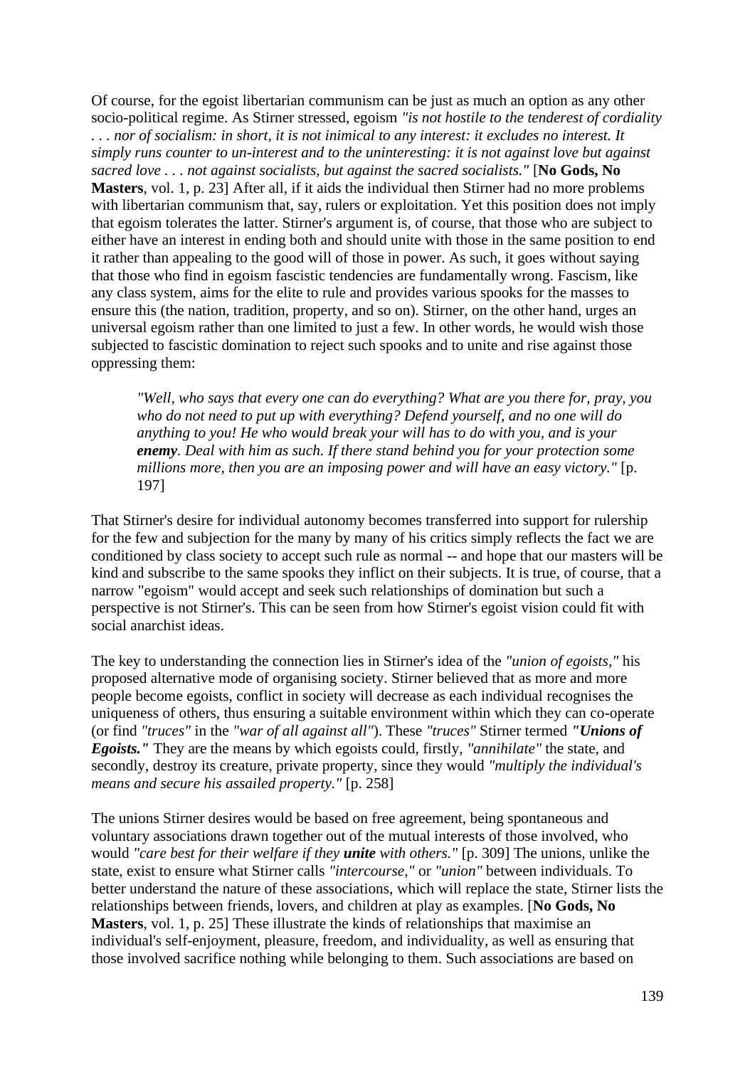Of course, for the egoist libertarian communism can be just as much an option as any other socio-political regime. As Stirner stressed, egoism *"is not hostile to the tenderest of cordiality . . . nor of socialism: in short, it is not inimical to any interest: it excludes no interest. It simply runs counter to un-interest and to the uninteresting: it is not against love but against sacred love . . . not against socialists, but against the sacred socialists."* [**No Gods, No Masters**, vol. 1, p. 23] After all, if it aids the individual then Stirner had no more problems with libertarian communism that, say, rulers or exploitation. Yet this position does not imply that egoism tolerates the latter. Stirner's argument is, of course, that those who are subject to either have an interest in ending both and should unite with those in the same position to end it rather than appealing to the good will of those in power. As such, it goes without saying that those who find in egoism fascistic tendencies are fundamentally wrong. Fascism, like any class system, aims for the elite to rule and provides various spooks for the masses to ensure this (the nation, tradition, property, and so on). Stirner, on the other hand, urges an universal egoism rather than one limited to just a few. In other words, he would wish those subjected to fascistic domination to reject such spooks and to unite and rise against those oppressing them:

> *"Well, who says that every one can do everything? What are you there for, pray, you who do not need to put up with everything? Defend yourself, and no one will do anything to you! He who would break your will has to do with you, and is your* ***enemy****. Deal with him as such. If there stand behind you for your protection some millions more, then you are an imposing power and will have an easy victory."* [p. 197]

That Stirner's desire for individual autonomy becomes transferred into support for rulership for the few and subjection for the many by many of his critics simply reflects the fact we are conditioned by class society to accept such rule as normal -- and hope that our masters will be kind and subscribe to the same spooks they inflict on their subjects. It is true, of course, that a narrow "egoism" would accept and seek such relationships of domination but such a perspective is not Stirner's. This can be seen from how Stirner's egoist vision could fit with social anarchist ideas.

The key to understanding the connection lies in Stirner's idea of the *"union of egoists,"* his proposed alternative mode of organising society. Stirner believed that as more and more people become egoists, conflict in society will decrease as each individual recognises the uniqueness of others, thus ensuring a suitable environment within which they can co-operate (or find *"truces"* in the *"war of all against all"*). These *"truces"* Stirner termed ***"Unions of Egoists."*** They are the means by which egoists could, firstly, *"annihilate"* the state, and secondly, destroy its creature, private property, since they would *"multiply the individual's means and secure his assailed property."* [p. 258]

The unions Stirner desires would be based on free agreement, being spontaneous and voluntary associations drawn together out of the mutual interests of those involved, who would *"care best for their welfare if they* ***unite*** *with others."* [p. 309] The unions, unlike the state, exist to ensure what Stirner calls *"intercourse,"* or *"union"* between individuals. To better understand the nature of these associations, which will replace the state, Stirner lists the relationships between friends, lovers, and children at play as examples. [**No Gods, No Masters**, vol. 1, p. 25] These illustrate the kinds of relationships that maximise an individual's self-enjoyment, pleasure, freedom, and individuality, as well as ensuring that those involved sacrifice nothing while belonging to them. Such associations are based on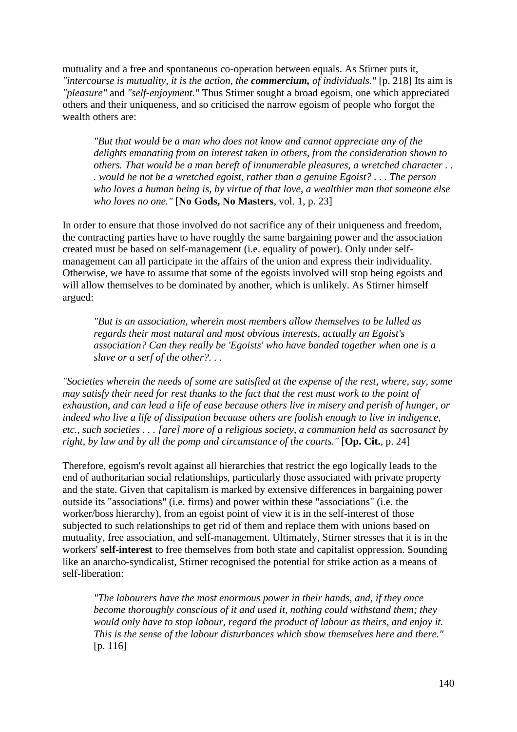mutuality and a free and spontaneous co-operation between equals. As Stirner puts it, *"intercourse is mutuality, it is the action, the **commercium,** of individuals."* [p. 218] Its aim is *"pleasure"* and *"self-enjoyment."* Thus Stirner sought a broad egoism, one which appreciated others and their uniqueness, and so criticised the narrow egoism of people who forgot the wealth others are:

> *"But that would be a man who does not know and cannot appreciate any of the delights emanating from an interest taken in others, from the consideration shown to others. That would be a man bereft of innumerable pleasures, a wretched character . . . would he not be a wretched egoist, rather than a genuine Egoist? . . . The person who loves a human being is, by virtue of that love, a wealthier man that someone else who loves no one."* [**No Gods, No Masters**, vol. 1, p. 23]

In order to ensure that those involved do not sacrifice any of their uniqueness and freedom, the contracting parties have to have roughly the same bargaining power and the association created must be based on self-management (i.e. equality of power). Only under self-management can all participate in the affairs of the union and express their individuality. Otherwise, we have to assume that some of the egoists involved will stop being egoists and will allow themselves to be dominated by another, which is unlikely. As Stirner himself argued:

> *"But is an association, wherein most members allow themselves to be lulled as regards their most natural and most obvious interests, actually an Egoist's association? Can they really be 'Egoists' who have banded together when one is a slave or a serf of the other?. . .*

*"Societies wherein the needs of some are satisfied at the expense of the rest, where, say, some may satisfy their need for rest thanks to the fact that the rest must work to the point of exhaustion, and can lead a life of ease because others live in misery and perish of hunger, or indeed who live a life of dissipation because others are foolish enough to live in indigence, etc., such societies . . . [are] more of a religious society, a communion held as sacrosanct by right, by law and by all the pomp and circumstance of the courts."* [**Op. Cit.**, p. 24]

Therefore, egoism's revolt against all hierarchies that restrict the ego logically leads to the end of authoritarian social relationships, particularly those associated with private property and the state. Given that capitalism is marked by extensive differences in bargaining power outside its "associations" (i.e. firms) and power within these "associations" (i.e. the worker/boss hierarchy), from an egoist point of view it is in the self-interest of those subjected to such relationships to get rid of them and replace them with unions based on mutuality, free association, and self-management. Ultimately, Stirner stresses that it is in the workers' **self-interest** to free themselves from both state and capitalist oppression. Sounding like an anarcho-syndicalist, Stirner recognised the potential for strike action as a means of self-liberation:

> *"The labourers have the most enormous power in their hands, and, if they once become thoroughly conscious of it and used it, nothing could withstand them; they would only have to stop labour, regard the product of labour as theirs, and enjoy it. This is the sense of the labour disturbances which show themselves here and there."* [p. 116]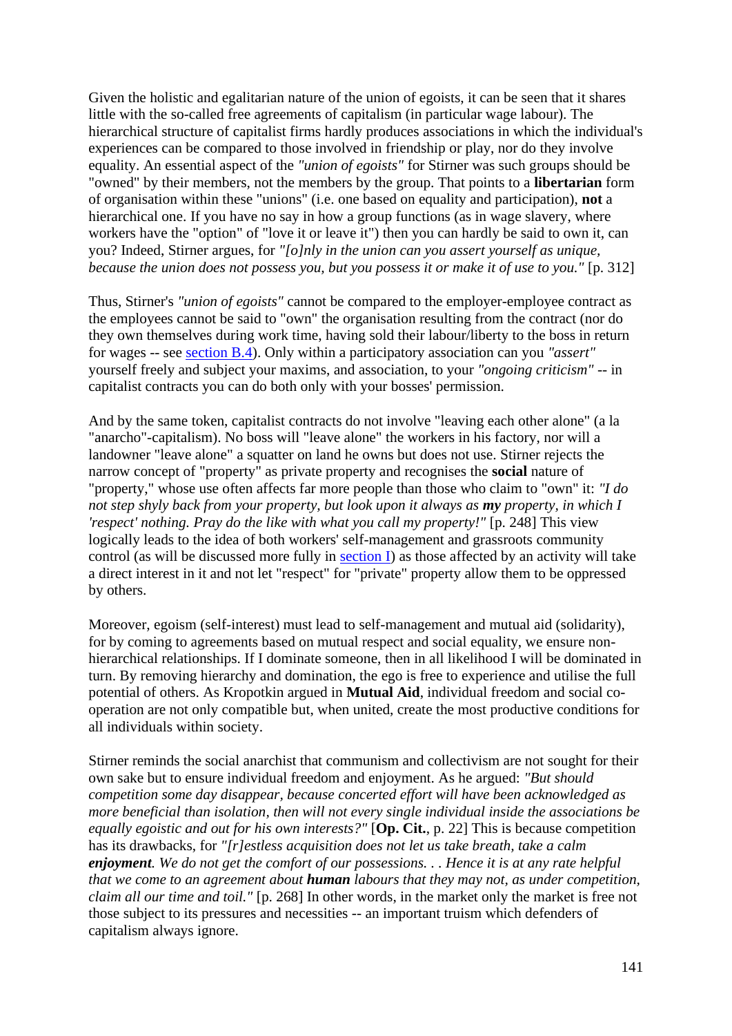Given the holistic and egalitarian nature of the union of egoists, it can be seen that it shares little with the so-called free agreements of capitalism (in particular wage labour). The hierarchical structure of capitalist firms hardly produces associations in which the individual's experiences can be compared to those involved in friendship or play, nor do they involve equality. An essential aspect of the *"union of egoists"* for Stirner was such groups should be "owned" by their members, not the members by the group. That points to a **libertarian** form of organisation within these "unions" (i.e. one based on equality and participation), **not** a hierarchical one. If you have no say in how a group functions (as in wage slavery, where workers have the "option" of "love it or leave it") then you can hardly be said to own it, can you? Indeed, Stirner argues, for *"[o]nly in the union can you assert yourself as unique, because the union does not possess you, but you possess it or make it of use to you."* [p. 312]

Thus, Stirner's *"union of egoists"* cannot be compared to the employer-employee contract as the employees cannot be said to "own" the organisation resulting from the contract (nor do they own themselves during work time, having sold their labour/liberty to the boss in return for wages -- see section B.4). Only within a participatory association can you *"assert"* yourself freely and subject your maxims, and association, to your *"ongoing criticism"* -- in capitalist contracts you can do both only with your bosses' permission.

And by the same token, capitalist contracts do not involve "leaving each other alone" (a la "anarcho"-capitalism). No boss will "leave alone" the workers in his factory, nor will a landowner "leave alone" a squatter on land he owns but does not use. Stirner rejects the narrow concept of "property" as private property and recognises the **social** nature of "property," whose use often affects far more people than those who claim to "own" it: *"I do not step shyly back from your property, but look upon it always as **my** property, in which I 'respect' nothing. Pray do the like with what you call my property!"* [p. 248] This view logically leads to the idea of both workers' self-management and grassroots community control (as will be discussed more fully in section I) as those affected by an activity will take a direct interest in it and not let "respect" for "private" property allow them to be oppressed by others.

Moreover, egoism (self-interest) must lead to self-management and mutual aid (solidarity), for by coming to agreements based on mutual respect and social equality, we ensure non-hierarchical relationships. If I dominate someone, then in all likelihood I will be dominated in turn. By removing hierarchy and domination, the ego is free to experience and utilise the full potential of others. As Kropotkin argued in **Mutual Aid**, individual freedom and social co-operation are not only compatible but, when united, create the most productive conditions for all individuals within society.

Stirner reminds the social anarchist that communism and collectivism are not sought for their own sake but to ensure individual freedom and enjoyment. As he argued: *"But should competition some day disappear, because concerted effort will have been acknowledged as more beneficial than isolation, then will not every single individual inside the associations be equally egoistic and out for his own interests?"* [**Op. Cit.**, p. 22] This is because competition has its drawbacks, for *"[r]estless acquisition does not let us take breath, take a calm **enjoyment**. We do not get the comfort of our possessions. . . Hence it is at any rate helpful that we come to an agreement about **human** labours that they may not, as under competition, claim all our time and toil."* [p. 268] In other words, in the market only the market is free not those subject to its pressures and necessities -- an important truism which defenders of capitalism always ignore.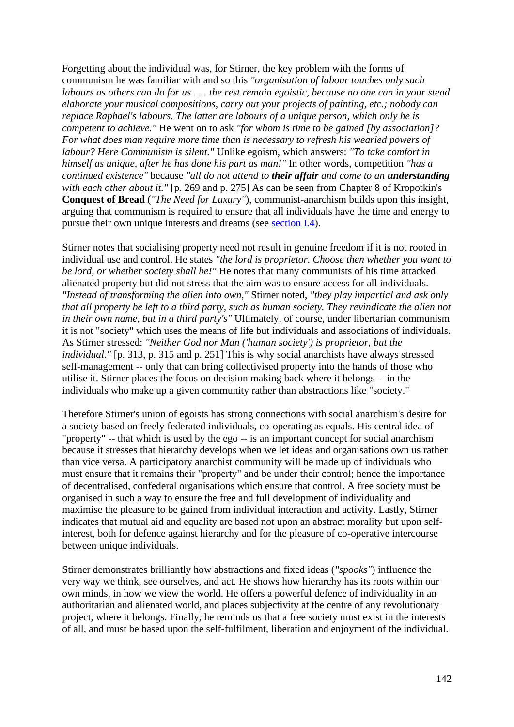Forgetting about the individual was, for Stirner, the key problem with the forms of communism he was familiar with and so this *"organisation of labour touches only such labours as others can do for us . . . the rest remain egoistic, because no one can in your stead elaborate your musical compositions, carry out your projects of painting, etc.; nobody can replace Raphael's labours. The latter are labours of a unique person, which only he is competent to achieve."* He went on to ask *"for whom is time to be gained [by association]? For what does man require more time than is necessary to refresh his wearied powers of labour? Here Communism is silent."* Unlike egoism, which answers: *"To take comfort in himself as unique, after he has done his part as man!"* In other words, competition *"has a continued existence"* because *"all do not attend to **their affair** and come to an **understanding** with each other about it."* [p. 269 and p. 275] As can be seen from Chapter 8 of Kropotkin's **Conquest of Bread** (*"The Need for Luxury"*), communist-anarchism builds upon this insight, arguing that communism is required to ensure that all individuals have the time and energy to pursue their own unique interests and dreams (see section I.4).

Stirner notes that socialising property need not result in genuine freedom if it is not rooted in individual use and control. He states *"the lord is proprietor. Choose then whether you want to be lord, or whether society shall be!"* He notes that many communists of his time attacked alienated property but did not stress that the aim was to ensure access for all individuals. *"Instead of transforming the alien into own,"* Stirner noted, *"they play impartial and ask only that all property be left to a third party, such as human society. They revindicate the alien not in their own name, but in a third party's"* Ultimately, of course, under libertarian communism it is not "society" which uses the means of life but individuals and associations of individuals. As Stirner stressed: *"Neither God nor Man ('human society') is proprietor, but the individual."* [p. 313, p. 315 and p. 251] This is why social anarchists have always stressed self-management -- only that can bring collectivised property into the hands of those who utilise it. Stirner places the focus on decision making back where it belongs -- in the individuals who make up a given community rather than abstractions like "society."

Therefore Stirner's union of egoists has strong connections with social anarchism's desire for a society based on freely federated individuals, co-operating as equals. His central idea of "property" -- that which is used by the ego -- is an important concept for social anarchism because it stresses that hierarchy develops when we let ideas and organisations own us rather than vice versa. A participatory anarchist community will be made up of individuals who must ensure that it remains their "property" and be under their control; hence the importance of decentralised, confederal organisations which ensure that control. A free society must be organised in such a way to ensure the free and full development of individuality and maximise the pleasure to be gained from individual interaction and activity. Lastly, Stirner indicates that mutual aid and equality are based not upon an abstract morality but upon self-interest, both for defence against hierarchy and for the pleasure of co-operative intercourse between unique individuals.

Stirner demonstrates brilliantly how abstractions and fixed ideas (*"spooks"*) influence the very way we think, see ourselves, and act. He shows how hierarchy has its roots within our own minds, in how we view the world. He offers a powerful defence of individuality in an authoritarian and alienated world, and places subjectivity at the centre of any revolutionary project, where it belongs. Finally, he reminds us that a free society must exist in the interests of all, and must be based upon the self-fulfilment, liberation and enjoyment of the individual.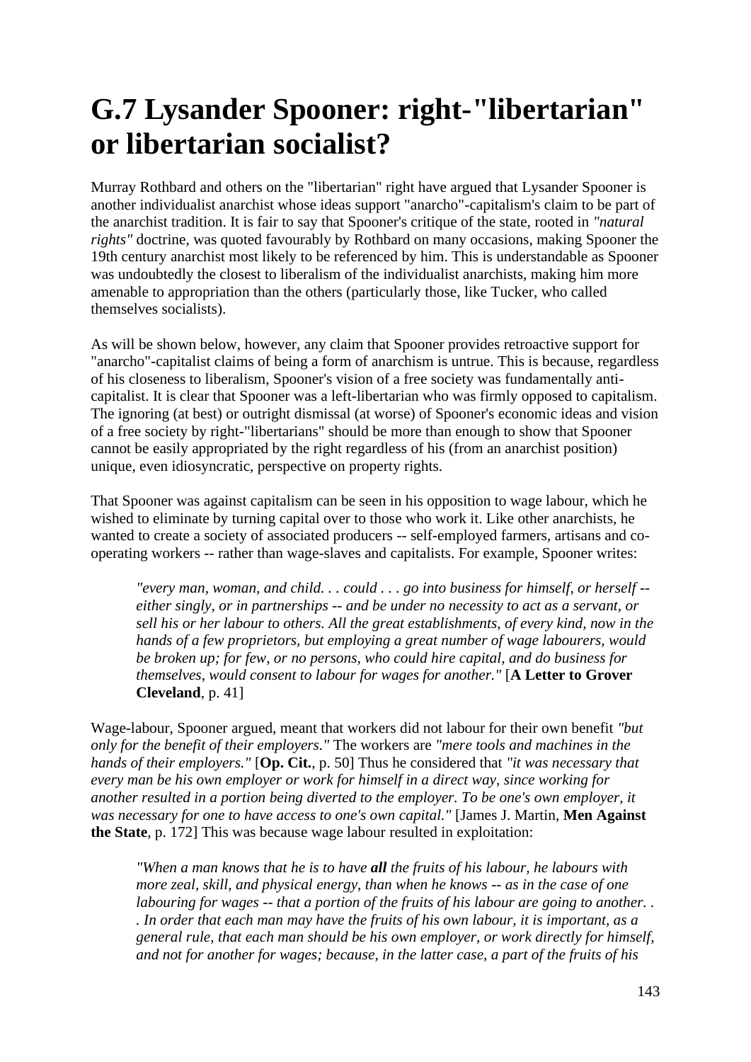# G.7 Lysander Spooner: right-"libertarian" or libertarian socialist?

Murray Rothbard and others on the "libertarian" right have argued that Lysander Spooner is another individualist anarchist whose ideas support "anarcho"-capitalism's claim to be part of the anarchist tradition. It is fair to say that Spooner's critique of the state, rooted in *"natural rights"* doctrine, was quoted favourably by Rothbard on many occasions, making Spooner the 19th century anarchist most likely to be referenced by him. This is understandable as Spooner was undoubtedly the closest to liberalism of the individualist anarchists, making him more amenable to appropriation than the others (particularly those, like Tucker, who called themselves socialists).

As will be shown below, however, any claim that Spooner provides retroactive support for "anarcho"-capitalist claims of being a form of anarchism is untrue. This is because, regardless of his closeness to liberalism, Spooner's vision of a free society was fundamentally anti-capitalist. It is clear that Spooner was a left-libertarian who was firmly opposed to capitalism. The ignoring (at best) or outright dismissal (at worse) of Spooner's economic ideas and vision of a free society by right-"libertarians" should be more than enough to show that Spooner cannot be easily appropriated by the right regardless of his (from an anarchist position) unique, even idiosyncratic, perspective on property rights.

That Spooner was against capitalism can be seen in his opposition to wage labour, which he wished to eliminate by turning capital over to those who work it. Like other anarchists, he wanted to create a society of associated producers -- self-employed farmers, artisans and co-operating workers -- rather than wage-slaves and capitalists. For example, Spooner writes:

> *"every man, woman, and child. . . could . . . go into business for himself, or herself -- either singly, or in partnerships -- and be under no necessity to act as a servant, or sell his or her labour to others. All the great establishments, of every kind, now in the hands of a few proprietors, but employing a great number of wage labourers, would be broken up; for few, or no persons, who could hire capital, and do business for themselves, would consent to labour for wages for another."* [**A Letter to Grover Cleveland**, p. 41]

Wage-labour, Spooner argued, meant that workers did not labour for their own benefit *"but only for the benefit of their employers."* The workers are *"mere tools and machines in the hands of their employers."* [**Op. Cit.**, p. 50] Thus he considered that *"it was necessary that every man be his own employer or work for himself in a direct way, since working for another resulted in a portion being diverted to the employer. To be one's own employer, it was necessary for one to have access to one's own capital."* [James J. Martin, **Men Against the State**, p. 172] This was because wage labour resulted in exploitation:

> *"When a man knows that he is to have **all** the fruits of his labour, he labours with more zeal, skill, and physical energy, than when he knows -- as in the case of one labouring for wages -- that a portion of the fruits of his labour are going to another. . . . In order that each man may have the fruits of his own labour, it is important, as a general rule, that each man should be his own employer, or work directly for himself, and not for another for wages; because, in the latter case, a part of the fruits of his*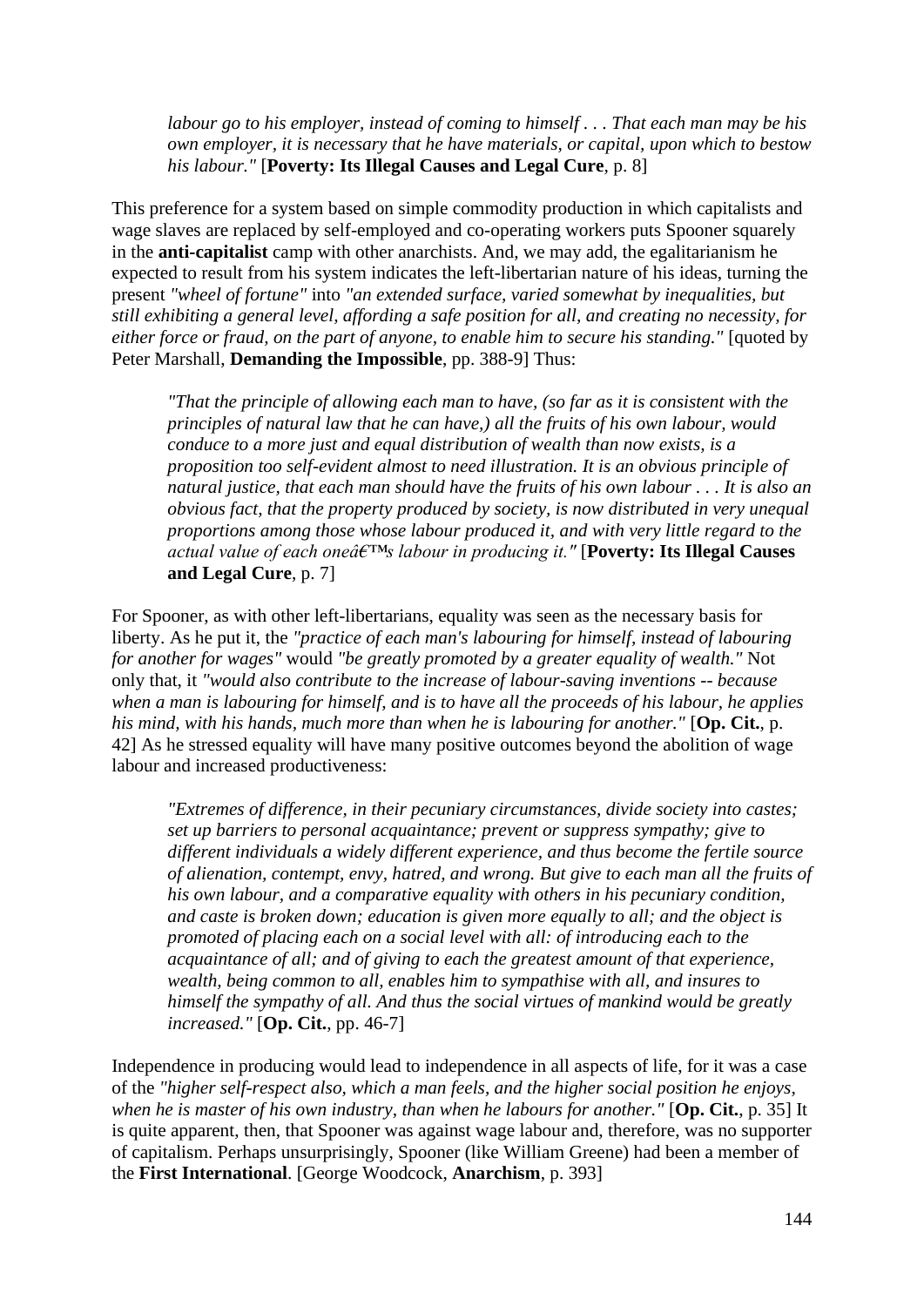> *labour go to his employer, instead of coming to himself . . . That each man may be his own employer, it is necessary that he have materials, or capital, upon which to bestow his labour."* [**Poverty: Its Illegal Causes and Legal Cure**, p. 8]

This preference for a system based on simple commodity production in which capitalists and wage slaves are replaced by self-employed and co-operating workers puts Spooner squarely in the **anti-capitalist** camp with other anarchists. And, we may add, the egalitarianism he expected to result from his system indicates the left-libertarian nature of his ideas, turning the present *"wheel of fortune"* into *"an extended surface, varied somewhat by inequalities, but still exhibiting a general level, affording a safe position for all, and creating no necessity, for either force or fraud, on the part of anyone, to enable him to secure his standing."* [quoted by Peter Marshall, **Demanding the Impossible**, pp. 388-9] Thus:

> *"That the principle of allowing each man to have, (so far as it is consistent with the principles of natural law that he can have,) all the fruits of his own labour, would conduce to a more just and equal distribution of wealth than now exists, is a proposition too self-evident almost to need illustration. It is an obvious principle of natural justice, that each man should have the fruits of his own labour . . . It is also an obvious fact, that the property produced by society, is now distributed in very unequal proportions among those whose labour produced it, and with very little regard to the actual value of each oneâ€™s labour in producing it."* [**Poverty: Its Illegal Causes and Legal Cure**, p. 7]

For Spooner, as with other left-libertarians, equality was seen as the necessary basis for liberty. As he put it, the *"practice of each man's labouring for himself, instead of labouring for another for wages"* would *"be greatly promoted by a greater equality of wealth."* Not only that, it *"would also contribute to the increase of labour-saving inventions -- because when a man is labouring for himself, and is to have all the proceeds of his labour, he applies his mind, with his hands, much more than when he is labouring for another."* [**Op. Cit.**, p. 42] As he stressed equality will have many positive outcomes beyond the abolition of wage labour and increased productiveness:

> *"Extremes of difference, in their pecuniary circumstances, divide society into castes; set up barriers to personal acquaintance; prevent or suppress sympathy; give to different individuals a widely different experience, and thus become the fertile source of alienation, contempt, envy, hatred, and wrong. But give to each man all the fruits of his own labour, and a comparative equality with others in his pecuniary condition, and caste is broken down; education is given more equally to all; and the object is promoted of placing each on a social level with all: of introducing each to the acquaintance of all; and of giving to each the greatest amount of that experience, wealth, being common to all, enables him to sympathise with all, and insures to himself the sympathy of all. And thus the social virtues of mankind would be greatly increased."* [**Op. Cit.**, pp. 46-7]

Independence in producing would lead to independence in all aspects of life, for it was a case of the *"higher self-respect also, which a man feels, and the higher social position he enjoys, when he is master of his own industry, than when he labours for another."* [**Op. Cit.**, p. 35] It is quite apparent, then, that Spooner was against wage labour and, therefore, was no supporter of capitalism. Perhaps unsurprisingly, Spooner (like William Greene) had been a member of the **First International**. [George Woodcock, **Anarchism**, p. 393]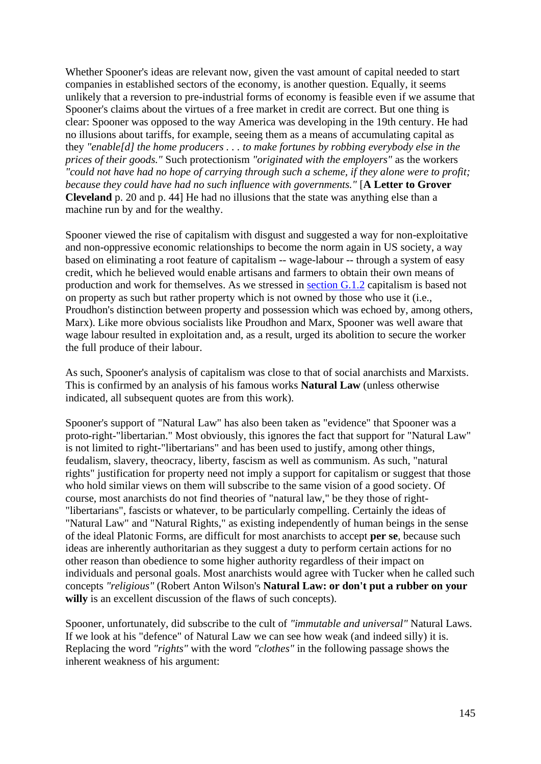Whether Spooner's ideas are relevant now, given the vast amount of capital needed to start companies in established sectors of the economy, is another question. Equally, it seems unlikely that a reversion to pre-industrial forms of economy is feasible even if we assume that Spooner's claims about the virtues of a free market in credit are correct. But one thing is clear: Spooner was opposed to the way America was developing in the 19th century. He had no illusions about tariffs, for example, seeing them as a means of accumulating capital as they *"enable[d] the home producers . . . to make fortunes by robbing everybody else in the prices of their goods."* Such protectionism *"originated with the employers"* as the workers *"could not have had no hope of carrying through such a scheme, if they alone were to profit; because they could have had no such influence with governments."* [**A Letter to Grover Cleveland** p. 20 and p. 44] He had no illusions that the state was anything else than a machine run by and for the wealthy.

Spooner viewed the rise of capitalism with disgust and suggested a way for non-exploitative and non-oppressive economic relationships to become the norm again in US society, a way based on eliminating a root feature of capitalism -- wage-labour -- through a system of easy credit, which he believed would enable artisans and farmers to obtain their own means of production and work for themselves. As we stressed in section G.1.2 capitalism is based not on property as such but rather property which is not owned by those who use it (i.e., Proudhon's distinction between property and possession which was echoed by, among others, Marx). Like more obvious socialists like Proudhon and Marx, Spooner was well aware that wage labour resulted in exploitation and, as a result, urged its abolition to secure the worker the full produce of their labour.

As such, Spooner's analysis of capitalism was close to that of social anarchists and Marxists. This is confirmed by an analysis of his famous works **Natural Law** (unless otherwise indicated, all subsequent quotes are from this work).

Spooner's support of "Natural Law" has also been taken as "evidence" that Spooner was a proto-right-"libertarian." Most obviously, this ignores the fact that support for "Natural Law" is not limited to right-"libertarians" and has been used to justify, among other things, feudalism, slavery, theocracy, liberty, fascism as well as communism. As such, "natural rights" justification for property need not imply a support for capitalism or suggest that those who hold similar views on them will subscribe to the same vision of a good society. Of course, most anarchists do not find theories of "natural law," be they those of right-"libertarians", fascists or whatever, to be particularly compelling. Certainly the ideas of "Natural Law" and "Natural Rights," as existing independently of human beings in the sense of the ideal Platonic Forms, are difficult for most anarchists to accept **per se**, because such ideas are inherently authoritarian as they suggest a duty to perform certain actions for no other reason than obedience to some higher authority regardless of their impact on individuals and personal goals. Most anarchists would agree with Tucker when he called such concepts *"religious"* (Robert Anton Wilson's **Natural Law: or don't put a rubber on your willy** is an excellent discussion of the flaws of such concepts).

Spooner, unfortunately, did subscribe to the cult of *"immutable and universal"* Natural Laws. If we look at his "defence" of Natural Law we can see how weak (and indeed silly) it is. Replacing the word *"rights"* with the word *"clothes"* in the following passage shows the inherent weakness of his argument: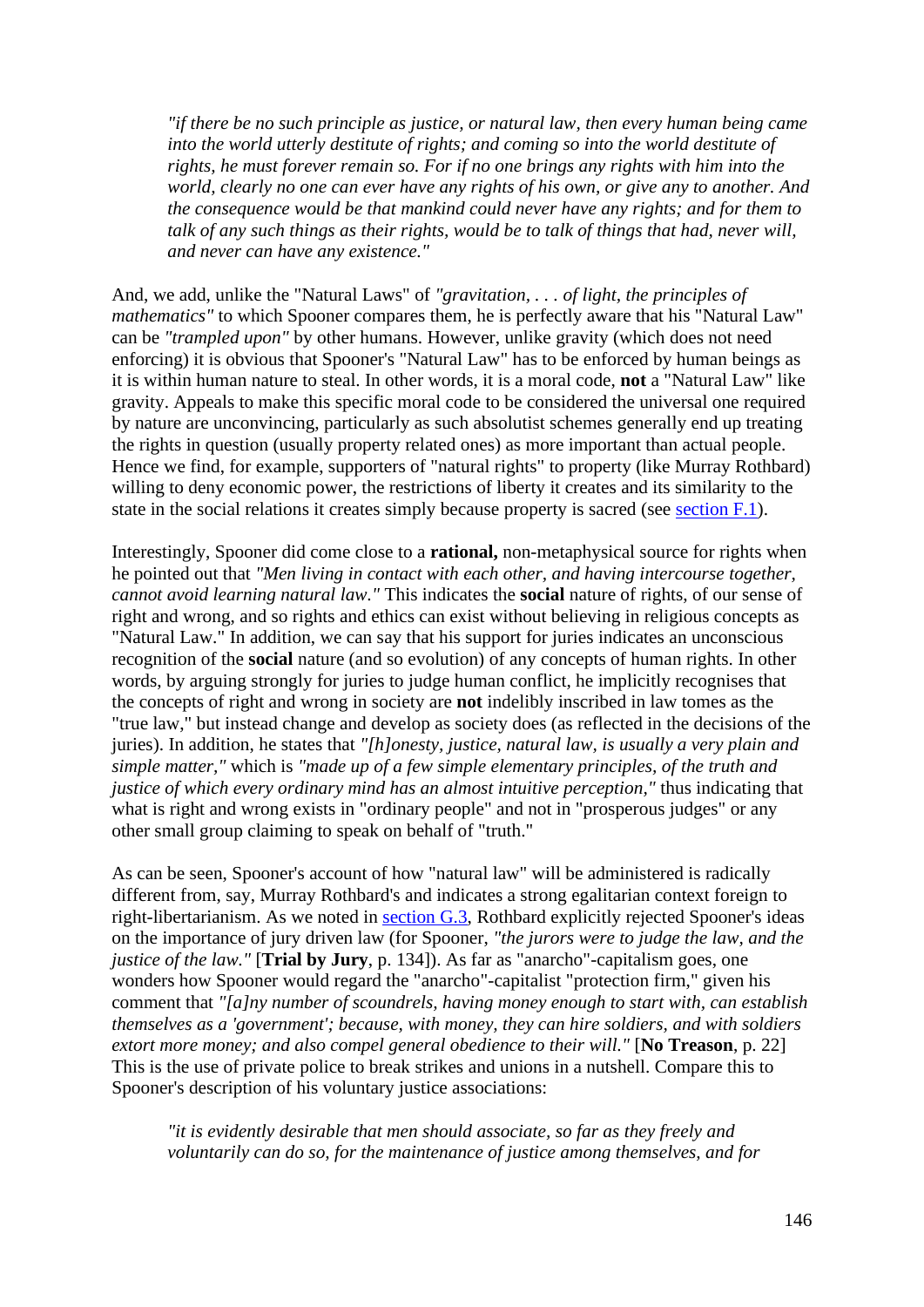> *"if there be no such principle as justice, or natural law, then every human being came into the world utterly destitute of rights; and coming so into the world destitute of rights, he must forever remain so. For if no one brings any rights with him into the world, clearly no one can ever have any rights of his own, or give any to another. And the consequence would be that mankind could never have any rights; and for them to talk of any such things as their rights, would be to talk of things that had, never will, and never can have any existence."*

And, we add, unlike the "Natural Laws" of *"gravitation, . . . of light, the principles of mathematics"* to which Spooner compares them, he is perfectly aware that his "Natural Law" can be *"trampled upon"* by other humans. However, unlike gravity (which does not need enforcing) it is obvious that Spooner's "Natural Law" has to be enforced by human beings as it is within human nature to steal. In other words, it is a moral code, **not** a "Natural Law" like gravity. Appeals to make this specific moral code to be considered the universal one required by nature are unconvincing, particularly as such absolutist schemes generally end up treating the rights in question (usually property related ones) as more important than actual people. Hence we find, for example, supporters of "natural rights" to property (like Murray Rothbard) willing to deny economic power, the restrictions of liberty it creates and its similarity to the state in the social relations it creates simply because property is sacred (see section F.1).

Interestingly, Spooner did come close to a **rational,** non-metaphysical source for rights when he pointed out that *"Men living in contact with each other, and having intercourse together, cannot avoid learning natural law."* This indicates the **social** nature of rights, of our sense of right and wrong, and so rights and ethics can exist without believing in religious concepts as "Natural Law." In addition, we can say that his support for juries indicates an unconscious recognition of the **social** nature (and so evolution) of any concepts of human rights. In other words, by arguing strongly for juries to judge human conflict, he implicitly recognises that the concepts of right and wrong in society are **not** indelibly inscribed in law tomes as the "true law," but instead change and develop as society does (as reflected in the decisions of the juries). In addition, he states that *"[h]onesty, justice, natural law, is usually a very plain and simple matter,"* which is *"made up of a few simple elementary principles, of the truth and justice of which every ordinary mind has an almost intuitive perception,"* thus indicating that what is right and wrong exists in "ordinary people" and not in "prosperous judges" or any other small group claiming to speak on behalf of "truth."

As can be seen, Spooner's account of how "natural law" will be administered is radically different from, say, Murray Rothbard's and indicates a strong egalitarian context foreign to right-libertarianism. As we noted in section G.3, Rothbard explicitly rejected Spooner's ideas on the importance of jury driven law (for Spooner, *"the jurors were to judge the law, and the justice of the law."* [**Trial by Jury**, p. 134]). As far as "anarcho"-capitalism goes, one wonders how Spooner would regard the "anarcho"-capitalist "protection firm," given his comment that *"[a]ny number of scoundrels, having money enough to start with, can establish themselves as a 'government'; because, with money, they can hire soldiers, and with soldiers extort more money; and also compel general obedience to their will."* [**No Treason**, p. 22] This is the use of private police to break strikes and unions in a nutshell. Compare this to Spooner's description of his voluntary justice associations:

> *"it is evidently desirable that men should associate, so far as they freely and voluntarily can do so, for the maintenance of justice among themselves, and for*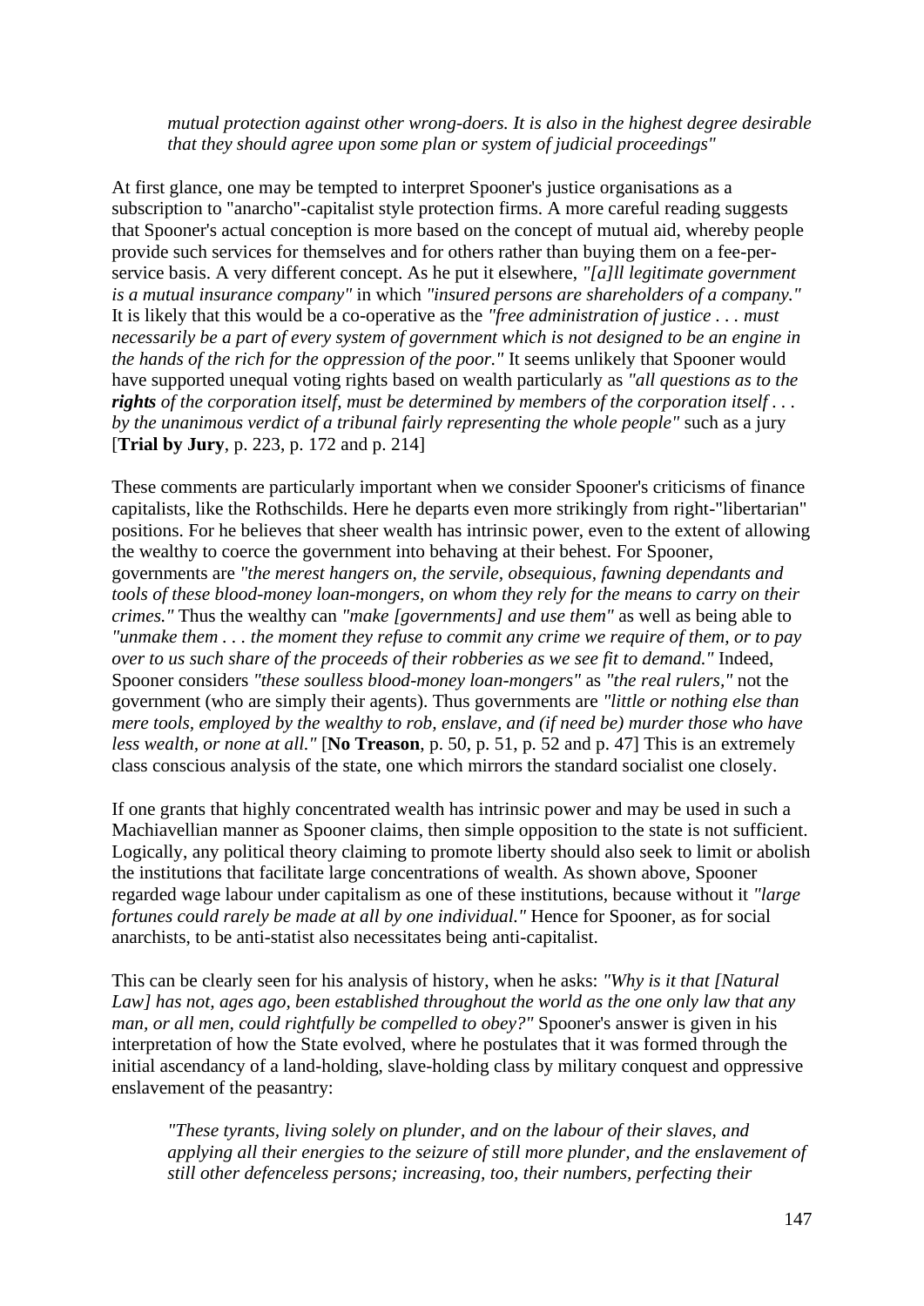> *mutual protection against other wrong-doers. It is also in the highest degree desirable that they should agree upon some plan or system of judicial proceedings"*

At first glance, one may be tempted to interpret Spooner's justice organisations as a subscription to "anarcho"-capitalist style protection firms. A more careful reading suggests that Spooner's actual conception is more based on the concept of mutual aid, whereby people provide such services for themselves and for others rather than buying them on a fee-per-service basis. A very different concept. As he put it elsewhere, *"[a]ll legitimate government is a mutual insurance company"* in which *"insured persons are shareholders of a company."* It is likely that this would be a co-operative as the *"free administration of justice . . . must necessarily be a part of every system of government which is not designed to be an engine in the hands of the rich for the oppression of the poor."* It seems unlikely that Spooner would have supported unequal voting rights based on wealth particularly as *"all questions as to the **rights** of the corporation itself, must be determined by members of the corporation itself . . . by the unanimous verdict of a tribunal fairly representing the whole people"* such as a jury [**Trial by Jury**, p. 223, p. 172 and p. 214]

These comments are particularly important when we consider Spooner's criticisms of finance capitalists, like the Rothschilds. Here he departs even more strikingly from right-"libertarian" positions. For he believes that sheer wealth has intrinsic power, even to the extent of allowing the wealthy to coerce the government into behaving at their behest. For Spooner, governments are *"the merest hangers on, the servile, obsequious, fawning dependants and tools of these blood-money loan-mongers, on whom they rely for the means to carry on their crimes."* Thus the wealthy can *"make [governments] and use them"* as well as being able to *"unmake them . . . the moment they refuse to commit any crime we require of them, or to pay over to us such share of the proceeds of their robberies as we see fit to demand."* Indeed, Spooner considers *"these soulless blood-money loan-mongers"* as *"the real rulers,"* not the government (who are simply their agents). Thus governments are *"little or nothing else than mere tools, employed by the wealthy to rob, enslave, and (if need be) murder those who have less wealth, or none at all."* [**No Treason**, p. 50, p. 51, p. 52 and p. 47] This is an extremely class conscious analysis of the state, one which mirrors the standard socialist one closely.

If one grants that highly concentrated wealth has intrinsic power and may be used in such a Machiavellian manner as Spooner claims, then simple opposition to the state is not sufficient. Logically, any political theory claiming to promote liberty should also seek to limit or abolish the institutions that facilitate large concentrations of wealth. As shown above, Spooner regarded wage labour under capitalism as one of these institutions, because without it *"large fortunes could rarely be made at all by one individual."* Hence for Spooner, as for social anarchists, to be anti-statist also necessitates being anti-capitalist.

This can be clearly seen for his analysis of history, when he asks: *"Why is it that [Natural Law] has not, ages ago, been established throughout the world as the one only law that any man, or all men, could rightfully be compelled to obey?"* Spooner's answer is given in his interpretation of how the State evolved, where he postulates that it was formed through the initial ascendancy of a land-holding, slave-holding class by military conquest and oppressive enslavement of the peasantry:

> *"These tyrants, living solely on plunder, and on the labour of their slaves, and applying all their energies to the seizure of still more plunder, and the enslavement of still other defenceless persons; increasing, too, their numbers, perfecting their*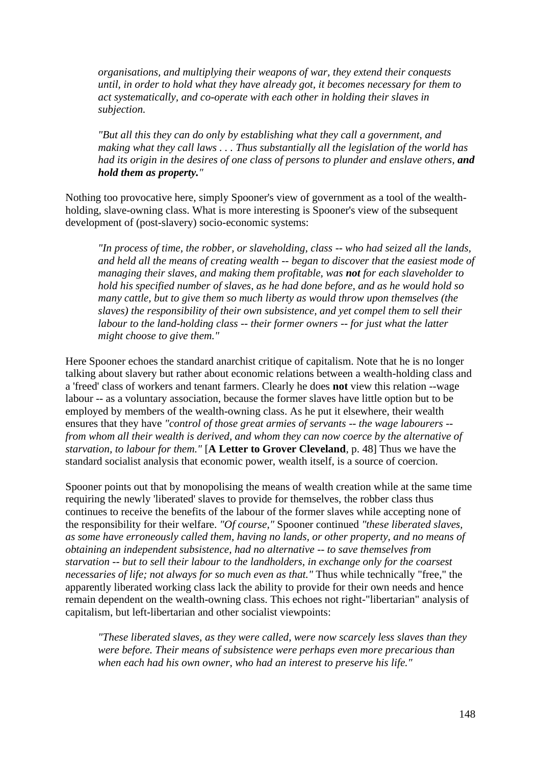> *organisations, and multiplying their weapons of war, they extend their conquests until, in order to hold what they have already got, it becomes necessary for them to act systematically, and co-operate with each other in holding their slaves in subjection.*
>
> *"But all this they can do only by establishing what they call a government, and making what they call laws . . . Thus substantially all the legislation of the world has had its origin in the desires of one class of persons to plunder and enslave others, **and hold them as property."***

Nothing too provocative here, simply Spooner's view of government as a tool of the wealth-holding, slave-owning class. What is more interesting is Spooner's view of the subsequent development of (post-slavery) socio-economic systems:

> *"In process of time, the robber, or slaveholding, class -- who had seized all the lands, and held all the means of creating wealth -- began to discover that the easiest mode of managing their slaves, and making them profitable, was **not** for each slaveholder to hold his specified number of slaves, as he had done before, and as he would hold so many cattle, but to give them so much liberty as would throw upon themselves (the slaves) the responsibility of their own subsistence, and yet compel them to sell their labour to the land-holding class -- their former owners -- for just what the latter might choose to give them."*

Here Spooner echoes the standard anarchist critique of capitalism. Note that he is no longer talking about slavery but rather about economic relations between a wealth-holding class and a 'freed' class of workers and tenant farmers. Clearly he does **not** view this relation --wage labour -- as a voluntary association, because the former slaves have little option but to be employed by members of the wealth-owning class. As he put it elsewhere, their wealth ensures that they have *"control of those great armies of servants -- the wage labourers -- from whom all their wealth is derived, and whom they can now coerce by the alternative of starvation, to labour for them."* [**A Letter to Grover Cleveland**, p. 48] Thus we have the standard socialist analysis that economic power, wealth itself, is a source of coercion.

Spooner points out that by monopolising the means of wealth creation while at the same time requiring the newly 'liberated' slaves to provide for themselves, the robber class thus continues to receive the benefits of the labour of the former slaves while accepting none of the responsibility for their welfare. *"Of course,"* Spooner continued *"these liberated slaves, as some have erroneously called them, having no lands, or other property, and no means of obtaining an independent subsistence, had no alternative -- to save themselves from starvation -- but to sell their labour to the landholders, in exchange only for the coarsest necessaries of life; not always for so much even as that."* Thus while technically "free," the apparently liberated working class lack the ability to provide for their own needs and hence remain dependent on the wealth-owning class. This echoes not right-"libertarian" analysis of capitalism, but left-libertarian and other socialist viewpoints:

> *"These liberated slaves, as they were called, were now scarcely less slaves than they were before. Their means of subsistence were perhaps even more precarious than when each had his own owner, who had an interest to preserve his life."*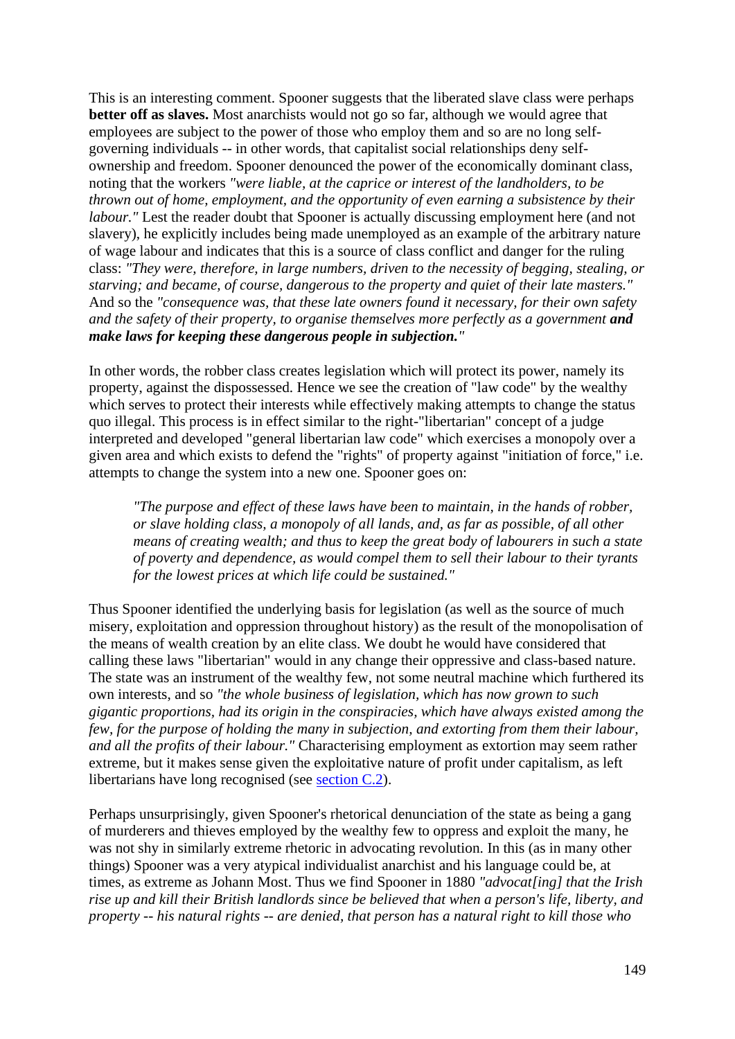This is an interesting comment. Spooner suggests that the liberated slave class were perhaps **better off as slaves.** Most anarchists would not go so far, although we would agree that employees are subject to the power of those who employ them and so are no long self-governing individuals -- in other words, that capitalist social relationships deny self-ownership and freedom. Spooner denounced the power of the economically dominant class, noting that the workers *"were liable, at the caprice or interest of the landholders, to be thrown out of home, employment, and the opportunity of even earning a subsistence by their labour."* Lest the reader doubt that Spooner is actually discussing employment here (and not slavery), he explicitly includes being made unemployed as an example of the arbitrary nature of wage labour and indicates that this is a source of class conflict and danger for the ruling class: *"They were, therefore, in large numbers, driven to the necessity of begging, stealing, or starving; and became, of course, dangerous to the property and quiet of their late masters."* And so the *"consequence was, that these late owners found it necessary, for their own safety and the safety of their property, to organise themselves more perfectly as a government* ***and make laws for keeping these dangerous people in subjection.****"*

In other words, the robber class creates legislation which will protect its power, namely its property, against the dispossessed. Hence we see the creation of "law code" by the wealthy which serves to protect their interests while effectively making attempts to change the status quo illegal. This process is in effect similar to the right-"libertarian" concept of a judge interpreted and developed "general libertarian law code" which exercises a monopoly over a given area and which exists to defend the "rights" of property against "initiation of force," i.e. attempts to change the system into a new one. Spooner goes on:

> *"The purpose and effect of these laws have been to maintain, in the hands of robber, or slave holding class, a monopoly of all lands, and, as far as possible, of all other means of creating wealth; and thus to keep the great body of labourers in such a state of poverty and dependence, as would compel them to sell their labour to their tyrants for the lowest prices at which life could be sustained."*

Thus Spooner identified the underlying basis for legislation (as well as the source of much misery, exploitation and oppression throughout history) as the result of the monopolisation of the means of wealth creation by an elite class. We doubt he would have considered that calling these laws "libertarian" would in any change their oppressive and class-based nature. The state was an instrument of the wealthy few, not some neutral machine which furthered its own interests, and so *"the whole business of legislation, which has now grown to such gigantic proportions, had its origin in the conspiracies, which have always existed among the few, for the purpose of holding the many in subjection, and extorting from them their labour, and all the profits of their labour."* Characterising employment as extortion may seem rather extreme, but it makes sense given the exploitative nature of profit under capitalism, as left libertarians have long recognised (see section C.2).

Perhaps unsurprisingly, given Spooner's rhetorical denunciation of the state as being a gang of murderers and thieves employed by the wealthy few to oppress and exploit the many, he was not shy in similarly extreme rhetoric in advocating revolution. In this (as in many other things) Spooner was a very atypical individualist anarchist and his language could be, at times, as extreme as Johann Most. Thus we find Spooner in 1880 *"advocat[ing] that the Irish rise up and kill their British landlords since be believed that when a person's life, liberty, and property -- his natural rights -- are denied, that person has a natural right to kill those who*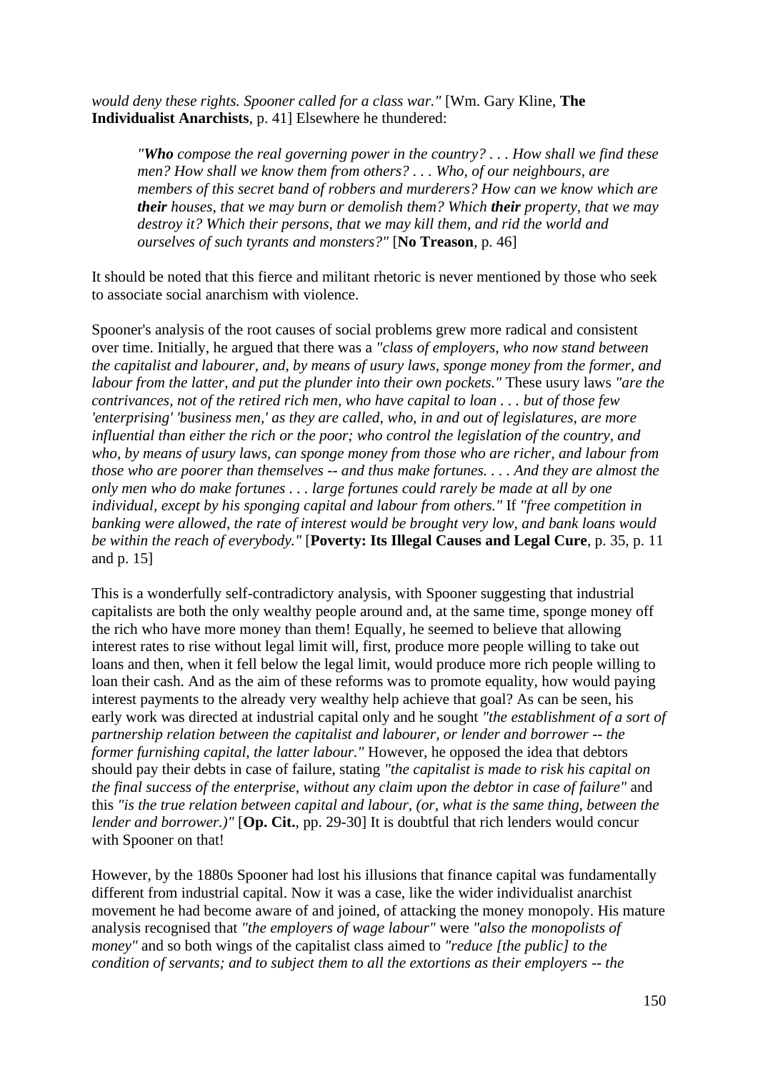*would deny these rights. Spooner called for a class war."* [Wm. Gary Kline, **The Individualist Anarchists**, p. 41] Elsewhere he thundered:

> *"**Who** compose the real governing power in the country? . . . How shall we find these men? How shall we know them from others? . . . Who, of our neighbours, are members of this secret band of robbers and murderers? How can we know which are **their** houses, that we may burn or demolish them? Which **their** property, that we may destroy it? Which their persons, that we may kill them, and rid the world and ourselves of such tyrants and monsters?"* [**No Treason**, p. 46]

It should be noted that this fierce and militant rhetoric is never mentioned by those who seek to associate social anarchism with violence.

Spooner's analysis of the root causes of social problems grew more radical and consistent over time. Initially, he argued that there was a *"class of employers, who now stand between the capitalist and labourer, and, by means of usury laws, sponge money from the former, and labour from the latter, and put the plunder into their own pockets."* These usury laws *"are the contrivances, not of the retired rich men, who have capital to loan . . . but of those few 'enterprising' 'business men,' as they are called, who, in and out of legislatures, are more influential than either the rich or the poor; who control the legislation of the country, and who, by means of usury laws, can sponge money from those who are richer, and labour from those who are poorer than themselves -- and thus make fortunes. . . . And they are almost the only men who do make fortunes . . . large fortunes could rarely be made at all by one individual, except by his sponging capital and labour from others."* If *"free competition in banking were allowed, the rate of interest would be brought very low, and bank loans would be within the reach of everybody."* [**Poverty: Its Illegal Causes and Legal Cure**, p. 35, p. 11 and p. 15]

This is a wonderfully self-contradictory analysis, with Spooner suggesting that industrial capitalists are both the only wealthy people around and, at the same time, sponge money off the rich who have more money than them! Equally, he seemed to believe that allowing interest rates to rise without legal limit will, first, produce more people willing to take out loans and then, when it fell below the legal limit, would produce more rich people willing to loan their cash. And as the aim of these reforms was to promote equality, how would paying interest payments to the already very wealthy help achieve that goal? As can be seen, his early work was directed at industrial capital only and he sought *"the establishment of a sort of partnership relation between the capitalist and labourer, or lender and borrower -- the former furnishing capital, the latter labour."* However, he opposed the idea that debtors should pay their debts in case of failure, stating *"the capitalist is made to risk his capital on the final success of the enterprise, without any claim upon the debtor in case of failure"* and this *"is the true relation between capital and labour, (or, what is the same thing, between the lender and borrower.)"* [**Op. Cit.**, pp. 29-30] It is doubtful that rich lenders would concur with Spooner on that!

However, by the 1880s Spooner had lost his illusions that finance capital was fundamentally different from industrial capital. Now it was a case, like the wider individualist anarchist movement he had become aware of and joined, of attacking the money monopoly. His mature analysis recognised that *"the employers of wage labour"* were *"also the monopolists of money"* and so both wings of the capitalist class aimed to *"reduce [the public] to the condition of servants; and to subject them to all the extortions as their employers -- the*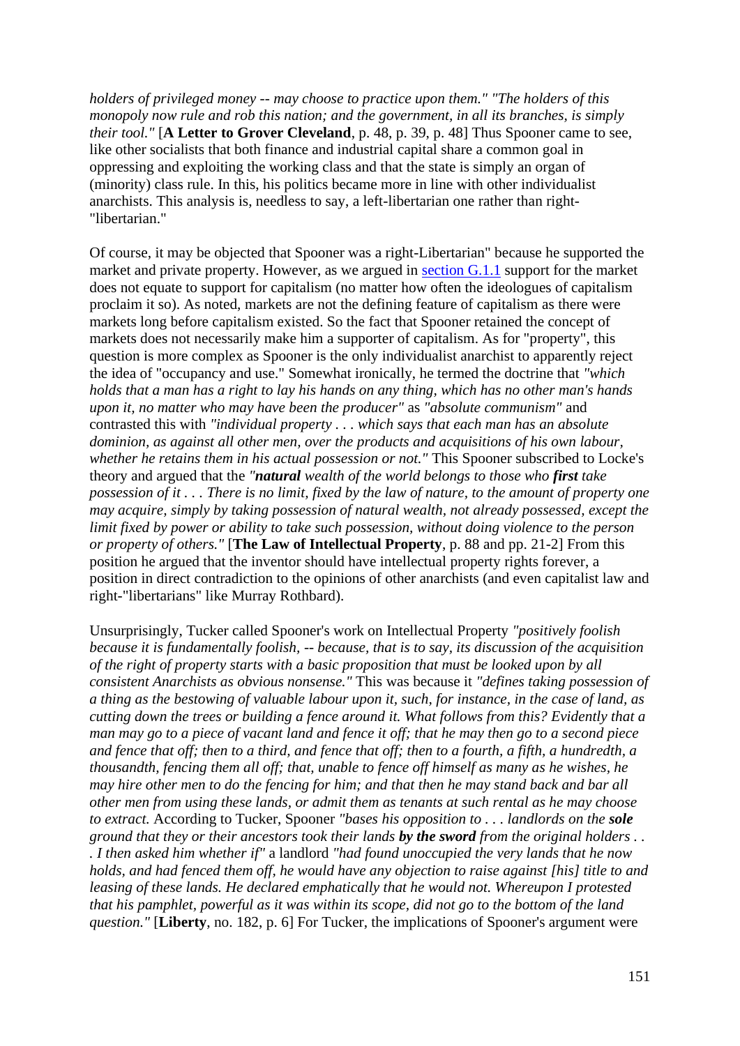*holders of privileged money -- may choose to practice upon them." "The holders of this monopoly now rule and rob this nation; and the government, in all its branches, is simply their tool."* [**A Letter to Grover Cleveland**, p. 48, p. 39, p. 48] Thus Spooner came to see, like other socialists that both finance and industrial capital share a common goal in oppressing and exploiting the working class and that the state is simply an organ of (minority) class rule. In this, his politics became more in line with other individualist anarchists. This analysis is, needless to say, a left-libertarian one rather than right-"libertarian."

Of course, it may be objected that Spooner was a right-Libertarian" because he supported the market and private property. However, as we argued in section G.1.1 support for the market does not equate to support for capitalism (no matter how often the ideologues of capitalism proclaim it so). As noted, markets are not the defining feature of capitalism as there were markets long before capitalism existed. So the fact that Spooner retained the concept of markets does not necessarily make him a supporter of capitalism. As for "property", this question is more complex as Spooner is the only individualist anarchist to apparently reject the idea of "occupancy and use." Somewhat ironically, he termed the doctrine that *"which holds that a man has a right to lay his hands on any thing, which has no other man's hands upon it, no matter who may have been the producer"* as *"absolute communism"* and contrasted this with *"individual property . . . which says that each man has an absolute dominion, as against all other men, over the products and acquisitions of his own labour, whether he retains them in his actual possession or not."* This Spooner subscribed to Locke's theory and argued that the *"**natural** wealth of the world belongs to those who **first** take possession of it . . . There is no limit, fixed by the law of nature, to the amount of property one may acquire, simply by taking possession of natural wealth, not already possessed, except the limit fixed by power or ability to take such possession, without doing violence to the person or property of others."* [**The Law of Intellectual Property**, p. 88 and pp. 21-2] From this position he argued that the inventor should have intellectual property rights forever, a position in direct contradiction to the opinions of other anarchists (and even capitalist law and right-"libertarians" like Murray Rothbard).

Unsurprisingly, Tucker called Spooner's work on Intellectual Property *"positively foolish because it is fundamentally foolish, -- because, that is to say, its discussion of the acquisition of the right of property starts with a basic proposition that must be looked upon by all consistent Anarchists as obvious nonsense."* This was because it *"defines taking possession of a thing as the bestowing of valuable labour upon it, such, for instance, in the case of land, as cutting down the trees or building a fence around it. What follows from this? Evidently that a man may go to a piece of vacant land and fence it off; that he may then go to a second piece and fence that off; then to a third, and fence that off; then to a fourth, a fifth, a hundredth, a thousandth, fencing them all off; that, unable to fence off himself as many as he wishes, he may hire other men to do the fencing for him; and that then he may stand back and bar all other men from using these lands, or admit them as tenants at such rental as he may choose to extract.* According to Tucker, Spooner *"bases his opposition to . . . landlords on the **sole** ground that they or their ancestors took their lands **by the sword** from the original holders . . . I then asked him whether if"* a landlord *"had found unoccupied the very lands that he now holds, and had fenced them off, he would have any objection to raise against [his] title to and leasing of these lands. He declared emphatically that he would not. Whereupon I protested that his pamphlet, powerful as it was within its scope, did not go to the bottom of the land question."* [**Liberty**, no. 182, p. 6] For Tucker, the implications of Spooner's argument were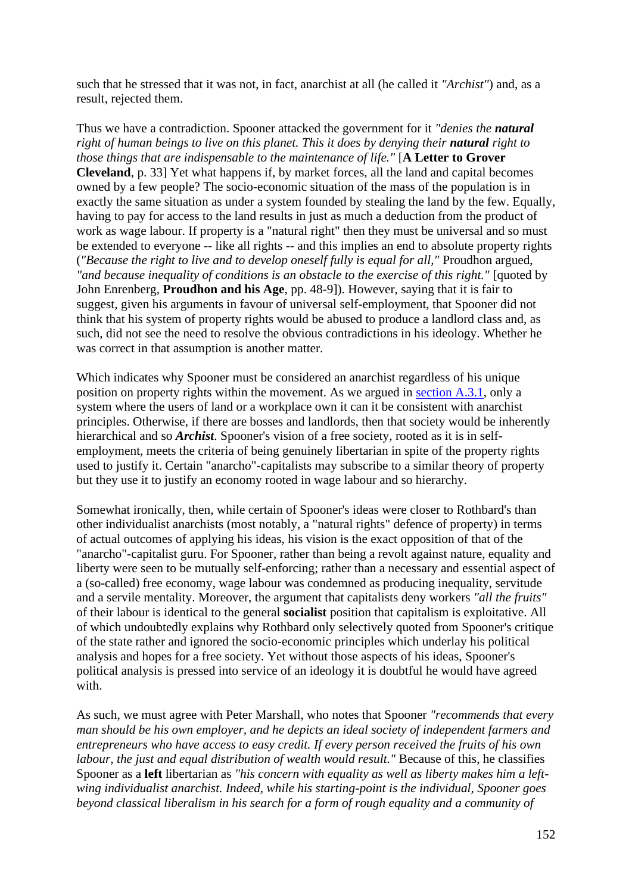such that he stressed that it was not, in fact, anarchist at all (he called it *"Archist"*) and, as a result, rejected them.

Thus we have a contradiction. Spooner attacked the government for it *"denies the **natural** right of human beings to live on this planet. This it does by denying their **natural** right to those things that are indispensable to the maintenance of life."* [**A Letter to Grover Cleveland**, p. 33] Yet what happens if, by market forces, all the land and capital becomes owned by a few people? The socio-economic situation of the mass of the population is in exactly the same situation as under a system founded by stealing the land by the few. Equally, having to pay for access to the land results in just as much a deduction from the product of work as wage labour. If property is a "natural right" then they must be universal and so must be extended to everyone -- like all rights -- and this implies an end to absolute property rights (*"Because the right to live and to develop oneself fully is equal for all,"* Proudhon argued, *"and because inequality of conditions is an obstacle to the exercise of this right."* [quoted by John Enrenberg, **Proudhon and his Age**, pp. 48-9]). However, saying that it is fair to suggest, given his arguments in favour of universal self-employment, that Spooner did not think that his system of property rights would be abused to produce a landlord class and, as such, did not see the need to resolve the obvious contradictions in his ideology. Whether he was correct in that assumption is another matter.

Which indicates why Spooner must be considered an anarchist regardless of his unique position on property rights within the movement. As we argued in section A.3.1, only a system where the users of land or a workplace own it can it be consistent with anarchist principles. Otherwise, if there are bosses and landlords, then that society would be inherently hierarchical and so ***Archist***. Spooner's vision of a free society, rooted as it is in self-employment, meets the criteria of being genuinely libertarian in spite of the property rights used to justify it. Certain "anarcho"-capitalists may subscribe to a similar theory of property but they use it to justify an economy rooted in wage labour and so hierarchy.

Somewhat ironically, then, while certain of Spooner's ideas were closer to Rothbard's than other individualist anarchists (most notably, a "natural rights" defence of property) in terms of actual outcomes of applying his ideas, his vision is the exact opposition of that of the "anarcho"-capitalist guru. For Spooner, rather than being a revolt against nature, equality and liberty were seen to be mutually self-enforcing; rather than a necessary and essential aspect of a (so-called) free economy, wage labour was condemned as producing inequality, servitude and a servile mentality. Moreover, the argument that capitalists deny workers *"all the fruits"* of their labour is identical to the general **socialist** position that capitalism is exploitative. All of which undoubtedly explains why Rothbard only selectively quoted from Spooner's critique of the state rather and ignored the socio-economic principles which underlay his political analysis and hopes for a free society. Yet without those aspects of his ideas, Spooner's political analysis is pressed into service of an ideology it is doubtful he would have agreed with.

As such, we must agree with Peter Marshall, who notes that Spooner *"recommends that every man should be his own employer, and he depicts an ideal society of independent farmers and entrepreneurs who have access to easy credit. If every person received the fruits of his own labour, the just and equal distribution of wealth would result."* Because of this, he classifies Spooner as a **left** libertarian as *"his concern with equality as well as liberty makes him a left-wing individualist anarchist. Indeed, while his starting-point is the individual, Spooner goes beyond classical liberalism in his search for a form of rough equality and a community of*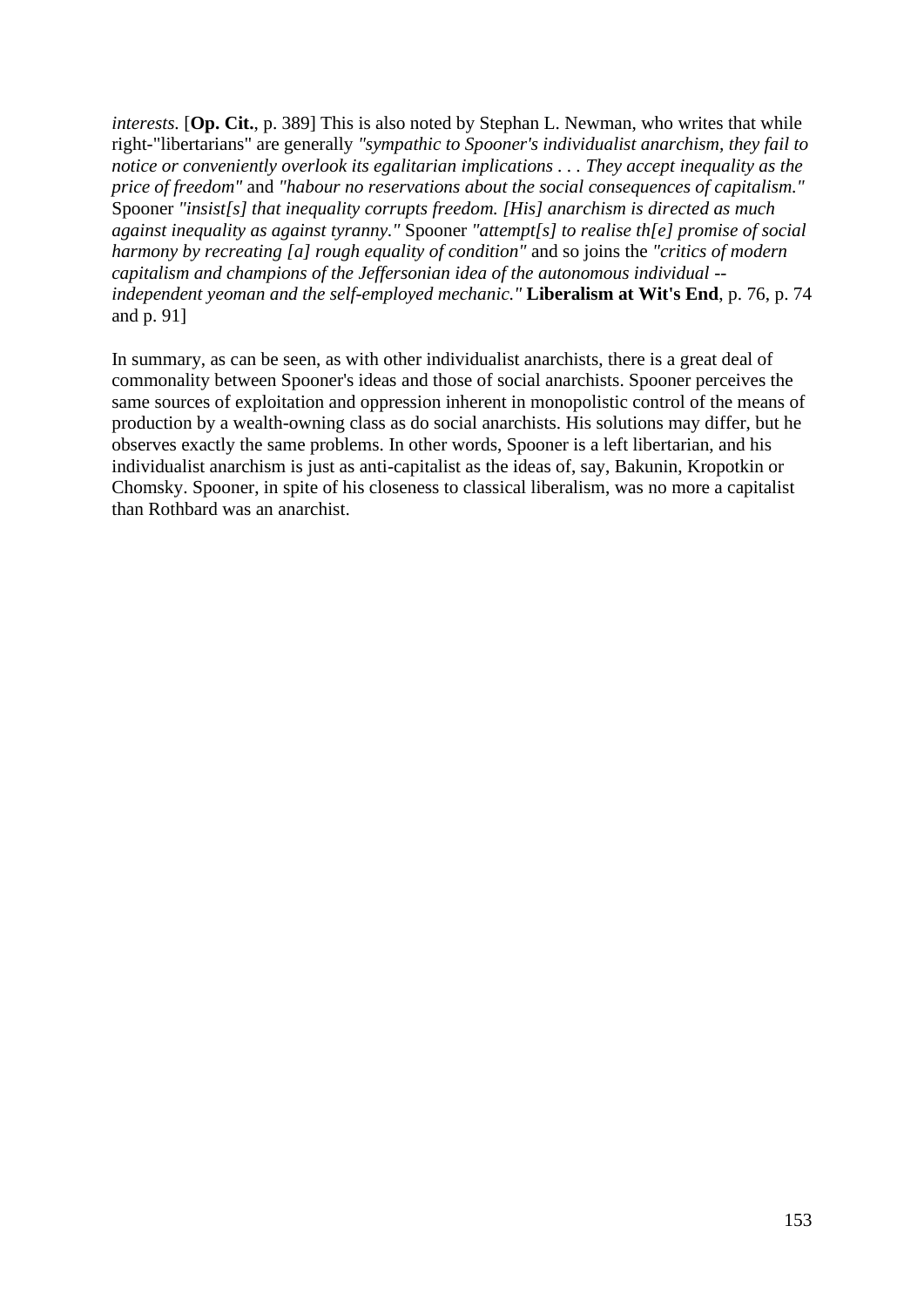*interests.* [**Op. Cit.**, p. 389] This is also noted by Stephan L. Newman, who writes that while right-"libertarians" are generally *"sympathic to Spooner's individualist anarchism, they fail to notice or conveniently overlook its egalitarian implications . . . They accept inequality as the price of freedom"* and *"habour no reservations about the social consequences of capitalism."* Spooner *"insist[s] that inequality corrupts freedom. [His] anarchism is directed as much against inequality as against tyranny."* Spooner *"attempt[s] to realise th[e] promise of social harmony by recreating [a] rough equality of condition"* and so joins the *"critics of modern capitalism and champions of the Jeffersonian idea of the autonomous individual -- independent yeoman and the self-employed mechanic."* **Liberalism at Wit's End**, p. 76, p. 74 and p. 91]

In summary, as can be seen, as with other individualist anarchists, there is a great deal of commonality between Spooner's ideas and those of social anarchists. Spooner perceives the same sources of exploitation and oppression inherent in monopolistic control of the means of production by a wealth-owning class as do social anarchists. His solutions may differ, but he observes exactly the same problems. In other words, Spooner is a left libertarian, and his individualist anarchism is just as anti-capitalist as the ideas of, say, Bakunin, Kropotkin or Chomsky. Spooner, in spite of his closeness to classical liberalism, was no more a capitalist than Rothbard was an anarchist.